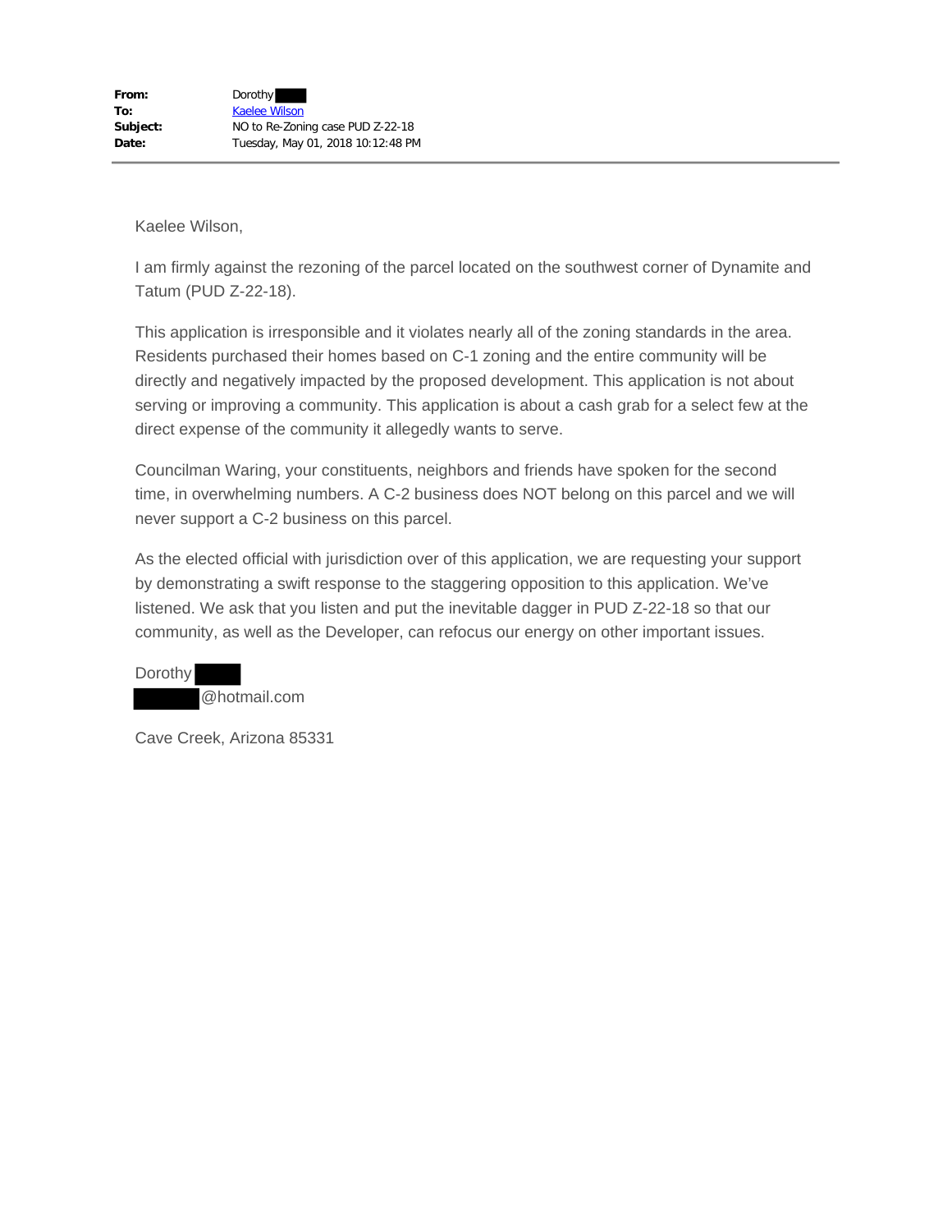**From:** Dorothy
**To:** Kaelee Wilson
**Subject:** NO to Re-Zoning case PUD Z-22-18
**Date:** Tuesday, May 01, 2018 10:12:48 PM

---

Kaelee Wilson,

I am firmly against the rezoning of the parcel located on the southwest corner of Dynamite and Tatum (PUD Z-22-18).

This application is irresponsible and it violates nearly all of the zoning standards in the area. Residents purchased their homes based on C-1 zoning and the entire community will be directly and negatively impacted by the proposed development. This application is not about serving or improving a community. This application is about a cash grab for a select few at the direct expense of the community it allegedly wants to serve.

Councilman Waring, your constituents, neighbors and friends have spoken for the second time, in overwhelming numbers. A C-2 business does NOT belong on this parcel and we will never support a C-2 business on this parcel.

As the elected official with jurisdiction over of this application, we are requesting your support by demonstrating a swift response to the staggering opposition to this application. We've listened. We ask that you listen and put the inevitable dagger in PUD Z-22-18 so that our community, as well as the Developer, can refocus our energy on other important issues.

Dorothy
@hotmail.com

Cave Creek, Arizona 85331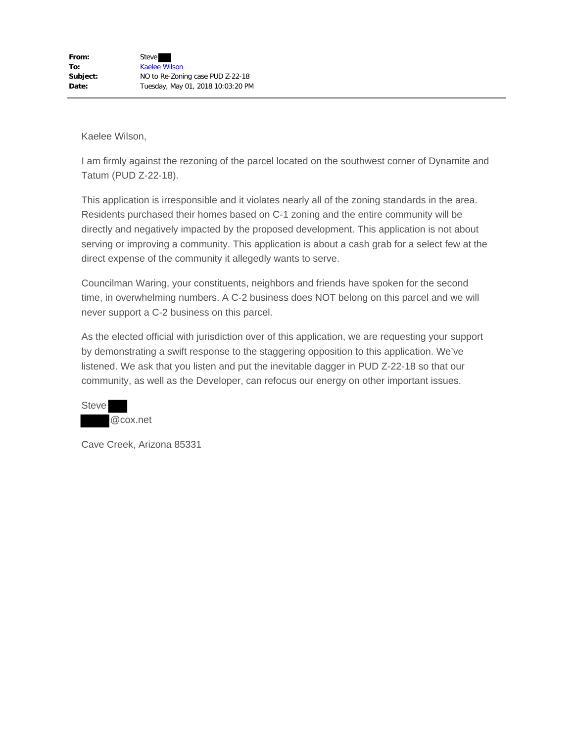**From:** Steve
**To:** Kaelee Wilson
**Subject:** NO to Re-Zoning case PUD Z-22-18
**Date:** Tuesday, May 01, 2018 10:03:20 PM

---

Kaelee Wilson,

I am firmly against the rezoning of the parcel located on the southwest corner of Dynamite and Tatum (PUD Z-22-18).

This application is irresponsible and it violates nearly all of the zoning standards in the area. Residents purchased their homes based on C-1 zoning and the entire community will be directly and negatively impacted by the proposed development. This application is not about serving or improving a community. This application is about a cash grab for a select few at the direct expense of the community it allegedly wants to serve.

Councilman Waring, your constituents, neighbors and friends have spoken for the second time, in overwhelming numbers. A C-2 business does NOT belong on this parcel and we will never support a C-2 business on this parcel.

As the elected official with jurisdiction over of this application, we are requesting your support by demonstrating a swift response to the staggering opposition to this application. We've listened. We ask that you listen and put the inevitable dagger in PUD Z-22-18 so that our community, as well as the Developer, can refocus our energy on other important issues.

Steve
@cox.net

Cave Creek, Arizona 85331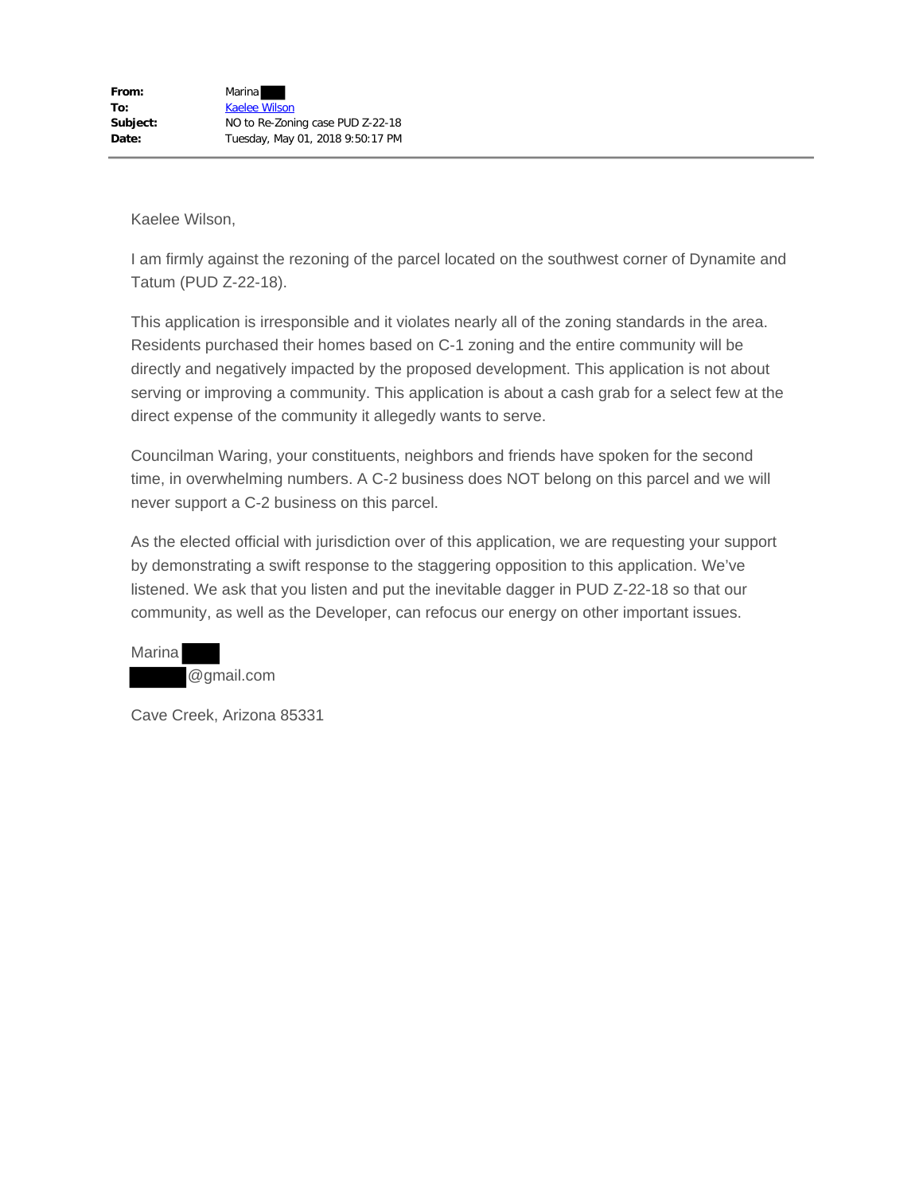**From:** Marina
**To:** Kaelee Wilson
**Subject:** NO to Re-Zoning case PUD Z-22-18
**Date:** Tuesday, May 01, 2018 9:50:17 PM

---

Kaelee Wilson,

I am firmly against the rezoning of the parcel located on the southwest corner of Dynamite and Tatum (PUD Z-22-18).

This application is irresponsible and it violates nearly all of the zoning standards in the area. Residents purchased their homes based on C-1 zoning and the entire community will be directly and negatively impacted by the proposed development. This application is not about serving or improving a community. This application is about a cash grab for a select few at the direct expense of the community it allegedly wants to serve.

Councilman Waring, your constituents, neighbors and friends have spoken for the second time, in overwhelming numbers. A C-2 business does NOT belong on this parcel and we will never support a C-2 business on this parcel.

As the elected official with jurisdiction over of this application, we are requesting your support by demonstrating a swift response to the staggering opposition to this application. We've listened. We ask that you listen and put the inevitable dagger in PUD Z-22-18 so that our community, as well as the Developer, can refocus our energy on other important issues.

Marina
@gmail.com

Cave Creek, Arizona 85331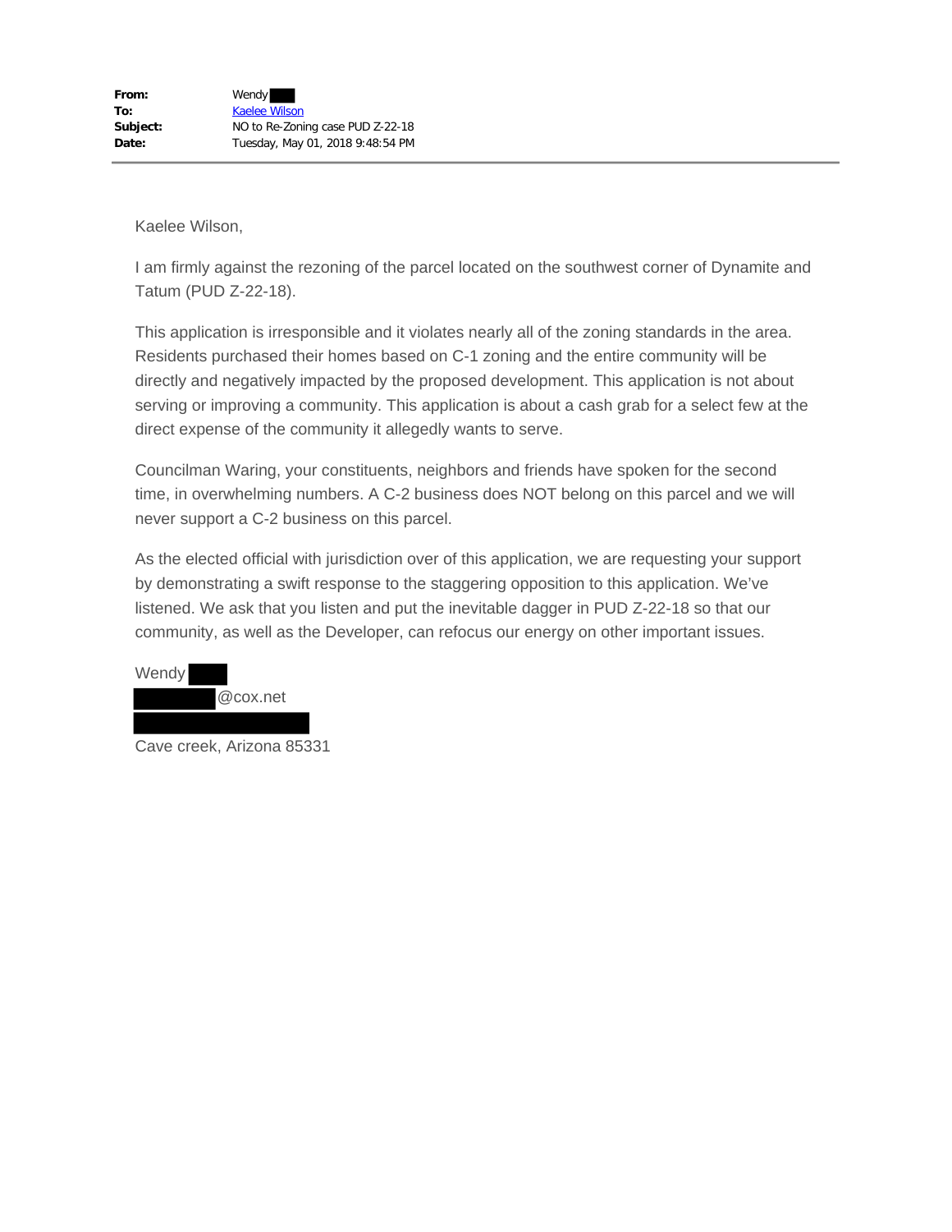**From:** Wendy
**To:** Kaelee Wilson
**Subject:** NO to Re-Zoning case PUD Z-22-18
**Date:** Tuesday, May 01, 2018 9:48:54 PM

---

Kaelee Wilson,

I am firmly against the rezoning of the parcel located on the southwest corner of Dynamite and Tatum (PUD Z-22-18).

This application is irresponsible and it violates nearly all of the zoning standards in the area. Residents purchased their homes based on C-1 zoning and the entire community will be directly and negatively impacted by the proposed development. This application is not about serving or improving a community. This application is about a cash grab for a select few at the direct expense of the community it allegedly wants to serve.

Councilman Waring, your constituents, neighbors and friends have spoken for the second time, in overwhelming numbers. A C-2 business does NOT belong on this parcel and we will never support a C-2 business on this parcel.

As the elected official with jurisdiction over of this application, we are requesting your support by demonstrating a swift response to the staggering opposition to this application. We've listened. We ask that you listen and put the inevitable dagger in PUD Z-22-18 so that our community, as well as the Developer, can refocus our energy on other important issues.

Wendy
@cox.net

Cave creek, Arizona 85331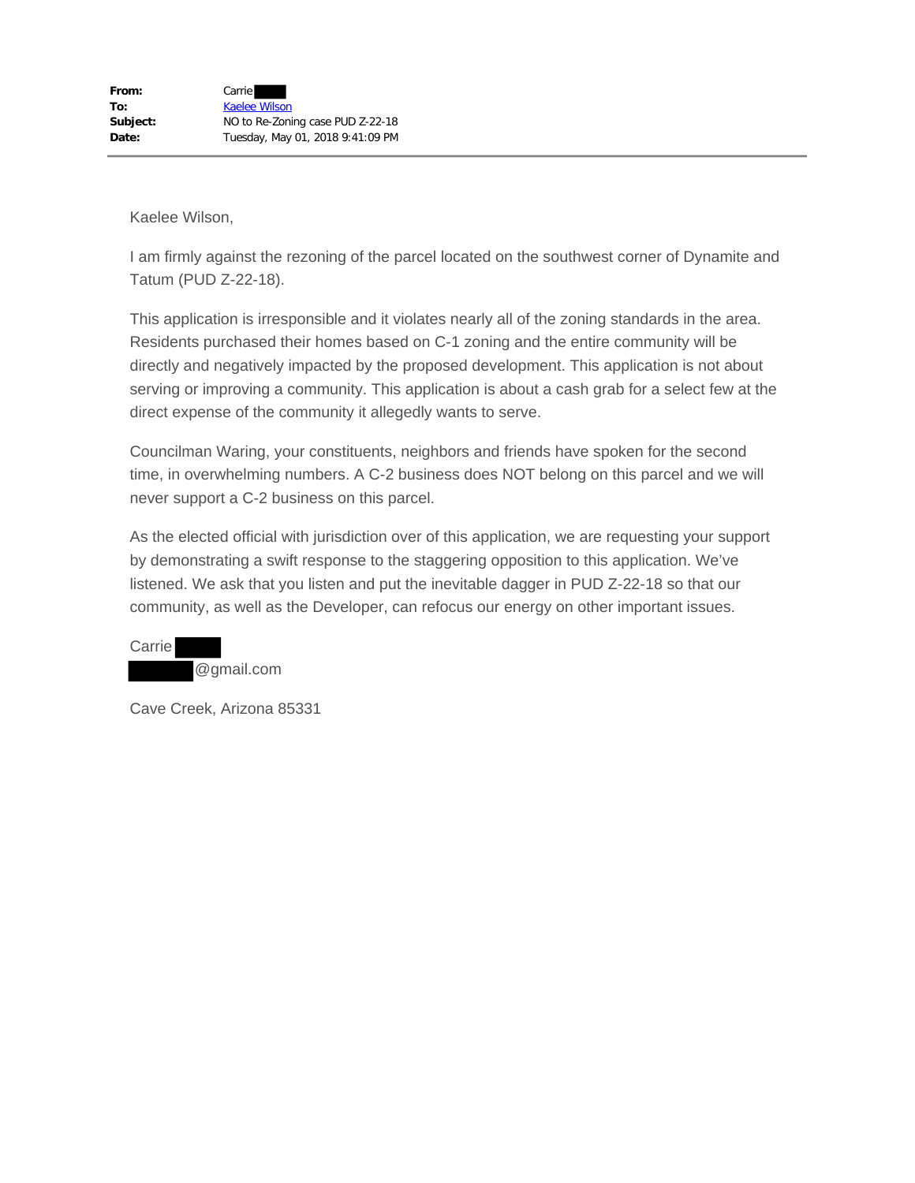**From:** Carrie
**To:** Kaelee Wilson
**Subject:** NO to Re-Zoning case PUD Z-22-18
**Date:** Tuesday, May 01, 2018 9:41:09 PM

---

Kaelee Wilson,

I am firmly against the rezoning of the parcel located on the southwest corner of Dynamite and Tatum (PUD Z-22-18).

This application is irresponsible and it violates nearly all of the zoning standards in the area. Residents purchased their homes based on C-1 zoning and the entire community will be directly and negatively impacted by the proposed development. This application is not about serving or improving a community. This application is about a cash grab for a select few at the direct expense of the community it allegedly wants to serve.

Councilman Waring, your constituents, neighbors and friends have spoken for the second time, in overwhelming numbers. A C-2 business does NOT belong on this parcel and we will never support a C-2 business on this parcel.

As the elected official with jurisdiction over of this application, we are requesting your support by demonstrating a swift response to the staggering opposition to this application. We've listened. We ask that you listen and put the inevitable dagger in PUD Z-22-18 so that our community, as well as the Developer, can refocus our energy on other important issues.

Carrie
@gmail.com

Cave Creek, Arizona 85331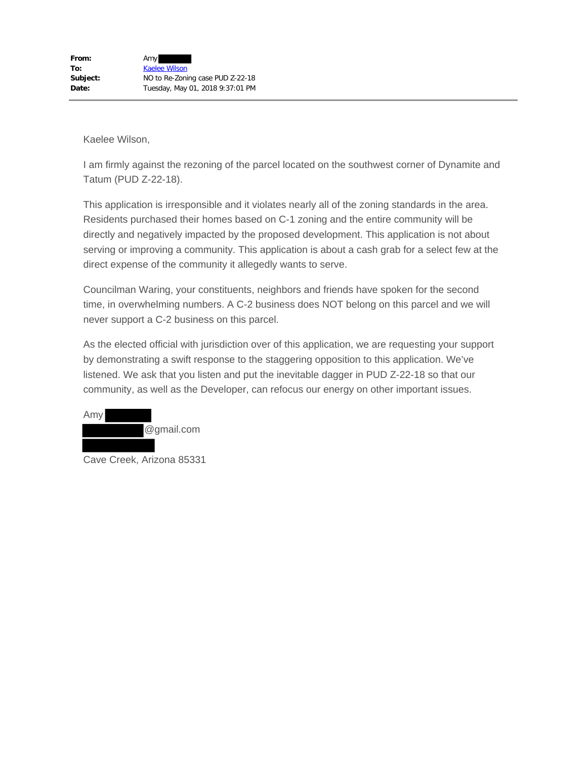**From:** Amy
**To:** Kaelee Wilson
**Subject:** NO to Re-Zoning case PUD Z-22-18
**Date:** Tuesday, May 01, 2018 9:37:01 PM

---

Kaelee Wilson,

I am firmly against the rezoning of the parcel located on the southwest corner of Dynamite and Tatum (PUD Z-22-18).

This application is irresponsible and it violates nearly all of the zoning standards in the area. Residents purchased their homes based on C-1 zoning and the entire community will be directly and negatively impacted by the proposed development. This application is not about serving or improving a community. This application is about a cash grab for a select few at the direct expense of the community it allegedly wants to serve.

Councilman Waring, your constituents, neighbors and friends have spoken for the second time, in overwhelming numbers. A C-2 business does NOT belong on this parcel and we will never support a C-2 business on this parcel.

As the elected official with jurisdiction over of this application, we are requesting your support by demonstrating a swift response to the staggering opposition to this application. We've listened. We ask that you listen and put the inevitable dagger in PUD Z-22-18 so that our community, as well as the Developer, can refocus our energy on other important issues.

Amy
@gmail.com

Cave Creek, Arizona 85331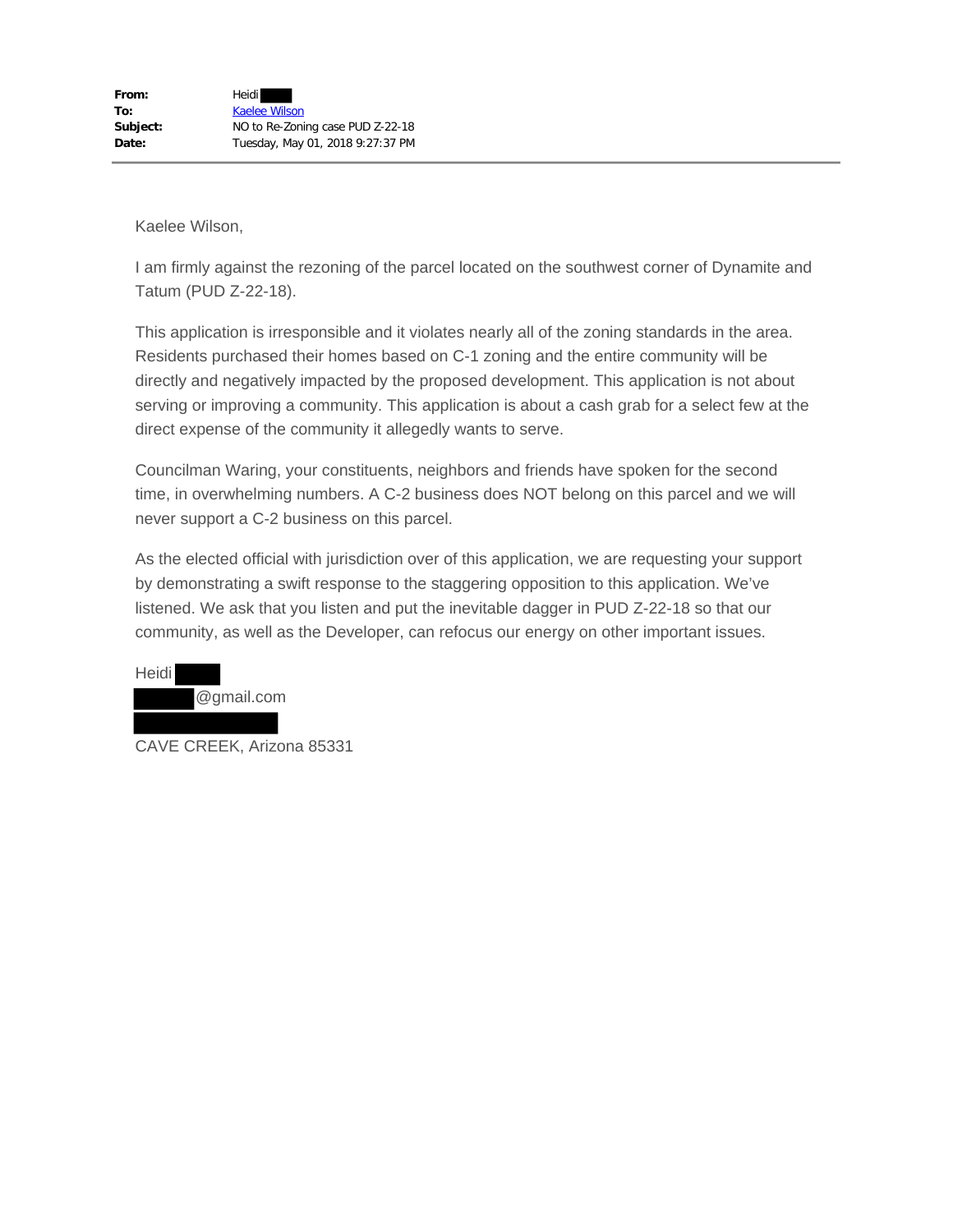| | |
|---|---|
| **From:** | Heidi |
| **To:** | Kaelee Wilson |
| **Subject:** | NO to Re-Zoning case PUD Z-22-18 |
| **Date:** | Tuesday, May 01, 2018 9:27:37 PM |

---

Kaelee Wilson,

I am firmly against the rezoning of the parcel located on the southwest corner of Dynamite and Tatum (PUD Z-22-18).

This application is irresponsible and it violates nearly all of the zoning standards in the area. Residents purchased their homes based on C-1 zoning and the entire community will be directly and negatively impacted by the proposed development. This application is not about serving or improving a community. This application is about a cash grab for a select few at the direct expense of the community it allegedly wants to serve.

Councilman Waring, your constituents, neighbors and friends have spoken for the second time, in overwhelming numbers. A C-2 business does NOT belong on this parcel and we will never support a C-2 business on this parcel.

As the elected official with jurisdiction over of this application, we are requesting your support by demonstrating a swift response to the staggering opposition to this application. We've listened. We ask that you listen and put the inevitable dagger in PUD Z-22-18 so that our community, as well as the Developer, can refocus our energy on other important issues.

Heidi
@gmail.com

CAVE CREEK, Arizona 85331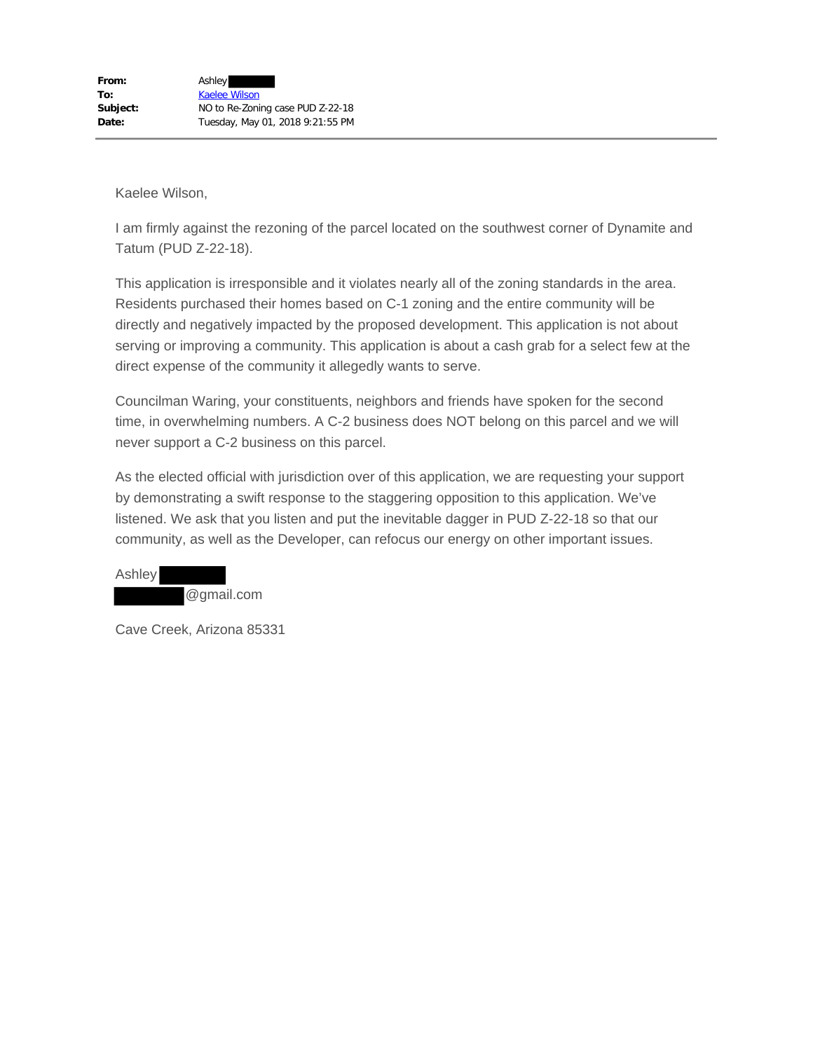**From:** Ashley

**To:** Kaelee Wilson

**Subject:** NO to Re-Zoning case PUD Z-22-18

**Date:** Tuesday, May 01, 2018 9:21:55 PM

---

Kaelee Wilson,

I am firmly against the rezoning of the parcel located on the southwest corner of Dynamite and Tatum (PUD Z-22-18).

This application is irresponsible and it violates nearly all of the zoning standards in the area. Residents purchased their homes based on C-1 zoning and the entire community will be directly and negatively impacted by the proposed development. This application is not about serving or improving a community. This application is about a cash grab for a select few at the direct expense of the community it allegedly wants to serve.

Councilman Waring, your constituents, neighbors and friends have spoken for the second time, in overwhelming numbers. A C-2 business does NOT belong on this parcel and we will never support a C-2 business on this parcel.

As the elected official with jurisdiction over of this application, we are requesting your support by demonstrating a swift response to the staggering opposition to this application. We've listened. We ask that you listen and put the inevitable dagger in PUD Z-22-18 so that our community, as well as the Developer, can refocus our energy on other important issues.

Ashley

@gmail.com

Cave Creek, Arizona 85331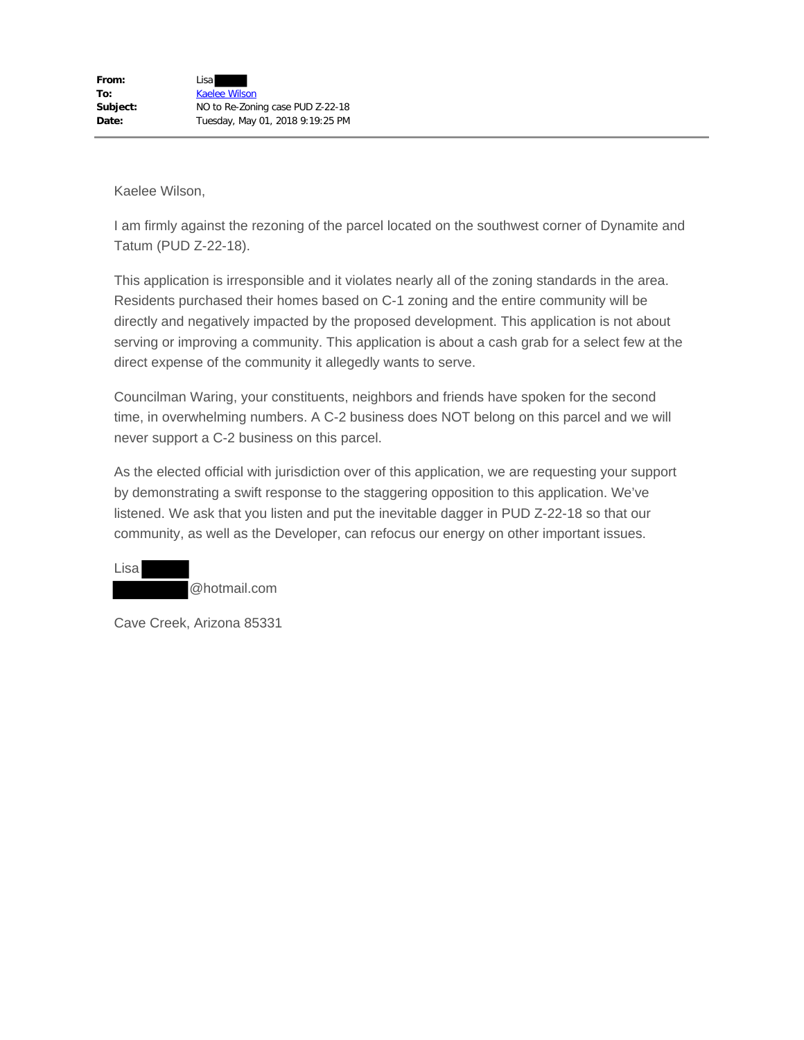**From:** Lisa
**To:** Kaelee Wilson
**Subject:** NO to Re-Zoning case PUD Z-22-18
**Date:** Tuesday, May 01, 2018 9:19:25 PM

---

Kaelee Wilson,

I am firmly against the rezoning of the parcel located on the southwest corner of Dynamite and Tatum (PUD Z-22-18).

This application is irresponsible and it violates nearly all of the zoning standards in the area. Residents purchased their homes based on C-1 zoning and the entire community will be directly and negatively impacted by the proposed development. This application is not about serving or improving a community. This application is about a cash grab for a select few at the direct expense of the community it allegedly wants to serve.

Councilman Waring, your constituents, neighbors and friends have spoken for the second time, in overwhelming numbers. A C-2 business does NOT belong on this parcel and we will never support a C-2 business on this parcel.

As the elected official with jurisdiction over of this application, we are requesting your support by demonstrating a swift response to the staggering opposition to this application. We've listened. We ask that you listen and put the inevitable dagger in PUD Z-22-18 so that our community, as well as the Developer, can refocus our energy on other important issues.

Lisa
@hotmail.com

Cave Creek, Arizona 85331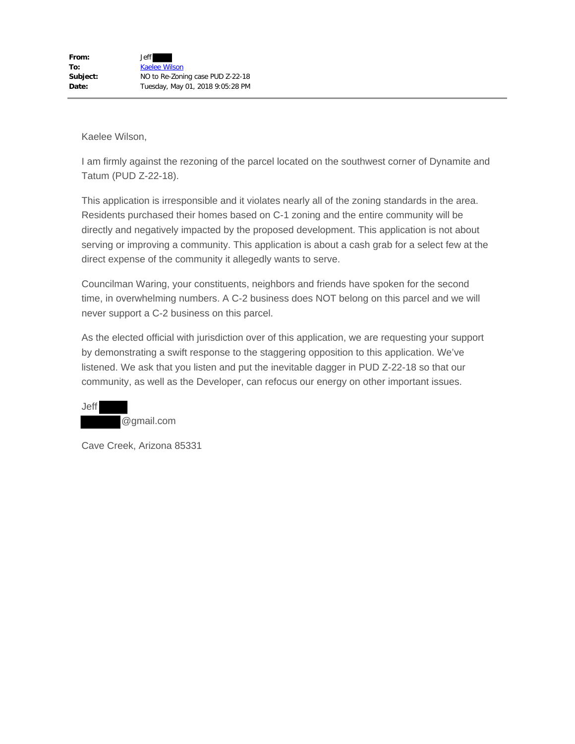| | |
|---|---|
| **From:** | Jeff |
| **To:** | Kaelee Wilson |
| **Subject:** | NO to Re-Zoning case PUD Z-22-18 |
| **Date:** | Tuesday, May 01, 2018 9:05:28 PM |

---

Kaelee Wilson,

I am firmly against the rezoning of the parcel located on the southwest corner of Dynamite and Tatum (PUD Z-22-18).

This application is irresponsible and it violates nearly all of the zoning standards in the area. Residents purchased their homes based on C-1 zoning and the entire community will be directly and negatively impacted by the proposed development. This application is not about serving or improving a community. This application is about a cash grab for a select few at the direct expense of the community it allegedly wants to serve.

Councilman Waring, your constituents, neighbors and friends have spoken for the second time, in overwhelming numbers. A C-2 business does NOT belong on this parcel and we will never support a C-2 business on this parcel.

As the elected official with jurisdiction over of this application, we are requesting your support by demonstrating a swift response to the staggering opposition to this application. We've listened. We ask that you listen and put the inevitable dagger in PUD Z-22-18 so that our community, as well as the Developer, can refocus our energy on other important issues.

Jeff
@gmail.com

Cave Creek, Arizona 85331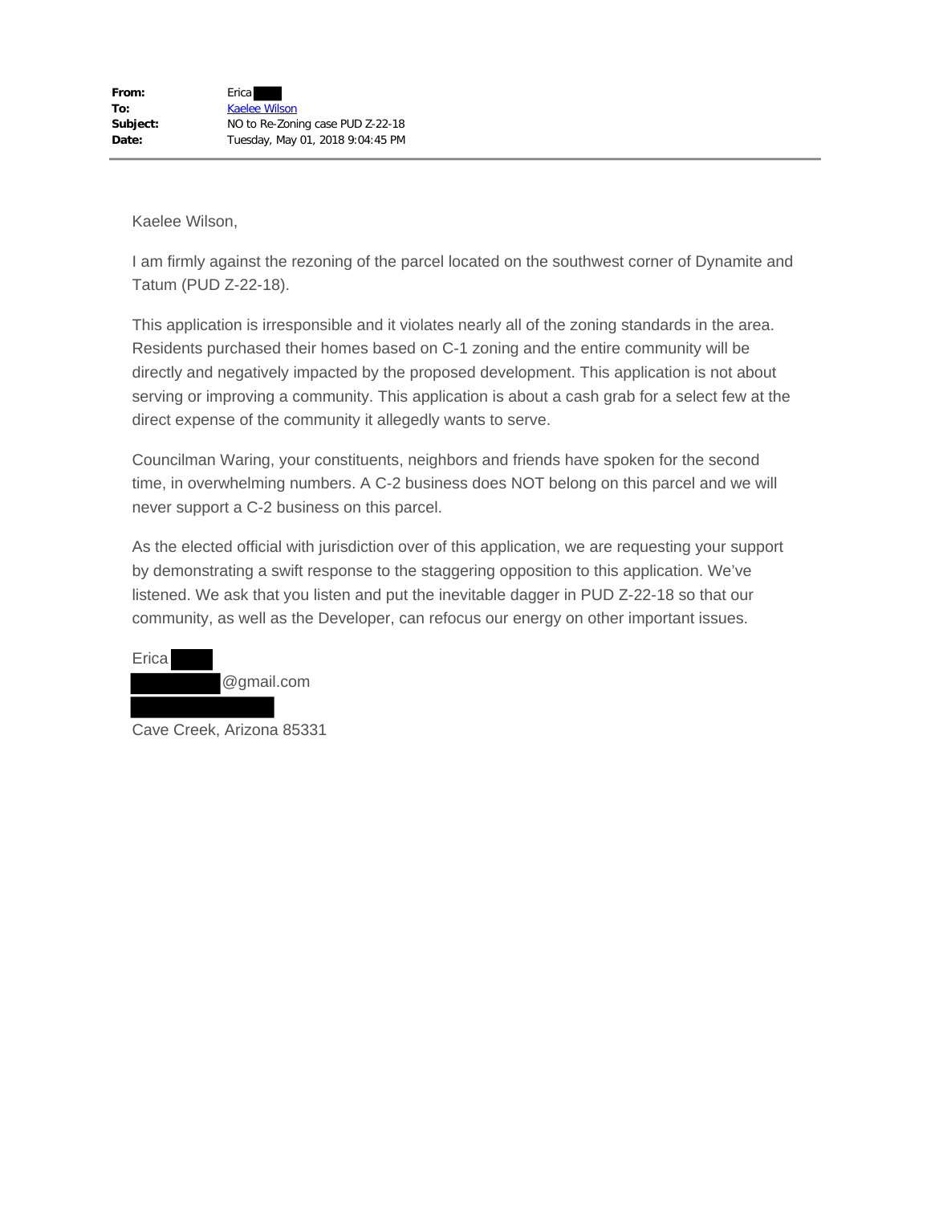**From:** Erica
**To:** Kaelee Wilson
**Subject:** NO to Re-Zoning case PUD Z-22-18
**Date:** Tuesday, May 01, 2018 9:04:45 PM

---

Kaelee Wilson,

I am firmly against the rezoning of the parcel located on the southwest corner of Dynamite and Tatum (PUD Z-22-18).

This application is irresponsible and it violates nearly all of the zoning standards in the area. Residents purchased their homes based on C-1 zoning and the entire community will be directly and negatively impacted by the proposed development. This application is not about serving or improving a community. This application is about a cash grab for a select few at the direct expense of the community it allegedly wants to serve.

Councilman Waring, your constituents, neighbors and friends have spoken for the second time, in overwhelming numbers. A C-2 business does NOT belong on this parcel and we will never support a C-2 business on this parcel.

As the elected official with jurisdiction over of this application, we are requesting your support by demonstrating a swift response to the staggering opposition to this application. We've listened. We ask that you listen and put the inevitable dagger in PUD Z-22-18 so that our community, as well as the Developer, can refocus our energy on other important issues.

Erica
@gmail.com

Cave Creek, Arizona 85331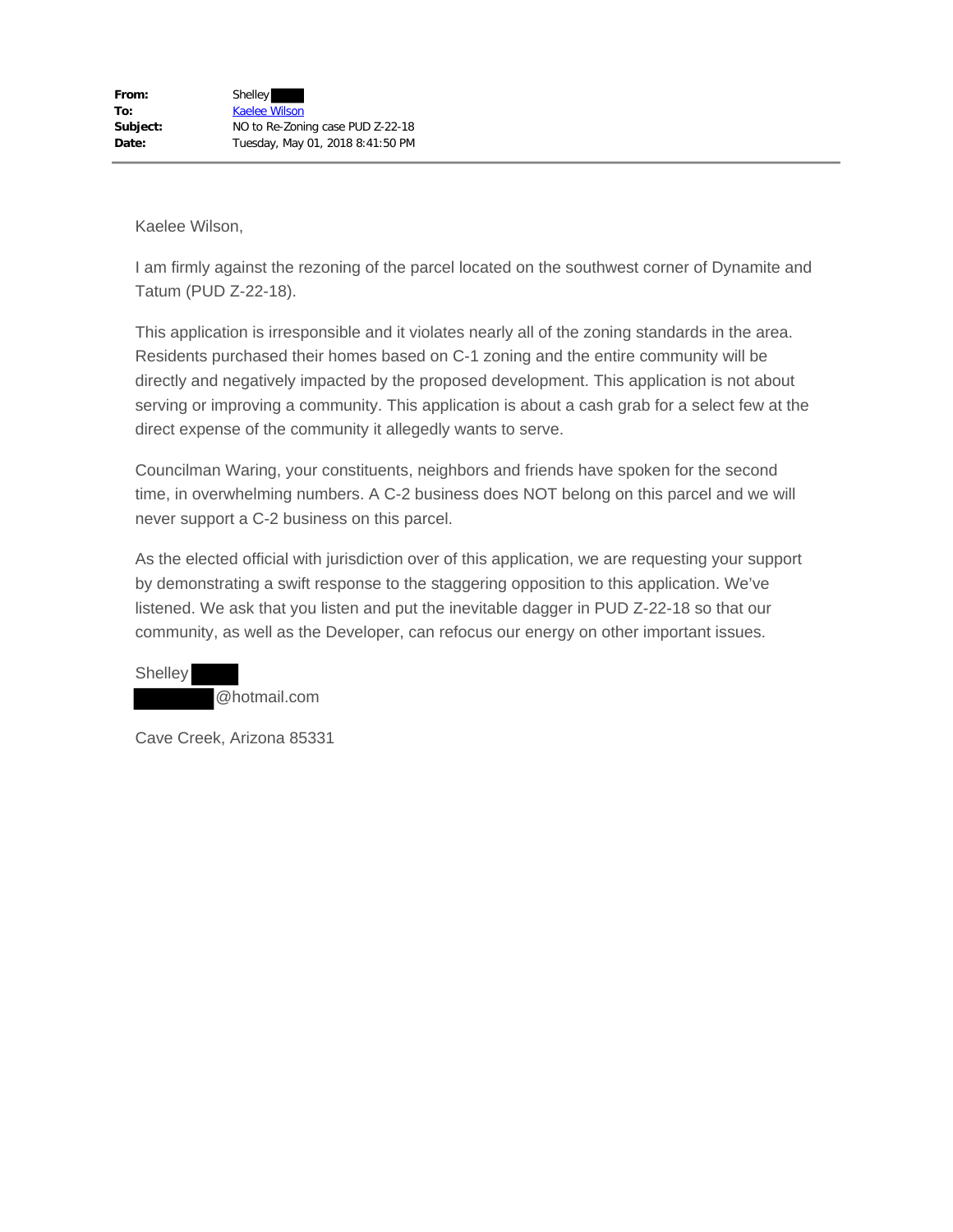**From:** Shelley
**To:** Kaelee Wilson
**Subject:** NO to Re-Zoning case PUD Z-22-18
**Date:** Tuesday, May 01, 2018 8:41:50 PM

Kaelee Wilson,

I am firmly against the rezoning of the parcel located on the southwest corner of Dynamite and Tatum (PUD Z-22-18).

This application is irresponsible and it violates nearly all of the zoning standards in the area. Residents purchased their homes based on C-1 zoning and the entire community will be directly and negatively impacted by the proposed development. This application is not about serving or improving a community. This application is about a cash grab for a select few at the direct expense of the community it allegedly wants to serve.

Councilman Waring, your constituents, neighbors and friends have spoken for the second time, in overwhelming numbers. A C-2 business does NOT belong on this parcel and we will never support a C-2 business on this parcel.

As the elected official with jurisdiction over of this application, we are requesting your support by demonstrating a swift response to the staggering opposition to this application. We've listened. We ask that you listen and put the inevitable dagger in PUD Z-22-18 so that our community, as well as the Developer, can refocus our energy on other important issues.

Shelley
@hotmail.com

Cave Creek, Arizona 85331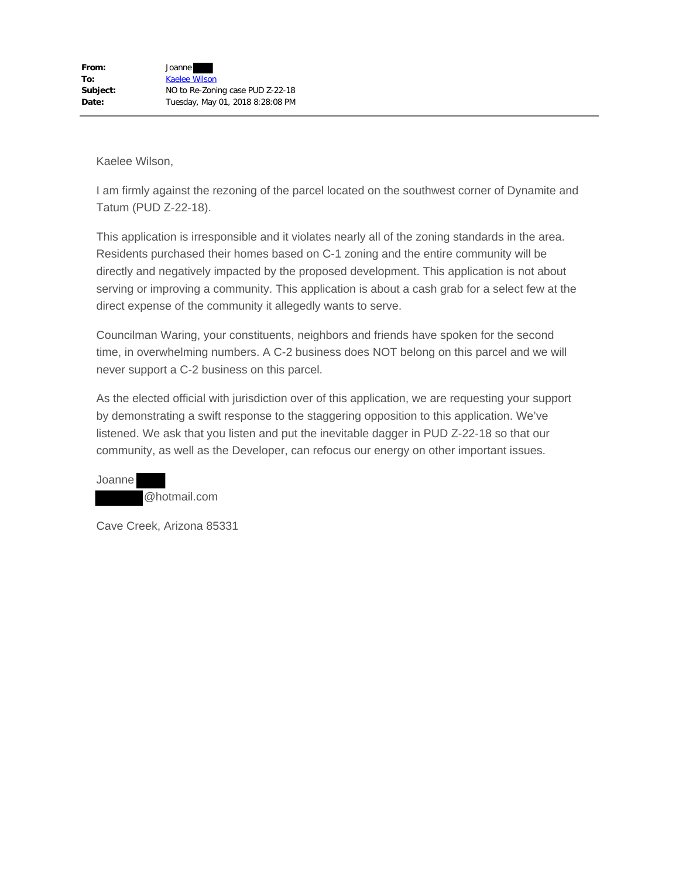**From:** Joanne
**To:** Kaelee Wilson
**Subject:** NO to Re-Zoning case PUD Z-22-18
**Date:** Tuesday, May 01, 2018 8:28:08 PM

---

Kaelee Wilson,

I am firmly against the rezoning of the parcel located on the southwest corner of Dynamite and Tatum (PUD Z-22-18).

This application is irresponsible and it violates nearly all of the zoning standards in the area. Residents purchased their homes based on C-1 zoning and the entire community will be directly and negatively impacted by the proposed development. This application is not about serving or improving a community. This application is about a cash grab for a select few at the direct expense of the community it allegedly wants to serve.

Councilman Waring, your constituents, neighbors and friends have spoken for the second time, in overwhelming numbers. A C-2 business does NOT belong on this parcel and we will never support a C-2 business on this parcel.

As the elected official with jurisdiction over of this application, we are requesting your support by demonstrating a swift response to the staggering opposition to this application. We've listened. We ask that you listen and put the inevitable dagger in PUD Z-22-18 so that our community, as well as the Developer, can refocus our energy on other important issues.

Joanne
@hotmail.com

Cave Creek, Arizona 85331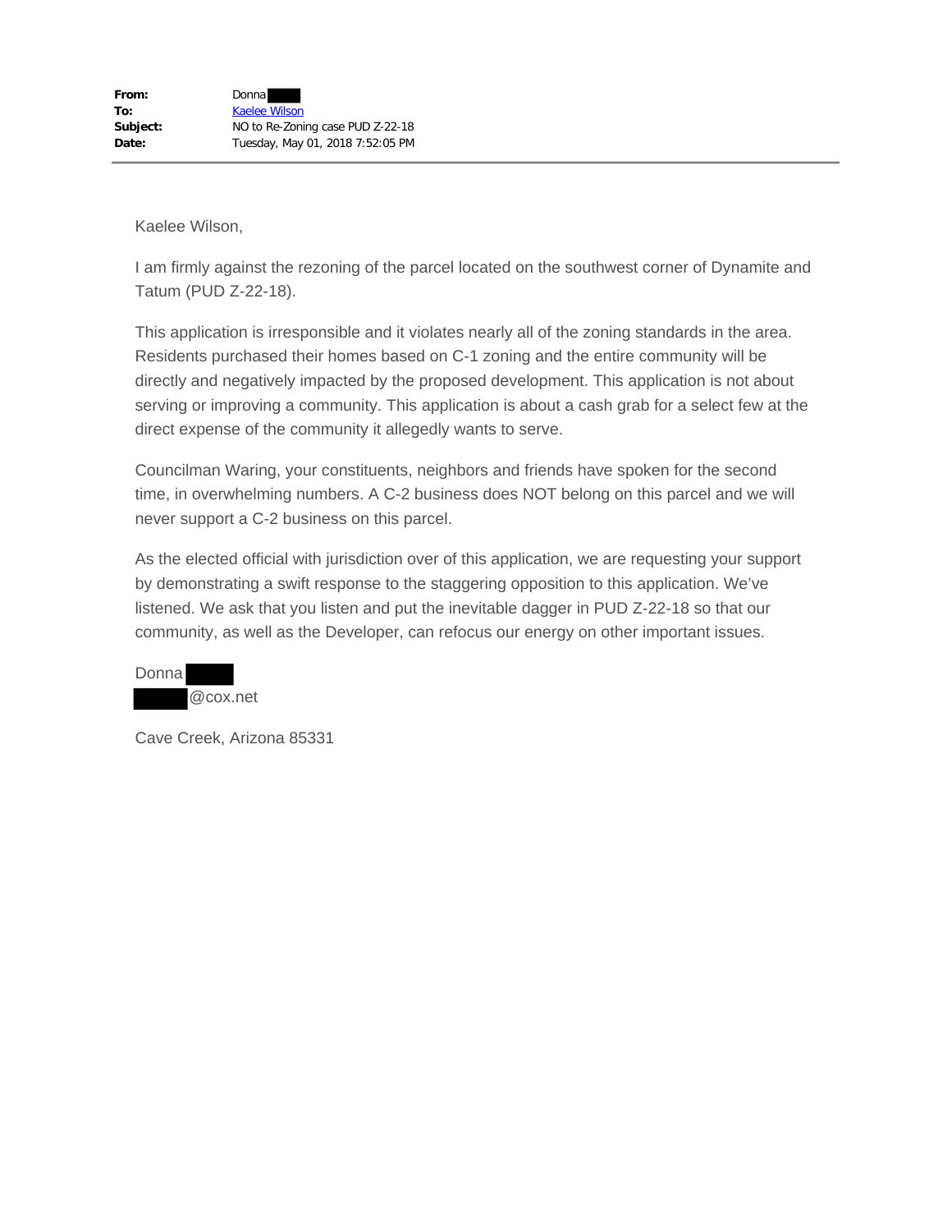**From:** Donna
**To:** Kaelee Wilson
**Subject:** NO to Re-Zoning case PUD Z-22-18
**Date:** Tuesday, May 01, 2018 7:52:05 PM

---

Kaelee Wilson,

I am firmly against the rezoning of the parcel located on the southwest corner of Dynamite and Tatum (PUD Z-22-18).

This application is irresponsible and it violates nearly all of the zoning standards in the area. Residents purchased their homes based on C-1 zoning and the entire community will be directly and negatively impacted by the proposed development. This application is not about serving or improving a community. This application is about a cash grab for a select few at the direct expense of the community it allegedly wants to serve.

Councilman Waring, your constituents, neighbors and friends have spoken for the second time, in overwhelming numbers. A C-2 business does NOT belong on this parcel and we will never support a C-2 business on this parcel.

As the elected official with jurisdiction over of this application, we are requesting your support by demonstrating a swift response to the staggering opposition to this application. We've listened. We ask that you listen and put the inevitable dagger in PUD Z-22-18 so that our community, as well as the Developer, can refocus our energy on other important issues.

Donna
@cox.net

Cave Creek, Arizona 85331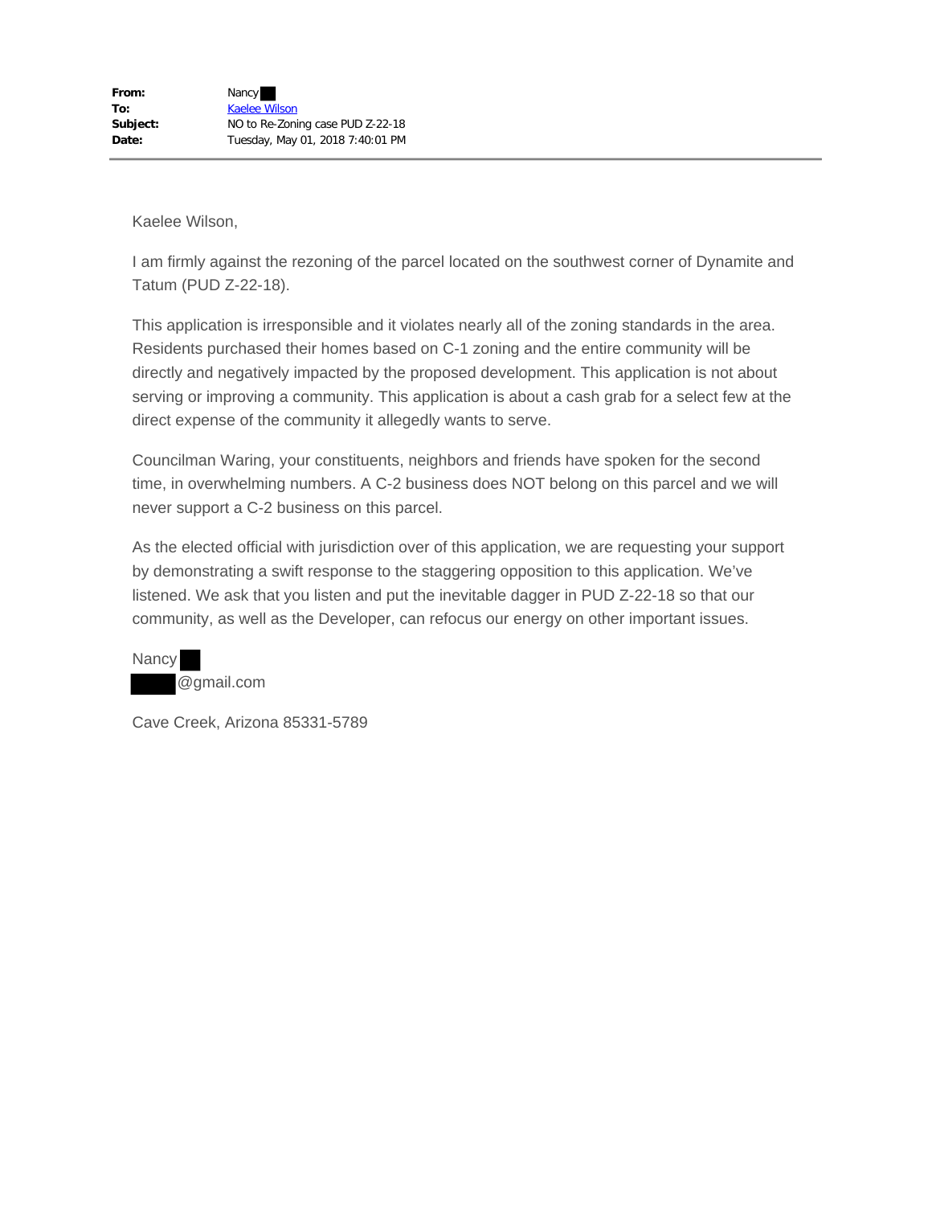**From:** Nancy ██
**To:** Kaelee Wilson
**Subject:** NO to Re-Zoning case PUD Z-22-18
**Date:** Tuesday, May 01, 2018 7:40:01 PM

---

Kaelee Wilson,

I am firmly against the rezoning of the parcel located on the southwest corner of Dynamite and Tatum (PUD Z-22-18).

This application is irresponsible and it violates nearly all of the zoning standards in the area. Residents purchased their homes based on C-1 zoning and the entire community will be directly and negatively impacted by the proposed development. This application is not about serving or improving a community. This application is about a cash grab for a select few at the direct expense of the community it allegedly wants to serve.

Councilman Waring, your constituents, neighbors and friends have spoken for the second time, in overwhelming numbers. A C-2 business does NOT belong on this parcel and we will never support a C-2 business on this parcel.

As the elected official with jurisdiction over of this application, we are requesting your support by demonstrating a swift response to the staggering opposition to this application. We've listened. We ask that you listen and put the inevitable dagger in PUD Z-22-18 so that our community, as well as the Developer, can refocus our energy on other important issues.

Nancy ██
█████@gmail.com

Cave Creek, Arizona 85331-5789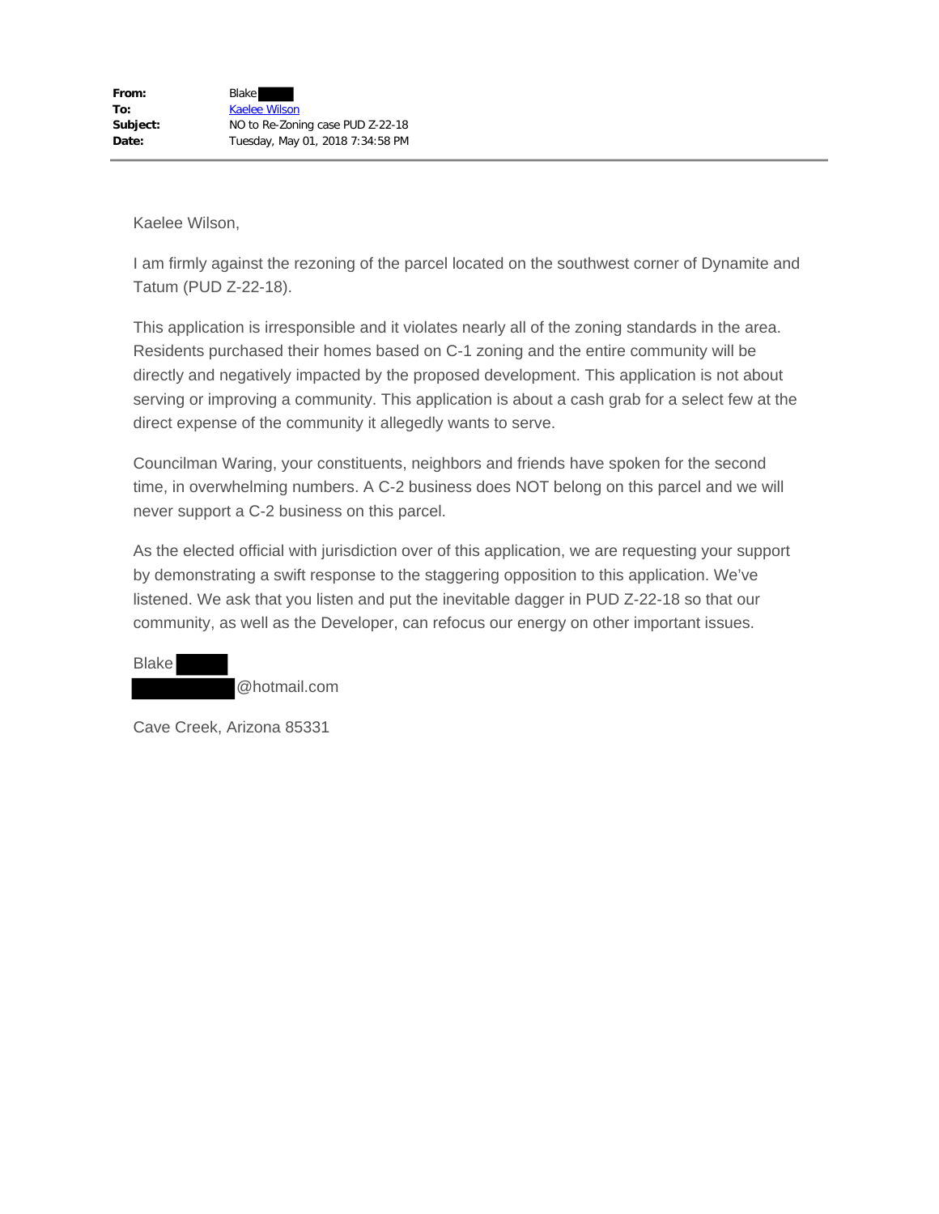| | |
|---|---|
| **From:** | Blake |
| **To:** | Kaelee Wilson |
| **Subject:** | NO to Re-Zoning case PUD Z-22-18 |
| **Date:** | Tuesday, May 01, 2018 7:34:58 PM |

---

Kaelee Wilson,

I am firmly against the rezoning of the parcel located on the southwest corner of Dynamite and Tatum (PUD Z-22-18).

This application is irresponsible and it violates nearly all of the zoning standards in the area. Residents purchased their homes based on C-1 zoning and the entire community will be directly and negatively impacted by the proposed development. This application is not about serving or improving a community. This application is about a cash grab for a select few at the direct expense of the community it allegedly wants to serve.

Councilman Waring, your constituents, neighbors and friends have spoken for the second time, in overwhelming numbers. A C-2 business does NOT belong on this parcel and we will never support a C-2 business on this parcel.

As the elected official with jurisdiction over of this application, we are requesting your support by demonstrating a swift response to the staggering opposition to this application. We've listened. We ask that you listen and put the inevitable dagger in PUD Z-22-18 so that our community, as well as the Developer, can refocus our energy on other important issues.

Blake
@hotmail.com

Cave Creek, Arizona 85331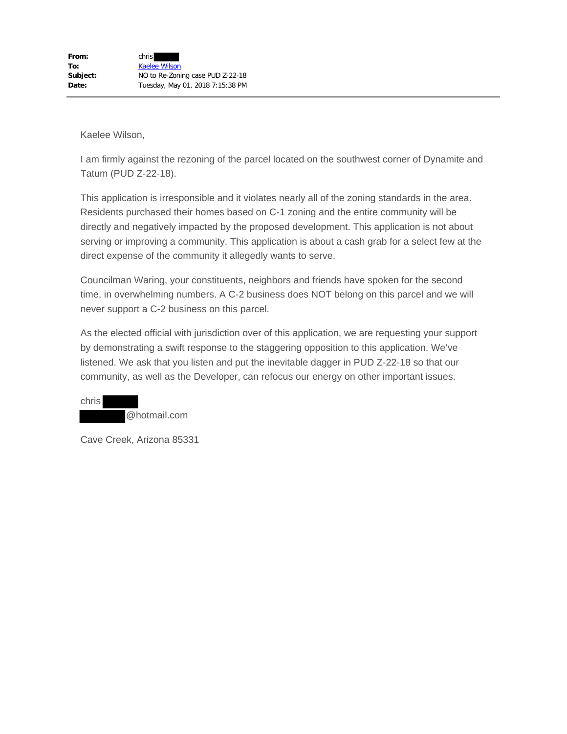**From:** chris
**To:** Kaelee Wilson
**Subject:** NO to Re-Zoning case PUD Z-22-18
**Date:** Tuesday, May 01, 2018 7:15:38 PM

---

Kaelee Wilson,

I am firmly against the rezoning of the parcel located on the southwest corner of Dynamite and Tatum (PUD Z-22-18).

This application is irresponsible and it violates nearly all of the zoning standards in the area. Residents purchased their homes based on C-1 zoning and the entire community will be directly and negatively impacted by the proposed development. This application is not about serving or improving a community. This application is about a cash grab for a select few at the direct expense of the community it allegedly wants to serve.

Councilman Waring, your constituents, neighbors and friends have spoken for the second time, in overwhelming numbers. A C-2 business does NOT belong on this parcel and we will never support a C-2 business on this parcel.

As the elected official with jurisdiction over of this application, we are requesting your support by demonstrating a swift response to the staggering opposition to this application. We've listened. We ask that you listen and put the inevitable dagger in PUD Z-22-18 so that our community, as well as the Developer, can refocus our energy on other important issues.

chris
@hotmail.com

Cave Creek, Arizona 85331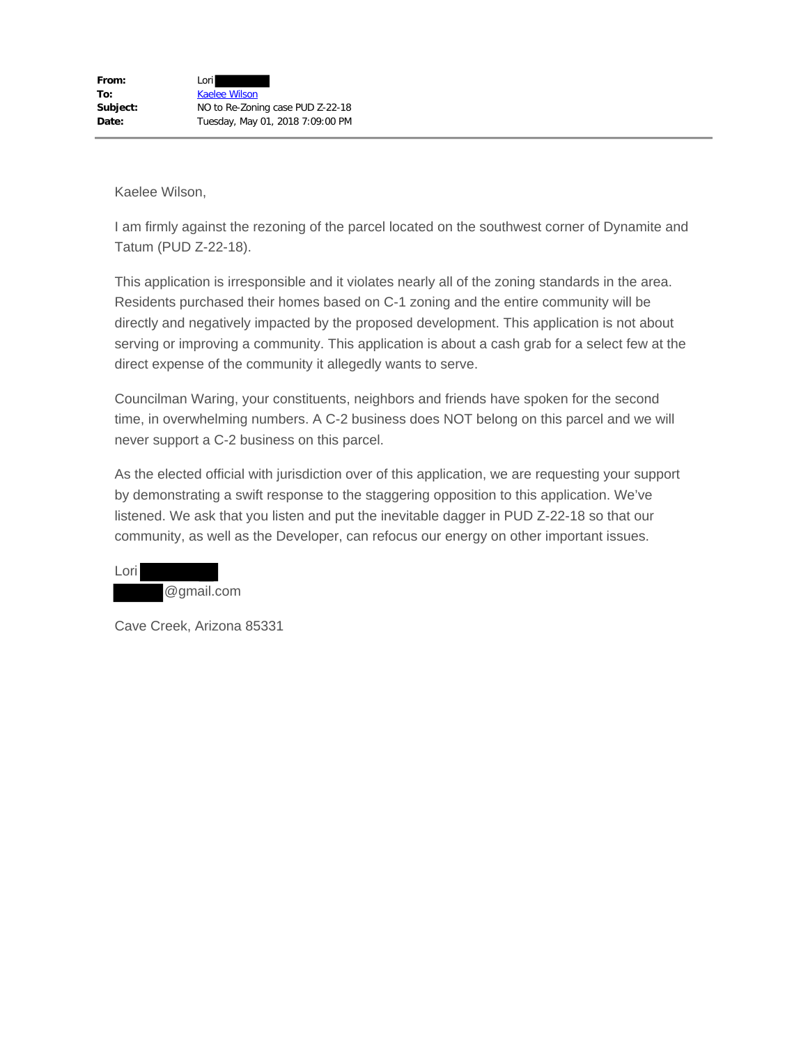| | |
|---|---|
| **From:** | Lori |
| **To:** | Kaelee Wilson |
| **Subject:** | NO to Re-Zoning case PUD Z-22-18 |
| **Date:** | Tuesday, May 01, 2018 7:09:00 PM |

Kaelee Wilson,

I am firmly against the rezoning of the parcel located on the southwest corner of Dynamite and Tatum (PUD Z-22-18).

This application is irresponsible and it violates nearly all of the zoning standards in the area. Residents purchased their homes based on C-1 zoning and the entire community will be directly and negatively impacted by the proposed development. This application is not about serving or improving a community. This application is about a cash grab for a select few at the direct expense of the community it allegedly wants to serve.

Councilman Waring, your constituents, neighbors and friends have spoken for the second time, in overwhelming numbers. A C-2 business does NOT belong on this parcel and we will never support a C-2 business on this parcel.

As the elected official with jurisdiction over of this application, we are requesting your support by demonstrating a swift response to the staggering opposition to this application. We've listened. We ask that you listen and put the inevitable dagger in PUD Z-22-18 so that our community, as well as the Developer, can refocus our energy on other important issues.

Lori
@gmail.com

Cave Creek, Arizona 85331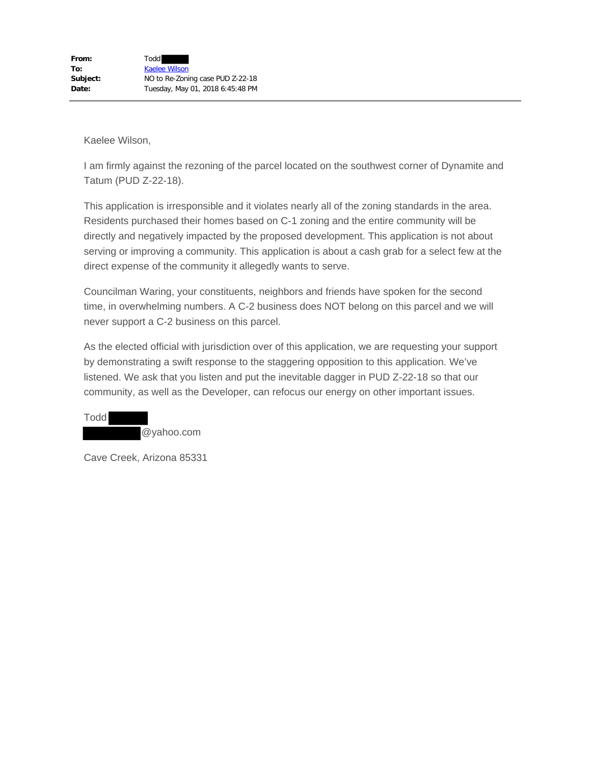**From:** Todd
**To:** Kaelee Wilson
**Subject:** NO to Re-Zoning case PUD Z-22-18
**Date:** Tuesday, May 01, 2018 6:45:48 PM

---

Kaelee Wilson,

I am firmly against the rezoning of the parcel located on the southwest corner of Dynamite and Tatum (PUD Z-22-18).

This application is irresponsible and it violates nearly all of the zoning standards in the area. Residents purchased their homes based on C-1 zoning and the entire community will be directly and negatively impacted by the proposed development. This application is not about serving or improving a community. This application is about a cash grab for a select few at the direct expense of the community it allegedly wants to serve.

Councilman Waring, your constituents, neighbors and friends have spoken for the second time, in overwhelming numbers. A C-2 business does NOT belong on this parcel and we will never support a C-2 business on this parcel.

As the elected official with jurisdiction over of this application, we are requesting your support by demonstrating a swift response to the staggering opposition to this application. We've listened. We ask that you listen and put the inevitable dagger in PUD Z-22-18 so that our community, as well as the Developer, can refocus our energy on other important issues.

Todd
@yahoo.com

Cave Creek, Arizona 85331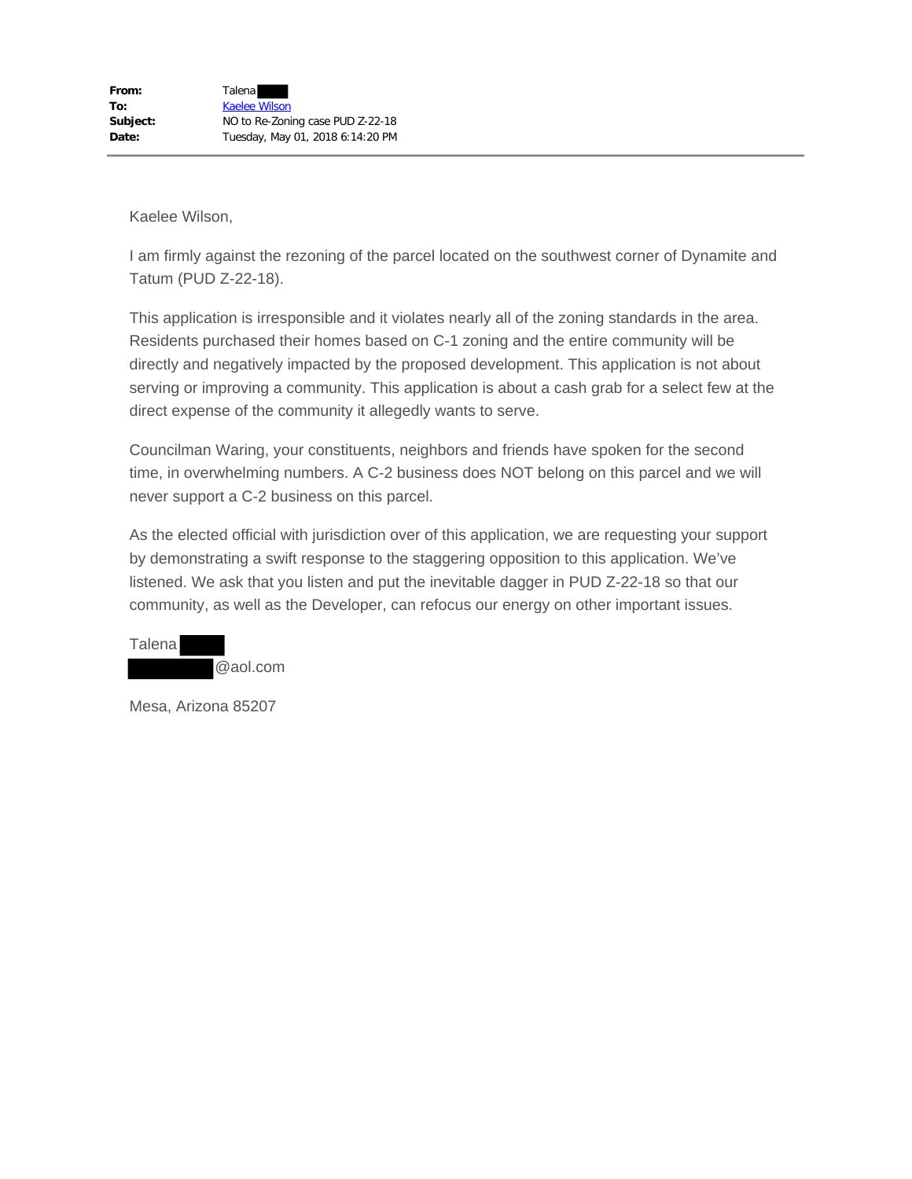**From:** Talena
**To:** Kaelee Wilson
**Subject:** NO to Re-Zoning case PUD Z-22-18
**Date:** Tuesday, May 01, 2018 6:14:20 PM

---

Kaelee Wilson,

I am firmly against the rezoning of the parcel located on the southwest corner of Dynamite and Tatum (PUD Z-22-18).

This application is irresponsible and it violates nearly all of the zoning standards in the area. Residents purchased their homes based on C-1 zoning and the entire community will be directly and negatively impacted by the proposed development. This application is not about serving or improving a community. This application is about a cash grab for a select few at the direct expense of the community it allegedly wants to serve.

Councilman Waring, your constituents, neighbors and friends have spoken for the second time, in overwhelming numbers. A C-2 business does NOT belong on this parcel and we will never support a C-2 business on this parcel.

As the elected official with jurisdiction over of this application, we are requesting your support by demonstrating a swift response to the staggering opposition to this application. We've listened. We ask that you listen and put the inevitable dagger in PUD Z-22-18 so that our community, as well as the Developer, can refocus our energy on other important issues.

Talena
@aol.com

Mesa, Arizona 85207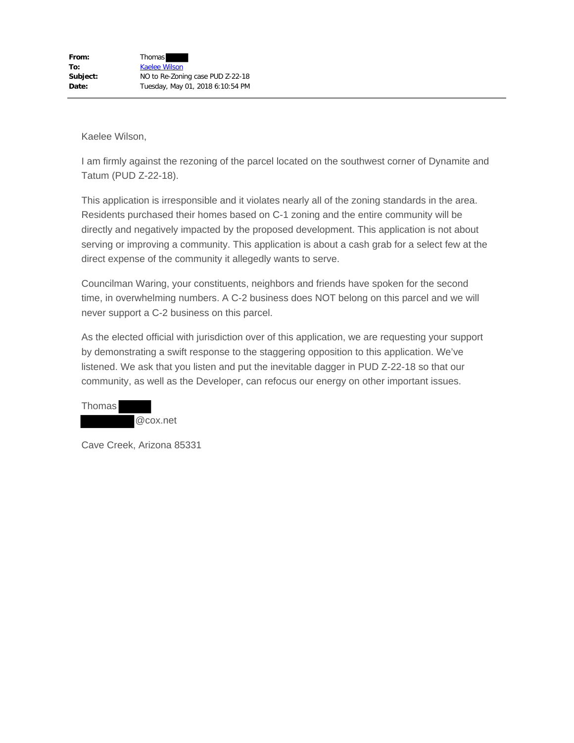**From:** Thomas
**To:** Kaelee Wilson
**Subject:** NO to Re-Zoning case PUD Z-22-18
**Date:** Tuesday, May 01, 2018 6:10:54 PM

---

Kaelee Wilson,

I am firmly against the rezoning of the parcel located on the southwest corner of Dynamite and Tatum (PUD Z-22-18).

This application is irresponsible and it violates nearly all of the zoning standards in the area. Residents purchased their homes based on C-1 zoning and the entire community will be directly and negatively impacted by the proposed development. This application is not about serving or improving a community. This application is about a cash grab for a select few at the direct expense of the community it allegedly wants to serve.

Councilman Waring, your constituents, neighbors and friends have spoken for the second time, in overwhelming numbers. A C-2 business does NOT belong on this parcel and we will never support a C-2 business on this parcel.

As the elected official with jurisdiction over of this application, we are requesting your support by demonstrating a swift response to the staggering opposition to this application. We've listened. We ask that you listen and put the inevitable dagger in PUD Z-22-18 so that our community, as well as the Developer, can refocus our energy on other important issues.

Thomas
@cox.net

Cave Creek, Arizona 85331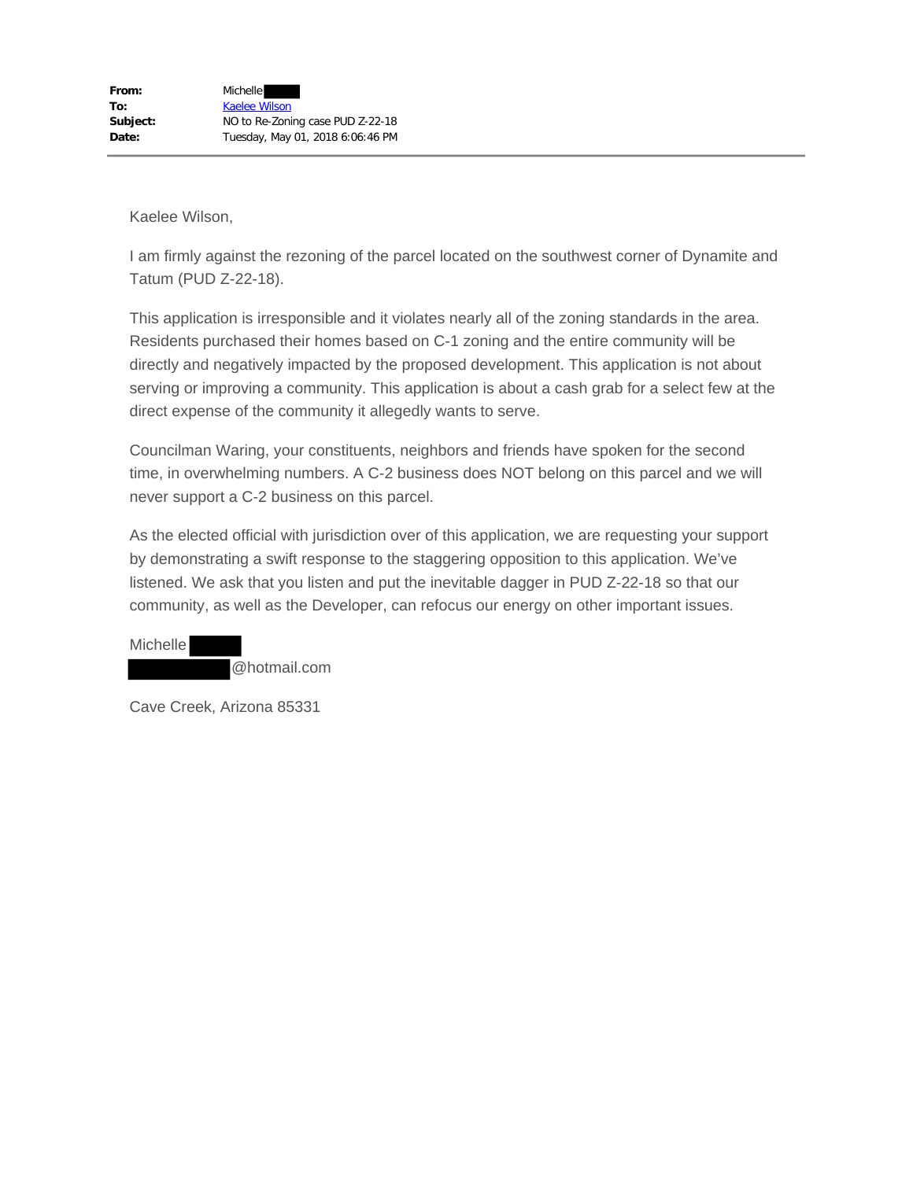**From:** Michelle ████
**To:** Kaelee Wilson
**Subject:** NO to Re-Zoning case PUD Z-22-18
**Date:** Tuesday, May 01, 2018 6:06:46 PM

---

Kaelee Wilson,

I am firmly against the rezoning of the parcel located on the southwest corner of Dynamite and Tatum (PUD Z-22-18).

This application is irresponsible and it violates nearly all of the zoning standards in the area. Residents purchased their homes based on C-1 zoning and the entire community will be directly and negatively impacted by the proposed development. This application is not about serving or improving a community. This application is about a cash grab for a select few at the direct expense of the community it allegedly wants to serve.

Councilman Waring, your constituents, neighbors and friends have spoken for the second time, in overwhelming numbers. A C-2 business does NOT belong on this parcel and we will never support a C-2 business on this parcel.

As the elected official with jurisdiction over of this application, we are requesting your support by demonstrating a swift response to the staggering opposition to this application. We've listened. We ask that you listen and put the inevitable dagger in PUD Z-22-18 so that our community, as well as the Developer, can refocus our energy on other important issues.

Michelle ████
████████@hotmail.com

Cave Creek, Arizona 85331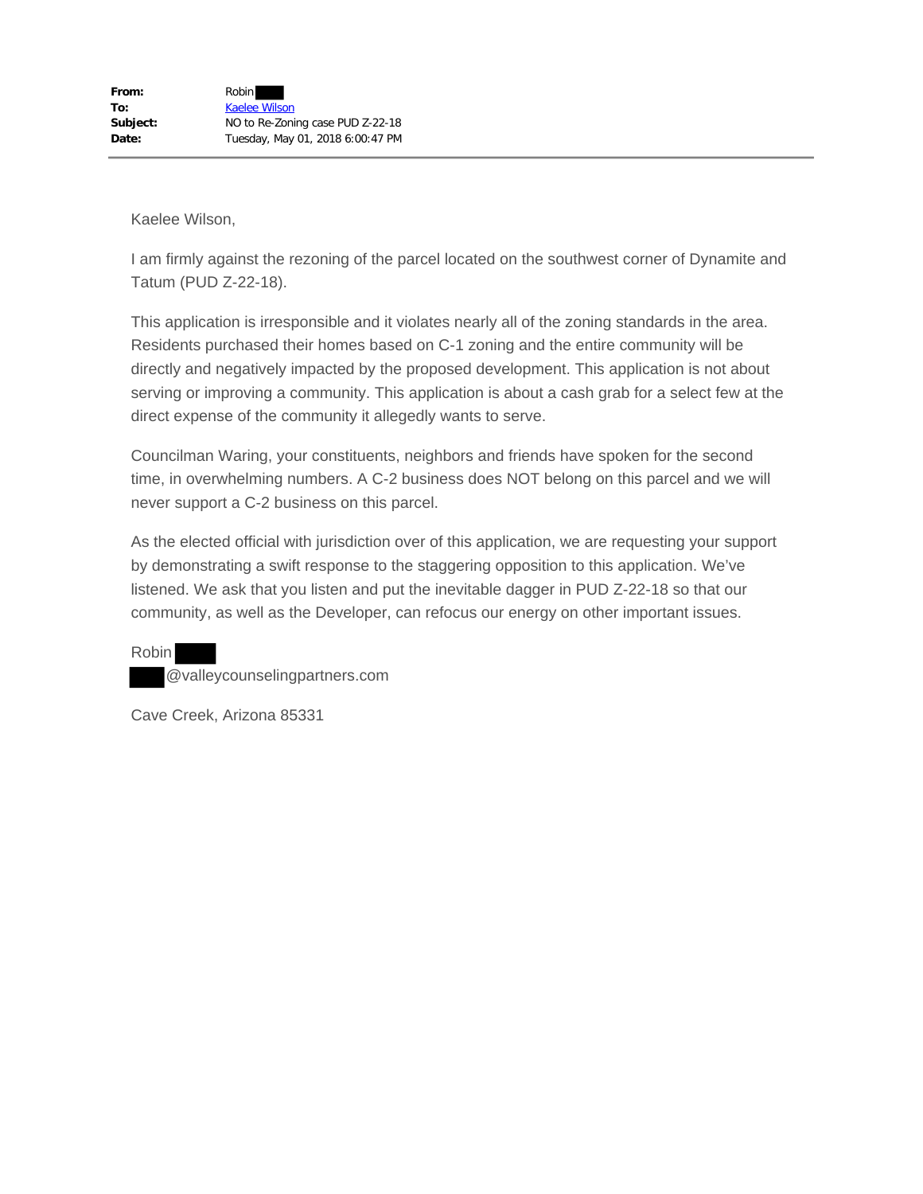**From:** Robin ████
**To:** Kaelee Wilson
**Subject:** NO to Re-Zoning case PUD Z-22-18
**Date:** Tuesday, May 01, 2018 6:00:47 PM

---

Kaelee Wilson,

I am firmly against the rezoning of the parcel located on the southwest corner of Dynamite and Tatum (PUD Z-22-18).

This application is irresponsible and it violates nearly all of the zoning standards in the area. Residents purchased their homes based on C-1 zoning and the entire community will be directly and negatively impacted by the proposed development. This application is not about serving or improving a community. This application is about a cash grab for a select few at the direct expense of the community it allegedly wants to serve.

Councilman Waring, your constituents, neighbors and friends have spoken for the second time, in overwhelming numbers. A C-2 business does NOT belong on this parcel and we will never support a C-2 business on this parcel.

As the elected official with jurisdiction over of this application, we are requesting your support by demonstrating a swift response to the staggering opposition to this application. We've listened. We ask that you listen and put the inevitable dagger in PUD Z-22-18 so that our community, as well as the Developer, can refocus our energy on other important issues.

Robin ████
████@valleycounselingpartners.com

Cave Creek, Arizona 85331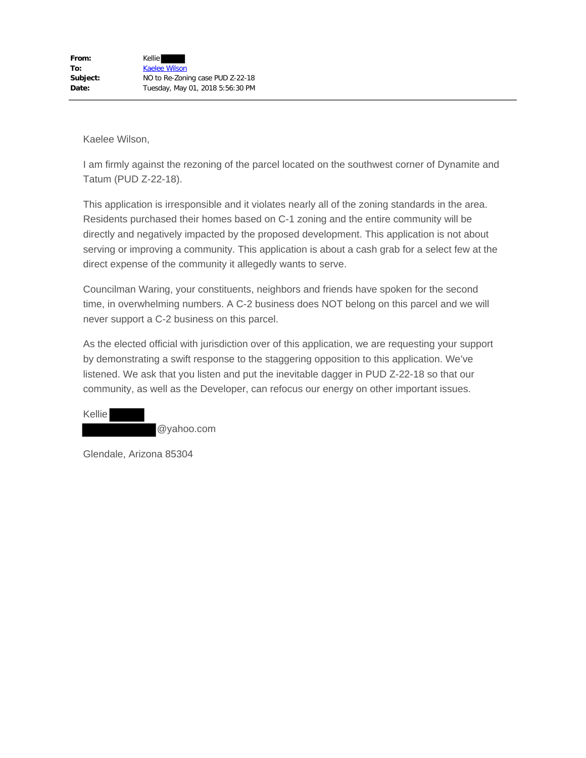| | |
|---|---|
| **From:** | Kellie |
| **To:** | Kaelee Wilson |
| **Subject:** | NO to Re-Zoning case PUD Z-22-18 |
| **Date:** | Tuesday, May 01, 2018 5:56:30 PM |

---

Kaelee Wilson,

I am firmly against the rezoning of the parcel located on the southwest corner of Dynamite and Tatum (PUD Z-22-18).

This application is irresponsible and it violates nearly all of the zoning standards in the area. Residents purchased their homes based on C-1 zoning and the entire community will be directly and negatively impacted by the proposed development. This application is not about serving or improving a community. This application is about a cash grab for a select few at the direct expense of the community it allegedly wants to serve.

Councilman Waring, your constituents, neighbors and friends have spoken for the second time, in overwhelming numbers. A C-2 business does NOT belong on this parcel and we will never support a C-2 business on this parcel.

As the elected official with jurisdiction over of this application, we are requesting your support by demonstrating a swift response to the staggering opposition to this application. We've listened. We ask that you listen and put the inevitable dagger in PUD Z-22-18 so that our community, as well as the Developer, can refocus our energy on other important issues.

Kellie
@yahoo.com

Glendale, Arizona 85304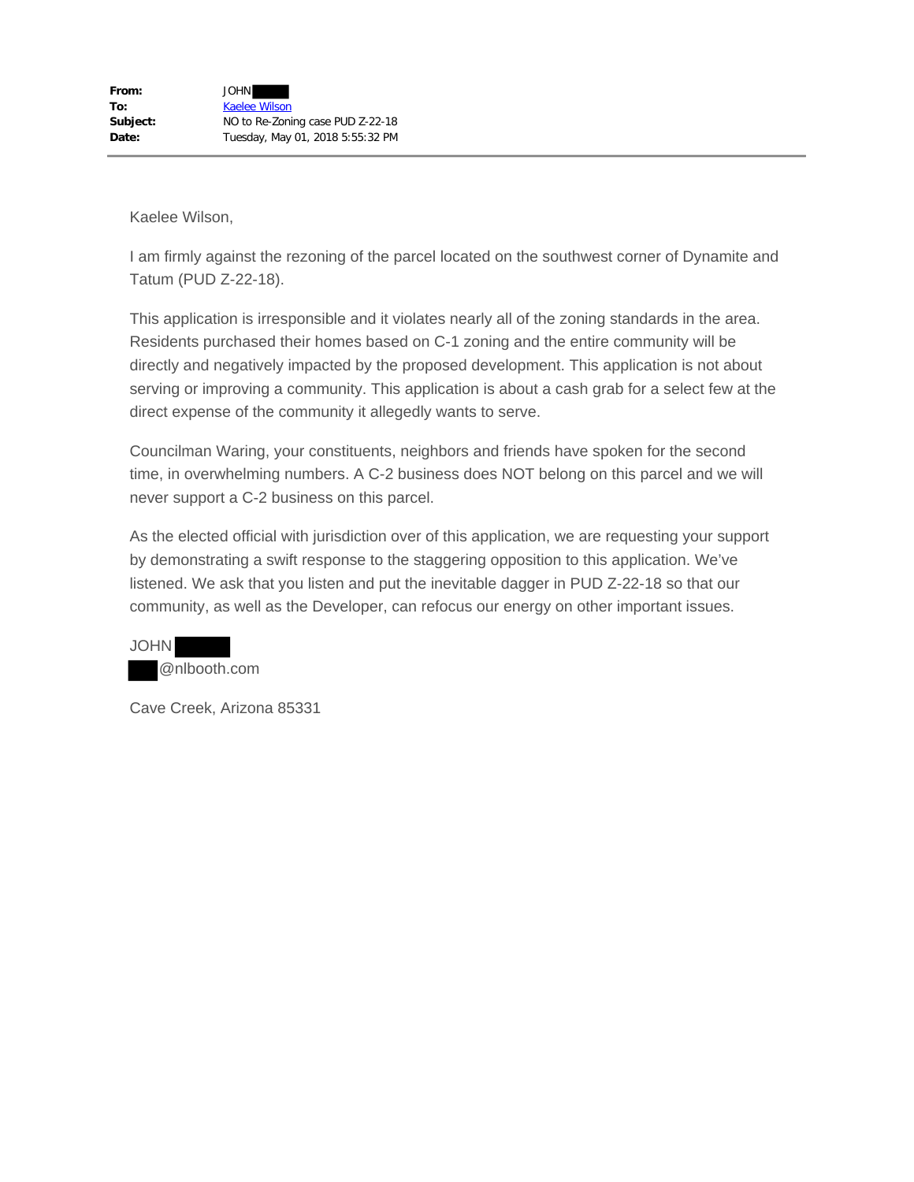**From:** JOHN ████
**To:** Kaelee Wilson
**Subject:** NO to Re-Zoning case PUD Z-22-18
**Date:** Tuesday, May 01, 2018 5:55:32 PM

---

Kaelee Wilson,

I am firmly against the rezoning of the parcel located on the southwest corner of Dynamite and Tatum (PUD Z-22-18).

This application is irresponsible and it violates nearly all of the zoning standards in the area. Residents purchased their homes based on C-1 zoning and the entire community will be directly and negatively impacted by the proposed development. This application is not about serving or improving a community. This application is about a cash grab for a select few at the direct expense of the community it allegedly wants to serve.

Councilman Waring, your constituents, neighbors and friends have spoken for the second time, in overwhelming numbers. A C-2 business does NOT belong on this parcel and we will never support a C-2 business on this parcel.

As the elected official with jurisdiction over of this application, we are requesting your support by demonstrating a swift response to the staggering opposition to this application. We've listened. We ask that you listen and put the inevitable dagger in PUD Z-22-18 so that our community, as well as the Developer, can refocus our energy on other important issues.

JOHN ████
████@nlbooth.com

Cave Creek, Arizona 85331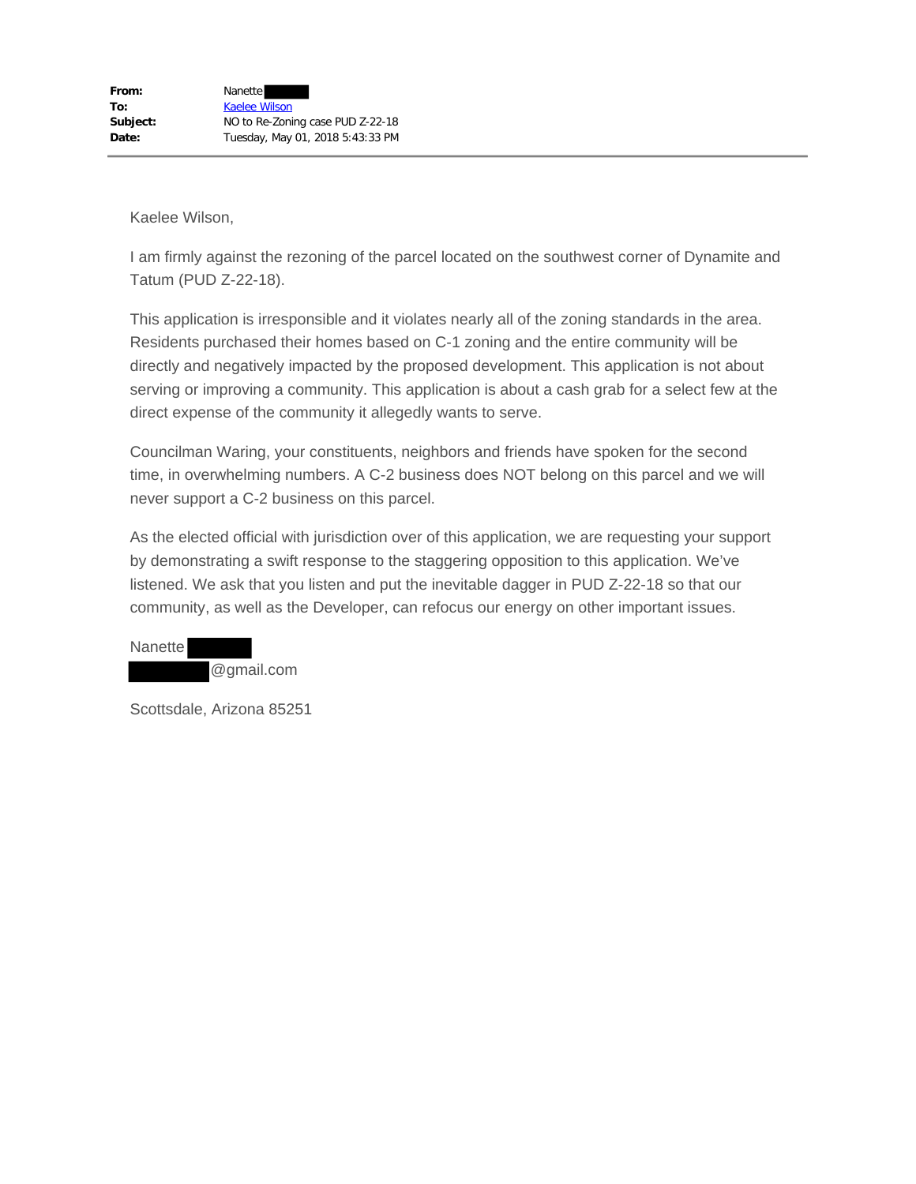**From:** Nanette
**To:** Kaelee Wilson
**Subject:** NO to Re-Zoning case PUD Z-22-18
**Date:** Tuesday, May 01, 2018 5:43:33 PM

---

Kaelee Wilson,

I am firmly against the rezoning of the parcel located on the southwest corner of Dynamite and Tatum (PUD Z-22-18).

This application is irresponsible and it violates nearly all of the zoning standards in the area. Residents purchased their homes based on C-1 zoning and the entire community will be directly and negatively impacted by the proposed development. This application is not about serving or improving a community. This application is about a cash grab for a select few at the direct expense of the community it allegedly wants to serve.

Councilman Waring, your constituents, neighbors and friends have spoken for the second time, in overwhelming numbers. A C-2 business does NOT belong on this parcel and we will never support a C-2 business on this parcel.

As the elected official with jurisdiction over of this application, we are requesting your support by demonstrating a swift response to the staggering opposition to this application. We've listened. We ask that you listen and put the inevitable dagger in PUD Z-22-18 so that our community, as well as the Developer, can refocus our energy on other important issues.

Nanette
@gmail.com

Scottsdale, Arizona 85251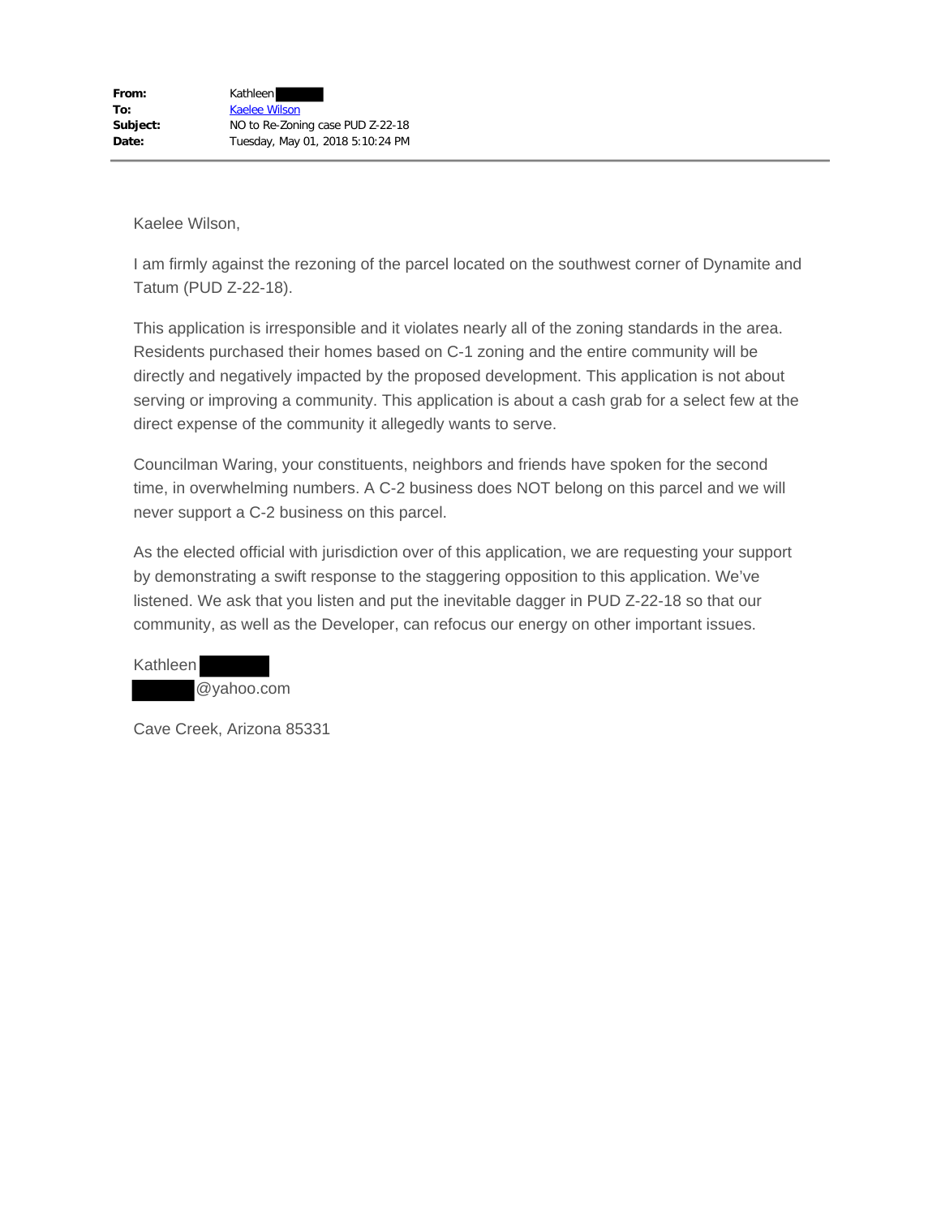| | |
|---|---|
| **From:** | Kathleen |
| **To:** | Kaelee Wilson |
| **Subject:** | NO to Re-Zoning case PUD Z-22-18 |
| **Date:** | Tuesday, May 01, 2018 5:10:24 PM |

---

Kaelee Wilson,

I am firmly against the rezoning of the parcel located on the southwest corner of Dynamite and Tatum (PUD Z-22-18).

This application is irresponsible and it violates nearly all of the zoning standards in the area. Residents purchased their homes based on C-1 zoning and the entire community will be directly and negatively impacted by the proposed development. This application is not about serving or improving a community. This application is about a cash grab for a select few at the direct expense of the community it allegedly wants to serve.

Councilman Waring, your constituents, neighbors and friends have spoken for the second time, in overwhelming numbers. A C-2 business does NOT belong on this parcel and we will never support a C-2 business on this parcel.

As the elected official with jurisdiction over of this application, we are requesting your support by demonstrating a swift response to the staggering opposition to this application. We've listened. We ask that you listen and put the inevitable dagger in PUD Z-22-18 so that our community, as well as the Developer, can refocus our energy on other important issues.

Kathleen
@yahoo.com

Cave Creek, Arizona 85331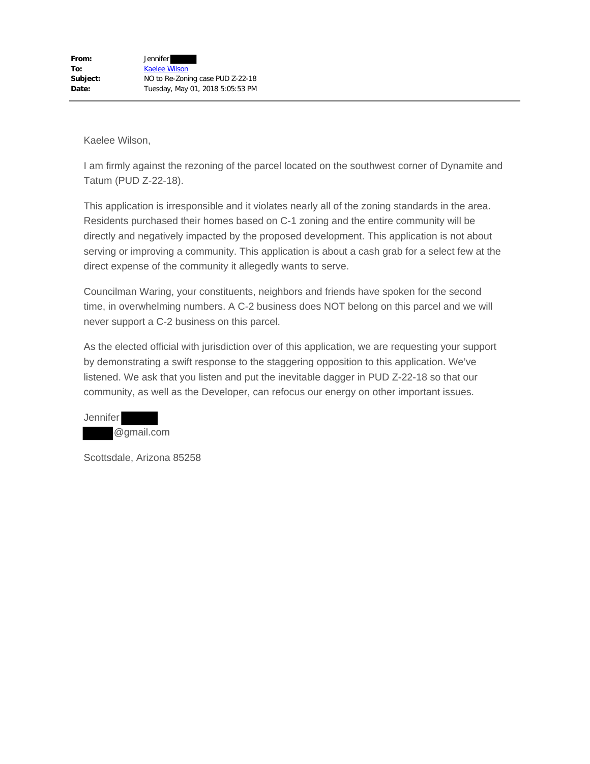**From:** Jennifer

**To:** Kaelee Wilson

**Subject:** NO to Re-Zoning case PUD Z-22-18

**Date:** Tuesday, May 01, 2018 5:05:53 PM

---

Kaelee Wilson,

I am firmly against the rezoning of the parcel located on the southwest corner of Dynamite and Tatum (PUD Z-22-18).

This application is irresponsible and it violates nearly all of the zoning standards in the area. Residents purchased their homes based on C-1 zoning and the entire community will be directly and negatively impacted by the proposed development. This application is not about serving or improving a community. This application is about a cash grab for a select few at the direct expense of the community it allegedly wants to serve.

Councilman Waring, your constituents, neighbors and friends have spoken for the second time, in overwhelming numbers. A C-2 business does NOT belong on this parcel and we will never support a C-2 business on this parcel.

As the elected official with jurisdiction over of this application, we are requesting your support by demonstrating a swift response to the staggering opposition to this application. We've listened. We ask that you listen and put the inevitable dagger in PUD Z-22-18 so that our community, as well as the Developer, can refocus our energy on other important issues.

Jennifer
@gmail.com

Scottsdale, Arizona 85258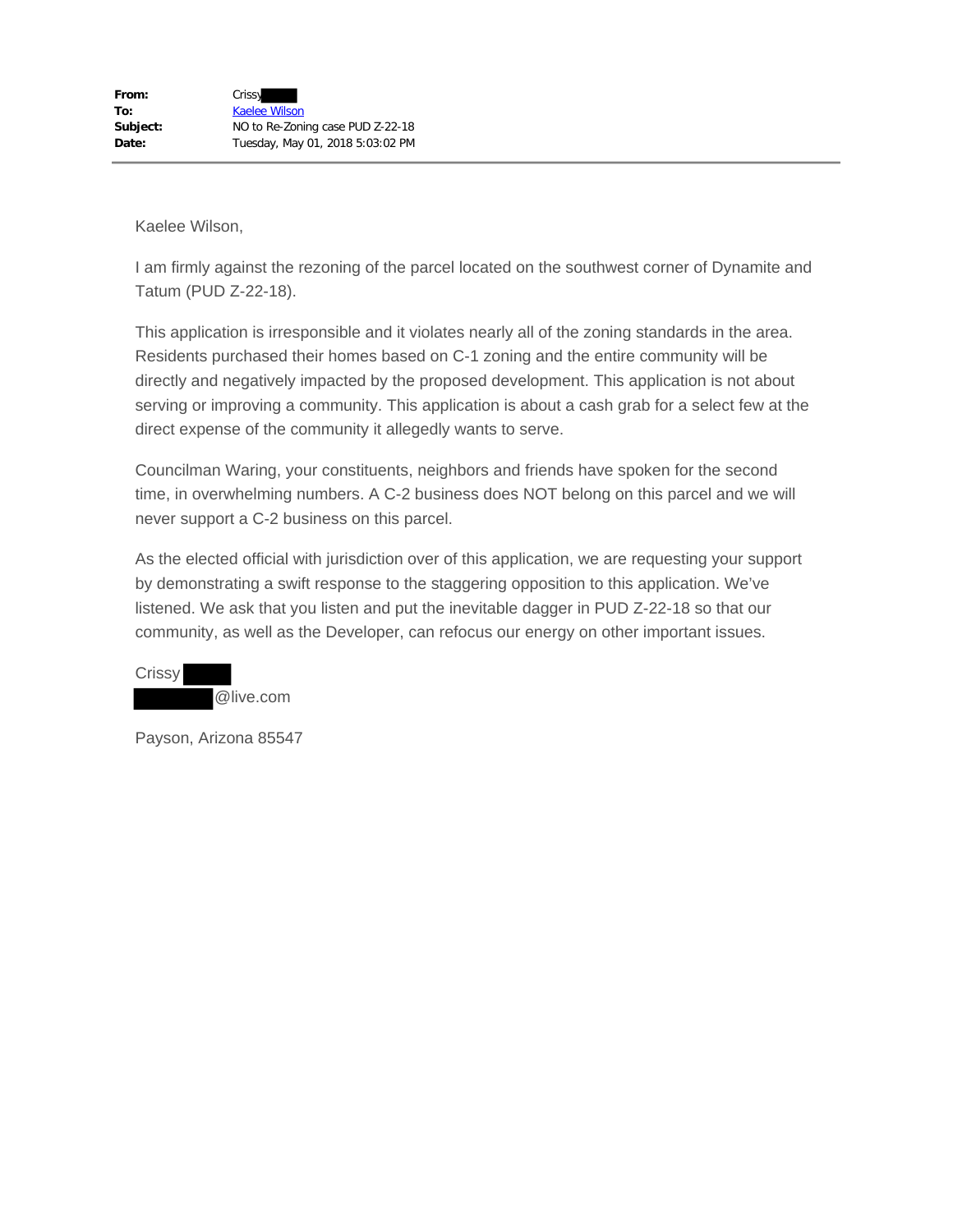**From:** Crissy
**To:** Kaelee Wilson
**Subject:** NO to Re-Zoning case PUD Z-22-18
**Date:** Tuesday, May 01, 2018 5:03:02 PM

---

Kaelee Wilson,

I am firmly against the rezoning of the parcel located on the southwest corner of Dynamite and Tatum (PUD Z-22-18).

This application is irresponsible and it violates nearly all of the zoning standards in the area. Residents purchased their homes based on C-1 zoning and the entire community will be directly and negatively impacted by the proposed development. This application is not about serving or improving a community. This application is about a cash grab for a select few at the direct expense of the community it allegedly wants to serve.

Councilman Waring, your constituents, neighbors and friends have spoken for the second time, in overwhelming numbers. A C-2 business does NOT belong on this parcel and we will never support a C-2 business on this parcel.

As the elected official with jurisdiction over of this application, we are requesting your support by demonstrating a swift response to the staggering opposition to this application. We've listened. We ask that you listen and put the inevitable dagger in PUD Z-22-18 so that our community, as well as the Developer, can refocus our energy on other important issues.

Crissy
@live.com

Payson, Arizona 85547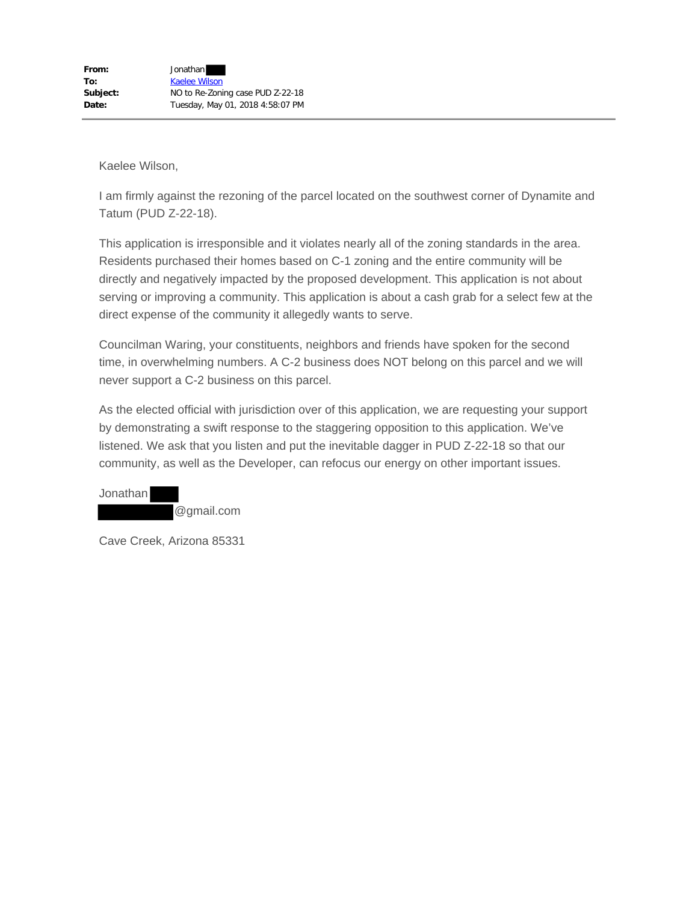**From:** Jonathan ███
**To:** Kaelee Wilson
**Subject:** NO to Re-Zoning case PUD Z-22-18
**Date:** Tuesday, May 01, 2018 4:58:07 PM

---

Kaelee Wilson,

I am firmly against the rezoning of the parcel located on the southwest corner of Dynamite and Tatum (PUD Z-22-18).

This application is irresponsible and it violates nearly all of the zoning standards in the area. Residents purchased their homes based on C-1 zoning and the entire community will be directly and negatively impacted by the proposed development. This application is not about serving or improving a community. This application is about a cash grab for a select few at the direct expense of the community it allegedly wants to serve.

Councilman Waring, your constituents, neighbors and friends have spoken for the second time, in overwhelming numbers. A C-2 business does NOT belong on this parcel and we will never support a C-2 business on this parcel.

As the elected official with jurisdiction over of this application, we are requesting your support by demonstrating a swift response to the staggering opposition to this application. We've listened. We ask that you listen and put the inevitable dagger in PUD Z-22-18 so that our community, as well as the Developer, can refocus our energy on other important issues.

Jonathan ███
███@gmail.com

Cave Creek, Arizona 85331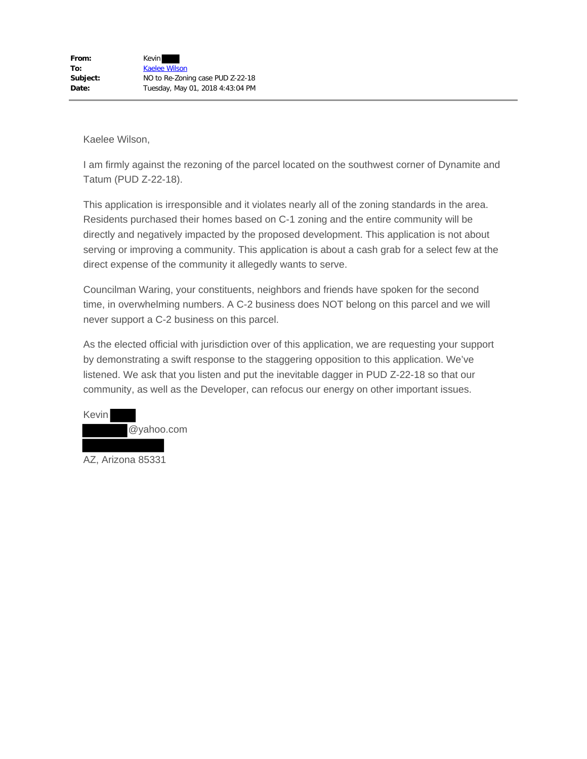| | |
|---|---|
| **From:** | Kevin |
| **To:** | Kaelee Wilson |
| **Subject:** | NO to Re-Zoning case PUD Z-22-18 |
| **Date:** | Tuesday, May 01, 2018 4:43:04 PM |

---

Kaelee Wilson,

I am firmly against the rezoning of the parcel located on the southwest corner of Dynamite and Tatum (PUD Z-22-18).

This application is irresponsible and it violates nearly all of the zoning standards in the area. Residents purchased their homes based on C-1 zoning and the entire community will be directly and negatively impacted by the proposed development. This application is not about serving or improving a community. This application is about a cash grab for a select few at the direct expense of the community it allegedly wants to serve.

Councilman Waring, your constituents, neighbors and friends have spoken for the second time, in overwhelming numbers. A C-2 business does NOT belong on this parcel and we will never support a C-2 business on this parcel.

As the elected official with jurisdiction over of this application, we are requesting your support by demonstrating a swift response to the staggering opposition to this application. We've listened. We ask that you listen and put the inevitable dagger in PUD Z-22-18 so that our community, as well as the Developer, can refocus our energy on other important issues.

Kevin
@yahoo.com

AZ, Arizona 85331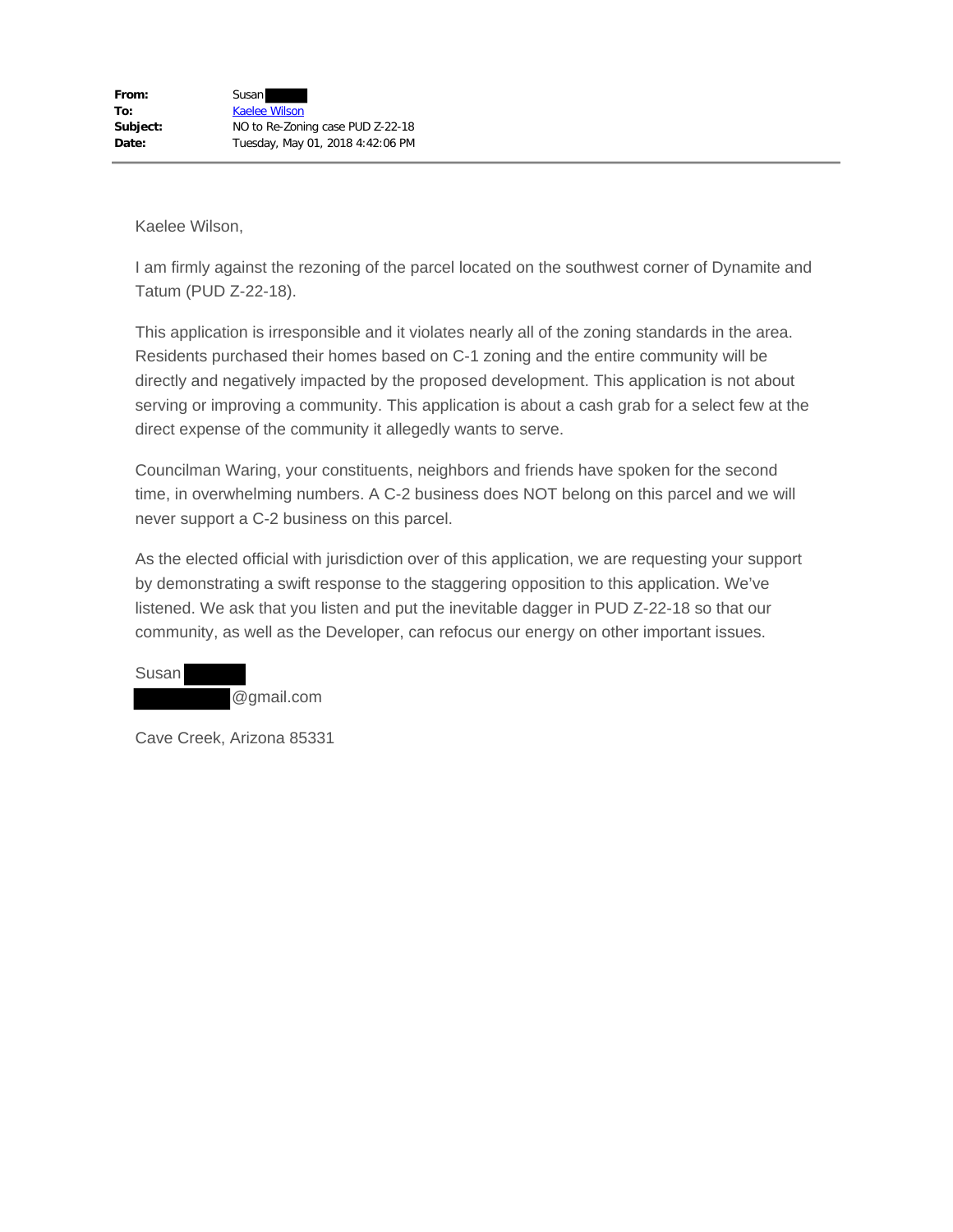**From:** Susan
**To:** Kaelee Wilson
**Subject:** NO to Re-Zoning case PUD Z-22-18
**Date:** Tuesday, May 01, 2018 4:42:06 PM

---

Kaelee Wilson,

I am firmly against the rezoning of the parcel located on the southwest corner of Dynamite and Tatum (PUD Z-22-18).

This application is irresponsible and it violates nearly all of the zoning standards in the area. Residents purchased their homes based on C-1 zoning and the entire community will be directly and negatively impacted by the proposed development. This application is not about serving or improving a community. This application is about a cash grab for a select few at the direct expense of the community it allegedly wants to serve.

Councilman Waring, your constituents, neighbors and friends have spoken for the second time, in overwhelming numbers. A C-2 business does NOT belong on this parcel and we will never support a C-2 business on this parcel.

As the elected official with jurisdiction over of this application, we are requesting your support by demonstrating a swift response to the staggering opposition to this application. We've listened. We ask that you listen and put the inevitable dagger in PUD Z-22-18 so that our community, as well as the Developer, can refocus our energy on other important issues.

Susan
@gmail.com

Cave Creek, Arizona 85331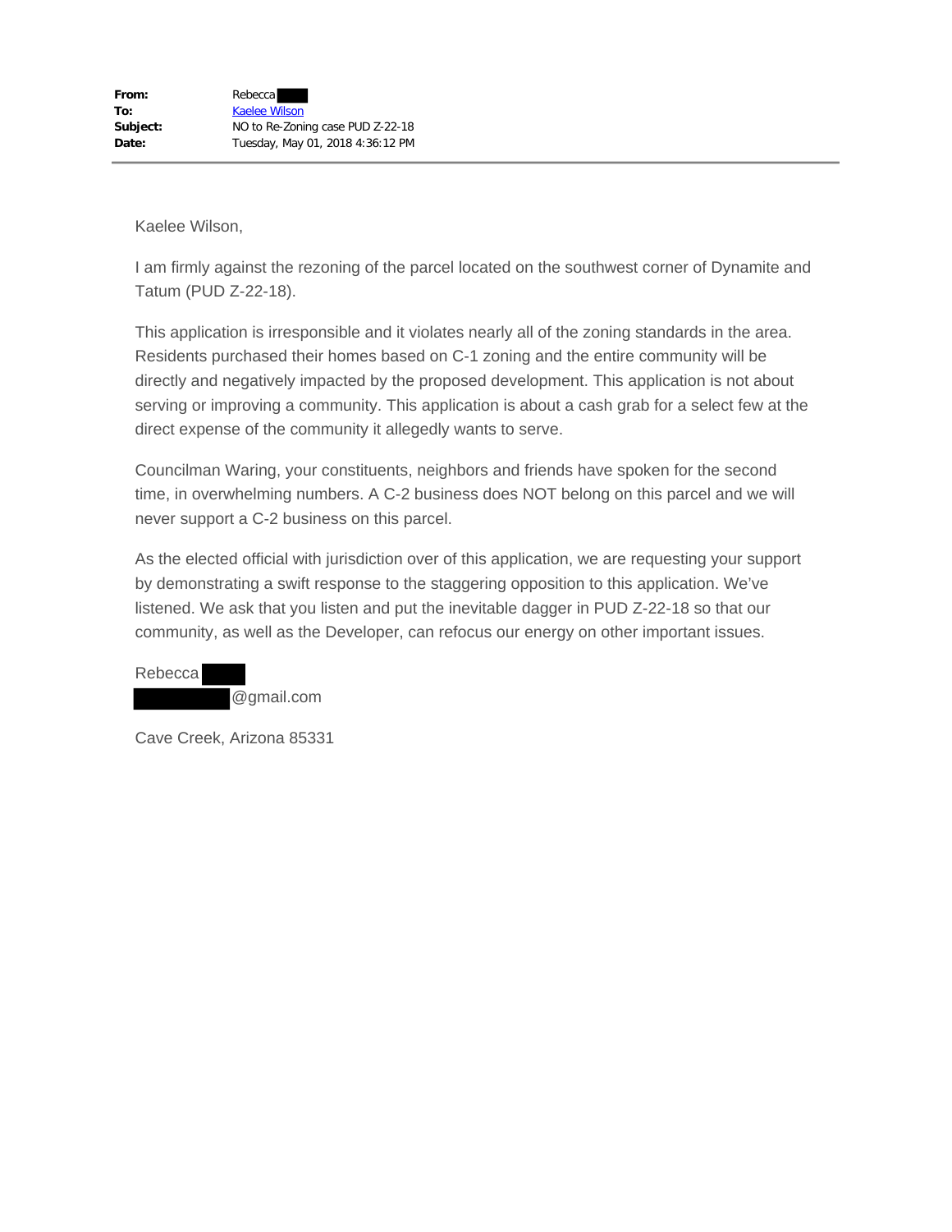**From:** Rebecca
**To:** Kaelee Wilson
**Subject:** NO to Re-Zoning case PUD Z-22-18
**Date:** Tuesday, May 01, 2018 4:36:12 PM

---

Kaelee Wilson,

I am firmly against the rezoning of the parcel located on the southwest corner of Dynamite and Tatum (PUD Z-22-18).

This application is irresponsible and it violates nearly all of the zoning standards in the area. Residents purchased their homes based on C-1 zoning and the entire community will be directly and negatively impacted by the proposed development. This application is not about serving or improving a community. This application is about a cash grab for a select few at the direct expense of the community it allegedly wants to serve.

Councilman Waring, your constituents, neighbors and friends have spoken for the second time, in overwhelming numbers. A C-2 business does NOT belong on this parcel and we will never support a C-2 business on this parcel.

As the elected official with jurisdiction over of this application, we are requesting your support by demonstrating a swift response to the staggering opposition to this application. We've listened. We ask that you listen and put the inevitable dagger in PUD Z-22-18 so that our community, as well as the Developer, can refocus our energy on other important issues.

Rebecca
@gmail.com

Cave Creek, Arizona 85331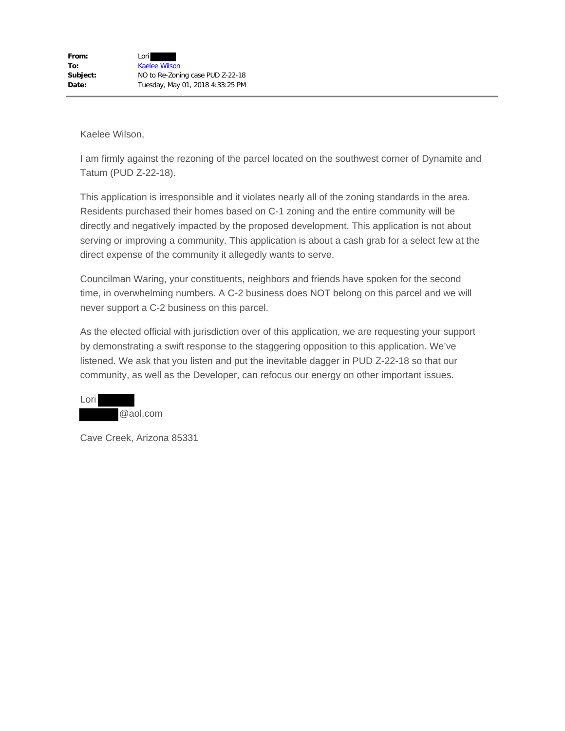**From:** Lori
**To:** Kaelee Wilson
**Subject:** NO to Re-Zoning case PUD Z-22-18
**Date:** Tuesday, May 01, 2018 4:33:25 PM

---

Kaelee Wilson,

I am firmly against the rezoning of the parcel located on the southwest corner of Dynamite and Tatum (PUD Z-22-18).

This application is irresponsible and it violates nearly all of the zoning standards in the area. Residents purchased their homes based on C-1 zoning and the entire community will be directly and negatively impacted by the proposed development. This application is not about serving or improving a community. This application is about a cash grab for a select few at the direct expense of the community it allegedly wants to serve.

Councilman Waring, your constituents, neighbors and friends have spoken for the second time, in overwhelming numbers. A C-2 business does NOT belong on this parcel and we will never support a C-2 business on this parcel.

As the elected official with jurisdiction over of this application, we are requesting your support by demonstrating a swift response to the staggering opposition to this application. We've listened. We ask that you listen and put the inevitable dagger in PUD Z-22-18 so that our community, as well as the Developer, can refocus our energy on other important issues.

Lori
@aol.com

Cave Creek, Arizona 85331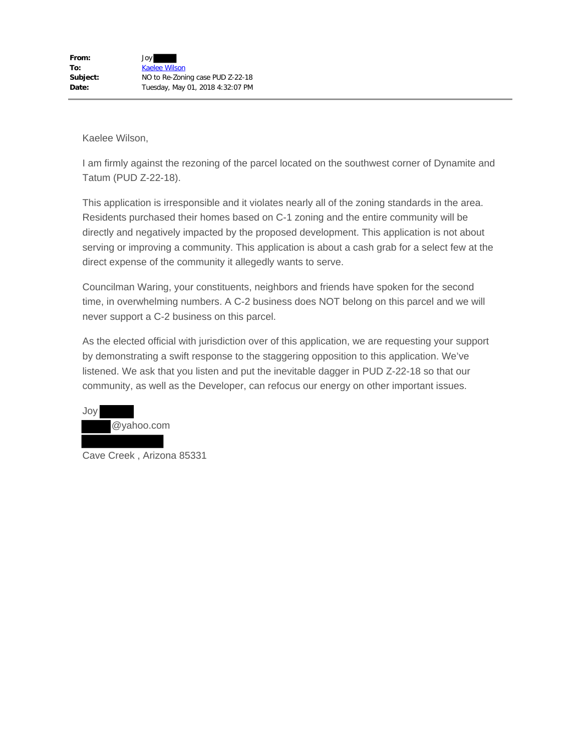**From:** Joy
**To:** Kaelee Wilson
**Subject:** NO to Re-Zoning case PUD Z-22-18
**Date:** Tuesday, May 01, 2018 4:32:07 PM

---

Kaelee Wilson,

I am firmly against the rezoning of the parcel located on the southwest corner of Dynamite and Tatum (PUD Z-22-18).

This application is irresponsible and it violates nearly all of the zoning standards in the area. Residents purchased their homes based on C-1 zoning and the entire community will be directly and negatively impacted by the proposed development. This application is not about serving or improving a community. This application is about a cash grab for a select few at the direct expense of the community it allegedly wants to serve.

Councilman Waring, your constituents, neighbors and friends have spoken for the second time, in overwhelming numbers. A C-2 business does NOT belong on this parcel and we will never support a C-2 business on this parcel.

As the elected official with jurisdiction over of this application, we are requesting your support by demonstrating a swift response to the staggering opposition to this application. We've listened. We ask that you listen and put the inevitable dagger in PUD Z-22-18 so that our community, as well as the Developer, can refocus our energy on other important issues.

Joy
@yahoo.com

Cave Creek , Arizona 85331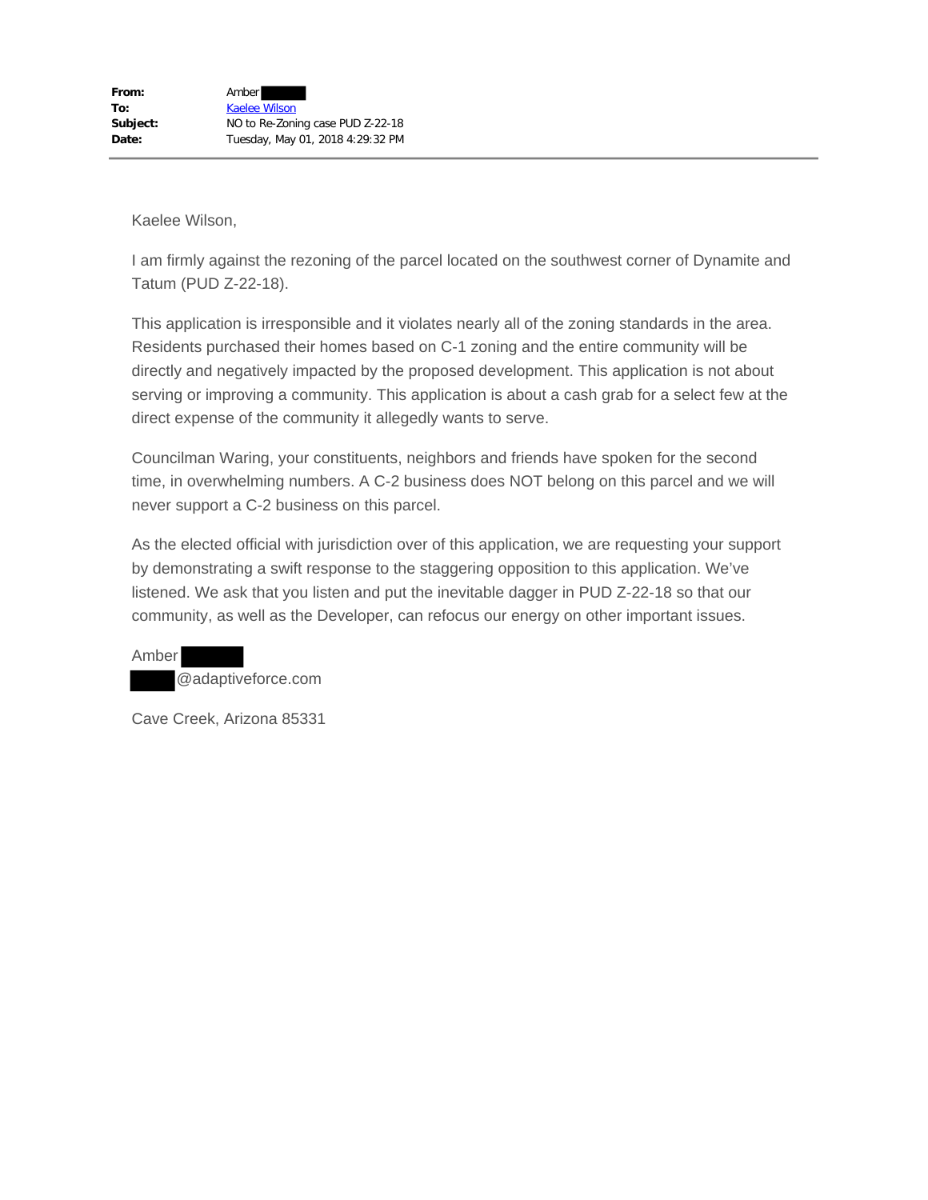| | |
|---|---|
| **From:** | Amber |
| **To:** | Kaelee Wilson |
| **Subject:** | NO to Re-Zoning case PUD Z-22-18 |
| **Date:** | Tuesday, May 01, 2018 4:29:32 PM |

---

Kaelee Wilson,

I am firmly against the rezoning of the parcel located on the southwest corner of Dynamite and Tatum (PUD Z-22-18).

This application is irresponsible and it violates nearly all of the zoning standards in the area. Residents purchased their homes based on C-1 zoning and the entire community will be directly and negatively impacted by the proposed development. This application is not about serving or improving a community. This application is about a cash grab for a select few at the direct expense of the community it allegedly wants to serve.

Councilman Waring, your constituents, neighbors and friends have spoken for the second time, in overwhelming numbers. A C-2 business does NOT belong on this parcel and we will never support a C-2 business on this parcel.

As the elected official with jurisdiction over of this application, we are requesting your support by demonstrating a swift response to the staggering opposition to this application. We've listened. We ask that you listen and put the inevitable dagger in PUD Z-22-18 so that our community, as well as the Developer, can refocus our energy on other important issues.

Amber
@adaptiveforce.com

Cave Creek, Arizona 85331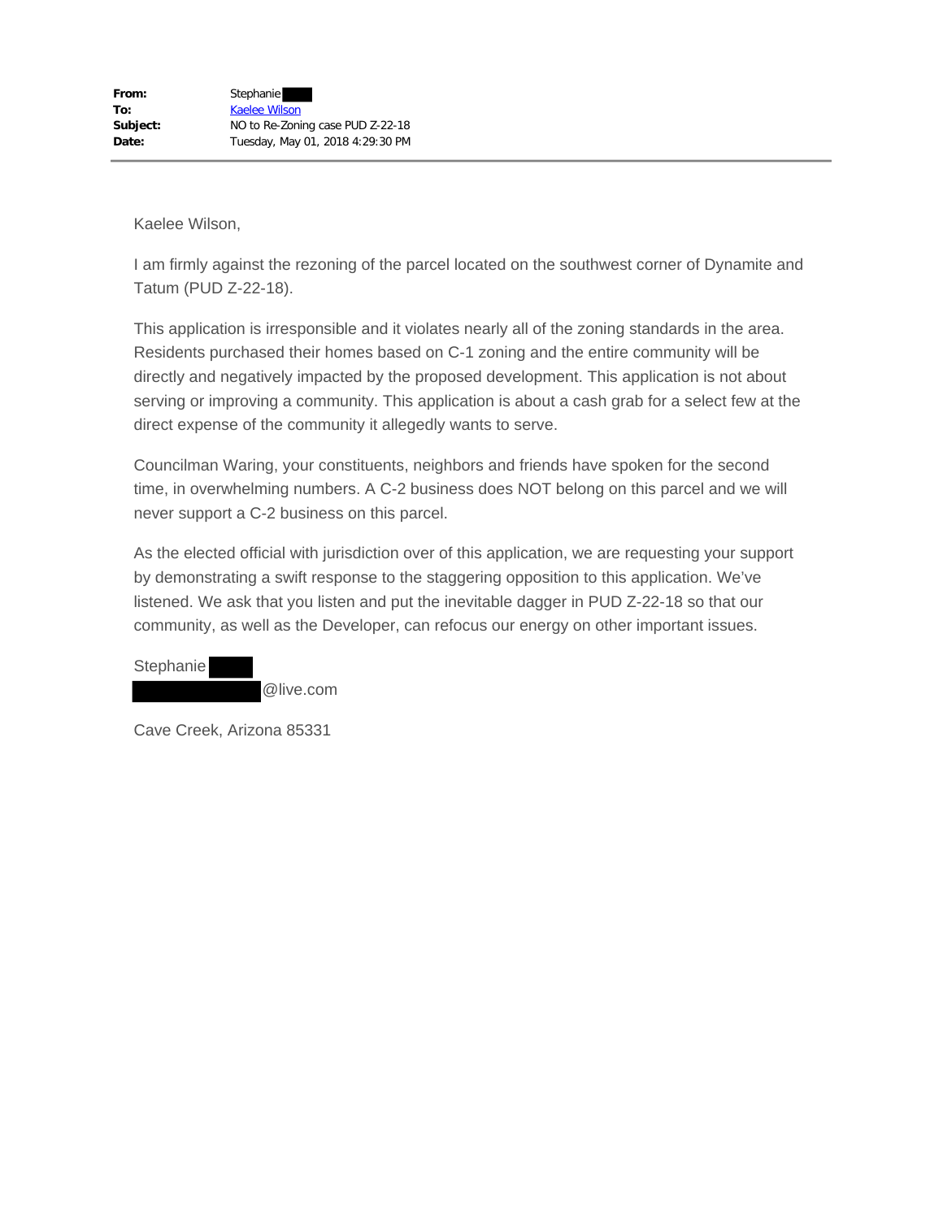**From:** Stephanie
**To:** Kaelee Wilson
**Subject:** NO to Re-Zoning case PUD Z-22-18
**Date:** Tuesday, May 01, 2018 4:29:30 PM

---

Kaelee Wilson,

I am firmly against the rezoning of the parcel located on the southwest corner of Dynamite and Tatum (PUD Z-22-18).

This application is irresponsible and it violates nearly all of the zoning standards in the area. Residents purchased their homes based on C-1 zoning and the entire community will be directly and negatively impacted by the proposed development. This application is not about serving or improving a community. This application is about a cash grab for a select few at the direct expense of the community it allegedly wants to serve.

Councilman Waring, your constituents, neighbors and friends have spoken for the second time, in overwhelming numbers. A C-2 business does NOT belong on this parcel and we will never support a C-2 business on this parcel.

As the elected official with jurisdiction over of this application, we are requesting your support by demonstrating a swift response to the staggering opposition to this application. We've listened. We ask that you listen and put the inevitable dagger in PUD Z-22-18 so that our community, as well as the Developer, can refocus our energy on other important issues.

Stephanie
@live.com

Cave Creek, Arizona 85331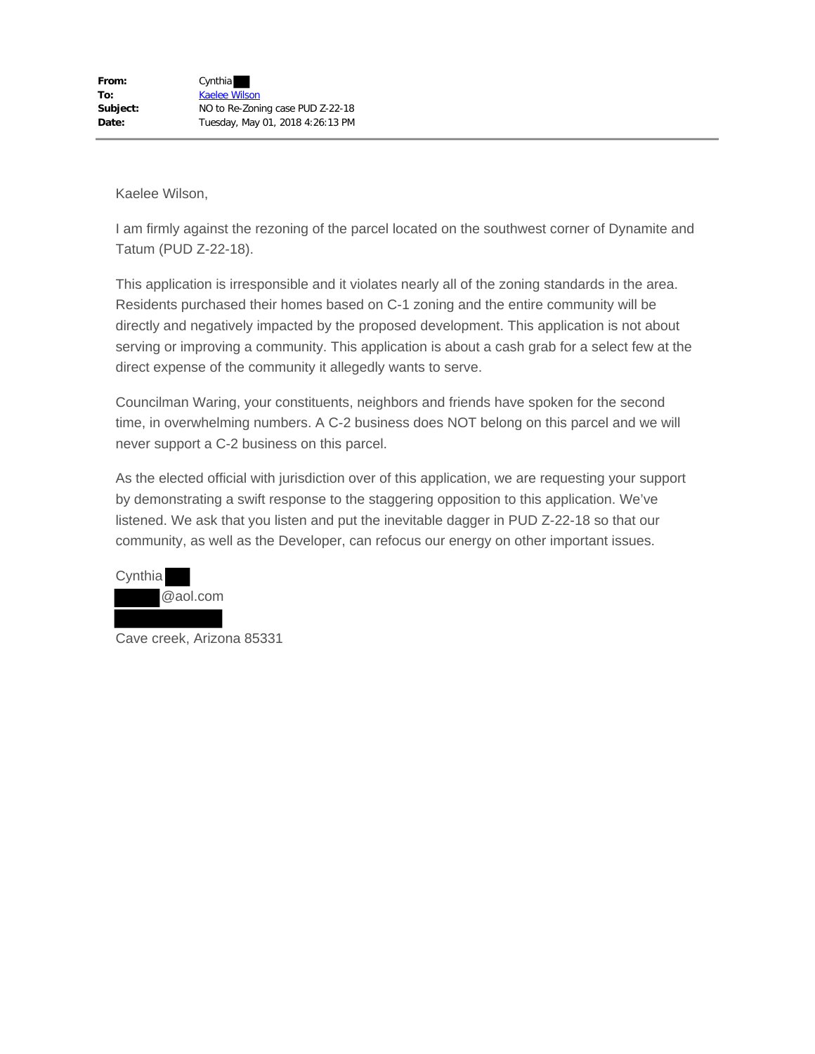**From:** Cynthia
**To:** Kaelee Wilson
**Subject:** NO to Re-Zoning case PUD Z-22-18
**Date:** Tuesday, May 01, 2018 4:26:13 PM

---

Kaelee Wilson,

I am firmly against the rezoning of the parcel located on the southwest corner of Dynamite and Tatum (PUD Z-22-18).

This application is irresponsible and it violates nearly all of the zoning standards in the area. Residents purchased their homes based on C-1 zoning and the entire community will be directly and negatively impacted by the proposed development. This application is not about serving or improving a community. This application is about a cash grab for a select few at the direct expense of the community it allegedly wants to serve.

Councilman Waring, your constituents, neighbors and friends have spoken for the second time, in overwhelming numbers. A C-2 business does NOT belong on this parcel and we will never support a C-2 business on this parcel.

As the elected official with jurisdiction over of this application, we are requesting your support by demonstrating a swift response to the staggering opposition to this application. We've listened. We ask that you listen and put the inevitable dagger in PUD Z-22-18 so that our community, as well as the Developer, can refocus our energy on other important issues.

Cynthia
@aol.com

Cave creek, Arizona 85331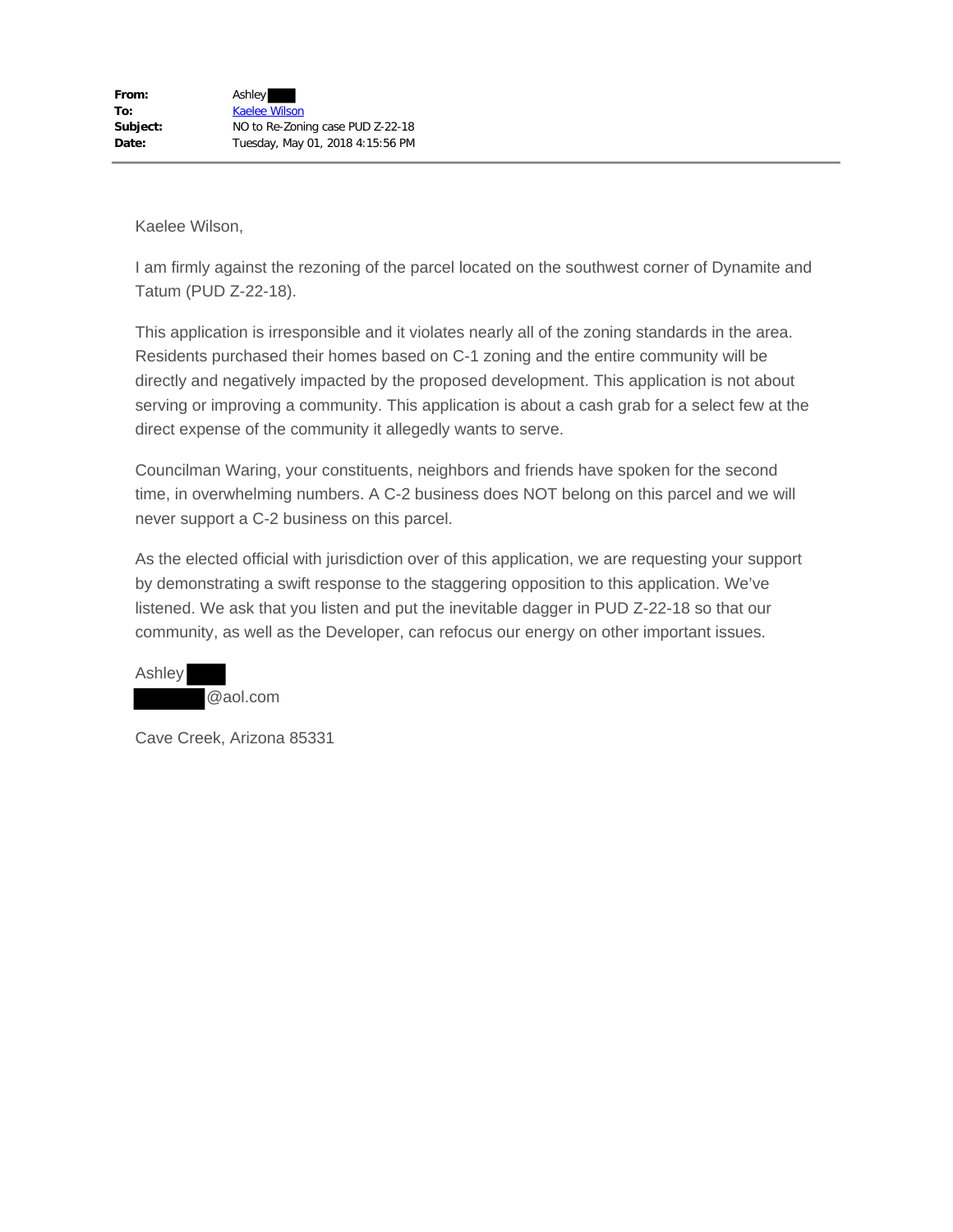|  |  |
| --- | --- |
| **From:** | Ashley |
| **To:** | Kaelee Wilson |
| **Subject:** | NO to Re-Zoning case PUD Z-22-18 |
| **Date:** | Tuesday, May 01, 2018 4:15:56 PM |

---

Kaelee Wilson,

I am firmly against the rezoning of the parcel located on the southwest corner of Dynamite and Tatum (PUD Z-22-18).

This application is irresponsible and it violates nearly all of the zoning standards in the area. Residents purchased their homes based on C-1 zoning and the entire community will be directly and negatively impacted by the proposed development. This application is not about serving or improving a community. This application is about a cash grab for a select few at the direct expense of the community it allegedly wants to serve.

Councilman Waring, your constituents, neighbors and friends have spoken for the second time, in overwhelming numbers. A C-2 business does NOT belong on this parcel and we will never support a C-2 business on this parcel.

As the elected official with jurisdiction over of this application, we are requesting your support by demonstrating a swift response to the staggering opposition to this application. We've listened. We ask that you listen and put the inevitable dagger in PUD Z-22-18 so that our community, as well as the Developer, can refocus our energy on other important issues.

Ashley
@aol.com

Cave Creek, Arizona 85331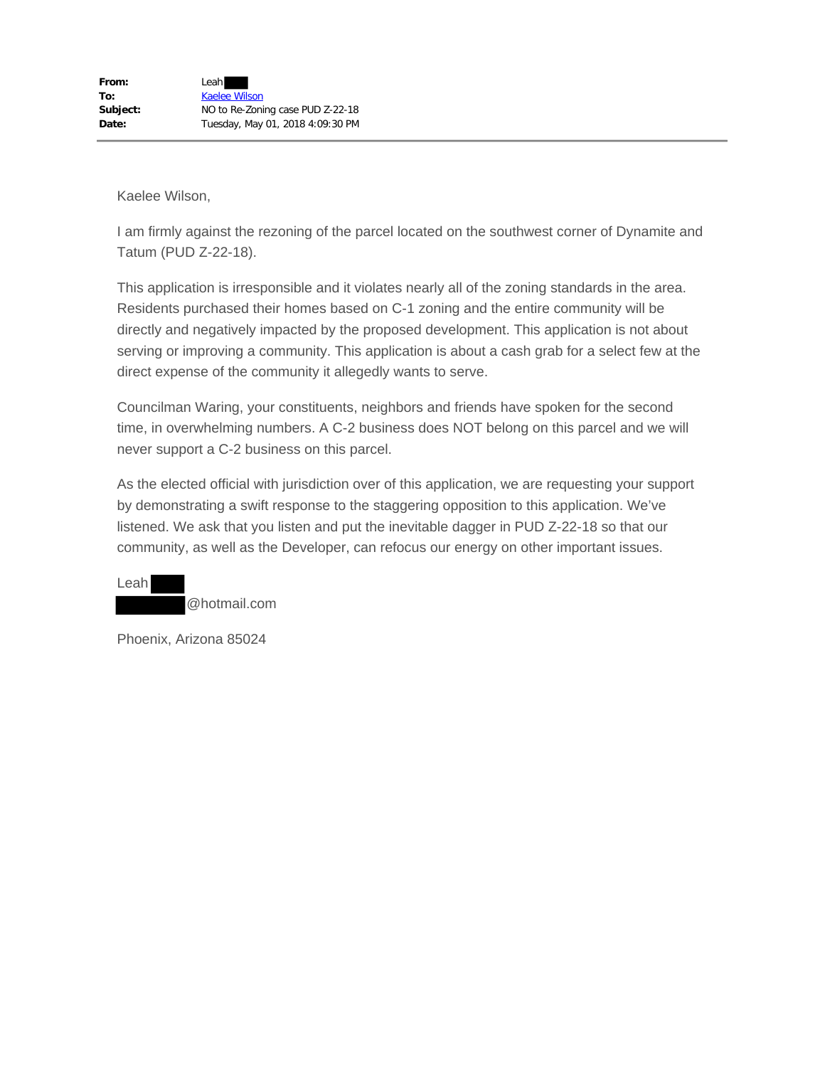**From:** Leah
**To:** Kaelee Wilson
**Subject:** NO to Re-Zoning case PUD Z-22-18
**Date:** Tuesday, May 01, 2018 4:09:30 PM

---

Kaelee Wilson,

I am firmly against the rezoning of the parcel located on the southwest corner of Dynamite and Tatum (PUD Z-22-18).

This application is irresponsible and it violates nearly all of the zoning standards in the area. Residents purchased their homes based on C-1 zoning and the entire community will be directly and negatively impacted by the proposed development. This application is not about serving or improving a community. This application is about a cash grab for a select few at the direct expense of the community it allegedly wants to serve.

Councilman Waring, your constituents, neighbors and friends have spoken for the second time, in overwhelming numbers. A C-2 business does NOT belong on this parcel and we will never support a C-2 business on this parcel.

As the elected official with jurisdiction over of this application, we are requesting your support by demonstrating a swift response to the staggering opposition to this application. We've listened. We ask that you listen and put the inevitable dagger in PUD Z-22-18 so that our community, as well as the Developer, can refocus our energy on other important issues.

Leah
@hotmail.com

Phoenix, Arizona 85024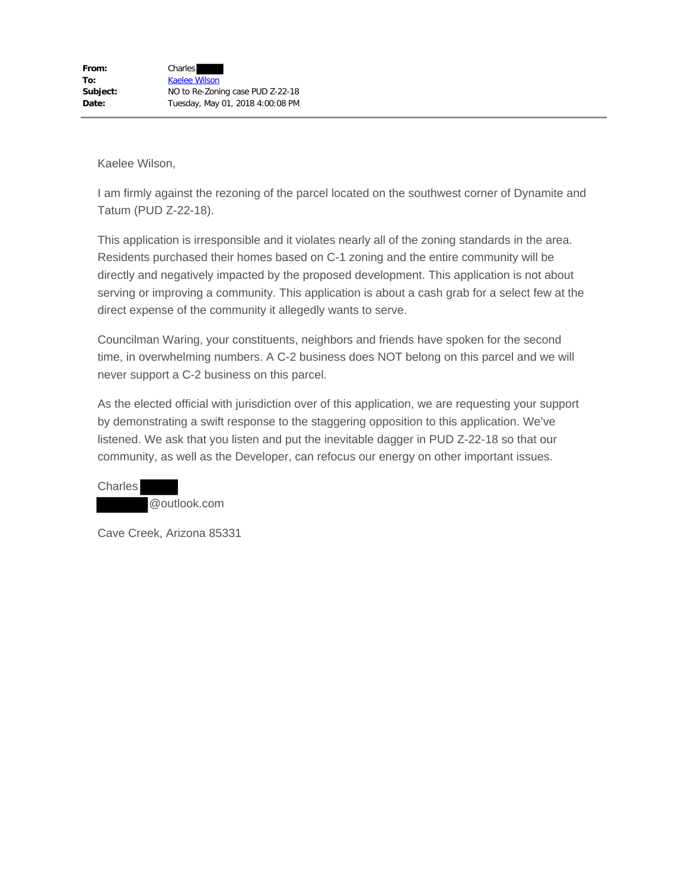**From:** Charles
**To:** Kaelee Wilson
**Subject:** NO to Re-Zoning case PUD Z-22-18
**Date:** Tuesday, May 01, 2018 4:00:08 PM

---

Kaelee Wilson,

I am firmly against the rezoning of the parcel located on the southwest corner of Dynamite and Tatum (PUD Z-22-18).

This application is irresponsible and it violates nearly all of the zoning standards in the area. Residents purchased their homes based on C-1 zoning and the entire community will be directly and negatively impacted by the proposed development. This application is not about serving or improving a community. This application is about a cash grab for a select few at the direct expense of the community it allegedly wants to serve.

Councilman Waring, your constituents, neighbors and friends have spoken for the second time, in overwhelming numbers. A C-2 business does NOT belong on this parcel and we will never support a C-2 business on this parcel.

As the elected official with jurisdiction over of this application, we are requesting your support by demonstrating a swift response to the staggering opposition to this application. We've listened. We ask that you listen and put the inevitable dagger in PUD Z-22-18 so that our community, as well as the Developer, can refocus our energy on other important issues.

Charles
@outlook.com

Cave Creek, Arizona 85331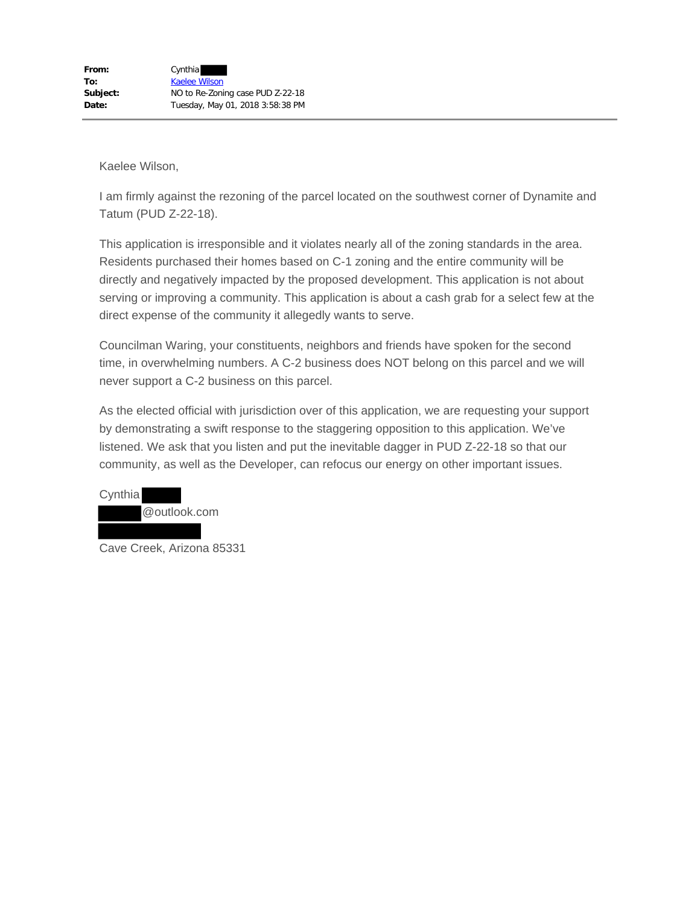**From:** Cynthia
**To:** Kaelee Wilson
**Subject:** NO to Re-Zoning case PUD Z-22-18
**Date:** Tuesday, May 01, 2018 3:58:38 PM

---

Kaelee Wilson,

I am firmly against the rezoning of the parcel located on the southwest corner of Dynamite and Tatum (PUD Z-22-18).

This application is irresponsible and it violates nearly all of the zoning standards in the area. Residents purchased their homes based on C-1 zoning and the entire community will be directly and negatively impacted by the proposed development. This application is not about serving or improving a community. This application is about a cash grab for a select few at the direct expense of the community it allegedly wants to serve.

Councilman Waring, your constituents, neighbors and friends have spoken for the second time, in overwhelming numbers. A C-2 business does NOT belong on this parcel and we will never support a C-2 business on this parcel.

As the elected official with jurisdiction over of this application, we are requesting your support by demonstrating a swift response to the staggering opposition to this application. We've listened. We ask that you listen and put the inevitable dagger in PUD Z-22-18 so that our community, as well as the Developer, can refocus our energy on other important issues.

Cynthia
@outlook.com

Cave Creek, Arizona 85331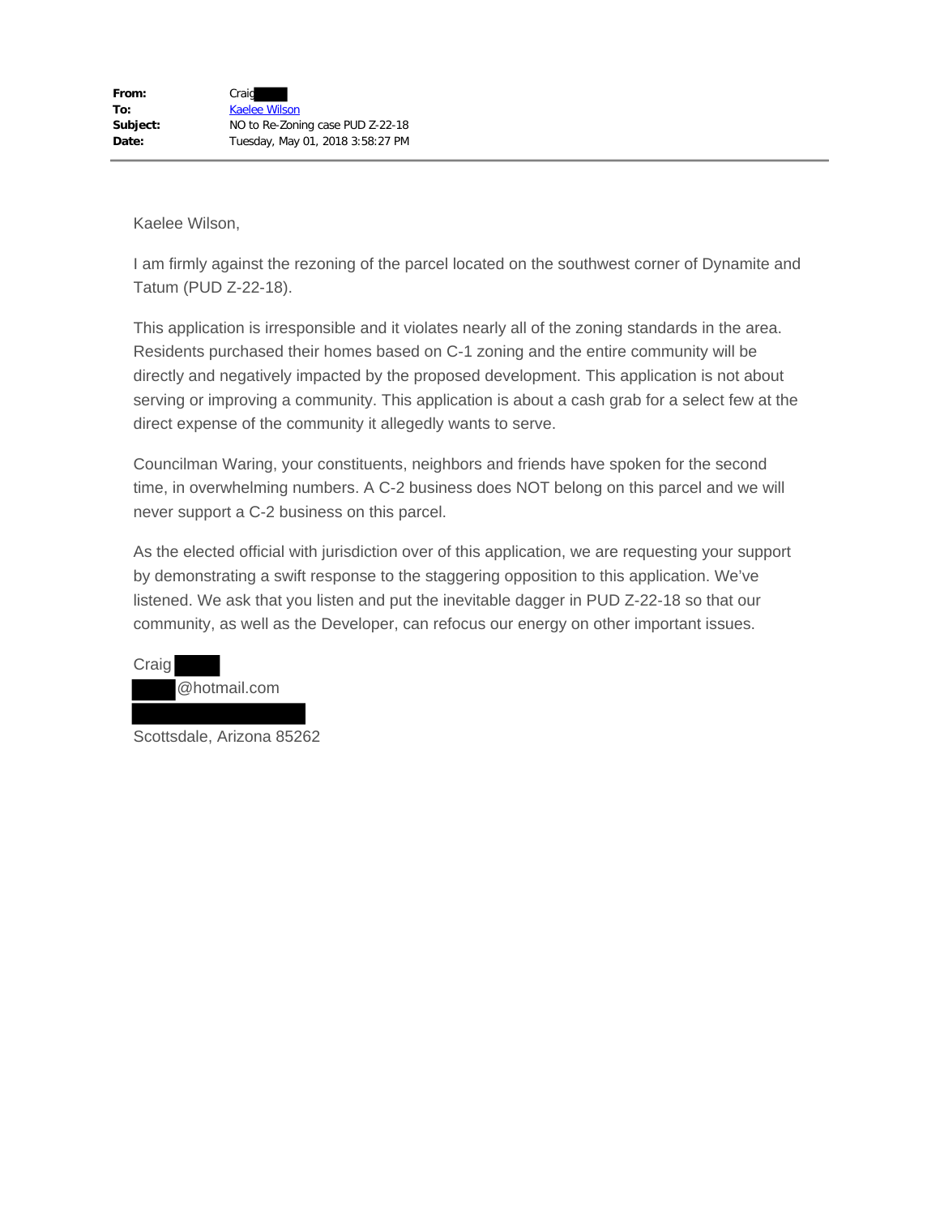**From:** Craig

**To:** Kaelee Wilson

**Subject:** NO to Re-Zoning case PUD Z-22-18

**Date:** Tuesday, May 01, 2018 3:58:27 PM

---

Kaelee Wilson,

I am firmly against the rezoning of the parcel located on the southwest corner of Dynamite and Tatum (PUD Z-22-18).

This application is irresponsible and it violates nearly all of the zoning standards in the area. Residents purchased their homes based on C-1 zoning and the entire community will be directly and negatively impacted by the proposed development. This application is not about serving or improving a community. This application is about a cash grab for a select few at the direct expense of the community it allegedly wants to serve.

Councilman Waring, your constituents, neighbors and friends have spoken for the second time, in overwhelming numbers. A C-2 business does NOT belong on this parcel and we will never support a C-2 business on this parcel.

As the elected official with jurisdiction over of this application, we are requesting your support by demonstrating a swift response to the staggering opposition to this application. We've listened. We ask that you listen and put the inevitable dagger in PUD Z-22-18 so that our community, as well as the Developer, can refocus our energy on other important issues.

Craig

@hotmail.com

Scottsdale, Arizona 85262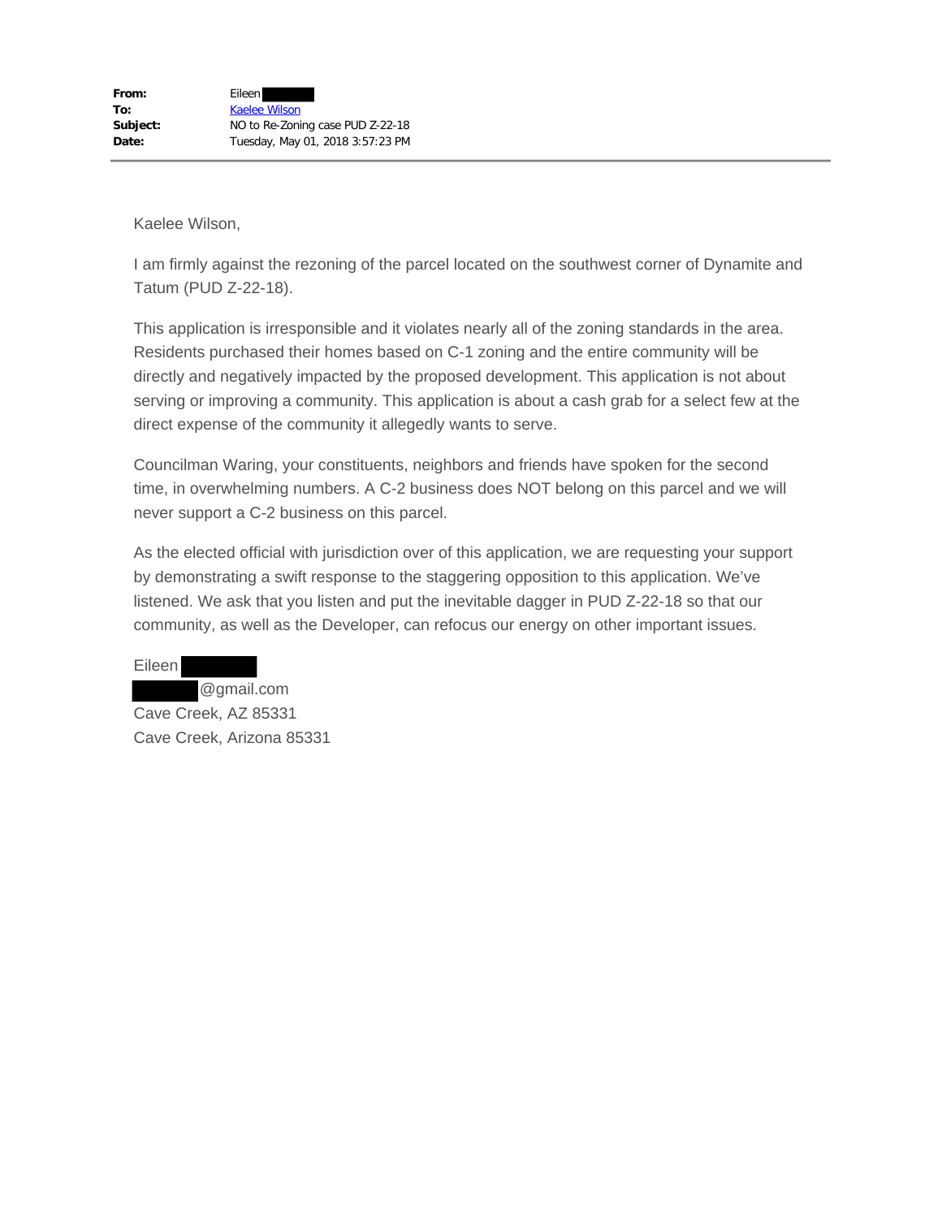**From:** Eileen ██████
**To:** Kaelee Wilson
**Subject:** NO to Re-Zoning case PUD Z-22-18
**Date:** Tuesday, May 01, 2018 3:57:23 PM

---

Kaelee Wilson,

I am firmly against the rezoning of the parcel located on the southwest corner of Dynamite and Tatum (PUD Z-22-18).

This application is irresponsible and it violates nearly all of the zoning standards in the area. Residents purchased their homes based on C-1 zoning and the entire community will be directly and negatively impacted by the proposed development. This application is not about serving or improving a community. This application is about a cash grab for a select few at the direct expense of the community it allegedly wants to serve.

Councilman Waring, your constituents, neighbors and friends have spoken for the second time, in overwhelming numbers. A C-2 business does NOT belong on this parcel and we will never support a C-2 business on this parcel.

As the elected official with jurisdiction over of this application, we are requesting your support by demonstrating a swift response to the staggering opposition to this application. We've listened. We ask that you listen and put the inevitable dagger in PUD Z-22-18 so that our community, as well as the Developer, can refocus our energy on other important issues.

Eileen ██████
██████@gmail.com
Cave Creek, AZ 85331
Cave Creek, Arizona 85331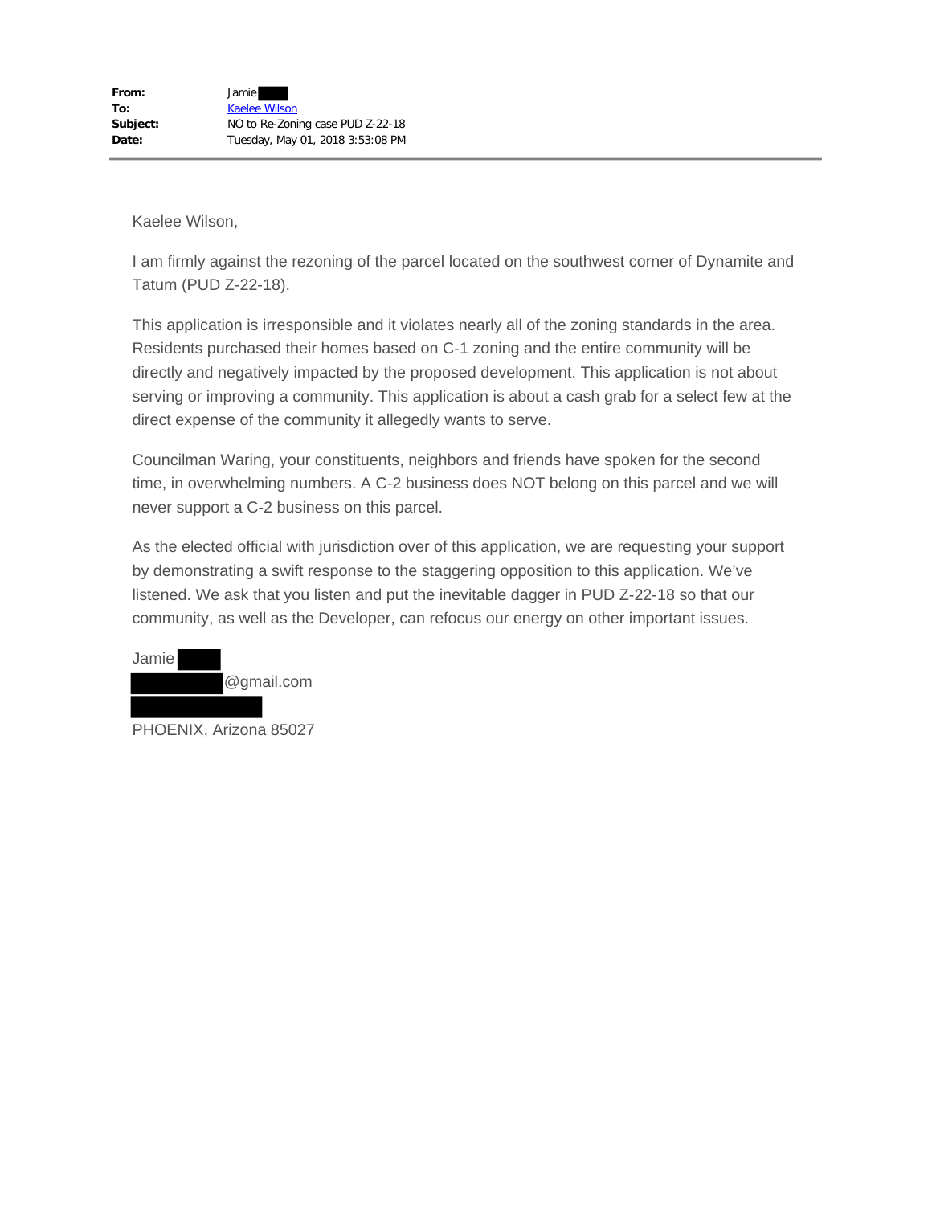**From:** Jamie ████
**To:** Kaelee Wilson
**Subject:** NO to Re-Zoning case PUD Z-22-18
**Date:** Tuesday, May 01, 2018 3:53:08 PM

---

Kaelee Wilson,

I am firmly against the rezoning of the parcel located on the southwest corner of Dynamite and Tatum (PUD Z-22-18).

This application is irresponsible and it violates nearly all of the zoning standards in the area. Residents purchased their homes based on C-1 zoning and the entire community will be directly and negatively impacted by the proposed development. This application is not about serving or improving a community. This application is about a cash grab for a select few at the direct expense of the community it allegedly wants to serve.

Councilman Waring, your constituents, neighbors and friends have spoken for the second time, in overwhelming numbers. A C-2 business does NOT belong on this parcel and we will never support a C-2 business on this parcel.

As the elected official with jurisdiction over of this application, we are requesting your support by demonstrating a swift response to the staggering opposition to this application. We've listened. We ask that you listen and put the inevitable dagger in PUD Z-22-18 so that our community, as well as the Developer, can refocus our energy on other important issues.

Jamie ████
████████@gmail.com
████████████
PHOENIX, Arizona 85027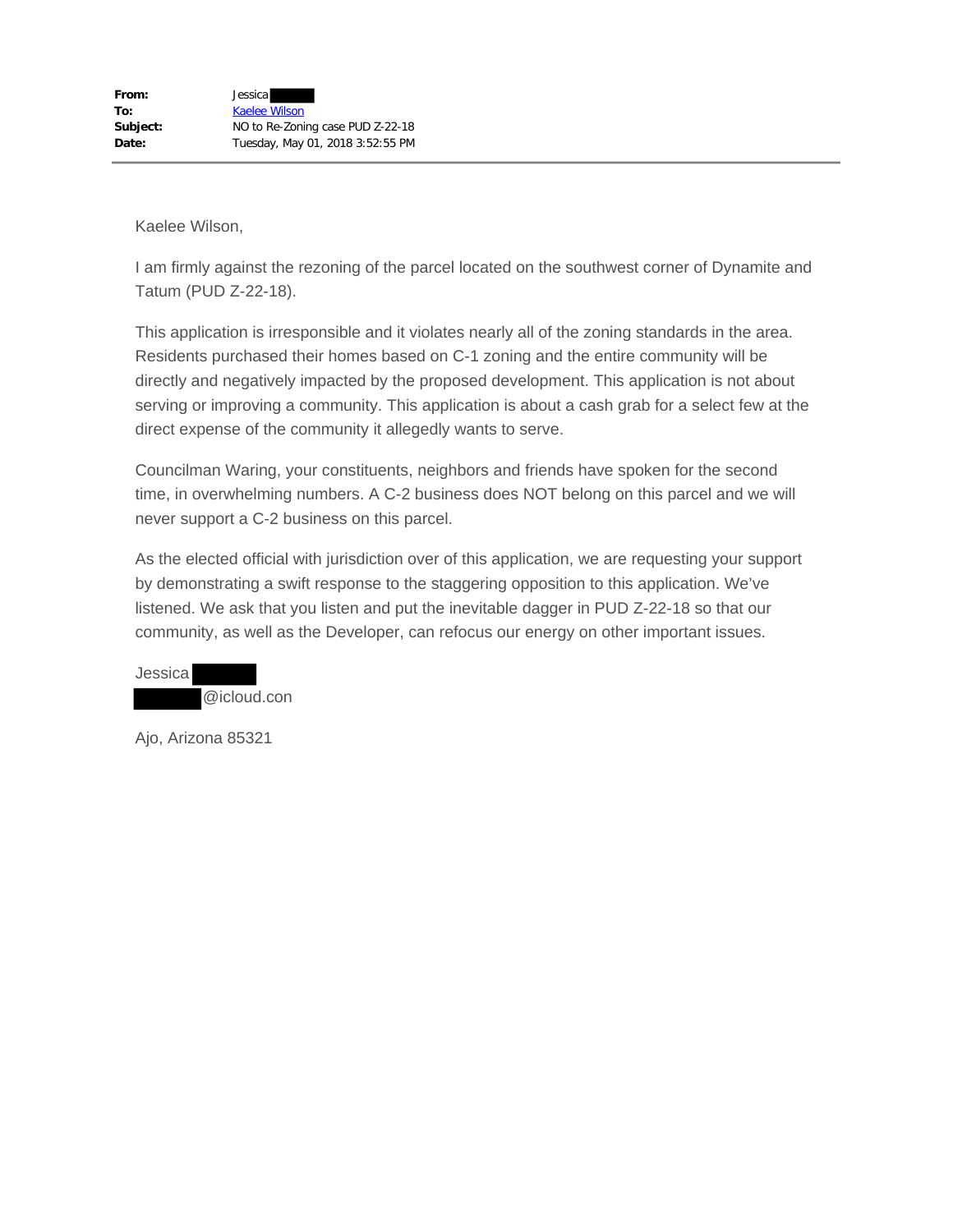| | |
|---|---|
| **From:** | Jessica |
| **To:** | Kaelee Wilson |
| **Subject:** | NO to Re-Zoning case PUD Z-22-18 |
| **Date:** | Tuesday, May 01, 2018 3:52:55 PM |

---

Kaelee Wilson,

I am firmly against the rezoning of the parcel located on the southwest corner of Dynamite and Tatum (PUD Z-22-18).

This application is irresponsible and it violates nearly all of the zoning standards in the area. Residents purchased their homes based on C-1 zoning and the entire community will be directly and negatively impacted by the proposed development. This application is not about serving or improving a community. This application is about a cash grab for a select few at the direct expense of the community it allegedly wants to serve.

Councilman Waring, your constituents, neighbors and friends have spoken for the second time, in overwhelming numbers. A C-2 business does NOT belong on this parcel and we will never support a C-2 business on this parcel.

As the elected official with jurisdiction over of this application, we are requesting your support by demonstrating a swift response to the staggering opposition to this application. We've listened. We ask that you listen and put the inevitable dagger in PUD Z-22-18 so that our community, as well as the Developer, can refocus our energy on other important issues.

Jessica
@icloud.con

Ajo, Arizona 85321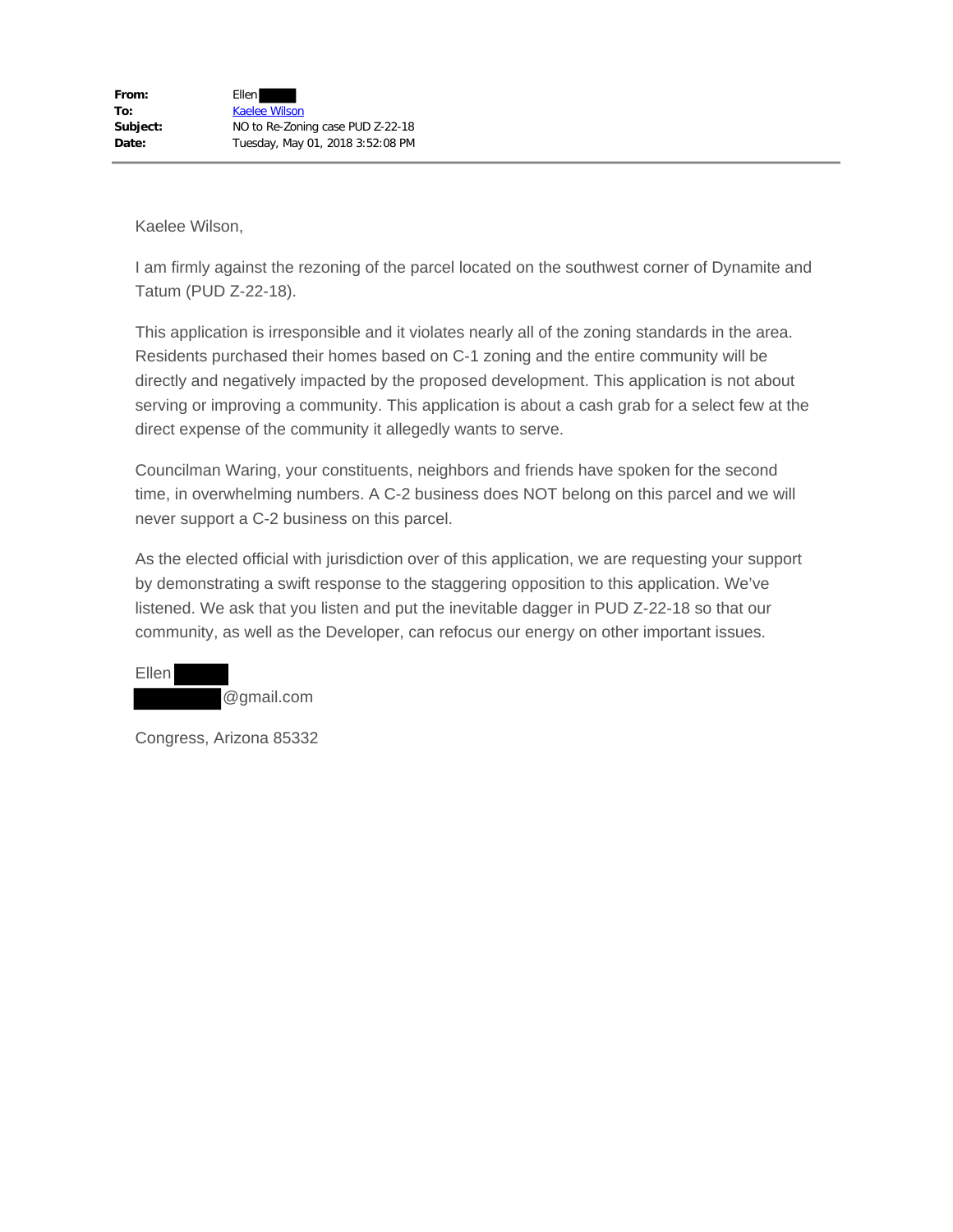**From:** Ellen
**To:** Kaelee Wilson
**Subject:** NO to Re-Zoning case PUD Z-22-18
**Date:** Tuesday, May 01, 2018 3:52:08 PM

---

Kaelee Wilson,

I am firmly against the rezoning of the parcel located on the southwest corner of Dynamite and Tatum (PUD Z-22-18).

This application is irresponsible and it violates nearly all of the zoning standards in the area. Residents purchased their homes based on C-1 zoning and the entire community will be directly and negatively impacted by the proposed development. This application is not about serving or improving a community. This application is about a cash grab for a select few at the direct expense of the community it allegedly wants to serve.

Councilman Waring, your constituents, neighbors and friends have spoken for the second time, in overwhelming numbers. A C-2 business does NOT belong on this parcel and we will never support a C-2 business on this parcel.

As the elected official with jurisdiction over of this application, we are requesting your support by demonstrating a swift response to the staggering opposition to this application. We've listened. We ask that you listen and put the inevitable dagger in PUD Z-22-18 so that our community, as well as the Developer, can refocus our energy on other important issues.

Ellen
@gmail.com

Congress, Arizona 85332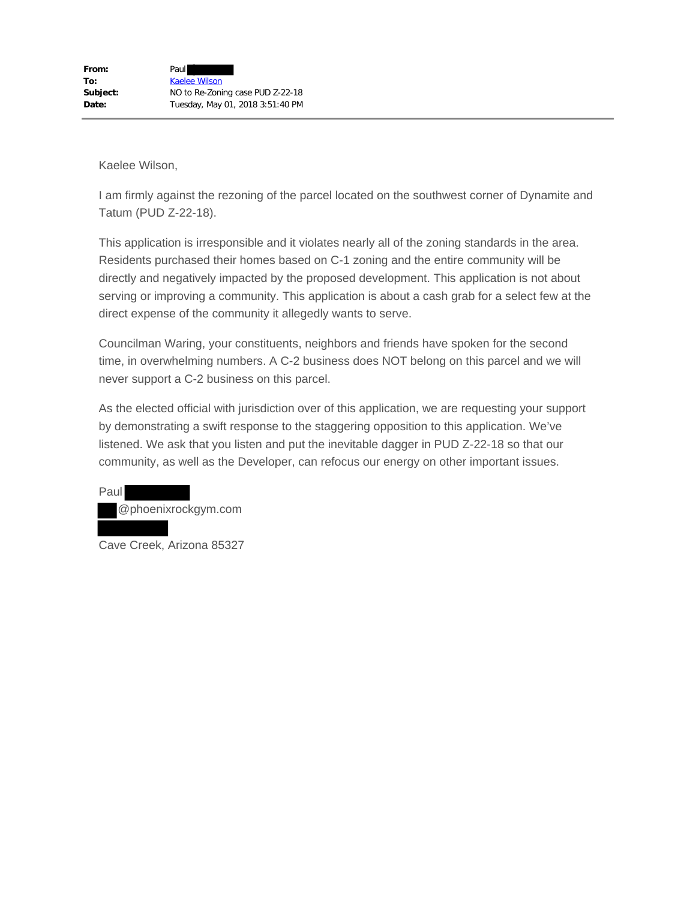| | |
|---|---|
| **From:** | Paul |
| **To:** | Kaelee Wilson |
| **Subject:** | NO to Re-Zoning case PUD Z-22-18 |
| **Date:** | Tuesday, May 01, 2018 3:51:40 PM |

---

Kaelee Wilson,

I am firmly against the rezoning of the parcel located on the southwest corner of Dynamite and Tatum (PUD Z-22-18).

This application is irresponsible and it violates nearly all of the zoning standards in the area. Residents purchased their homes based on C-1 zoning and the entire community will be directly and negatively impacted by the proposed development. This application is not about serving or improving a community. This application is about a cash grab for a select few at the direct expense of the community it allegedly wants to serve.

Councilman Waring, your constituents, neighbors and friends have spoken for the second time, in overwhelming numbers. A C-2 business does NOT belong on this parcel and we will never support a C-2 business on this parcel.

As the elected official with jurisdiction over of this application, we are requesting your support by demonstrating a swift response to the staggering opposition to this application. We've listened. We ask that you listen and put the inevitable dagger in PUD Z-22-18 so that our community, as well as the Developer, can refocus our energy on other important issues.

Paul

@phoenixrockgym.com

Cave Creek, Arizona 85327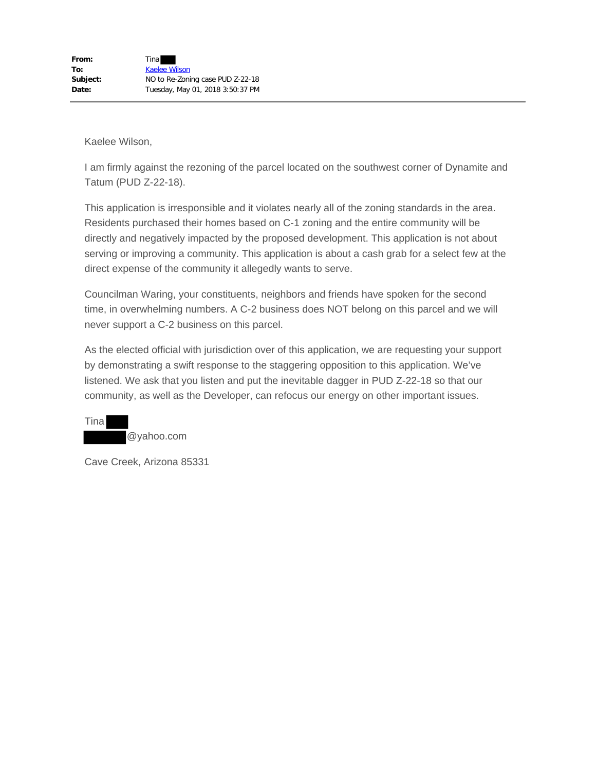| | |
|---|---|
| **From:** | Tina |
| **To:** | Kaelee Wilson |
| **Subject:** | NO to Re-Zoning case PUD Z-22-18 |
| **Date:** | Tuesday, May 01, 2018 3:50:37 PM |

---

Kaelee Wilson,

I am firmly against the rezoning of the parcel located on the southwest corner of Dynamite and Tatum (PUD Z-22-18).

This application is irresponsible and it violates nearly all of the zoning standards in the area. Residents purchased their homes based on C-1 zoning and the entire community will be directly and negatively impacted by the proposed development. This application is not about serving or improving a community. This application is about a cash grab for a select few at the direct expense of the community it allegedly wants to serve.

Councilman Waring, your constituents, neighbors and friends have spoken for the second time, in overwhelming numbers. A C-2 business does NOT belong on this parcel and we will never support a C-2 business on this parcel.

As the elected official with jurisdiction over of this application, we are requesting your support by demonstrating a swift response to the staggering opposition to this application. We've listened. We ask that you listen and put the inevitable dagger in PUD Z-22-18 so that our community, as well as the Developer, can refocus our energy on other important issues.

Tina
@yahoo.com

Cave Creek, Arizona 85331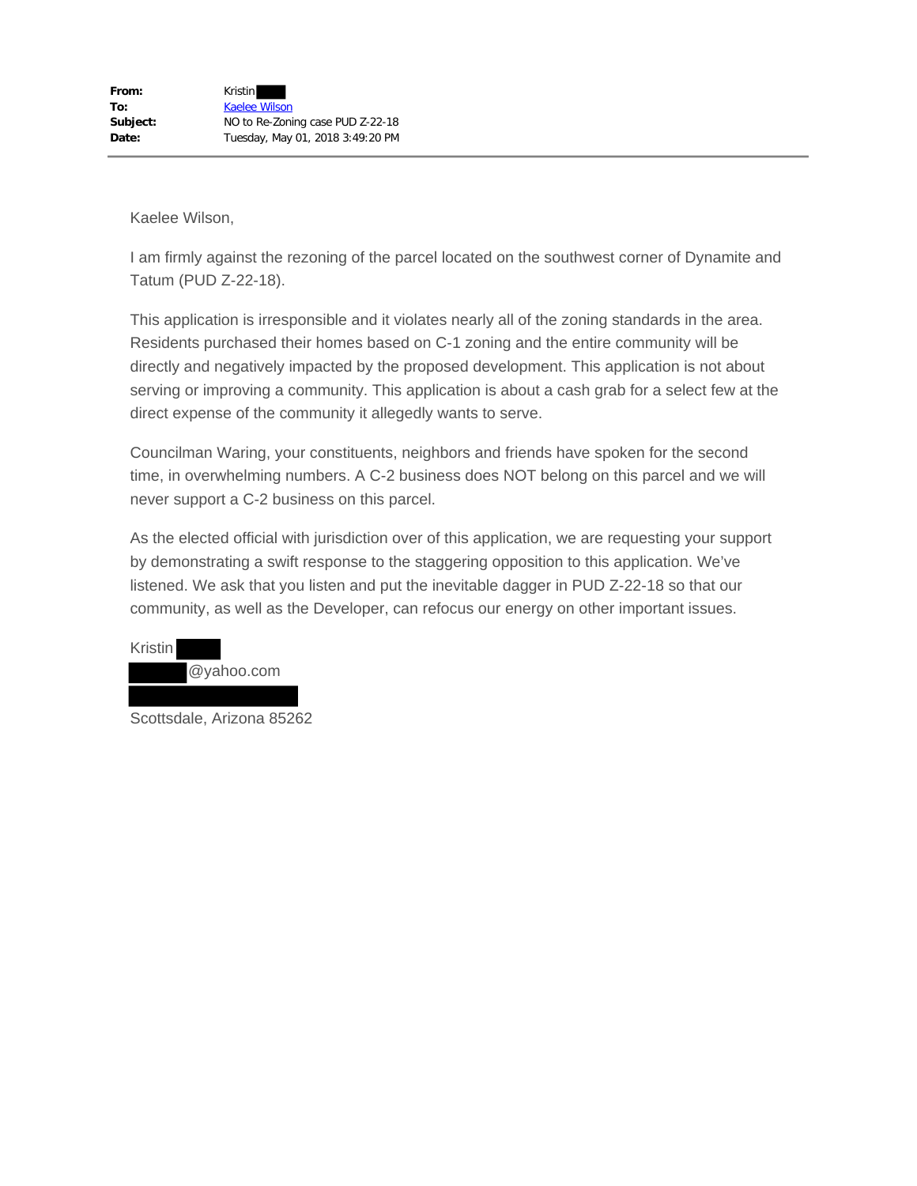| | |
|---|---|
| **From:** | Kristin |
| **To:** | Kaelee Wilson |
| **Subject:** | NO to Re-Zoning case PUD Z-22-18 |
| **Date:** | Tuesday, May 01, 2018 3:49:20 PM |

---

Kaelee Wilson,

I am firmly against the rezoning of the parcel located on the southwest corner of Dynamite and Tatum (PUD Z-22-18).

This application is irresponsible and it violates nearly all of the zoning standards in the area. Residents purchased their homes based on C-1 zoning and the entire community will be directly and negatively impacted by the proposed development. This application is not about serving or improving a community. This application is about a cash grab for a select few at the direct expense of the community it allegedly wants to serve.

Councilman Waring, your constituents, neighbors and friends have spoken for the second time, in overwhelming numbers. A C-2 business does NOT belong on this parcel and we will never support a C-2 business on this parcel.

As the elected official with jurisdiction over of this application, we are requesting your support by demonstrating a swift response to the staggering opposition to this application. We've listened. We ask that you listen and put the inevitable dagger in PUD Z-22-18 so that our community, as well as the Developer, can refocus our energy on other important issues.

Kristin
@yahoo.com

Scottsdale, Arizona 85262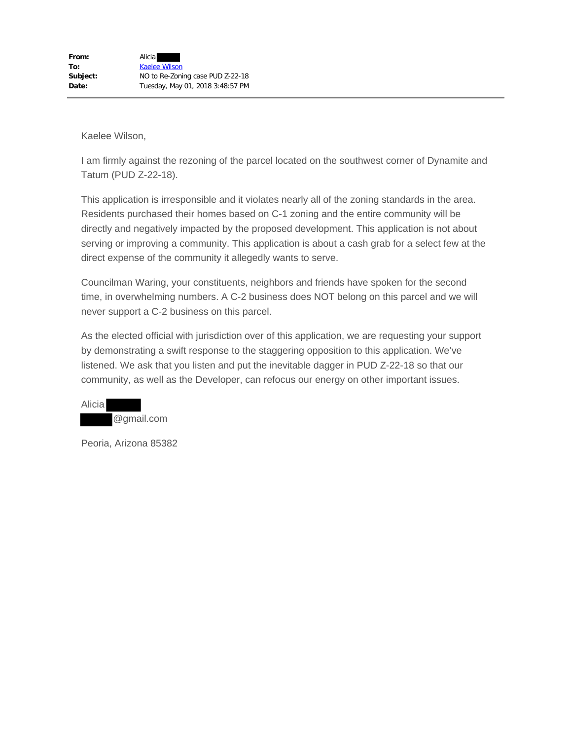**From:** Alicia
**To:** Kaelee Wilson
**Subject:** NO to Re-Zoning case PUD Z-22-18
**Date:** Tuesday, May 01, 2018 3:48:57 PM

---

Kaelee Wilson,

I am firmly against the rezoning of the parcel located on the southwest corner of Dynamite and Tatum (PUD Z-22-18).

This application is irresponsible and it violates nearly all of the zoning standards in the area. Residents purchased their homes based on C-1 zoning and the entire community will be directly and negatively impacted by the proposed development. This application is not about serving or improving a community. This application is about a cash grab for a select few at the direct expense of the community it allegedly wants to serve.

Councilman Waring, your constituents, neighbors and friends have spoken for the second time, in overwhelming numbers. A C-2 business does NOT belong on this parcel and we will never support a C-2 business on this parcel.

As the elected official with jurisdiction over of this application, we are requesting your support by demonstrating a swift response to the staggering opposition to this application. We've listened. We ask that you listen and put the inevitable dagger in PUD Z-22-18 so that our community, as well as the Developer, can refocus our energy on other important issues.

Alicia
@gmail.com

Peoria, Arizona 85382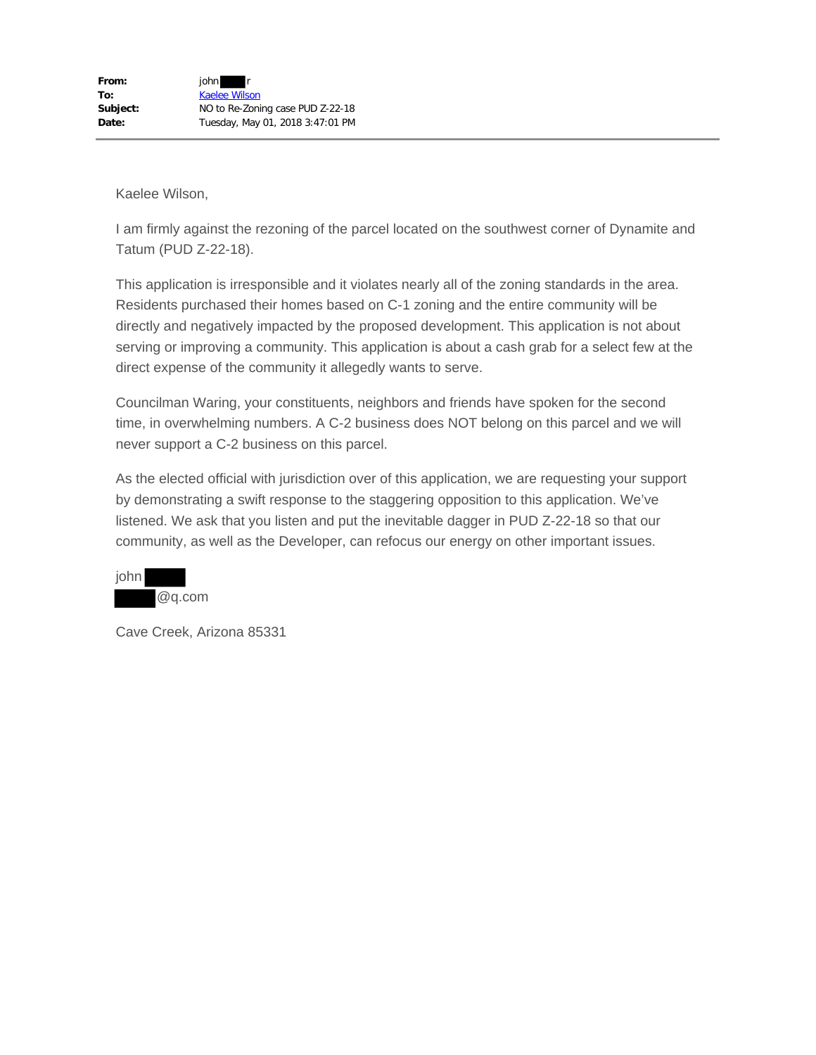**From:** john r
**To:** Kaelee Wilson
**Subject:** NO to Re-Zoning case PUD Z-22-18
**Date:** Tuesday, May 01, 2018 3:47:01 PM

---

Kaelee Wilson,

I am firmly against the rezoning of the parcel located on the southwest corner of Dynamite and Tatum (PUD Z-22-18).

This application is irresponsible and it violates nearly all of the zoning standards in the area. Residents purchased their homes based on C-1 zoning and the entire community will be directly and negatively impacted by the proposed development. This application is not about serving or improving a community. This application is about a cash grab for a select few at the direct expense of the community it allegedly wants to serve.

Councilman Waring, your constituents, neighbors and friends have spoken for the second time, in overwhelming numbers. A C-2 business does NOT belong on this parcel and we will never support a C-2 business on this parcel.

As the elected official with jurisdiction over of this application, we are requesting your support by demonstrating a swift response to the staggering opposition to this application. We've listened. We ask that you listen and put the inevitable dagger in PUD Z-22-18 so that our community, as well as the Developer, can refocus our energy on other important issues.

john
@q.com

Cave Creek, Arizona 85331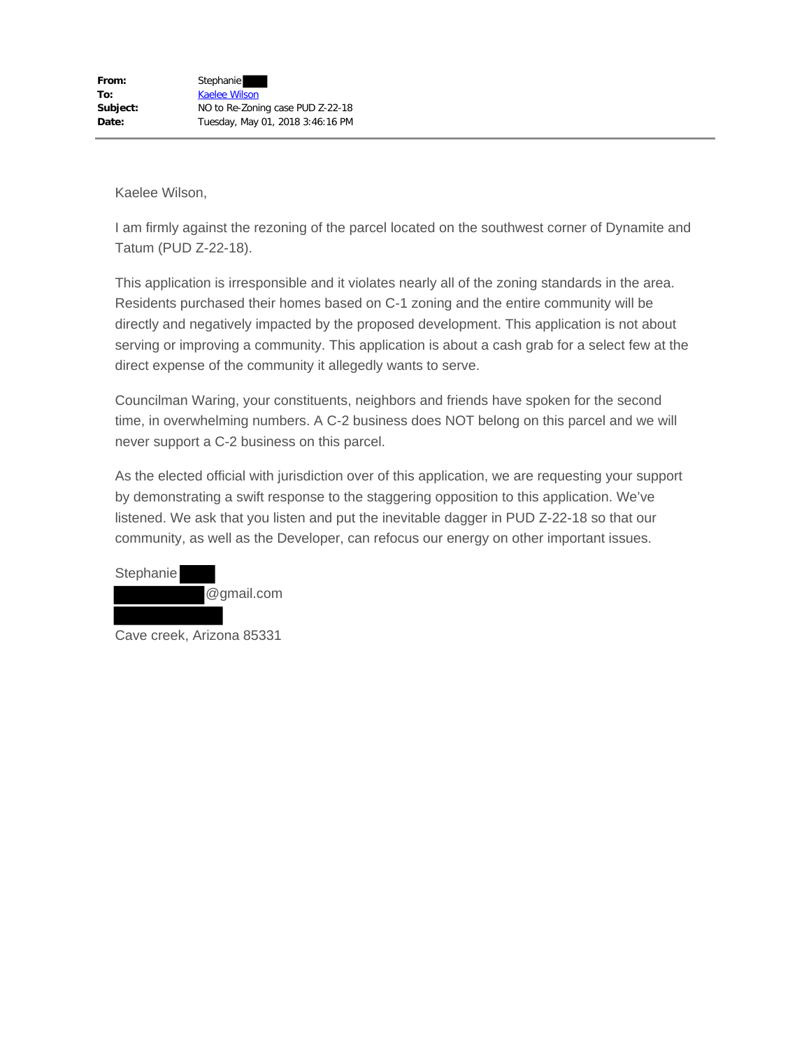| | |
|---|---|
| **From:** | Stephanie |
| **To:** | Kaelee Wilson |
| **Subject:** | NO to Re-Zoning case PUD Z-22-18 |
| **Date:** | Tuesday, May 01, 2018 3:46:16 PM |

Kaelee Wilson,

I am firmly against the rezoning of the parcel located on the southwest corner of Dynamite and Tatum (PUD Z-22-18).

This application is irresponsible and it violates nearly all of the zoning standards in the area. Residents purchased their homes based on C-1 zoning and the entire community will be directly and negatively impacted by the proposed development. This application is not about serving or improving a community. This application is about a cash grab for a select few at the direct expense of the community it allegedly wants to serve.

Councilman Waring, your constituents, neighbors and friends have spoken for the second time, in overwhelming numbers. A C-2 business does NOT belong on this parcel and we will never support a C-2 business on this parcel.

As the elected official with jurisdiction over of this application, we are requesting your support by demonstrating a swift response to the staggering opposition to this application. We've listened. We ask that you listen and put the inevitable dagger in PUD Z-22-18 so that our community, as well as the Developer, can refocus our energy on other important issues.

Stephanie
@gmail.com

Cave creek, Arizona 85331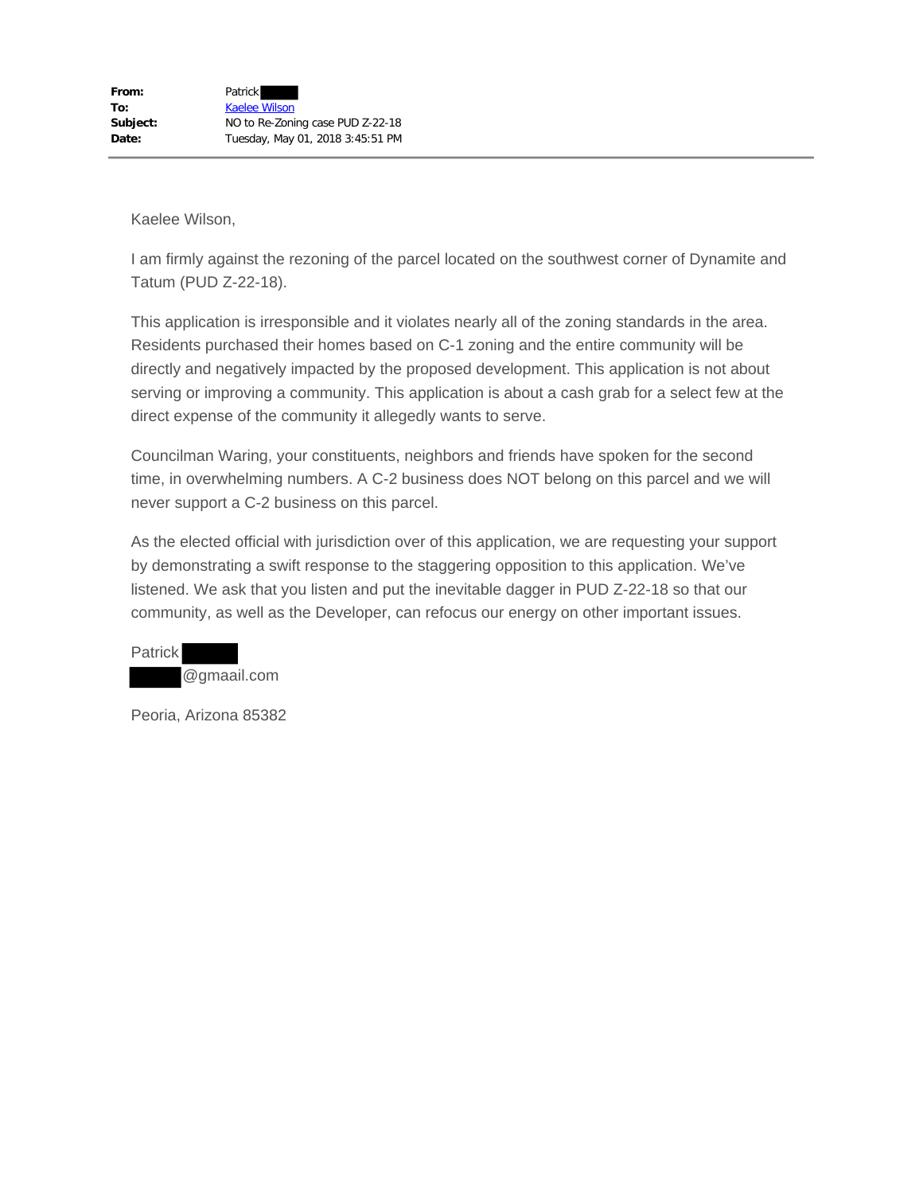**From:** Patrick ████
**To:** Kaelee Wilson
**Subject:** NO to Re-Zoning case PUD Z-22-18
**Date:** Tuesday, May 01, 2018 3:45:51 PM

---

Kaelee Wilson,

I am firmly against the rezoning of the parcel located on the southwest corner of Dynamite and Tatum (PUD Z-22-18).

This application is irresponsible and it violates nearly all of the zoning standards in the area. Residents purchased their homes based on C-1 zoning and the entire community will be directly and negatively impacted by the proposed development. This application is not about serving or improving a community. This application is about a cash grab for a select few at the direct expense of the community it allegedly wants to serve.

Councilman Waring, your constituents, neighbors and friends have spoken for the second time, in overwhelming numbers. A C-2 business does NOT belong on this parcel and we will never support a C-2 business on this parcel.

As the elected official with jurisdiction over of this application, we are requesting your support by demonstrating a swift response to the staggering opposition to this application. We've listened. We ask that you listen and put the inevitable dagger in PUD Z-22-18 so that our community, as well as the Developer, can refocus our energy on other important issues.

Patrick ████
████@gmaail.com

Peoria, Arizona 85382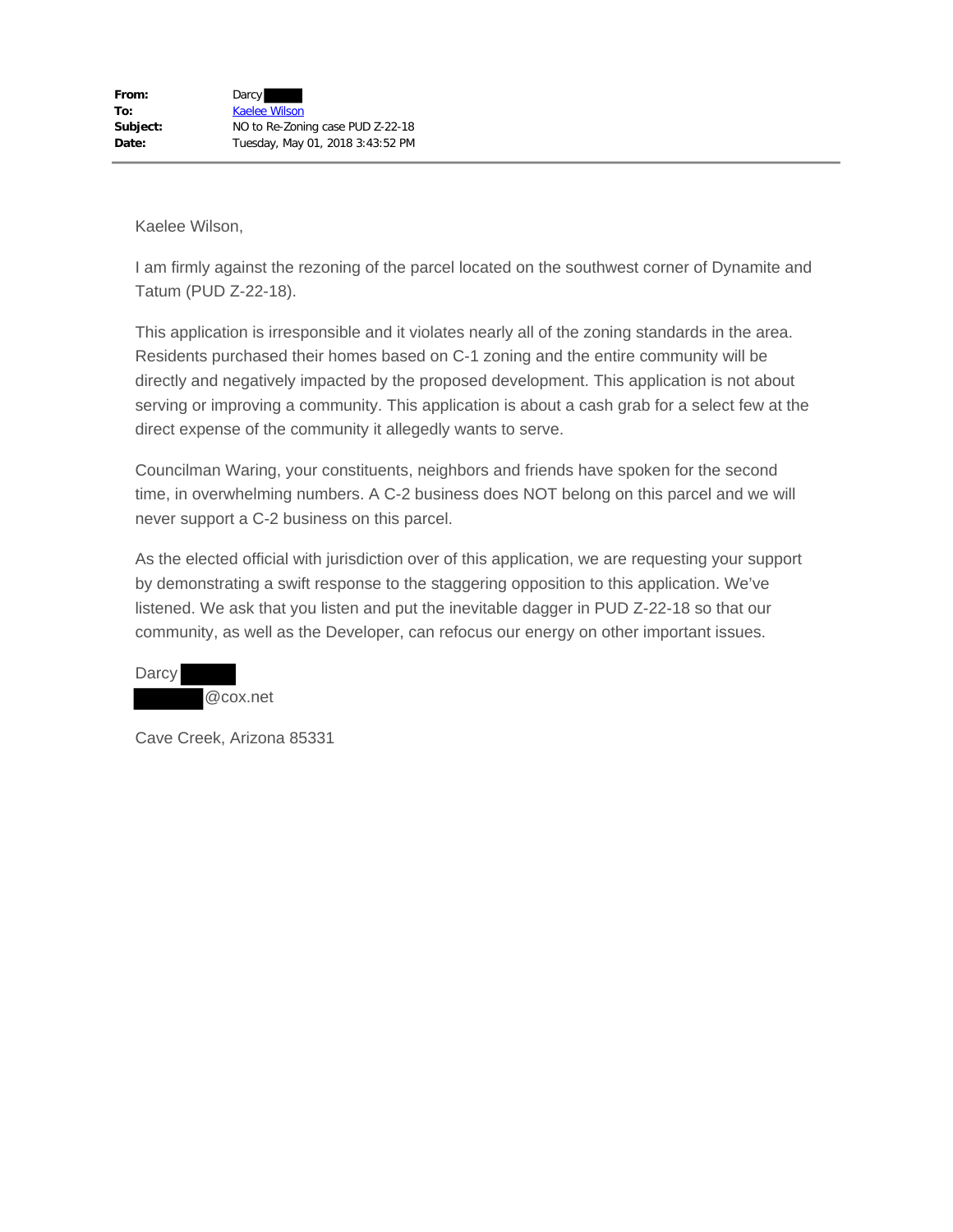| | |
|---|---|
| **From:** | Darcy |
| **To:** | Kaelee Wilson |
| **Subject:** | NO to Re-Zoning case PUD Z-22-18 |
| **Date:** | Tuesday, May 01, 2018 3:43:52 PM |

---

Kaelee Wilson,

I am firmly against the rezoning of the parcel located on the southwest corner of Dynamite and Tatum (PUD Z-22-18).

This application is irresponsible and it violates nearly all of the zoning standards in the area. Residents purchased their homes based on C-1 zoning and the entire community will be directly and negatively impacted by the proposed development. This application is not about serving or improving a community. This application is about a cash grab for a select few at the direct expense of the community it allegedly wants to serve.

Councilman Waring, your constituents, neighbors and friends have spoken for the second time, in overwhelming numbers. A C-2 business does NOT belong on this parcel and we will never support a C-2 business on this parcel.

As the elected official with jurisdiction over of this application, we are requesting your support by demonstrating a swift response to the staggering opposition to this application. We've listened. We ask that you listen and put the inevitable dagger in PUD Z-22-18 so that our community, as well as the Developer, can refocus our energy on other important issues.

Darcy
@cox.net

Cave Creek, Arizona 85331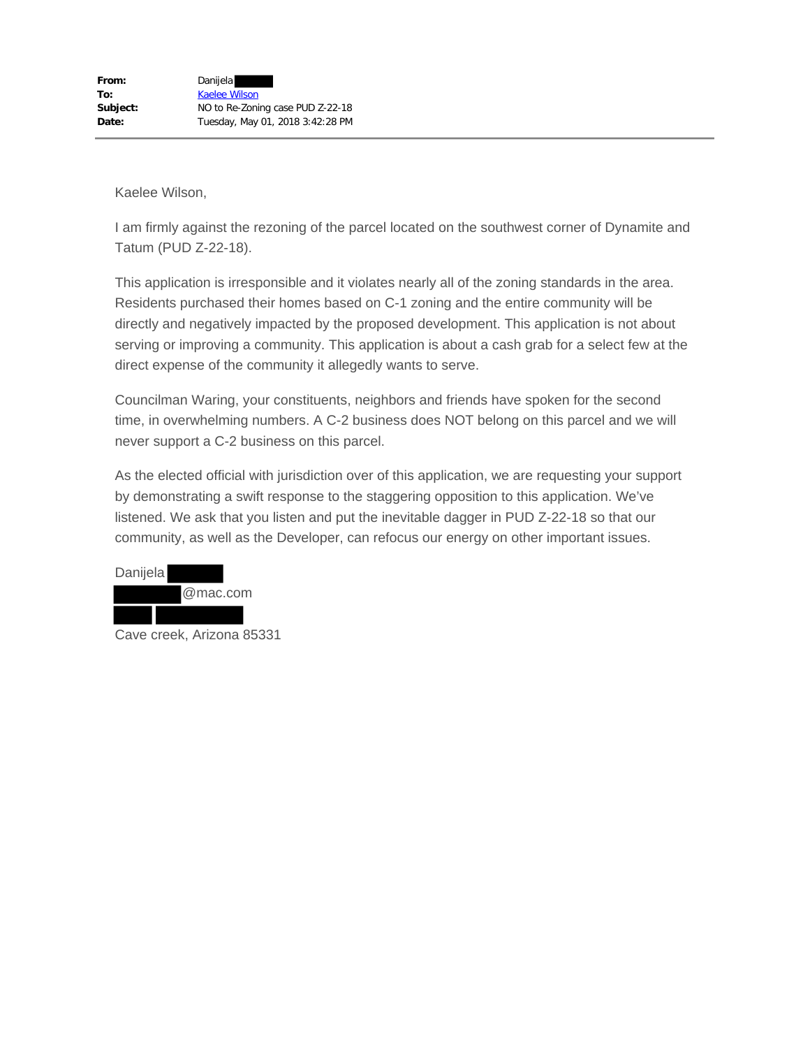| | |
|---|---|
| **From:** | Danijela |
| **To:** | Kaelee Wilson |
| **Subject:** | NO to Re-Zoning case PUD Z-22-18 |
| **Date:** | Tuesday, May 01, 2018 3:42:28 PM |

---

Kaelee Wilson,

I am firmly against the rezoning of the parcel located on the southwest corner of Dynamite and Tatum (PUD Z-22-18).

This application is irresponsible and it violates nearly all of the zoning standards in the area. Residents purchased their homes based on C-1 zoning and the entire community will be directly and negatively impacted by the proposed development. This application is not about serving or improving a community. This application is about a cash grab for a select few at the direct expense of the community it allegedly wants to serve.

Councilman Waring, your constituents, neighbors and friends have spoken for the second time, in overwhelming numbers. A C-2 business does NOT belong on this parcel and we will never support a C-2 business on this parcel.

As the elected official with jurisdiction over of this application, we are requesting your support by demonstrating a swift response to the staggering opposition to this application. We've listened. We ask that you listen and put the inevitable dagger in PUD Z-22-18 so that our community, as well as the Developer, can refocus our energy on other important issues.

Danijela
@mac.com

Cave creek, Arizona 85331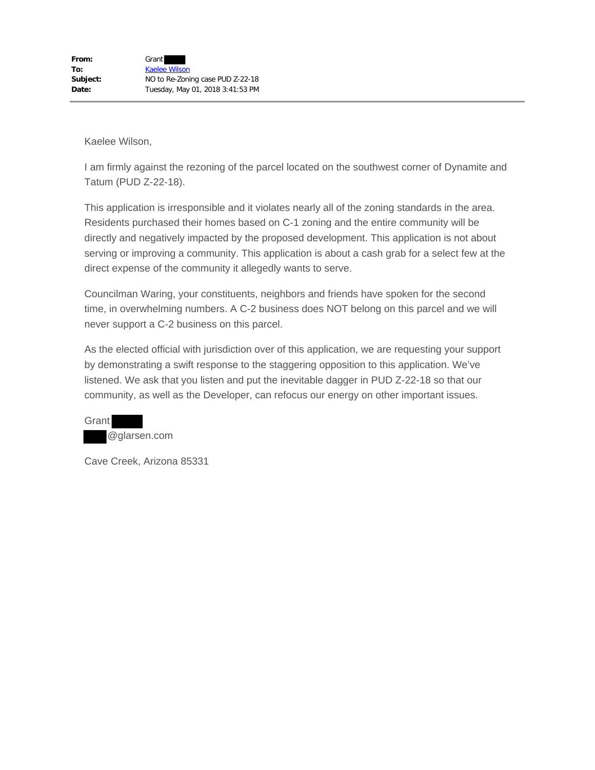**From:** Grant
**To:** Kaelee Wilson
**Subject:** NO to Re-Zoning case PUD Z-22-18
**Date:** Tuesday, May 01, 2018 3:41:53 PM

---

Kaelee Wilson,

I am firmly against the rezoning of the parcel located on the southwest corner of Dynamite and Tatum (PUD Z-22-18).

This application is irresponsible and it violates nearly all of the zoning standards in the area. Residents purchased their homes based on C-1 zoning and the entire community will be directly and negatively impacted by the proposed development. This application is not about serving or improving a community. This application is about a cash grab for a select few at the direct expense of the community it allegedly wants to serve.

Councilman Waring, your constituents, neighbors and friends have spoken for the second time, in overwhelming numbers. A C-2 business does NOT belong on this parcel and we will never support a C-2 business on this parcel.

As the elected official with jurisdiction over of this application, we are requesting your support by demonstrating a swift response to the staggering opposition to this application. We've listened. We ask that you listen and put the inevitable dagger in PUD Z-22-18 so that our community, as well as the Developer, can refocus our energy on other important issues.

Grant
@glarsen.com

Cave Creek, Arizona 85331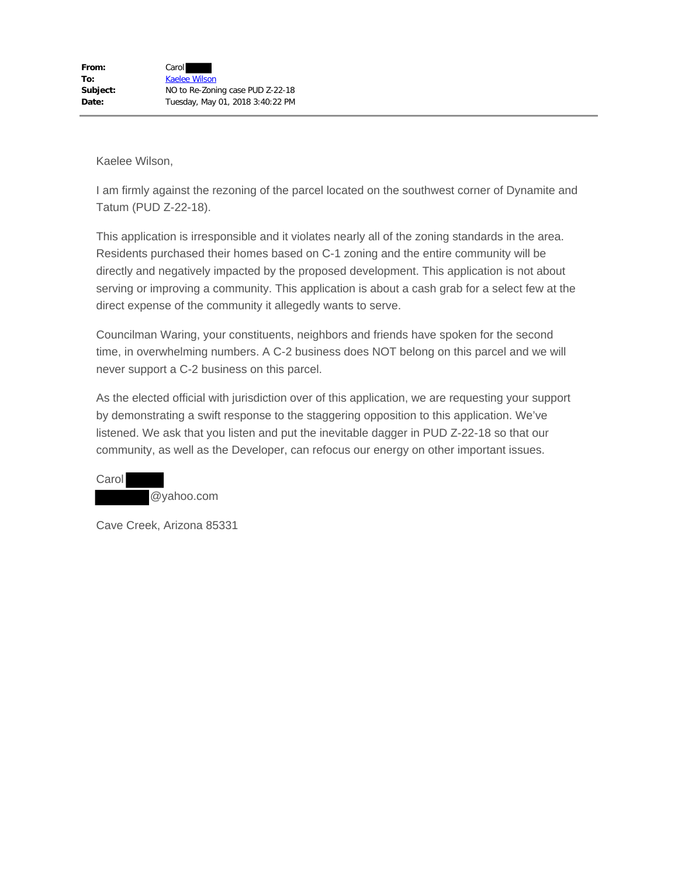**From:** Carol
**To:** Kaelee Wilson
**Subject:** NO to Re-Zoning case PUD Z-22-18
**Date:** Tuesday, May 01, 2018 3:40:22 PM

---

Kaelee Wilson,

I am firmly against the rezoning of the parcel located on the southwest corner of Dynamite and Tatum (PUD Z-22-18).

This application is irresponsible and it violates nearly all of the zoning standards in the area. Residents purchased their homes based on C-1 zoning and the entire community will be directly and negatively impacted by the proposed development. This application is not about serving or improving a community. This application is about a cash grab for a select few at the direct expense of the community it allegedly wants to serve.

Councilman Waring, your constituents, neighbors and friends have spoken for the second time, in overwhelming numbers. A C-2 business does NOT belong on this parcel and we will never support a C-2 business on this parcel.

As the elected official with jurisdiction over of this application, we are requesting your support by demonstrating a swift response to the staggering opposition to this application. We've listened. We ask that you listen and put the inevitable dagger in PUD Z-22-18 so that our community, as well as the Developer, can refocus our energy on other important issues.

Carol
@yahoo.com

Cave Creek, Arizona 85331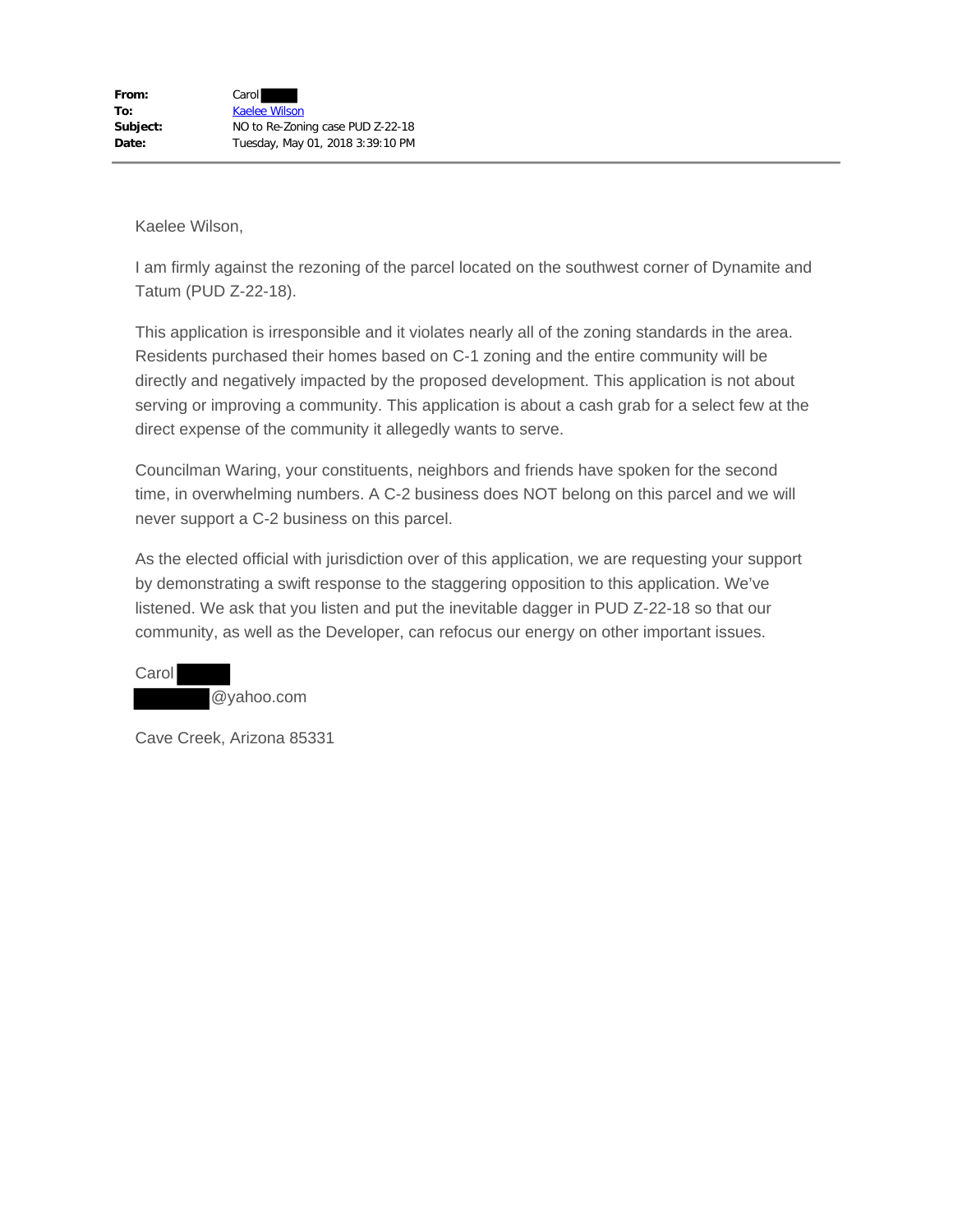**From:** Carol
**To:** Kaelee Wilson
**Subject:** NO to Re-Zoning case PUD Z-22-18
**Date:** Tuesday, May 01, 2018 3:39:10 PM

---

Kaelee Wilson,

I am firmly against the rezoning of the parcel located on the southwest corner of Dynamite and Tatum (PUD Z-22-18).

This application is irresponsible and it violates nearly all of the zoning standards in the area. Residents purchased their homes based on C-1 zoning and the entire community will be directly and negatively impacted by the proposed development. This application is not about serving or improving a community. This application is about a cash grab for a select few at the direct expense of the community it allegedly wants to serve.

Councilman Waring, your constituents, neighbors and friends have spoken for the second time, in overwhelming numbers. A C-2 business does NOT belong on this parcel and we will never support a C-2 business on this parcel.

As the elected official with jurisdiction over of this application, we are requesting your support by demonstrating a swift response to the staggering opposition to this application. We've listened. We ask that you listen and put the inevitable dagger in PUD Z-22-18 so that our community, as well as the Developer, can refocus our energy on other important issues.

Carol
@yahoo.com

Cave Creek, Arizona 85331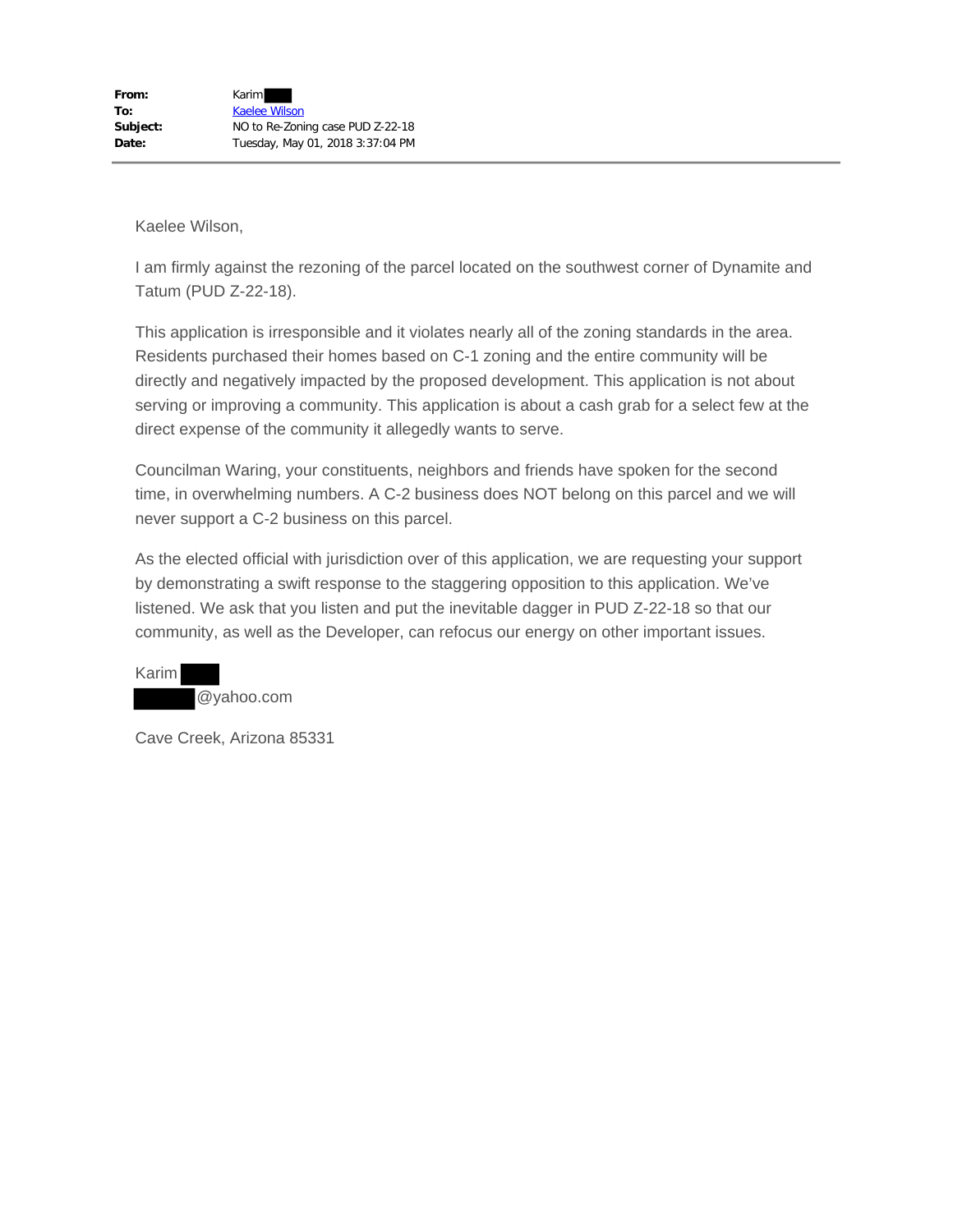| | |
|---|---|
| **From:** | Karim |
| **To:** | Kaelee Wilson |
| **Subject:** | NO to Re-Zoning case PUD Z-22-18 |
| **Date:** | Tuesday, May 01, 2018 3:37:04 PM |

---

Kaelee Wilson,

I am firmly against the rezoning of the parcel located on the southwest corner of Dynamite and Tatum (PUD Z-22-18).

This application is irresponsible and it violates nearly all of the zoning standards in the area. Residents purchased their homes based on C-1 zoning and the entire community will be directly and negatively impacted by the proposed development. This application is not about serving or improving a community. This application is about a cash grab for a select few at the direct expense of the community it allegedly wants to serve.

Councilman Waring, your constituents, neighbors and friends have spoken for the second time, in overwhelming numbers. A C-2 business does NOT belong on this parcel and we will never support a C-2 business on this parcel.

As the elected official with jurisdiction over of this application, we are requesting your support by demonstrating a swift response to the staggering opposition to this application. We've listened. We ask that you listen and put the inevitable dagger in PUD Z-22-18 so that our community, as well as the Developer, can refocus our energy on other important issues.

Karim
@yahoo.com

Cave Creek, Arizona 85331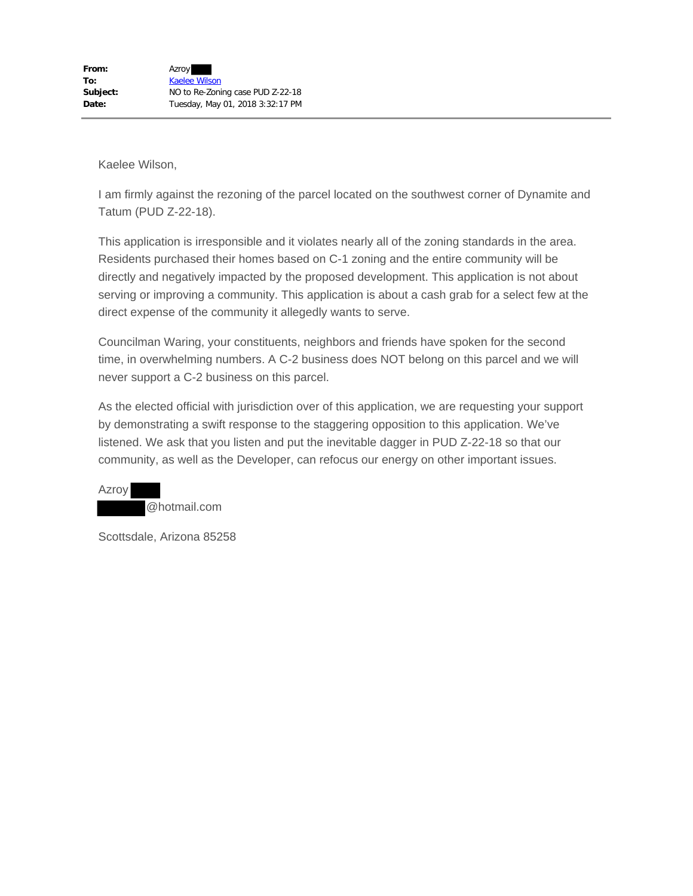**From:** Azroy
**To:** Kaelee Wilson
**Subject:** NO to Re-Zoning case PUD Z-22-18
**Date:** Tuesday, May 01, 2018 3:32:17 PM

---

Kaelee Wilson,

I am firmly against the rezoning of the parcel located on the southwest corner of Dynamite and Tatum (PUD Z-22-18).

This application is irresponsible and it violates nearly all of the zoning standards in the area. Residents purchased their homes based on C-1 zoning and the entire community will be directly and negatively impacted by the proposed development. This application is not about serving or improving a community. This application is about a cash grab for a select few at the direct expense of the community it allegedly wants to serve.

Councilman Waring, your constituents, neighbors and friends have spoken for the second time, in overwhelming numbers. A C-2 business does NOT belong on this parcel and we will never support a C-2 business on this parcel.

As the elected official with jurisdiction over of this application, we are requesting your support by demonstrating a swift response to the staggering opposition to this application. We've listened. We ask that you listen and put the inevitable dagger in PUD Z-22-18 so that our community, as well as the Developer, can refocus our energy on other important issues.

Azroy
@hotmail.com

Scottsdale, Arizona 85258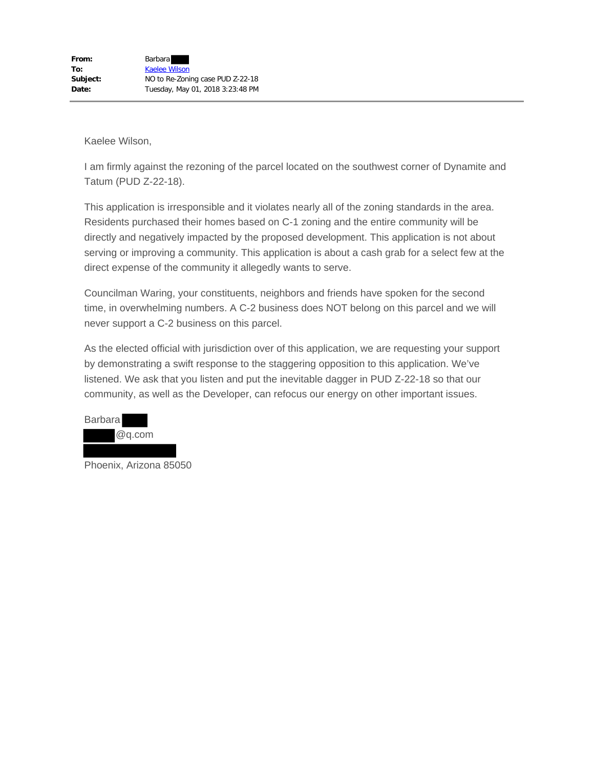**From:** Barbara ████
**To:** Kaelee Wilson
**Subject:** NO to Re-Zoning case PUD Z-22-18
**Date:** Tuesday, May 01, 2018 3:23:48 PM

---

Kaelee Wilson,

I am firmly against the rezoning of the parcel located on the southwest corner of Dynamite and Tatum (PUD Z-22-18).

This application is irresponsible and it violates nearly all of the zoning standards in the area. Residents purchased their homes based on C-1 zoning and the entire community will be directly and negatively impacted by the proposed development. This application is not about serving or improving a community. This application is about a cash grab for a select few at the direct expense of the community it allegedly wants to serve.

Councilman Waring, your constituents, neighbors and friends have spoken for the second time, in overwhelming numbers. A C-2 business does NOT belong on this parcel and we will never support a C-2 business on this parcel.

As the elected official with jurisdiction over of this application, we are requesting your support by demonstrating a swift response to the staggering opposition to this application. We've listened. We ask that you listen and put the inevitable dagger in PUD Z-22-18 so that our community, as well as the Developer, can refocus our energy on other important issues.

Barbara ████
████@q.com
████████████
Phoenix, Arizona 85050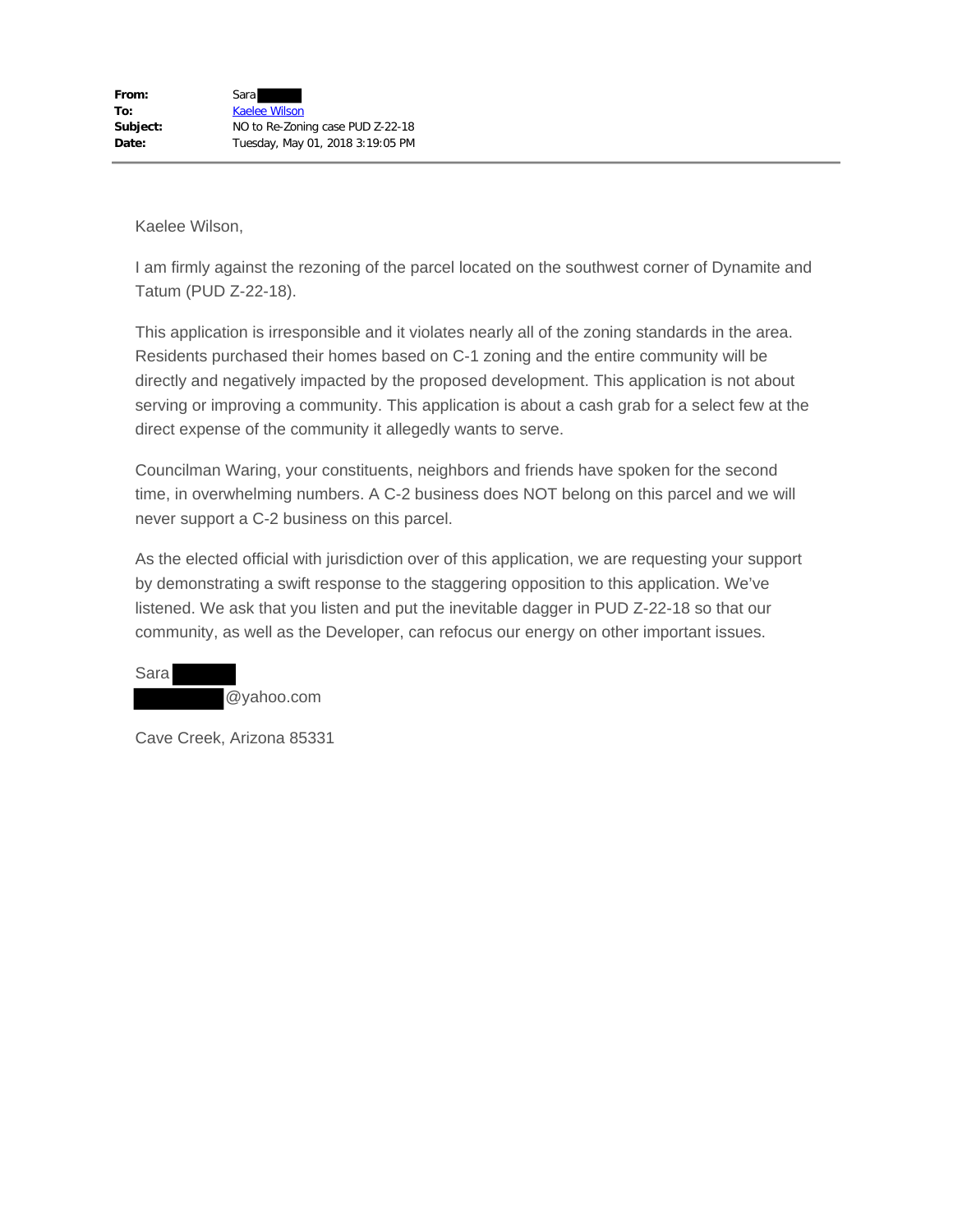| | |
|---|---|
| **From:** | Sara |
| **To:** | Kaelee Wilson |
| **Subject:** | NO to Re-Zoning case PUD Z-22-18 |
| **Date:** | Tuesday, May 01, 2018 3:19:05 PM |

---

Kaelee Wilson,

I am firmly against the rezoning of the parcel located on the southwest corner of Dynamite and Tatum (PUD Z-22-18).

This application is irresponsible and it violates nearly all of the zoning standards in the area. Residents purchased their homes based on C-1 zoning and the entire community will be directly and negatively impacted by the proposed development. This application is not about serving or improving a community. This application is about a cash grab for a select few at the direct expense of the community it allegedly wants to serve.

Councilman Waring, your constituents, neighbors and friends have spoken for the second time, in overwhelming numbers. A C-2 business does NOT belong on this parcel and we will never support a C-2 business on this parcel.

As the elected official with jurisdiction over of this application, we are requesting your support by demonstrating a swift response to the staggering opposition to this application. We've listened. We ask that you listen and put the inevitable dagger in PUD Z-22-18 so that our community, as well as the Developer, can refocus our energy on other important issues.

Sara
@yahoo.com

Cave Creek, Arizona 85331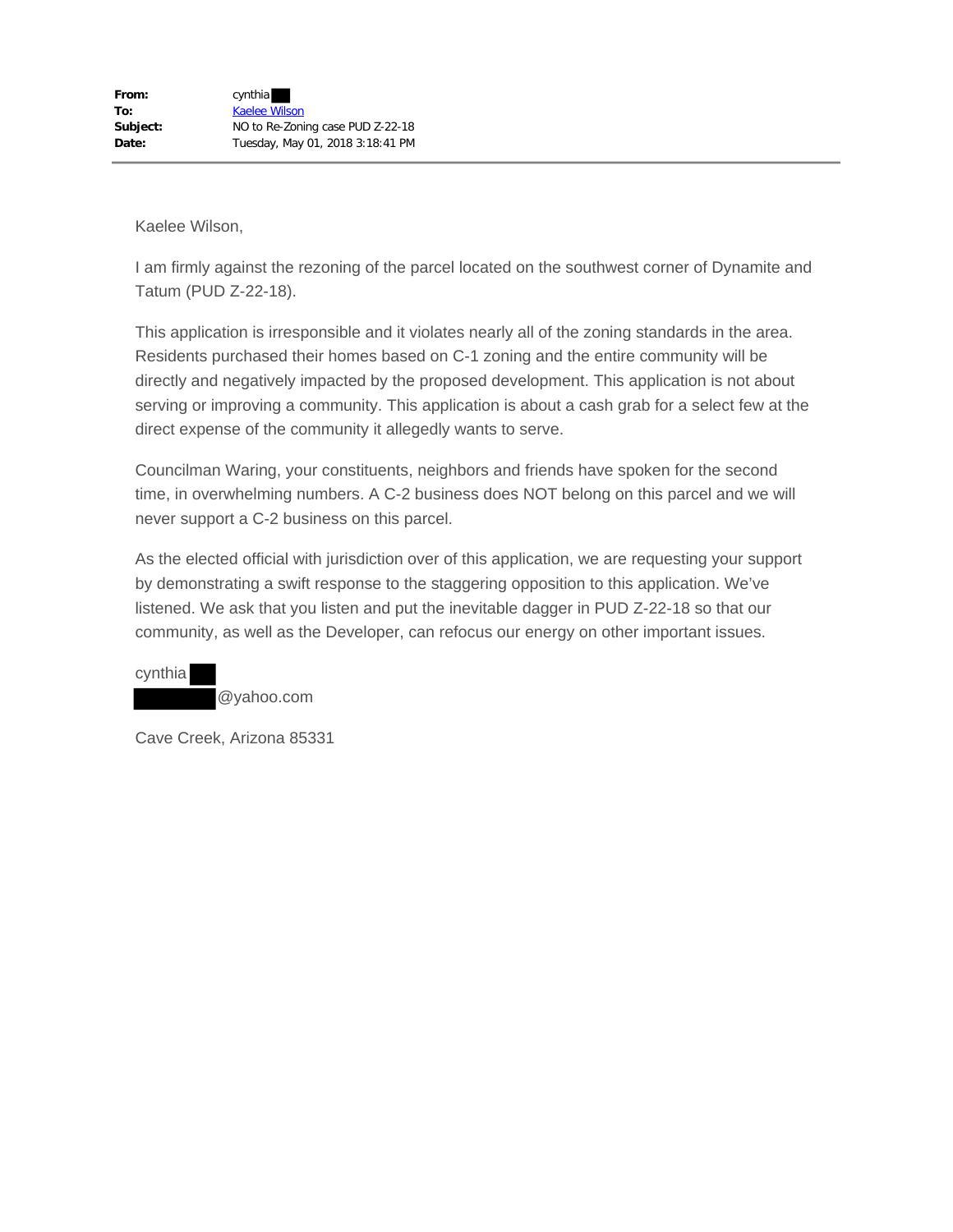| | |
|---|---|
| **From:** | cynthia |
| **To:** | Kaelee Wilson |
| **Subject:** | NO to Re-Zoning case PUD Z-22-18 |
| **Date:** | Tuesday, May 01, 2018 3:18:41 PM |

Kaelee Wilson,

I am firmly against the rezoning of the parcel located on the southwest corner of Dynamite and Tatum (PUD Z-22-18).

This application is irresponsible and it violates nearly all of the zoning standards in the area. Residents purchased their homes based on C-1 zoning and the entire community will be directly and negatively impacted by the proposed development. This application is not about serving or improving a community. This application is about a cash grab for a select few at the direct expense of the community it allegedly wants to serve.

Councilman Waring, your constituents, neighbors and friends have spoken for the second time, in overwhelming numbers. A C-2 business does NOT belong on this parcel and we will never support a C-2 business on this parcel.

As the elected official with jurisdiction over of this application, we are requesting your support by demonstrating a swift response to the staggering opposition to this application. We've listened. We ask that you listen and put the inevitable dagger in PUD Z-22-18 so that our community, as well as the Developer, can refocus our energy on other important issues.

cynthia
@yahoo.com

Cave Creek, Arizona 85331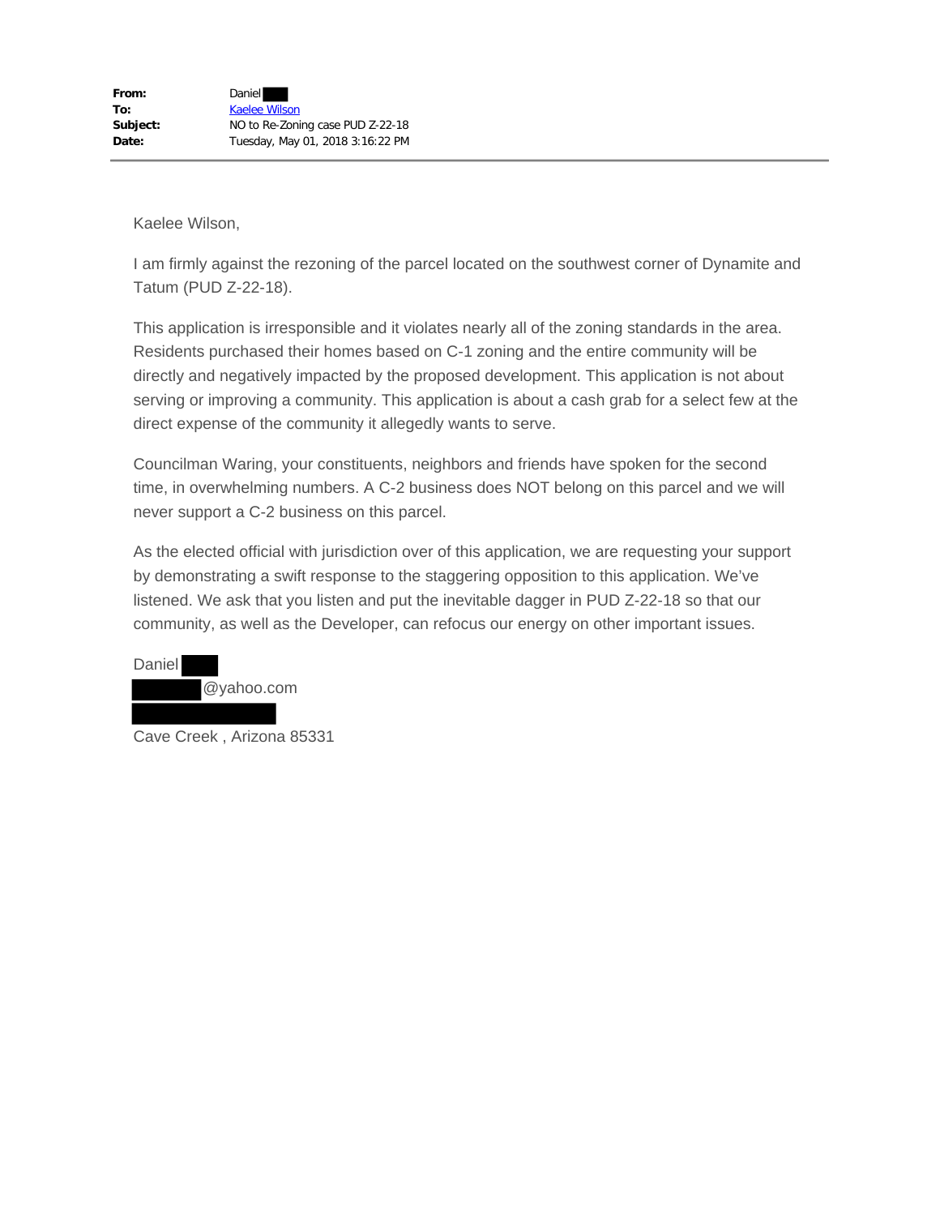**From:** Daniel ███
**To:** Kaelee Wilson
**Subject:** NO to Re-Zoning case PUD Z-22-18
**Date:** Tuesday, May 01, 2018 3:16:22 PM

---

Kaelee Wilson,

I am firmly against the rezoning of the parcel located on the southwest corner of Dynamite and Tatum (PUD Z-22-18).

This application is irresponsible and it violates nearly all of the zoning standards in the area. Residents purchased their homes based on C-1 zoning and the entire community will be directly and negatively impacted by the proposed development. This application is not about serving or improving a community. This application is about a cash grab for a select few at the direct expense of the community it allegedly wants to serve.

Councilman Waring, your constituents, neighbors and friends have spoken for the second time, in overwhelming numbers. A C-2 business does NOT belong on this parcel and we will never support a C-2 business on this parcel.

As the elected official with jurisdiction over of this application, we are requesting your support by demonstrating a swift response to the staggering opposition to this application. We've listened. We ask that you listen and put the inevitable dagger in PUD Z-22-18 so that our community, as well as the Developer, can refocus our energy on other important issues.

Daniel ███
███@yahoo.com
███
Cave Creek , Arizona 85331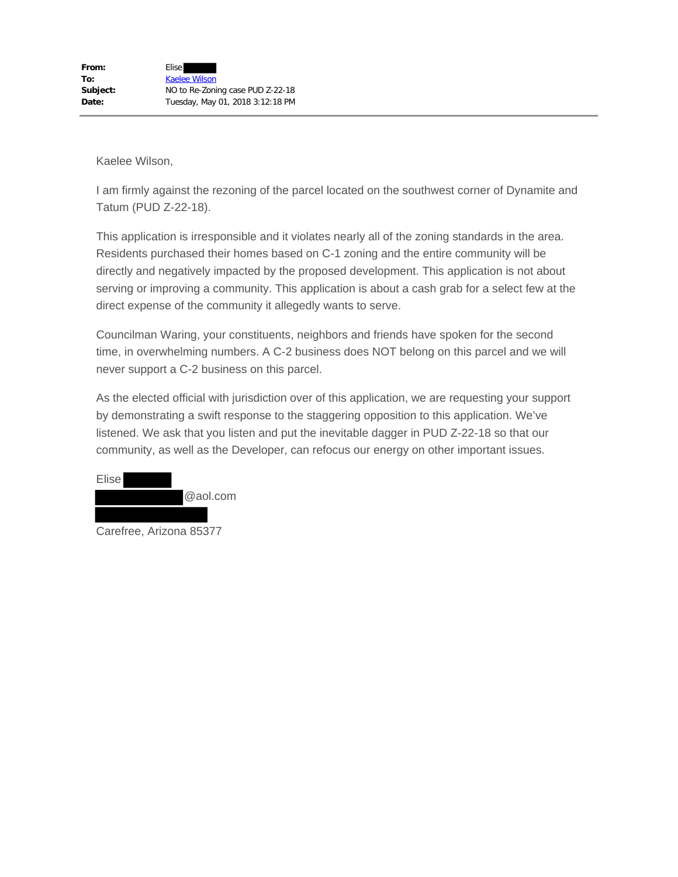**From:** Elise
**To:** Kaelee Wilson
**Subject:** NO to Re-Zoning case PUD Z-22-18
**Date:** Tuesday, May 01, 2018 3:12:18 PM

---

Kaelee Wilson,

I am firmly against the rezoning of the parcel located on the southwest corner of Dynamite and Tatum (PUD Z-22-18).

This application is irresponsible and it violates nearly all of the zoning standards in the area. Residents purchased their homes based on C-1 zoning and the entire community will be directly and negatively impacted by the proposed development. This application is not about serving or improving a community. This application is about a cash grab for a select few at the direct expense of the community it allegedly wants to serve.

Councilman Waring, your constituents, neighbors and friends have spoken for the second time, in overwhelming numbers. A C-2 business does NOT belong on this parcel and we will never support a C-2 business on this parcel.

As the elected official with jurisdiction over of this application, we are requesting your support by demonstrating a swift response to the staggering opposition to this application. We've listened. We ask that you listen and put the inevitable dagger in PUD Z-22-18 so that our community, as well as the Developer, can refocus our energy on other important issues.

Elise
@aol.com

Carefree, Arizona 85377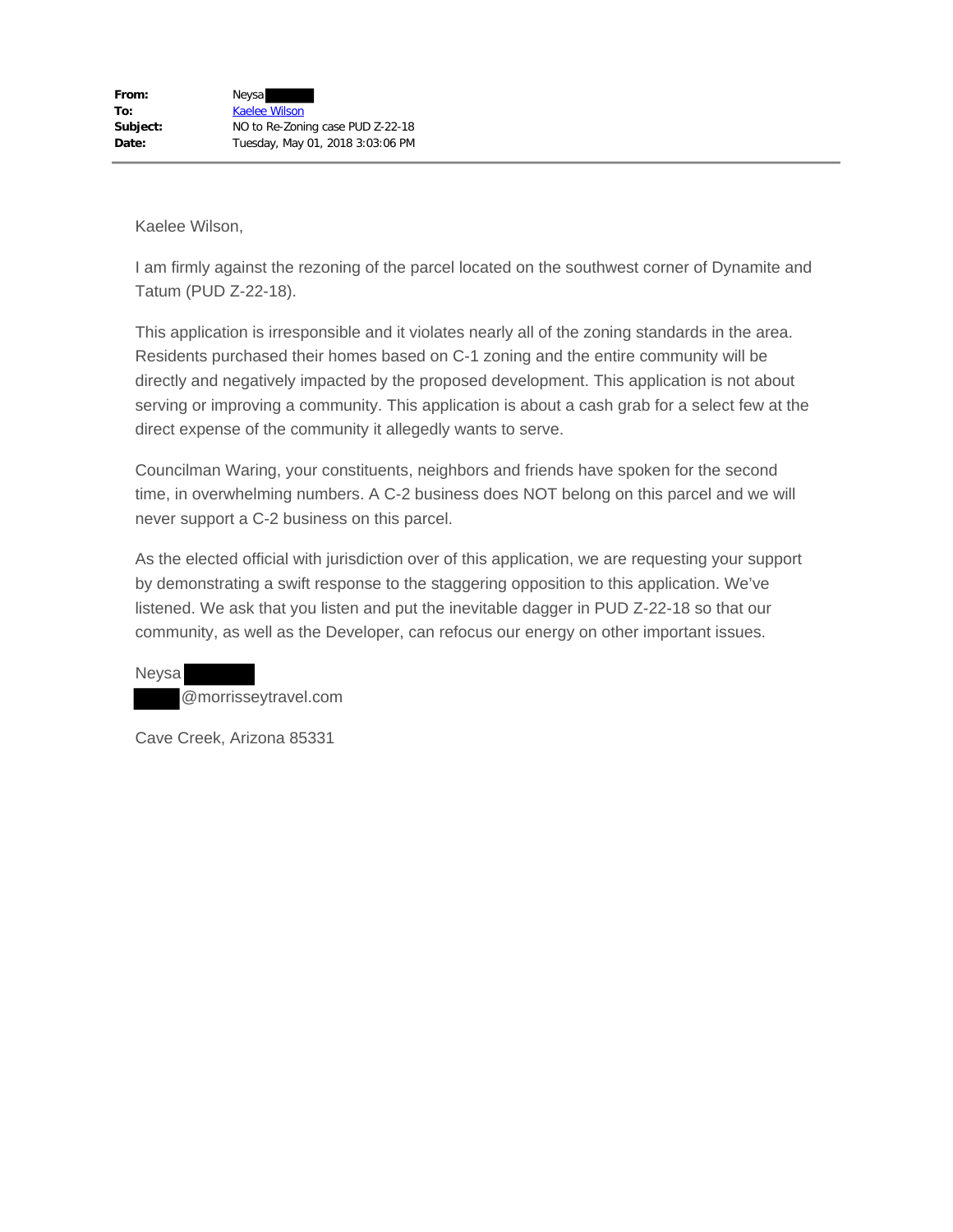**From:** Neysa
**To:** Kaelee Wilson
**Subject:** NO to Re-Zoning case PUD Z-22-18
**Date:** Tuesday, May 01, 2018 3:03:06 PM

---

Kaelee Wilson,

I am firmly against the rezoning of the parcel located on the southwest corner of Dynamite and Tatum (PUD Z-22-18).

This application is irresponsible and it violates nearly all of the zoning standards in the area. Residents purchased their homes based on C-1 zoning and the entire community will be directly and negatively impacted by the proposed development. This application is not about serving or improving a community. This application is about a cash grab for a select few at the direct expense of the community it allegedly wants to serve.

Councilman Waring, your constituents, neighbors and friends have spoken for the second time, in overwhelming numbers. A C-2 business does NOT belong on this parcel and we will never support a C-2 business on this parcel.

As the elected official with jurisdiction over of this application, we are requesting your support by demonstrating a swift response to the staggering opposition to this application. We've listened. We ask that you listen and put the inevitable dagger in PUD Z-22-18 so that our community, as well as the Developer, can refocus our energy on other important issues.

Neysa
@morrisseytravel.com

Cave Creek, Arizona 85331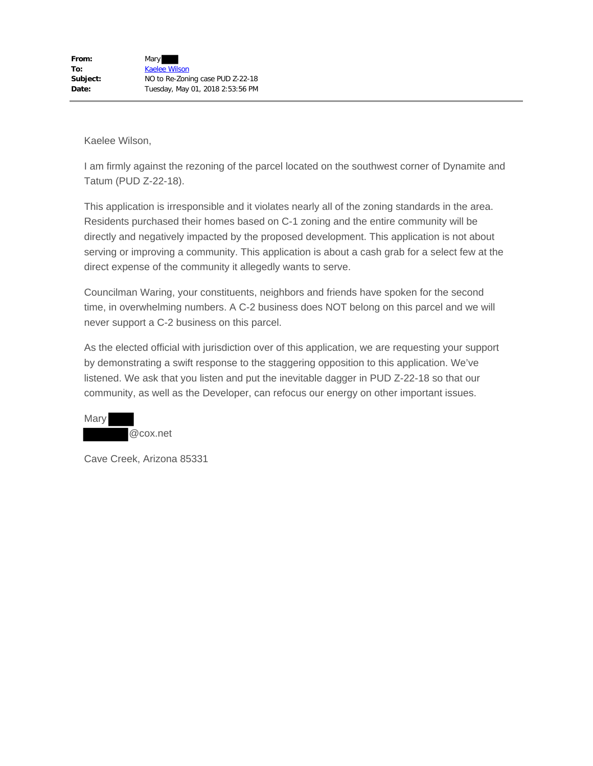| | |
|---|---|
| **From:** | Mary |
| **To:** | Kaelee Wilson |
| **Subject:** | NO to Re-Zoning case PUD Z-22-18 |
| **Date:** | Tuesday, May 01, 2018 2:53:56 PM |

Kaelee Wilson,

I am firmly against the rezoning of the parcel located on the southwest corner of Dynamite and Tatum (PUD Z-22-18).

This application is irresponsible and it violates nearly all of the zoning standards in the area. Residents purchased their homes based on C-1 zoning and the entire community will be directly and negatively impacted by the proposed development. This application is not about serving or improving a community. This application is about a cash grab for a select few at the direct expense of the community it allegedly wants to serve.

Councilman Waring, your constituents, neighbors and friends have spoken for the second time, in overwhelming numbers. A C-2 business does NOT belong on this parcel and we will never support a C-2 business on this parcel.

As the elected official with jurisdiction over of this application, we are requesting your support by demonstrating a swift response to the staggering opposition to this application. We've listened. We ask that you listen and put the inevitable dagger in PUD Z-22-18 so that our community, as well as the Developer, can refocus our energy on other important issues.

Mary
@cox.net

Cave Creek, Arizona 85331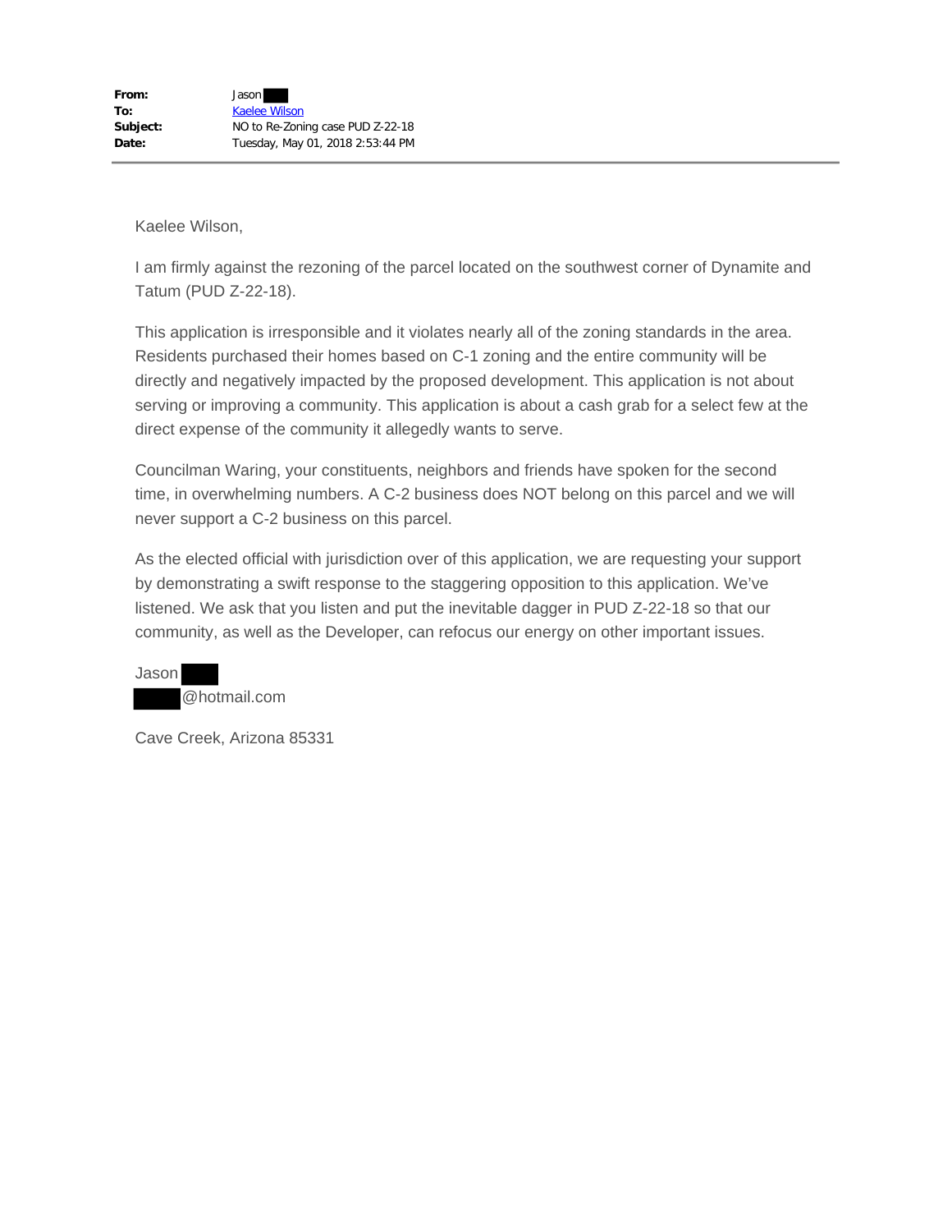**From:** Jason
**To:** Kaelee Wilson
**Subject:** NO to Re-Zoning case PUD Z-22-18
**Date:** Tuesday, May 01, 2018 2:53:44 PM

---

Kaelee Wilson,

I am firmly against the rezoning of the parcel located on the southwest corner of Dynamite and Tatum (PUD Z-22-18).

This application is irresponsible and it violates nearly all of the zoning standards in the area. Residents purchased their homes based on C-1 zoning and the entire community will be directly and negatively impacted by the proposed development. This application is not about serving or improving a community. This application is about a cash grab for a select few at the direct expense of the community it allegedly wants to serve.

Councilman Waring, your constituents, neighbors and friends have spoken for the second time, in overwhelming numbers. A C-2 business does NOT belong on this parcel and we will never support a C-2 business on this parcel.

As the elected official with jurisdiction over of this application, we are requesting your support by demonstrating a swift response to the staggering opposition to this application. We've listened. We ask that you listen and put the inevitable dagger in PUD Z-22-18 so that our community, as well as the Developer, can refocus our energy on other important issues.

Jason
@hotmail.com

Cave Creek, Arizona 85331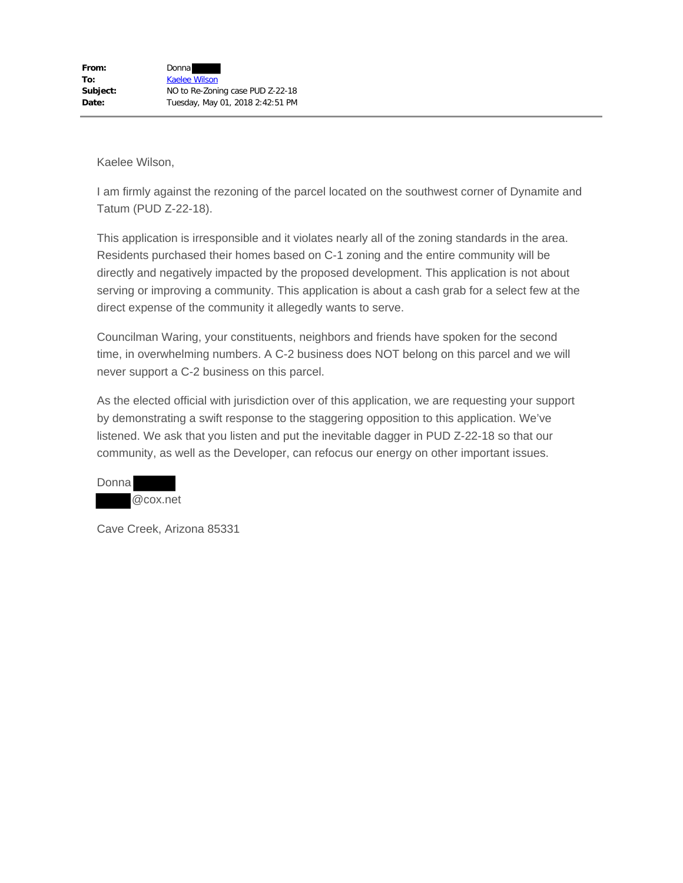**From:** Donna ████
**To:** Kaelee Wilson
**Subject:** NO to Re-Zoning case PUD Z-22-18
**Date:** Tuesday, May 01, 2018 2:42:51 PM

---

Kaelee Wilson,

I am firmly against the rezoning of the parcel located on the southwest corner of Dynamite and Tatum (PUD Z-22-18).

This application is irresponsible and it violates nearly all of the zoning standards in the area. Residents purchased their homes based on C-1 zoning and the entire community will be directly and negatively impacted by the proposed development. This application is not about serving or improving a community. This application is about a cash grab for a select few at the direct expense of the community it allegedly wants to serve.

Councilman Waring, your constituents, neighbors and friends have spoken for the second time, in overwhelming numbers. A C-2 business does NOT belong on this parcel and we will never support a C-2 business on this parcel.

As the elected official with jurisdiction over of this application, we are requesting your support by demonstrating a swift response to the staggering opposition to this application. We've listened. We ask that you listen and put the inevitable dagger in PUD Z-22-18 so that our community, as well as the Developer, can refocus our energy on other important issues.

Donna ████
████@cox.net

Cave Creek, Arizona 85331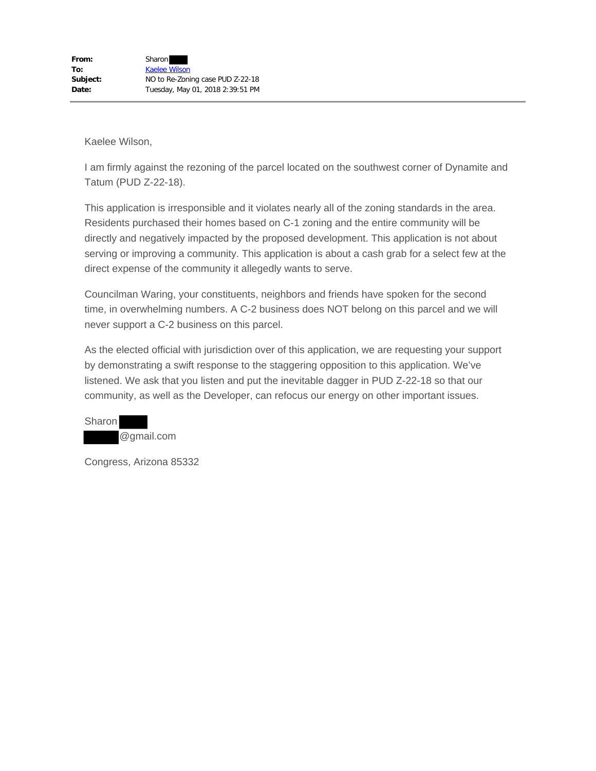**From:** Sharon ████
**To:** Kaelee Wilson
**Subject:** NO to Re-Zoning case PUD Z-22-18
**Date:** Tuesday, May 01, 2018 2:39:51 PM

---

Kaelee Wilson,

I am firmly against the rezoning of the parcel located on the southwest corner of Dynamite and Tatum (PUD Z-22-18).

This application is irresponsible and it violates nearly all of the zoning standards in the area. Residents purchased their homes based on C-1 zoning and the entire community will be directly and negatively impacted by the proposed development. This application is not about serving or improving a community. This application is about a cash grab for a select few at the direct expense of the community it allegedly wants to serve.

Councilman Waring, your constituents, neighbors and friends have spoken for the second time, in overwhelming numbers. A C-2 business does NOT belong on this parcel and we will never support a C-2 business on this parcel.

As the elected official with jurisdiction over of this application, we are requesting your support by demonstrating a swift response to the staggering opposition to this application. We've listened. We ask that you listen and put the inevitable dagger in PUD Z-22-18 so that our community, as well as the Developer, can refocus our energy on other important issues.

Sharon ████
████@gmail.com

Congress, Arizona 85332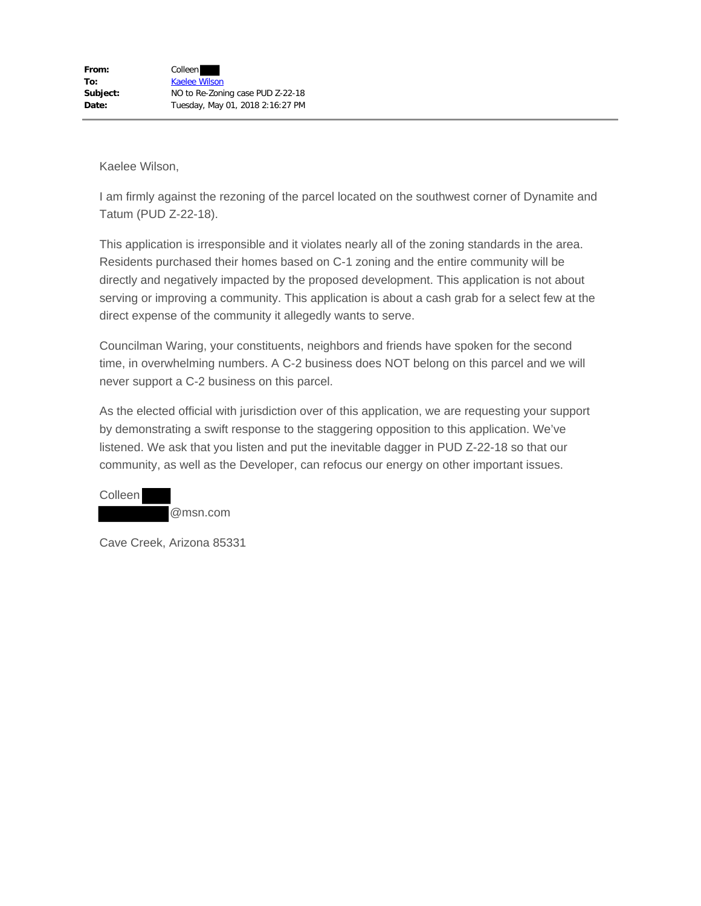**From:** Colleen ████
**To:** Kaelee Wilson
**Subject:** NO to Re-Zoning case PUD Z-22-18
**Date:** Tuesday, May 01, 2018 2:16:27 PM

---

Kaelee Wilson,

I am firmly against the rezoning of the parcel located on the southwest corner of Dynamite and Tatum (PUD Z-22-18).

This application is irresponsible and it violates nearly all of the zoning standards in the area. Residents purchased their homes based on C-1 zoning and the entire community will be directly and negatively impacted by the proposed development. This application is not about serving or improving a community. This application is about a cash grab for a select few at the direct expense of the community it allegedly wants to serve.

Councilman Waring, your constituents, neighbors and friends have spoken for the second time, in overwhelming numbers. A C-2 business does NOT belong on this parcel and we will never support a C-2 business on this parcel.

As the elected official with jurisdiction over of this application, we are requesting your support by demonstrating a swift response to the staggering opposition to this application. We've listened. We ask that you listen and put the inevitable dagger in PUD Z-22-18 so that our community, as well as the Developer, can refocus our energy on other important issues.

Colleen ████
██████@msn.com

Cave Creek, Arizona 85331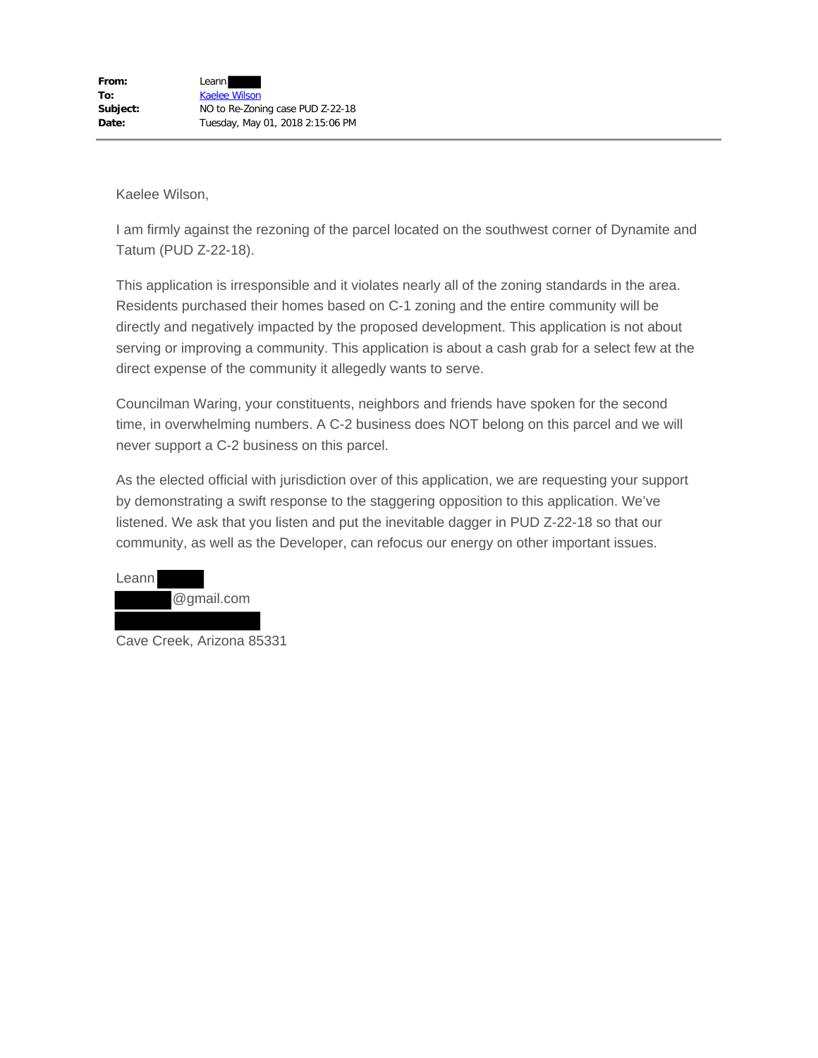**From:** Leann
**To:** Kaelee Wilson
**Subject:** NO to Re-Zoning case PUD Z-22-18
**Date:** Tuesday, May 01, 2018 2:15:06 PM

---

Kaelee Wilson,

I am firmly against the rezoning of the parcel located on the southwest corner of Dynamite and Tatum (PUD Z-22-18).

This application is irresponsible and it violates nearly all of the zoning standards in the area. Residents purchased their homes based on C-1 zoning and the entire community will be directly and negatively impacted by the proposed development. This application is not about serving or improving a community. This application is about a cash grab for a select few at the direct expense of the community it allegedly wants to serve.

Councilman Waring, your constituents, neighbors and friends have spoken for the second time, in overwhelming numbers. A C-2 business does NOT belong on this parcel and we will never support a C-2 business on this parcel.

As the elected official with jurisdiction over of this application, we are requesting your support by demonstrating a swift response to the staggering opposition to this application. We've listened. We ask that you listen and put the inevitable dagger in PUD Z-22-18 so that our community, as well as the Developer, can refocus our energy on other important issues.

Leann
@gmail.com

Cave Creek, Arizona 85331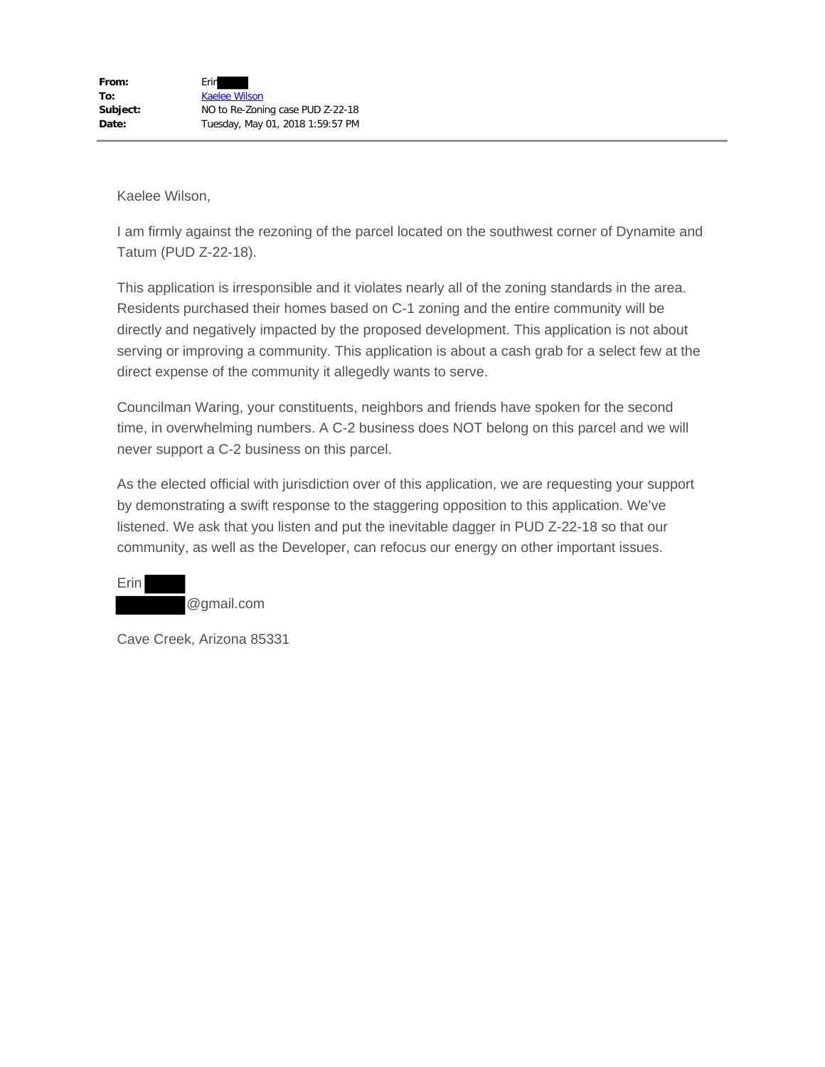**From:** Erin
**To:** Kaelee Wilson
**Subject:** NO to Re-Zoning case PUD Z-22-18
**Date:** Tuesday, May 01, 2018 1:59:57 PM

---

Kaelee Wilson,

I am firmly against the rezoning of the parcel located on the southwest corner of Dynamite and Tatum (PUD Z-22-18).

This application is irresponsible and it violates nearly all of the zoning standards in the area. Residents purchased their homes based on C-1 zoning and the entire community will be directly and negatively impacted by the proposed development. This application is not about serving or improving a community. This application is about a cash grab for a select few at the direct expense of the community it allegedly wants to serve.

Councilman Waring, your constituents, neighbors and friends have spoken for the second time, in overwhelming numbers. A C-2 business does NOT belong on this parcel and we will never support a C-2 business on this parcel.

As the elected official with jurisdiction over of this application, we are requesting your support by demonstrating a swift response to the staggering opposition to this application. We've listened. We ask that you listen and put the inevitable dagger in PUD Z-22-18 so that our community, as well as the Developer, can refocus our energy on other important issues.

Erin
@gmail.com

Cave Creek, Arizona 85331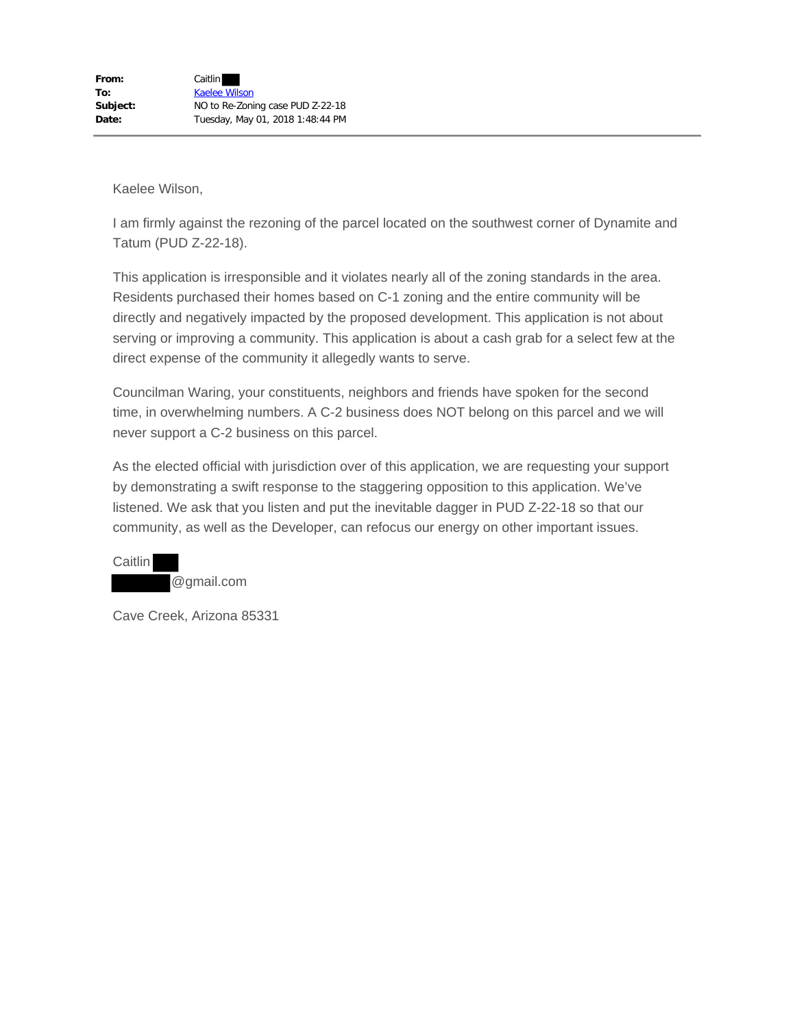| | |
|---|---|
| **From:** | Caitlin |
| **To:** | Kaelee Wilson |
| **Subject:** | NO to Re-Zoning case PUD Z-22-18 |
| **Date:** | Tuesday, May 01, 2018 1:48:44 PM |

---

Kaelee Wilson,

I am firmly against the rezoning of the parcel located on the southwest corner of Dynamite and Tatum (PUD Z-22-18).

This application is irresponsible and it violates nearly all of the zoning standards in the area. Residents purchased their homes based on C-1 zoning and the entire community will be directly and negatively impacted by the proposed development. This application is not about serving or improving a community. This application is about a cash grab for a select few at the direct expense of the community it allegedly wants to serve.

Councilman Waring, your constituents, neighbors and friends have spoken for the second time, in overwhelming numbers. A C-2 business does NOT belong on this parcel and we will never support a C-2 business on this parcel.

As the elected official with jurisdiction over of this application, we are requesting your support by demonstrating a swift response to the staggering opposition to this application. We've listened. We ask that you listen and put the inevitable dagger in PUD Z-22-18 so that our community, as well as the Developer, can refocus our energy on other important issues.

Caitlin
@gmail.com

Cave Creek, Arizona 85331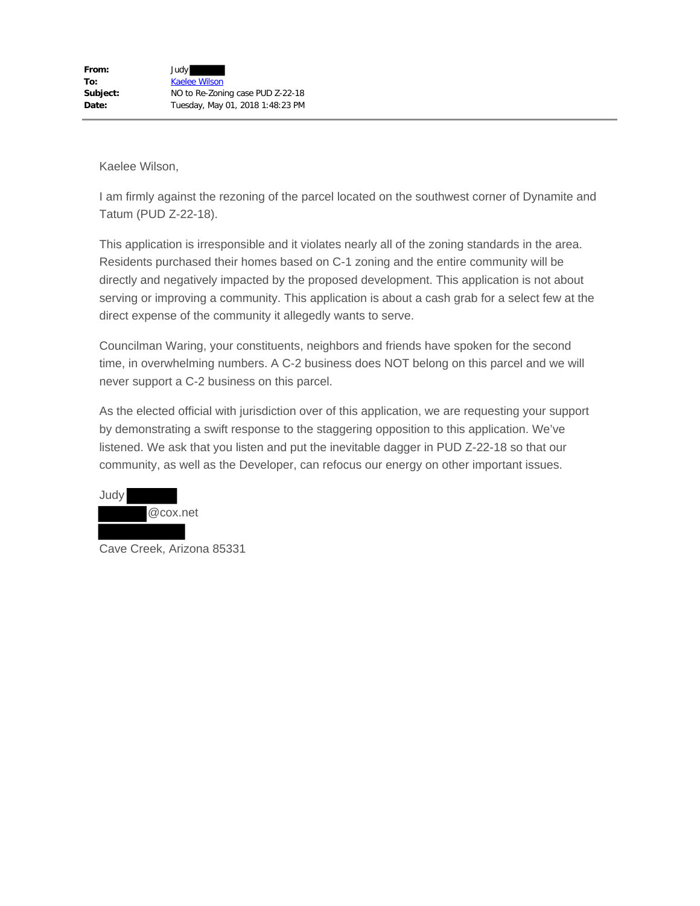| | |
|---|---|
| **From:** | Judy |
| **To:** | Kaelee Wilson |
| **Subject:** | NO to Re-Zoning case PUD Z-22-18 |
| **Date:** | Tuesday, May 01, 2018 1:48:23 PM |

Kaelee Wilson,

I am firmly against the rezoning of the parcel located on the southwest corner of Dynamite and Tatum (PUD Z-22-18).

This application is irresponsible and it violates nearly all of the zoning standards in the area. Residents purchased their homes based on C-1 zoning and the entire community will be directly and negatively impacted by the proposed development. This application is not about serving or improving a community. This application is about a cash grab for a select few at the direct expense of the community it allegedly wants to serve.

Councilman Waring, your constituents, neighbors and friends have spoken for the second time, in overwhelming numbers. A C-2 business does NOT belong on this parcel and we will never support a C-2 business on this parcel.

As the elected official with jurisdiction over of this application, we are requesting your support by demonstrating a swift response to the staggering opposition to this application. We've listened. We ask that you listen and put the inevitable dagger in PUD Z-22-18 so that our community, as well as the Developer, can refocus our energy on other important issues.

Judy
@cox.net

Cave Creek, Arizona 85331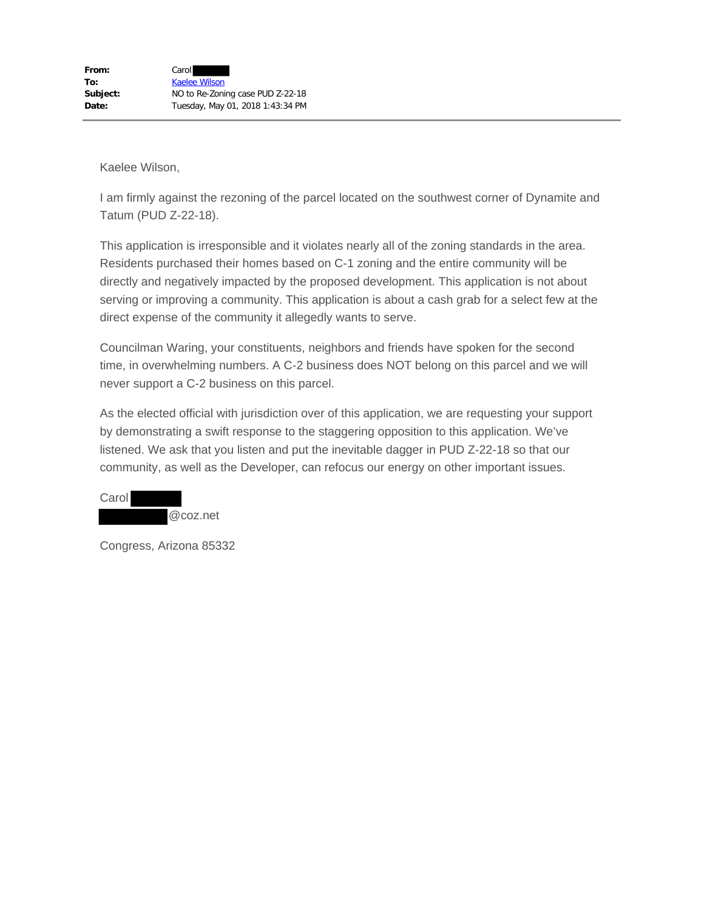**From:** Carol
**To:** Kaelee Wilson
**Subject:** NO to Re-Zoning case PUD Z-22-18
**Date:** Tuesday, May 01, 2018 1:43:34 PM

---

Kaelee Wilson,

I am firmly against the rezoning of the parcel located on the southwest corner of Dynamite and Tatum (PUD Z-22-18).

This application is irresponsible and it violates nearly all of the zoning standards in the area. Residents purchased their homes based on C-1 zoning and the entire community will be directly and negatively impacted by the proposed development. This application is not about serving or improving a community. This application is about a cash grab for a select few at the direct expense of the community it allegedly wants to serve.

Councilman Waring, your constituents, neighbors and friends have spoken for the second time, in overwhelming numbers. A C-2 business does NOT belong on this parcel and we will never support a C-2 business on this parcel.

As the elected official with jurisdiction over of this application, we are requesting your support by demonstrating a swift response to the staggering opposition to this application. We've listened. We ask that you listen and put the inevitable dagger in PUD Z-22-18 so that our community, as well as the Developer, can refocus our energy on other important issues.

Carol
@coz.net

Congress, Arizona 85332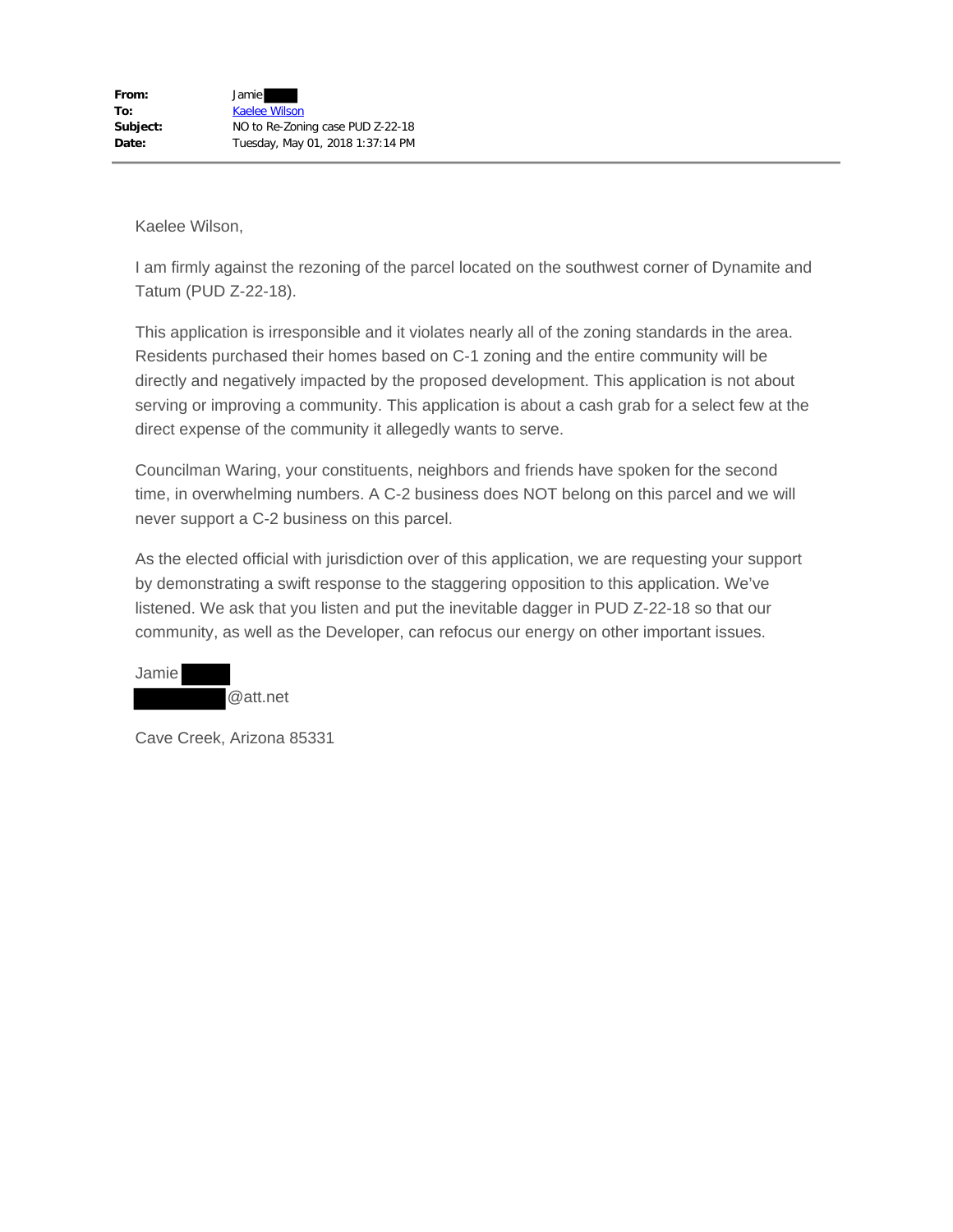**From:** Jamie ████
**To:** Kaelee Wilson
**Subject:** NO to Re-Zoning case PUD Z-22-18
**Date:** Tuesday, May 01, 2018 1:37:14 PM

---

Kaelee Wilson,

I am firmly against the rezoning of the parcel located on the southwest corner of Dynamite and Tatum (PUD Z-22-18).

This application is irresponsible and it violates nearly all of the zoning standards in the area. Residents purchased their homes based on C-1 zoning and the entire community will be directly and negatively impacted by the proposed development. This application is not about serving or improving a community. This application is about a cash grab for a select few at the direct expense of the community it allegedly wants to serve.

Councilman Waring, your constituents, neighbors and friends have spoken for the second time, in overwhelming numbers. A C-2 business does NOT belong on this parcel and we will never support a C-2 business on this parcel.

As the elected official with jurisdiction over of this application, we are requesting your support by demonstrating a swift response to the staggering opposition to this application. We've listened. We ask that you listen and put the inevitable dagger in PUD Z-22-18 so that our community, as well as the Developer, can refocus our energy on other important issues.

Jamie ████
████@att.net

Cave Creek, Arizona 85331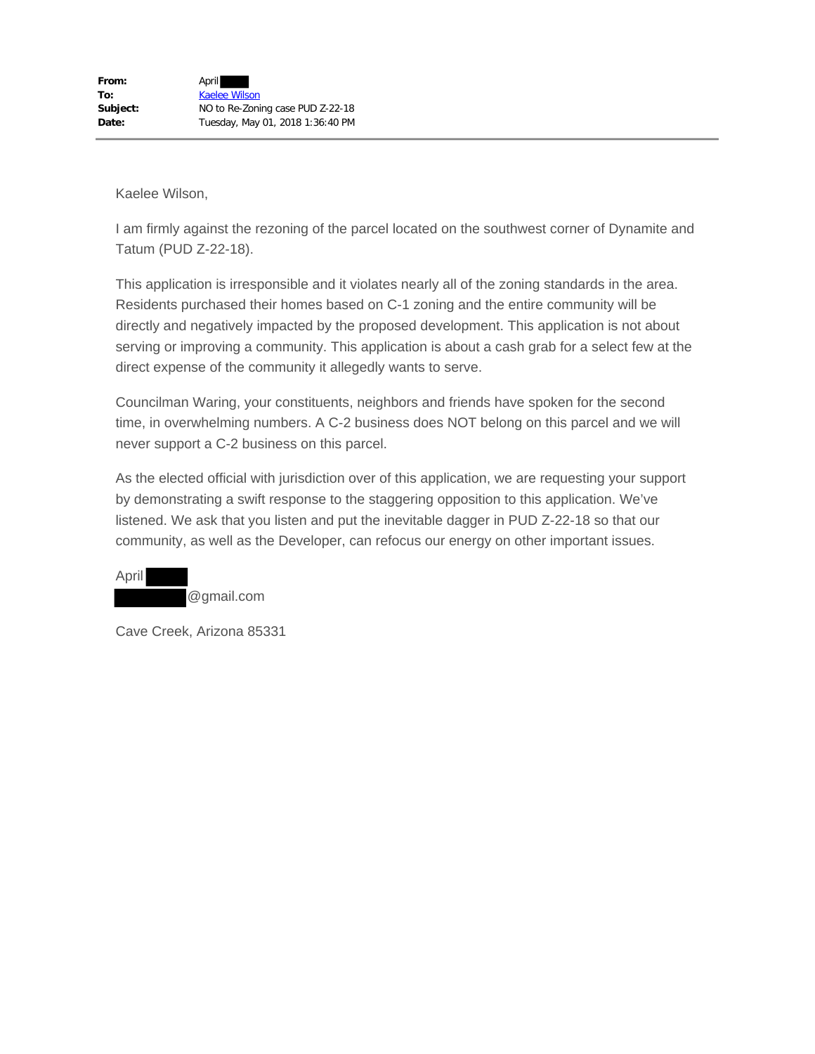| | |
|---|---|
| **From:** | April |
| **To:** | Kaelee Wilson |
| **Subject:** | NO to Re-Zoning case PUD Z-22-18 |
| **Date:** | Tuesday, May 01, 2018 1:36:40 PM |

Kaelee Wilson,

I am firmly against the rezoning of the parcel located on the southwest corner of Dynamite and Tatum (PUD Z-22-18).

This application is irresponsible and it violates nearly all of the zoning standards in the area. Residents purchased their homes based on C-1 zoning and the entire community will be directly and negatively impacted by the proposed development. This application is not about serving or improving a community. This application is about a cash grab for a select few at the direct expense of the community it allegedly wants to serve.

Councilman Waring, your constituents, neighbors and friends have spoken for the second time, in overwhelming numbers. A C-2 business does NOT belong on this parcel and we will never support a C-2 business on this parcel.

As the elected official with jurisdiction over of this application, we are requesting your support by demonstrating a swift response to the staggering opposition to this application. We've listened. We ask that you listen and put the inevitable dagger in PUD Z-22-18 so that our community, as well as the Developer, can refocus our energy on other important issues.

April
@gmail.com

Cave Creek, Arizona 85331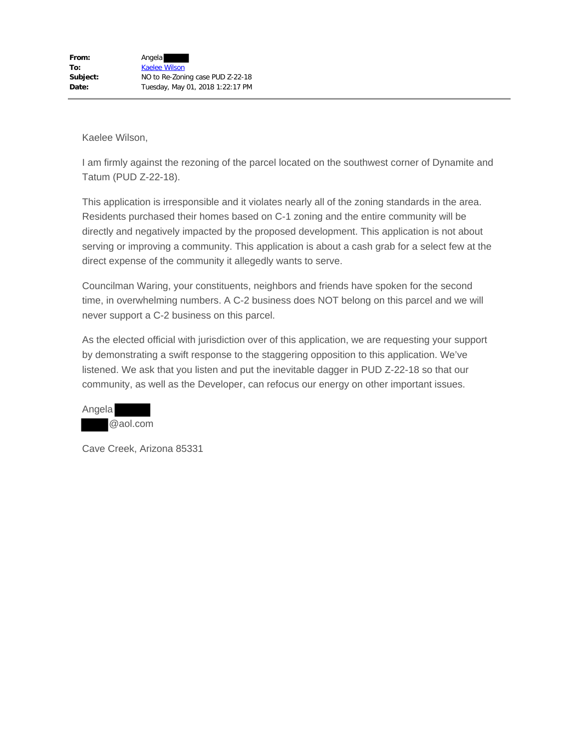**From:** Angela
**To:** Kaelee Wilson
**Subject:** NO to Re-Zoning case PUD Z-22-18
**Date:** Tuesday, May 01, 2018 1:22:17 PM

---

Kaelee Wilson,

I am firmly against the rezoning of the parcel located on the southwest corner of Dynamite and Tatum (PUD Z-22-18).

This application is irresponsible and it violates nearly all of the zoning standards in the area. Residents purchased their homes based on C-1 zoning and the entire community will be directly and negatively impacted by the proposed development. This application is not about serving or improving a community. This application is about a cash grab for a select few at the direct expense of the community it allegedly wants to serve.

Councilman Waring, your constituents, neighbors and friends have spoken for the second time, in overwhelming numbers. A C-2 business does NOT belong on this parcel and we will never support a C-2 business on this parcel.

As the elected official with jurisdiction over of this application, we are requesting your support by demonstrating a swift response to the staggering opposition to this application. We've listened. We ask that you listen and put the inevitable dagger in PUD Z-22-18 so that our community, as well as the Developer, can refocus our energy on other important issues.

Angela
@aol.com

Cave Creek, Arizona 85331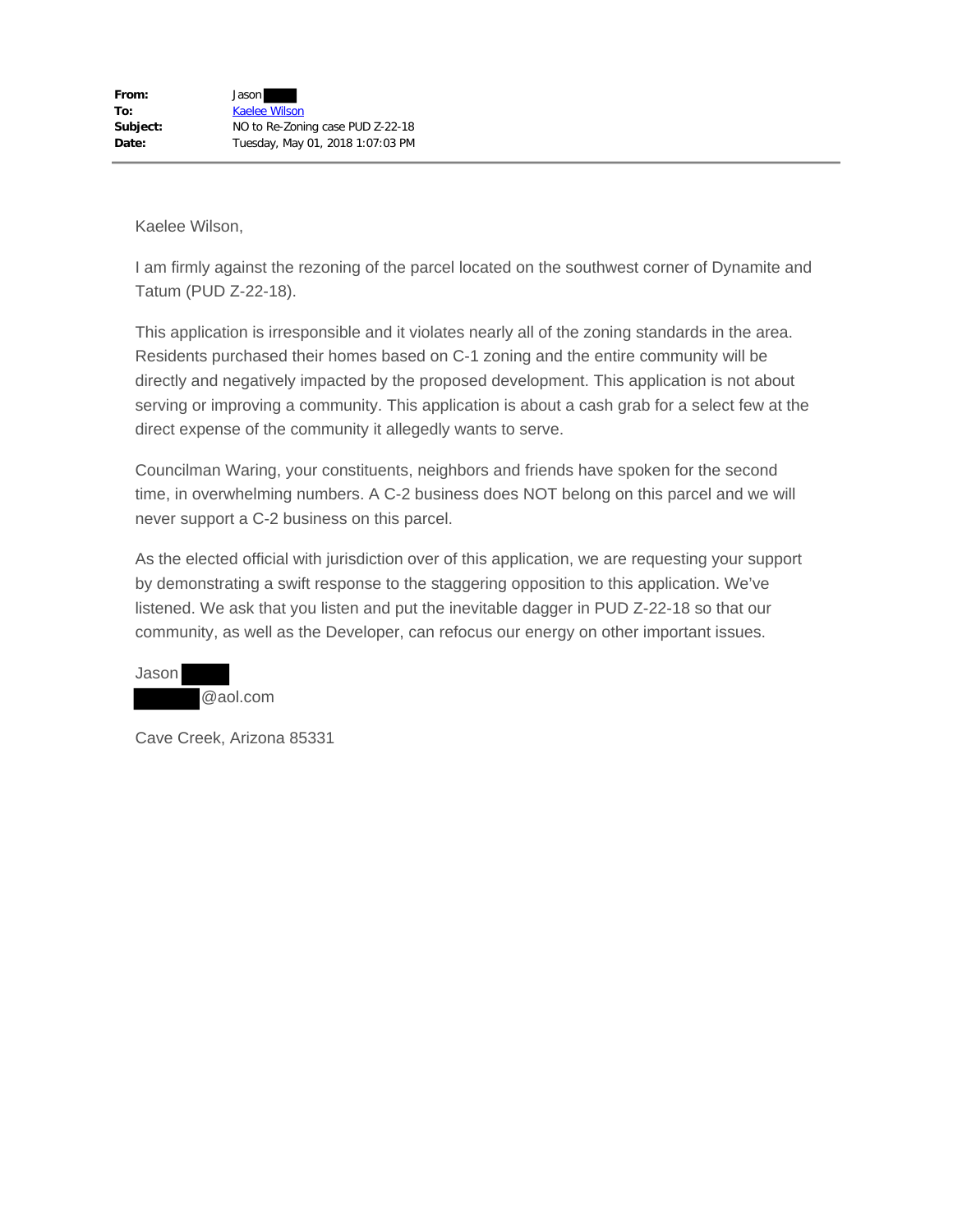**From:** Jason
**To:** Kaelee Wilson
**Subject:** NO to Re-Zoning case PUD Z-22-18
**Date:** Tuesday, May 01, 2018 1:07:03 PM

---

Kaelee Wilson,

I am firmly against the rezoning of the parcel located on the southwest corner of Dynamite and Tatum (PUD Z-22-18).

This application is irresponsible and it violates nearly all of the zoning standards in the area. Residents purchased their homes based on C-1 zoning and the entire community will be directly and negatively impacted by the proposed development. This application is not about serving or improving a community. This application is about a cash grab for a select few at the direct expense of the community it allegedly wants to serve.

Councilman Waring, your constituents, neighbors and friends have spoken for the second time, in overwhelming numbers. A C-2 business does NOT belong on this parcel and we will never support a C-2 business on this parcel.

As the elected official with jurisdiction over of this application, we are requesting your support by demonstrating a swift response to the staggering opposition to this application. We've listened. We ask that you listen and put the inevitable dagger in PUD Z-22-18 so that our community, as well as the Developer, can refocus our energy on other important issues.

Jason
@aol.com

Cave Creek, Arizona 85331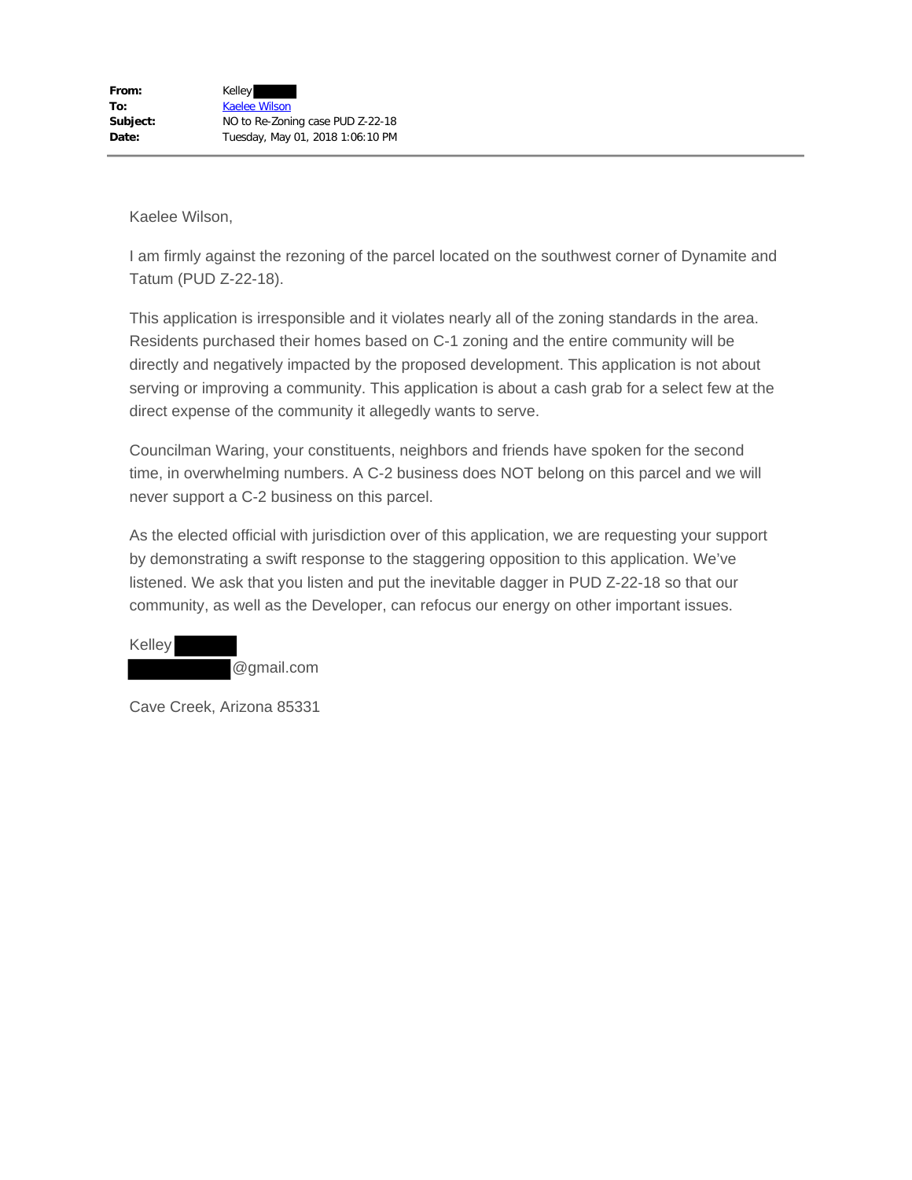**From:** Kelley [redacted]
**To:** Kaelee Wilson
**Subject:** NO to Re-Zoning case PUD Z-22-18
**Date:** Tuesday, May 01, 2018 1:06:10 PM

---

Kaelee Wilson,

I am firmly against the rezoning of the parcel located on the southwest corner of Dynamite and Tatum (PUD Z-22-18).

This application is irresponsible and it violates nearly all of the zoning standards in the area. Residents purchased their homes based on C-1 zoning and the entire community will be directly and negatively impacted by the proposed development. This application is not about serving or improving a community. This application is about a cash grab for a select few at the direct expense of the community it allegedly wants to serve.

Councilman Waring, your constituents, neighbors and friends have spoken for the second time, in overwhelming numbers. A C-2 business does NOT belong on this parcel and we will never support a C-2 business on this parcel.

As the elected official with jurisdiction over of this application, we are requesting your support by demonstrating a swift response to the staggering opposition to this application. We've listened. We ask that you listen and put the inevitable dagger in PUD Z-22-18 so that our community, as well as the Developer, can refocus our energy on other important issues.

Kelley [redacted]
[redacted]@gmail.com

Cave Creek, Arizona 85331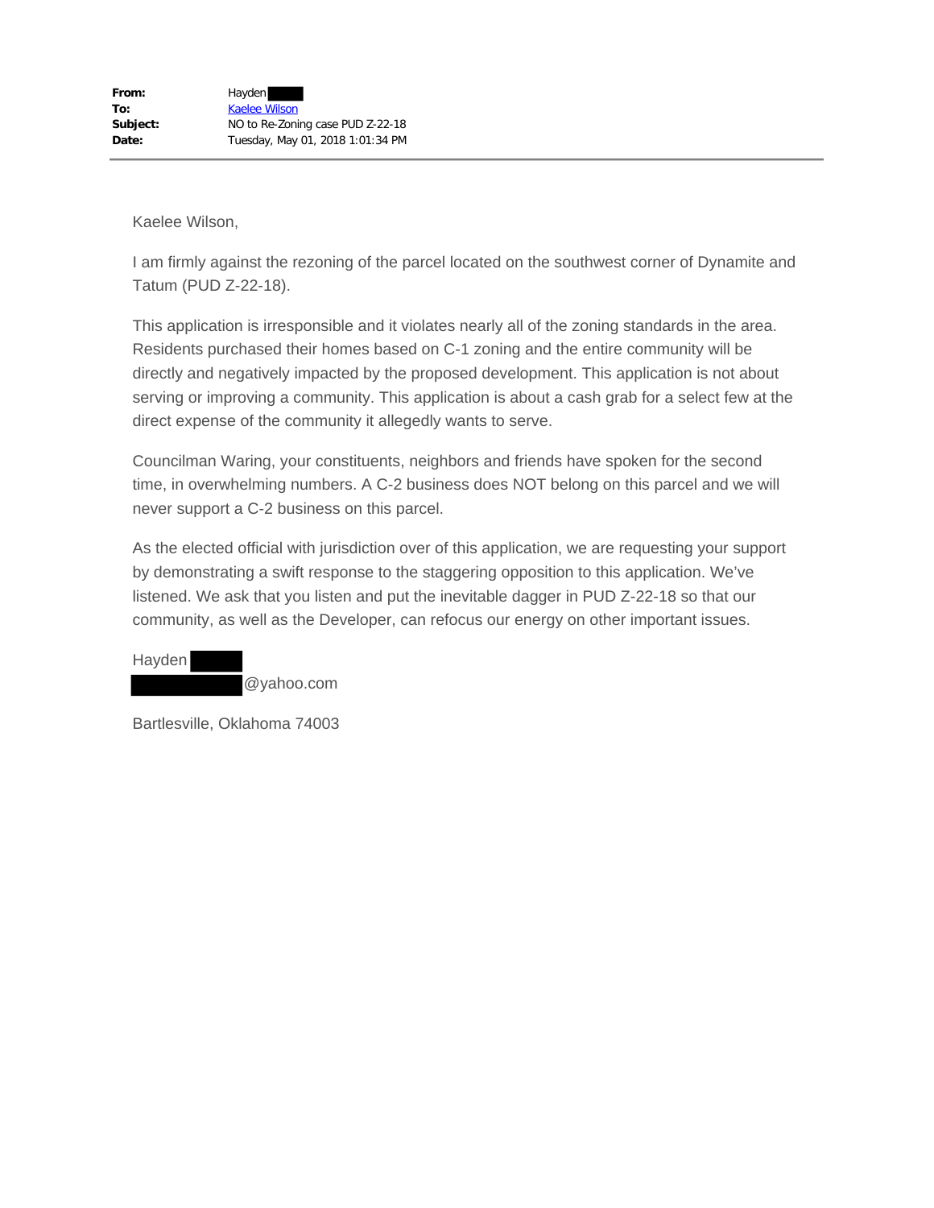| | |
|---|---|
| **From:** | Hayden |
| **To:** | Kaelee Wilson |
| **Subject:** | NO to Re-Zoning case PUD Z-22-18 |
| **Date:** | Tuesday, May 01, 2018 1:01:34 PM |

Kaelee Wilson,

I am firmly against the rezoning of the parcel located on the southwest corner of Dynamite and Tatum (PUD Z-22-18).

This application is irresponsible and it violates nearly all of the zoning standards in the area. Residents purchased their homes based on C-1 zoning and the entire community will be directly and negatively impacted by the proposed development. This application is not about serving or improving a community. This application is about a cash grab for a select few at the direct expense of the community it allegedly wants to serve.

Councilman Waring, your constituents, neighbors and friends have spoken for the second time, in overwhelming numbers. A C-2 business does NOT belong on this parcel and we will never support a C-2 business on this parcel.

As the elected official with jurisdiction over of this application, we are requesting your support by demonstrating a swift response to the staggering opposition to this application. We've listened. We ask that you listen and put the inevitable dagger in PUD Z-22-18 so that our community, as well as the Developer, can refocus our energy on other important issues.

Hayden
@yahoo.com

Bartlesville, Oklahoma 74003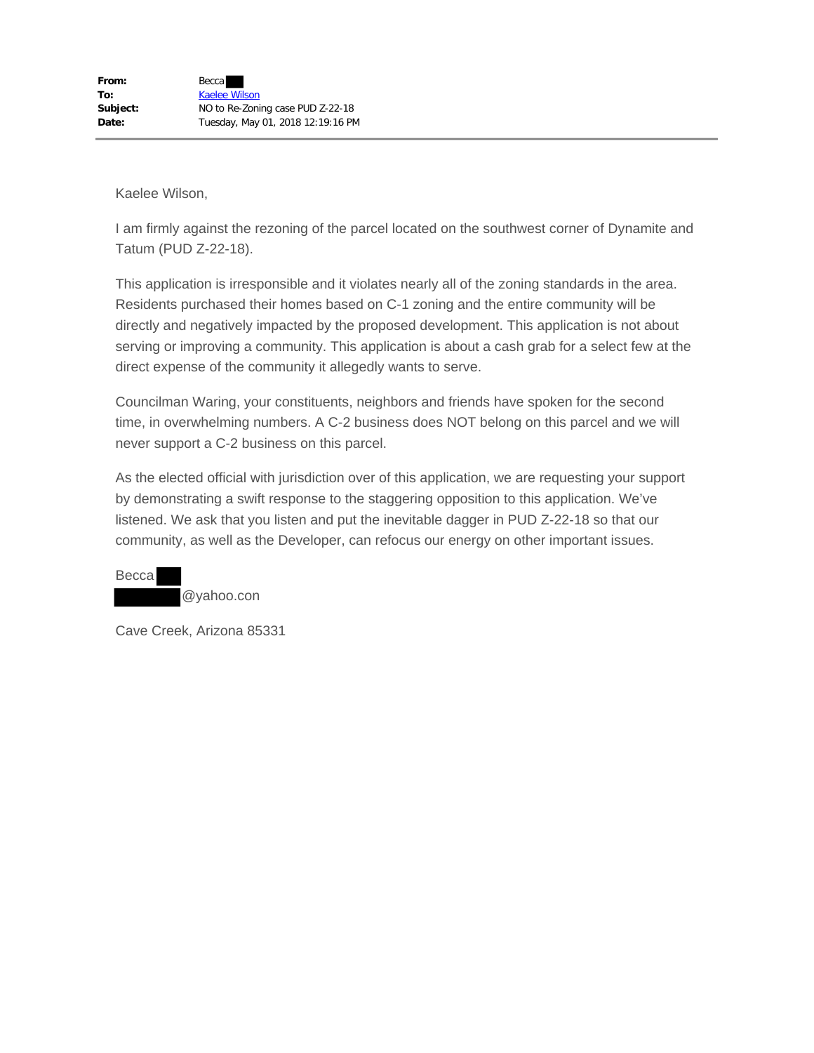| | |
|---|---|
| **From:** | Becca |
| **To:** | Kaelee Wilson |
| **Subject:** | NO to Re-Zoning case PUD Z-22-18 |
| **Date:** | Tuesday, May 01, 2018 12:19:16 PM |

---

Kaelee Wilson,

I am firmly against the rezoning of the parcel located on the southwest corner of Dynamite and Tatum (PUD Z-22-18).

This application is irresponsible and it violates nearly all of the zoning standards in the area. Residents purchased their homes based on C-1 zoning and the entire community will be directly and negatively impacted by the proposed development. This application is not about serving or improving a community. This application is about a cash grab for a select few at the direct expense of the community it allegedly wants to serve.

Councilman Waring, your constituents, neighbors and friends have spoken for the second time, in overwhelming numbers. A C-2 business does NOT belong on this parcel and we will never support a C-2 business on this parcel.

As the elected official with jurisdiction over of this application, we are requesting your support by demonstrating a swift response to the staggering opposition to this application. We've listened. We ask that you listen and put the inevitable dagger in PUD Z-22-18 so that our community, as well as the Developer, can refocus our energy on other important issues.

Becca
@yahoo.con

Cave Creek, Arizona 85331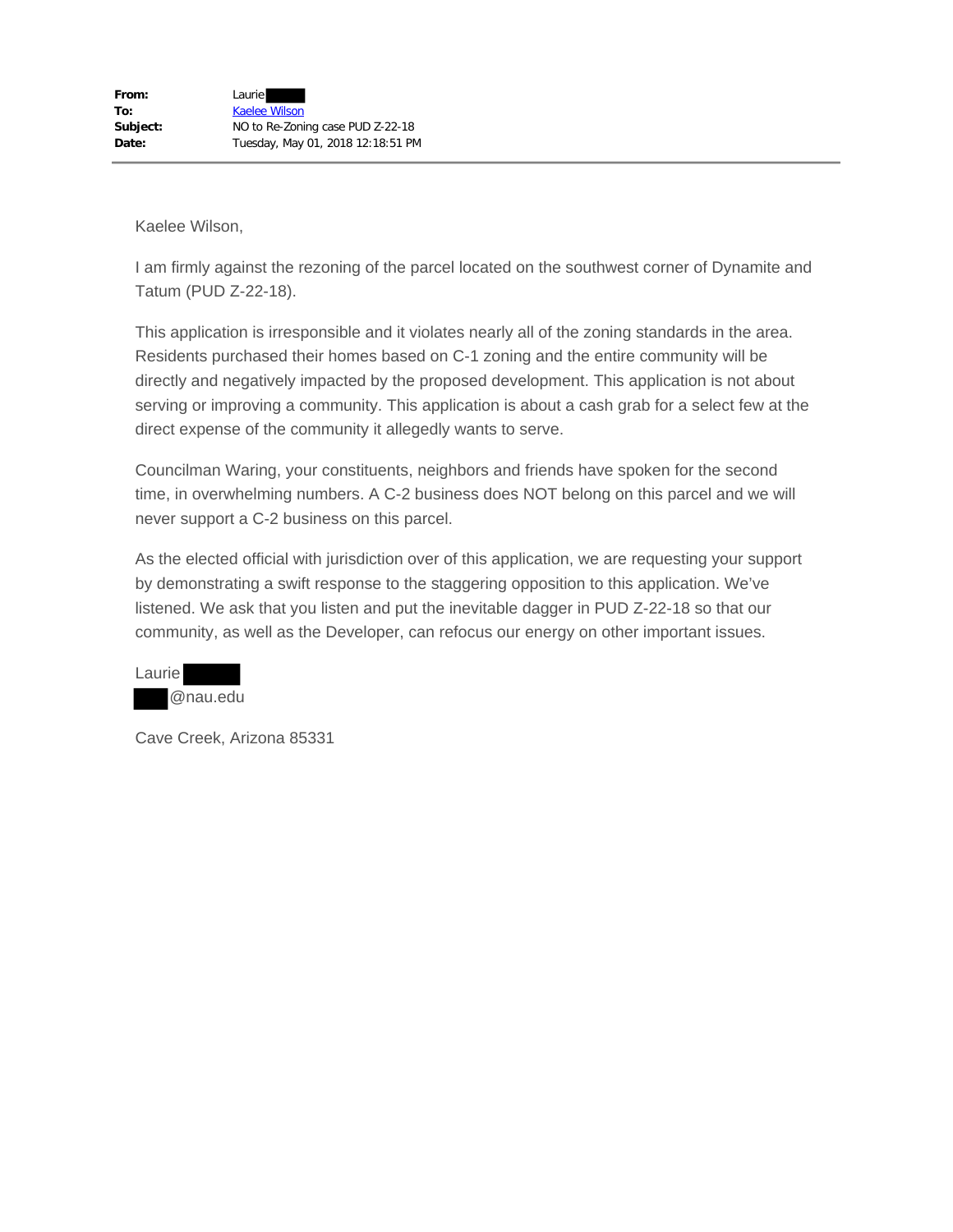**From:** Laurie

**To:** Kaelee Wilson

**Subject:** NO to Re-Zoning case PUD Z-22-18

**Date:** Tuesday, May 01, 2018 12:18:51 PM

Kaelee Wilson,

I am firmly against the rezoning of the parcel located on the southwest corner of Dynamite and Tatum (PUD Z-22-18).

This application is irresponsible and it violates nearly all of the zoning standards in the area. Residents purchased their homes based on C-1 zoning and the entire community will be directly and negatively impacted by the proposed development. This application is not about serving or improving a community. This application is about a cash grab for a select few at the direct expense of the community it allegedly wants to serve.

Councilman Waring, your constituents, neighbors and friends have spoken for the second time, in overwhelming numbers. A C-2 business does NOT belong on this parcel and we will never support a C-2 business on this parcel.

As the elected official with jurisdiction over of this application, we are requesting your support by demonstrating a swift response to the staggering opposition to this application. We've listened. We ask that you listen and put the inevitable dagger in PUD Z-22-18 so that our community, as well as the Developer, can refocus our energy on other important issues.

Laurie
@nau.edu

Cave Creek, Arizona 85331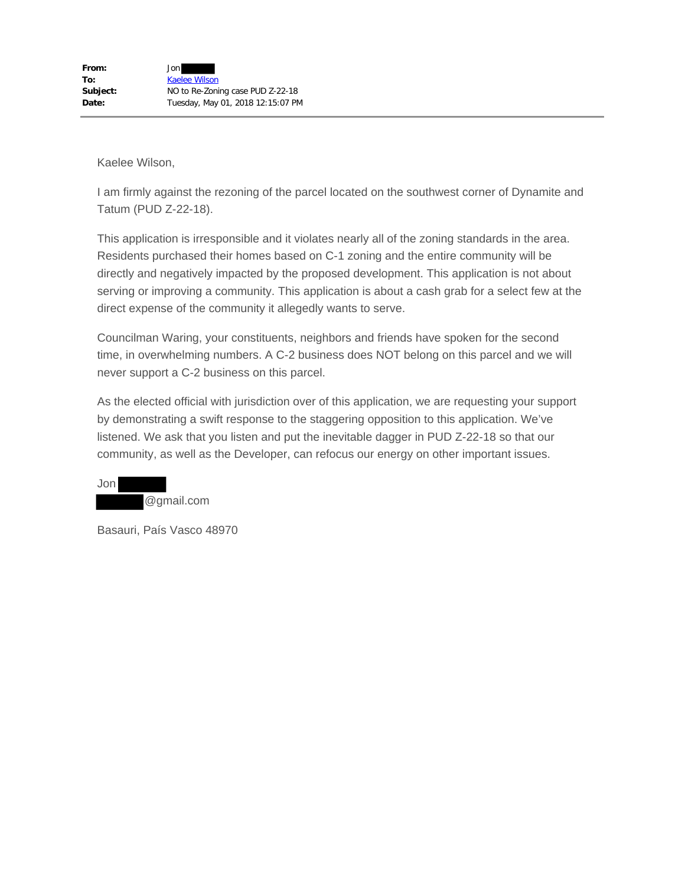| | |
|---|---|
| **From:** | Jon |
| **To:** | Kaelee Wilson |
| **Subject:** | NO to Re-Zoning case PUD Z-22-18 |
| **Date:** | Tuesday, May 01, 2018 12:15:07 PM |

---

Kaelee Wilson,

I am firmly against the rezoning of the parcel located on the southwest corner of Dynamite and Tatum (PUD Z-22-18).

This application is irresponsible and it violates nearly all of the zoning standards in the area. Residents purchased their homes based on C-1 zoning and the entire community will be directly and negatively impacted by the proposed development. This application is not about serving or improving a community. This application is about a cash grab for a select few at the direct expense of the community it allegedly wants to serve.

Councilman Waring, your constituents, neighbors and friends have spoken for the second time, in overwhelming numbers. A C-2 business does NOT belong on this parcel and we will never support a C-2 business on this parcel.

As the elected official with jurisdiction over of this application, we are requesting your support by demonstrating a swift response to the staggering opposition to this application. We've listened. We ask that you listen and put the inevitable dagger in PUD Z-22-18 so that our community, as well as the Developer, can refocus our energy on other important issues.

Jon
@gmail.com

Basauri, País Vasco 48970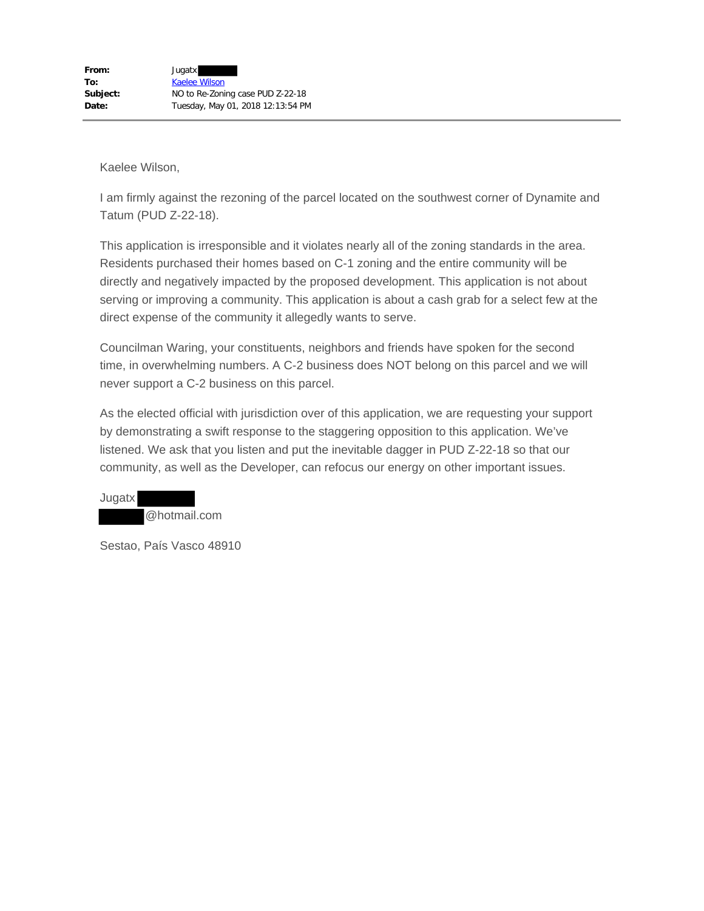| | |
|---|---|
| **From:** | Jugatx |
| **To:** | Kaelee Wilson |
| **Subject:** | NO to Re-Zoning case PUD Z-22-18 |
| **Date:** | Tuesday, May 01, 2018 12:13:54 PM |

Kaelee Wilson,

I am firmly against the rezoning of the parcel located on the southwest corner of Dynamite and Tatum (PUD Z-22-18).

This application is irresponsible and it violates nearly all of the zoning standards in the area. Residents purchased their homes based on C-1 zoning and the entire community will be directly and negatively impacted by the proposed development. This application is not about serving or improving a community. This application is about a cash grab for a select few at the direct expense of the community it allegedly wants to serve.

Councilman Waring, your constituents, neighbors and friends have spoken for the second time, in overwhelming numbers. A C-2 business does NOT belong on this parcel and we will never support a C-2 business on this parcel.

As the elected official with jurisdiction over of this application, we are requesting your support by demonstrating a swift response to the staggering opposition to this application. We've listened. We ask that you listen and put the inevitable dagger in PUD Z-22-18 so that our community, as well as the Developer, can refocus our energy on other important issues.

Jugatx
@hotmail.com

Sestao, País Vasco 48910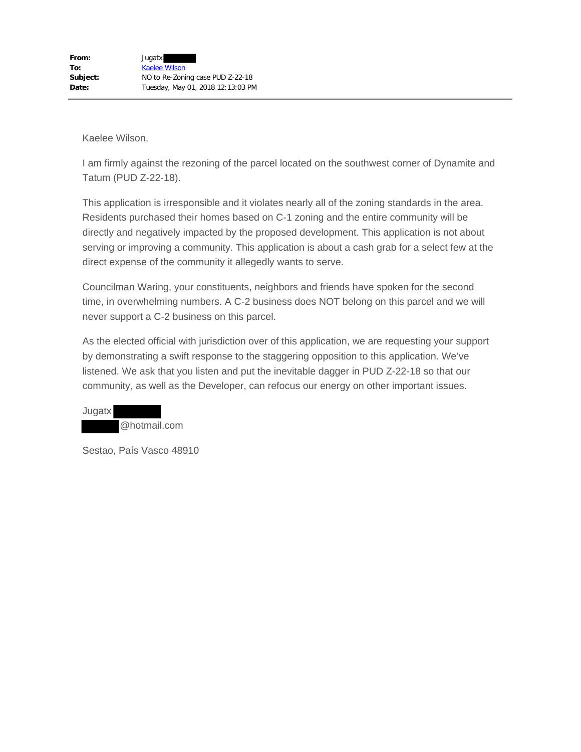**From:** Jugatx
**To:** Kaelee Wilson
**Subject:** NO to Re-Zoning case PUD Z-22-18
**Date:** Tuesday, May 01, 2018 12:13:03 PM

---

Kaelee Wilson,

I am firmly against the rezoning of the parcel located on the southwest corner of Dynamite and Tatum (PUD Z-22-18).

This application is irresponsible and it violates nearly all of the zoning standards in the area. Residents purchased their homes based on C-1 zoning and the entire community will be directly and negatively impacted by the proposed development. This application is not about serving or improving a community. This application is about a cash grab for a select few at the direct expense of the community it allegedly wants to serve.

Councilman Waring, your constituents, neighbors and friends have spoken for the second time, in overwhelming numbers. A C-2 business does NOT belong on this parcel and we will never support a C-2 business on this parcel.

As the elected official with jurisdiction over of this application, we are requesting your support by demonstrating a swift response to the staggering opposition to this application. We've listened. We ask that you listen and put the inevitable dagger in PUD Z-22-18 so that our community, as well as the Developer, can refocus our energy on other important issues.

Jugatx
@hotmail.com

Sestao, País Vasco 48910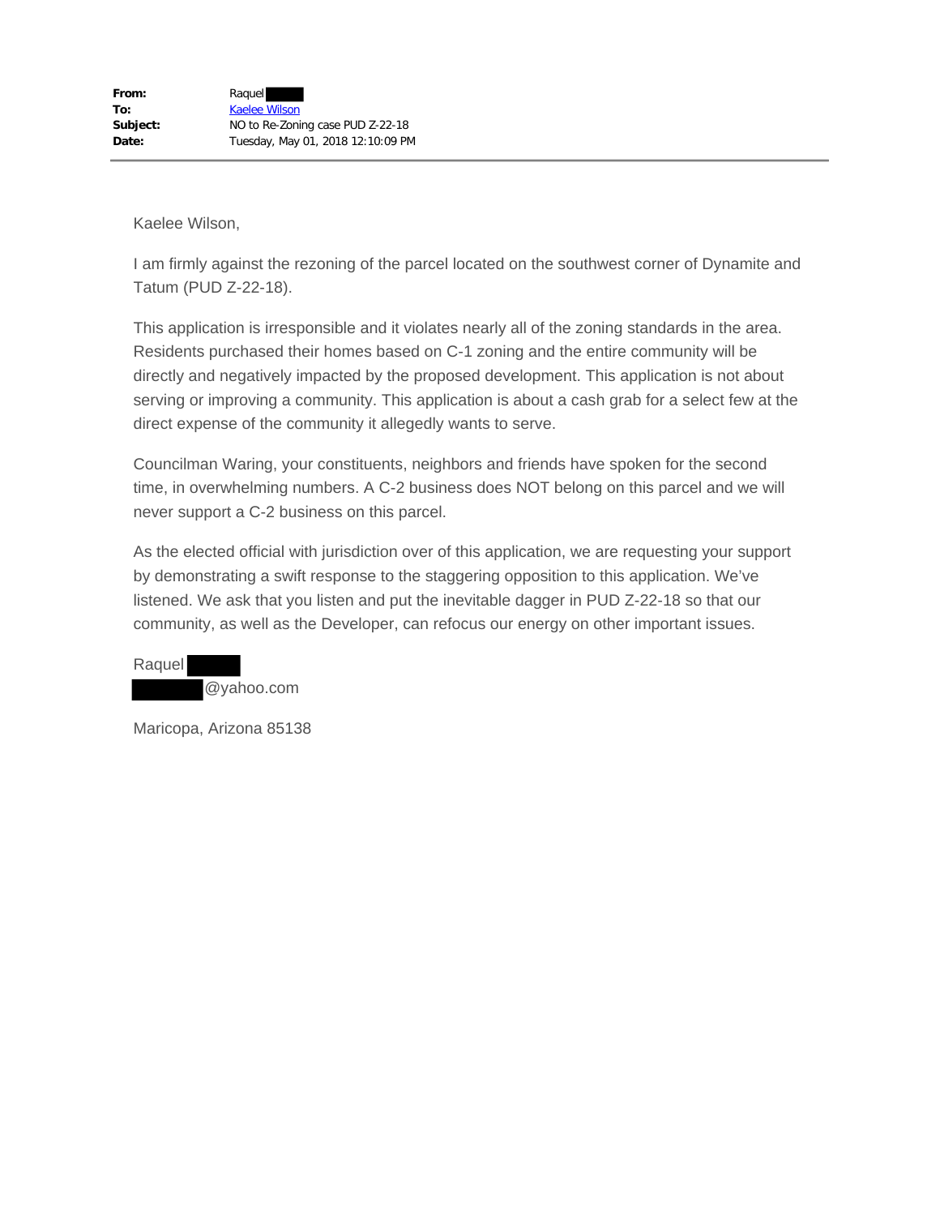**From:** Raquel
**To:** Kaelee Wilson
**Subject:** NO to Re-Zoning case PUD Z-22-18
**Date:** Tuesday, May 01, 2018 12:10:09 PM

---

Kaelee Wilson,

I am firmly against the rezoning of the parcel located on the southwest corner of Dynamite and Tatum (PUD Z-22-18).

This application is irresponsible and it violates nearly all of the zoning standards in the area. Residents purchased their homes based on C-1 zoning and the entire community will be directly and negatively impacted by the proposed development. This application is not about serving or improving a community. This application is about a cash grab for a select few at the direct expense of the community it allegedly wants to serve.

Councilman Waring, your constituents, neighbors and friends have spoken for the second time, in overwhelming numbers. A C-2 business does NOT belong on this parcel and we will never support a C-2 business on this parcel.

As the elected official with jurisdiction over of this application, we are requesting your support by demonstrating a swift response to the staggering opposition to this application. We've listened. We ask that you listen and put the inevitable dagger in PUD Z-22-18 so that our community, as well as the Developer, can refocus our energy on other important issues.

Raquel
@yahoo.com

Maricopa, Arizona 85138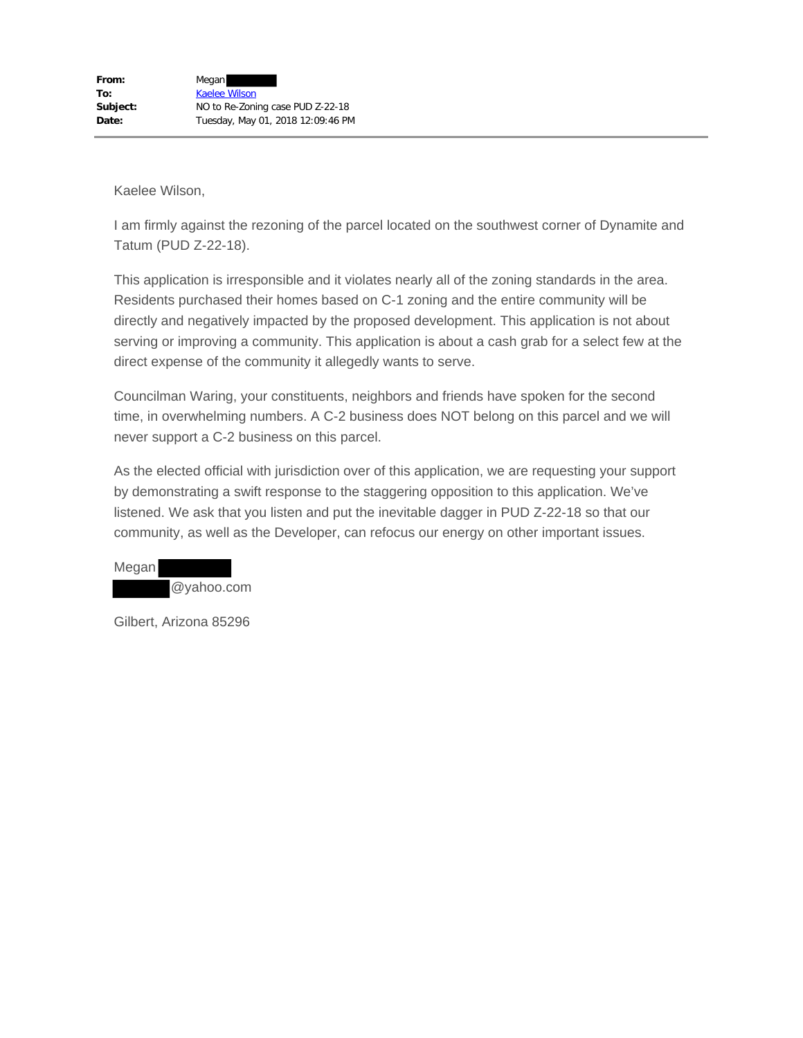**From:** Megan
**To:** Kaelee Wilson
**Subject:** NO to Re-Zoning case PUD Z-22-18
**Date:** Tuesday, May 01, 2018 12:09:46 PM

---

Kaelee Wilson,

I am firmly against the rezoning of the parcel located on the southwest corner of Dynamite and Tatum (PUD Z-22-18).

This application is irresponsible and it violates nearly all of the zoning standards in the area. Residents purchased their homes based on C-1 zoning and the entire community will be directly and negatively impacted by the proposed development. This application is not about serving or improving a community. This application is about a cash grab for a select few at the direct expense of the community it allegedly wants to serve.

Councilman Waring, your constituents, neighbors and friends have spoken for the second time, in overwhelming numbers. A C-2 business does NOT belong on this parcel and we will never support a C-2 business on this parcel.

As the elected official with jurisdiction over of this application, we are requesting your support by demonstrating a swift response to the staggering opposition to this application. We've listened. We ask that you listen and put the inevitable dagger in PUD Z-22-18 so that our community, as well as the Developer, can refocus our energy on other important issues.

Megan
@yahoo.com

Gilbert, Arizona 85296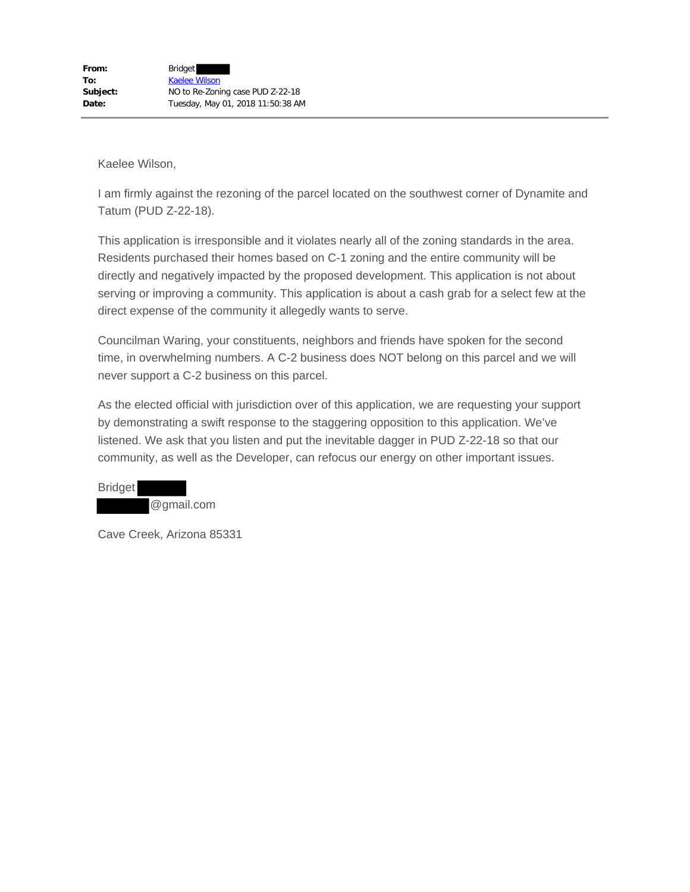**From:** Bridget 
**To:** Kaelee Wilson
**Subject:** NO to Re-Zoning case PUD Z-22-18
**Date:** Tuesday, May 01, 2018 11:50:38 AM

---

Kaelee Wilson,

I am firmly against the rezoning of the parcel located on the southwest corner of Dynamite and Tatum (PUD Z-22-18).

This application is irresponsible and it violates nearly all of the zoning standards in the area. Residents purchased their homes based on C-1 zoning and the entire community will be directly and negatively impacted by the proposed development. This application is not about serving or improving a community. This application is about a cash grab for a select few at the direct expense of the community it allegedly wants to serve.

Councilman Waring, your constituents, neighbors and friends have spoken for the second time, in overwhelming numbers. A C-2 business does NOT belong on this parcel and we will never support a C-2 business on this parcel.

As the elected official with jurisdiction over of this application, we are requesting your support by demonstrating a swift response to the staggering opposition to this application. We've listened. We ask that you listen and put the inevitable dagger in PUD Z-22-18 so that our community, as well as the Developer, can refocus our energy on other important issues.

Bridget 
@gmail.com

Cave Creek, Arizona 85331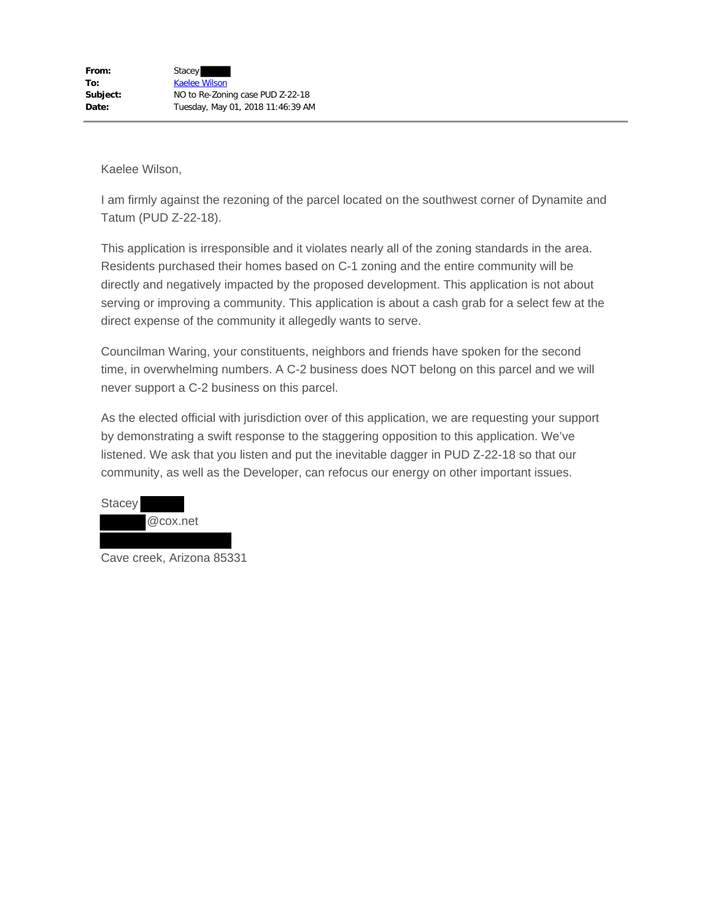**From:** Stacey ██████
**To:** Kaelee Wilson
**Subject:** NO to Re-Zoning case PUD Z-22-18
**Date:** Tuesday, May 01, 2018 11:46:39 AM

---

Kaelee Wilson,

I am firmly against the rezoning of the parcel located on the southwest corner of Dynamite and Tatum (PUD Z-22-18).

This application is irresponsible and it violates nearly all of the zoning standards in the area. Residents purchased their homes based on C-1 zoning and the entire community will be directly and negatively impacted by the proposed development. This application is not about serving or improving a community. This application is about a cash grab for a select few at the direct expense of the community it allegedly wants to serve.

Councilman Waring, your constituents, neighbors and friends have spoken for the second time, in overwhelming numbers. A C-2 business does NOT belong on this parcel and we will never support a C-2 business on this parcel.

As the elected official with jurisdiction over of this application, we are requesting your support by demonstrating a swift response to the staggering opposition to this application. We've listened. We ask that you listen and put the inevitable dagger in PUD Z-22-18 so that our community, as well as the Developer, can refocus our energy on other important issues.

Stacey ██████
██████@cox.net
██████████████
Cave creek, Arizona 85331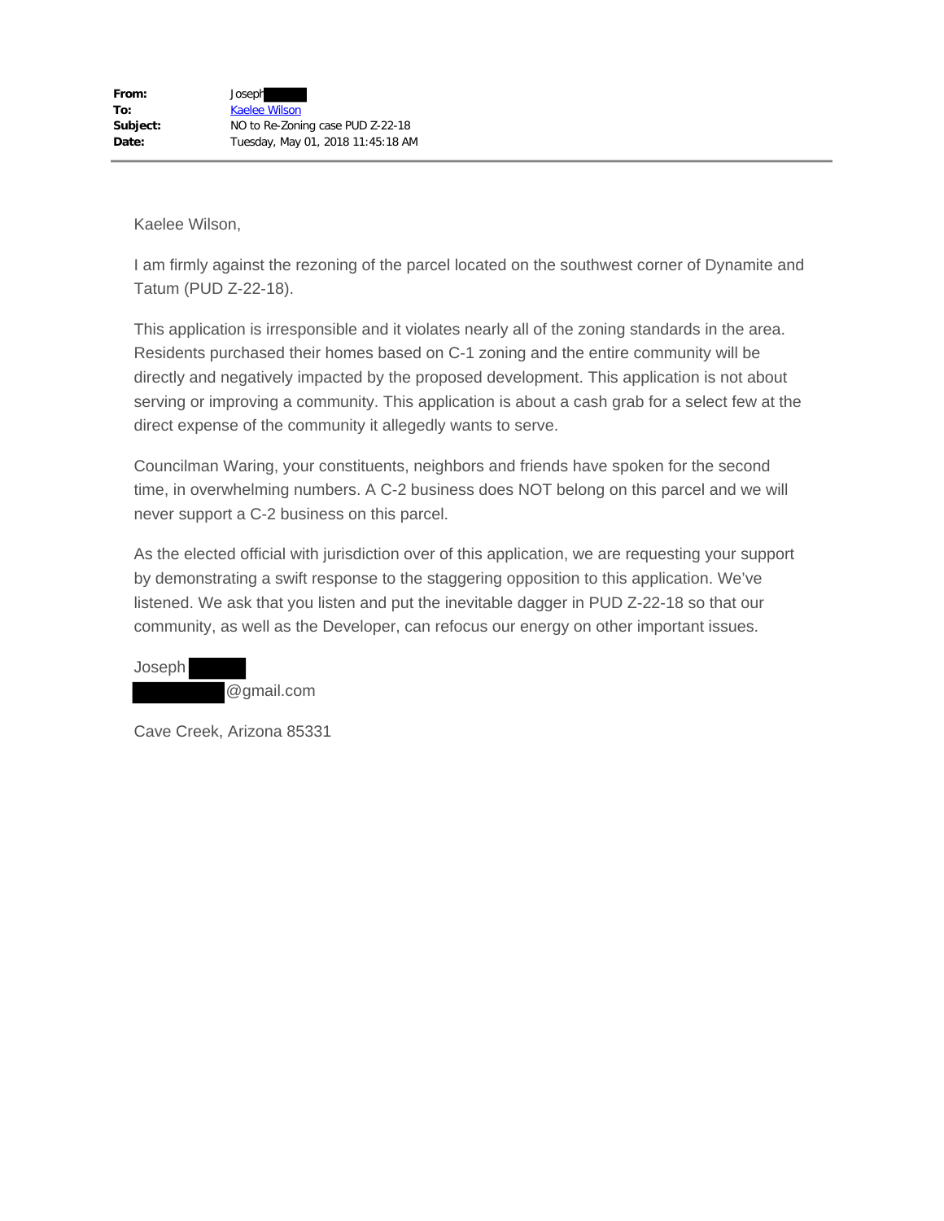**From:** Joseph

**To:** Kaelee Wilson

**Subject:** NO to Re-Zoning case PUD Z-22-18

**Date:** Tuesday, May 01, 2018 11:45:18 AM

---

Kaelee Wilson,

I am firmly against the rezoning of the parcel located on the southwest corner of Dynamite and Tatum (PUD Z-22-18).

This application is irresponsible and it violates nearly all of the zoning standards in the area. Residents purchased their homes based on C-1 zoning and the entire community will be directly and negatively impacted by the proposed development. This application is not about serving or improving a community. This application is about a cash grab for a select few at the direct expense of the community it allegedly wants to serve.

Councilman Waring, your constituents, neighbors and friends have spoken for the second time, in overwhelming numbers. A C-2 business does NOT belong on this parcel and we will never support a C-2 business on this parcel.

As the elected official with jurisdiction over of this application, we are requesting your support by demonstrating a swift response to the staggering opposition to this application. We've listened. We ask that you listen and put the inevitable dagger in PUD Z-22-18 so that our community, as well as the Developer, can refocus our energy on other important issues.

Joseph

@gmail.com

Cave Creek, Arizona 85331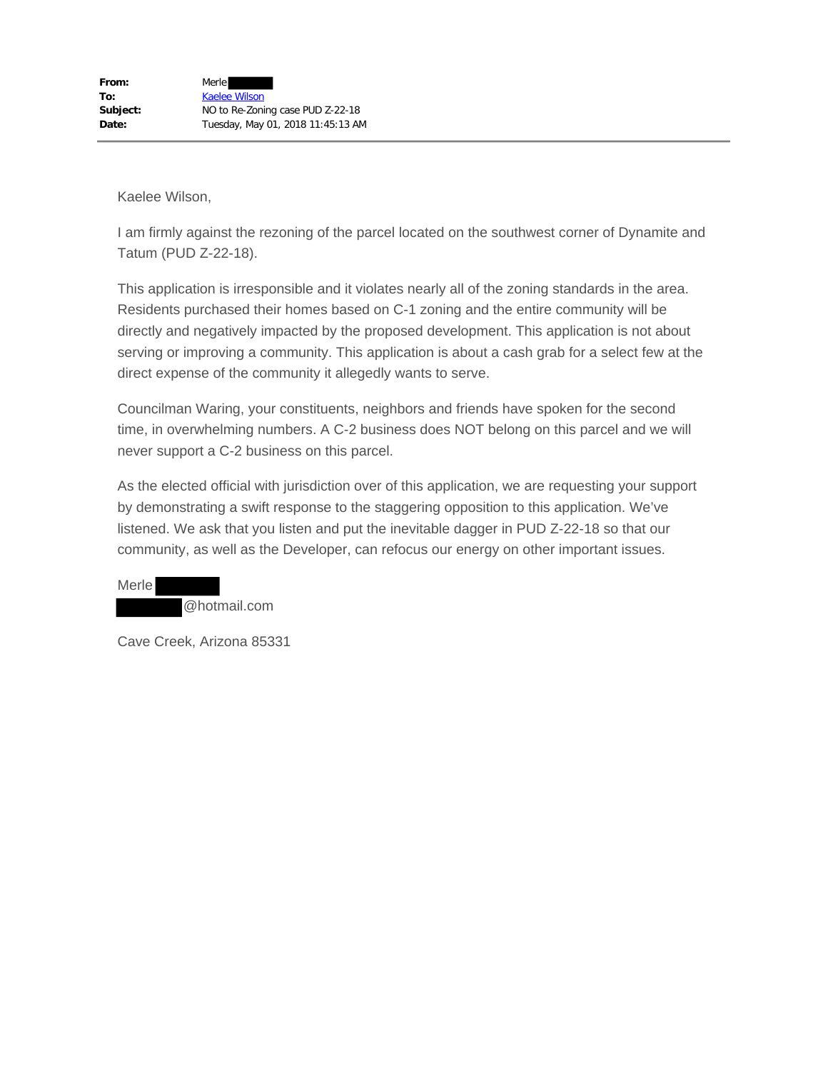|  |  |
| --- | --- |
| **From:** | Merle |
| **To:** | Kaelee Wilson |
| **Subject:** | NO to Re-Zoning case PUD Z-22-18 |
| **Date:** | Tuesday, May 01, 2018 11:45:13 AM |

---

Kaelee Wilson,

I am firmly against the rezoning of the parcel located on the southwest corner of Dynamite and Tatum (PUD Z-22-18).

This application is irresponsible and it violates nearly all of the zoning standards in the area. Residents purchased their homes based on C-1 zoning and the entire community will be directly and negatively impacted by the proposed development. This application is not about serving or improving a community. This application is about a cash grab for a select few at the direct expense of the community it allegedly wants to serve.

Councilman Waring, your constituents, neighbors and friends have spoken for the second time, in overwhelming numbers. A C-2 business does NOT belong on this parcel and we will never support a C-2 business on this parcel.

As the elected official with jurisdiction over of this application, we are requesting your support by demonstrating a swift response to the staggering opposition to this application. We've listened. We ask that you listen and put the inevitable dagger in PUD Z-22-18 so that our community, as well as the Developer, can refocus our energy on other important issues.

Merle
@hotmail.com

Cave Creek, Arizona 85331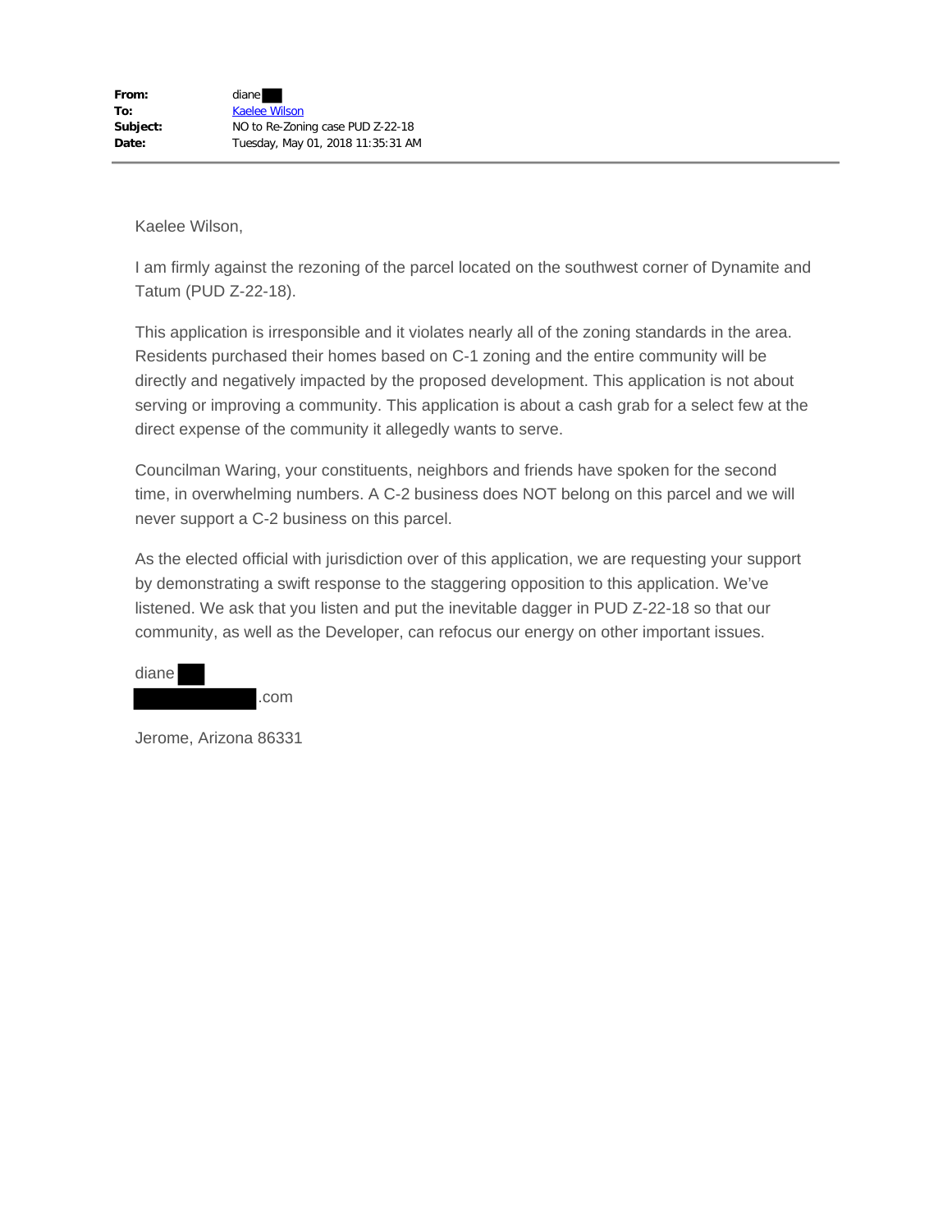| | |
|---|---|
| **From:** | diane |
| **To:** | Kaelee Wilson |
| **Subject:** | NO to Re-Zoning case PUD Z-22-18 |
| **Date:** | Tuesday, May 01, 2018 11:35:31 AM |

---

Kaelee Wilson,

I am firmly against the rezoning of the parcel located on the southwest corner of Dynamite and Tatum (PUD Z-22-18).

This application is irresponsible and it violates nearly all of the zoning standards in the area. Residents purchased their homes based on C-1 zoning and the entire community will be directly and negatively impacted by the proposed development. This application is not about serving or improving a community. This application is about a cash grab for a select few at the direct expense of the community it allegedly wants to serve.

Councilman Waring, your constituents, neighbors and friends have spoken for the second time, in overwhelming numbers. A C-2 business does NOT belong on this parcel and we will never support a C-2 business on this parcel.

As the elected official with jurisdiction over of this application, we are requesting your support by demonstrating a swift response to the staggering opposition to this application. We've listened. We ask that you listen and put the inevitable dagger in PUD Z-22-18 so that our community, as well as the Developer, can refocus our energy on other important issues.

diane

.com

Jerome, Arizona 86331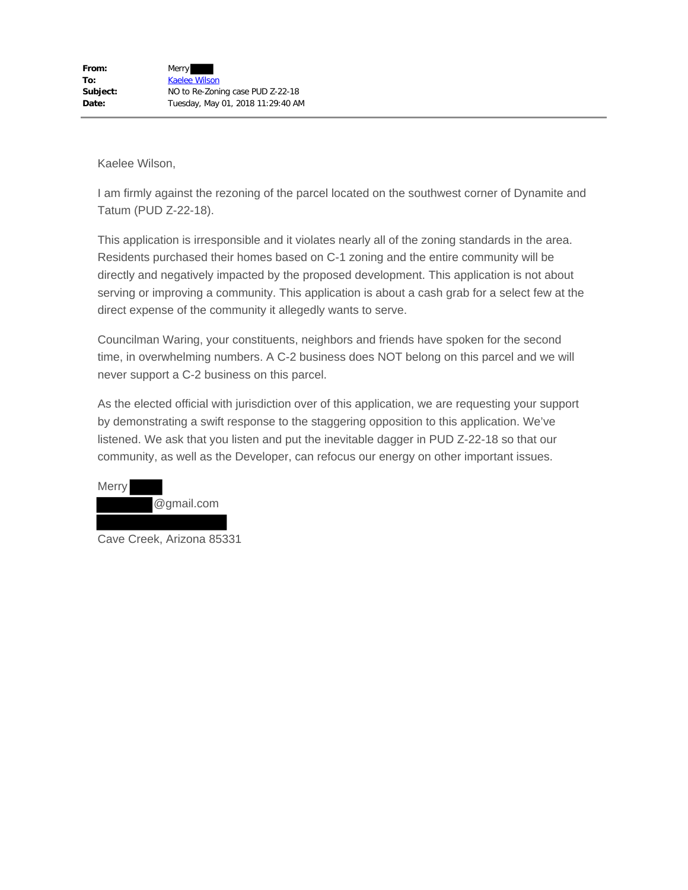**From:** Merry
**To:** Kaelee Wilson
**Subject:** NO to Re-Zoning case PUD Z-22-18
**Date:** Tuesday, May 01, 2018 11:29:40 AM

---

Kaelee Wilson,

I am firmly against the rezoning of the parcel located on the southwest corner of Dynamite and Tatum (PUD Z-22-18).

This application is irresponsible and it violates nearly all of the zoning standards in the area. Residents purchased their homes based on C-1 zoning and the entire community will be directly and negatively impacted by the proposed development. This application is not about serving or improving a community. This application is about a cash grab for a select few at the direct expense of the community it allegedly wants to serve.

Councilman Waring, your constituents, neighbors and friends have spoken for the second time, in overwhelming numbers. A C-2 business does NOT belong on this parcel and we will never support a C-2 business on this parcel.

As the elected official with jurisdiction over of this application, we are requesting your support by demonstrating a swift response to the staggering opposition to this application. We've listened. We ask that you listen and put the inevitable dagger in PUD Z-22-18 so that our community, as well as the Developer, can refocus our energy on other important issues.

Merry
@gmail.com

Cave Creek, Arizona 85331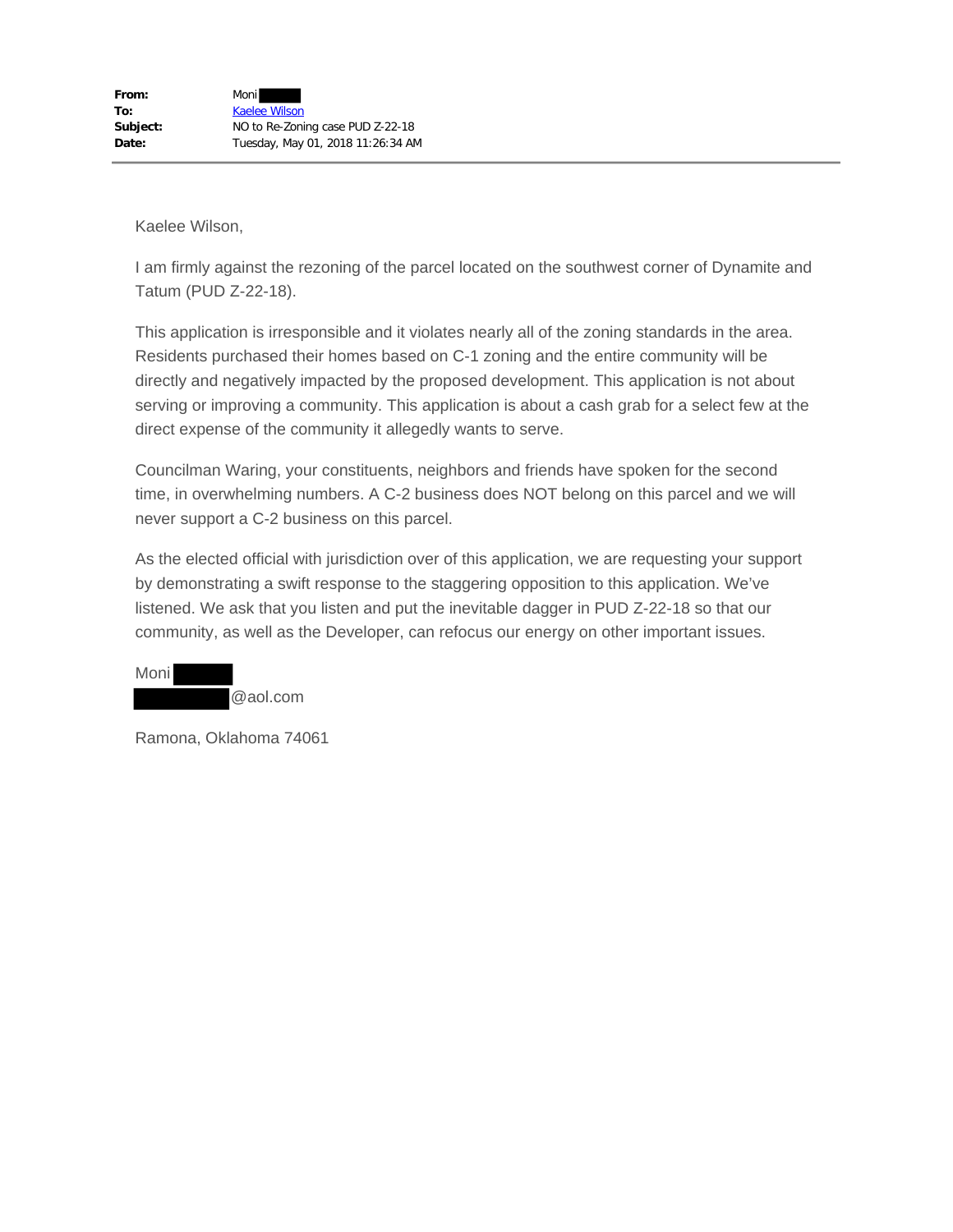| | |
|---|---|
| **From:** | Moni ██████ |
| **To:** | Kaelee Wilson |
| **Subject:** | NO to Re-Zoning case PUD Z-22-18 |
| **Date:** | Tuesday, May 01, 2018 11:26:34 AM |

---

Kaelee Wilson,

I am firmly against the rezoning of the parcel located on the southwest corner of Dynamite and Tatum (PUD Z-22-18).

This application is irresponsible and it violates nearly all of the zoning standards in the area. Residents purchased their homes based on C-1 zoning and the entire community will be directly and negatively impacted by the proposed development. This application is not about serving or improving a community. This application is about a cash grab for a select few at the direct expense of the community it allegedly wants to serve.

Councilman Waring, your constituents, neighbors and friends have spoken for the second time, in overwhelming numbers. A C-2 business does NOT belong on this parcel and we will never support a C-2 business on this parcel.

As the elected official with jurisdiction over of this application, we are requesting your support by demonstrating a swift response to the staggering opposition to this application. We've listened. We ask that you listen and put the inevitable dagger in PUD Z-22-18 so that our community, as well as the Developer, can refocus our energy on other important issues.

Moni ██████
██████████@aol.com

Ramona, Oklahoma 74061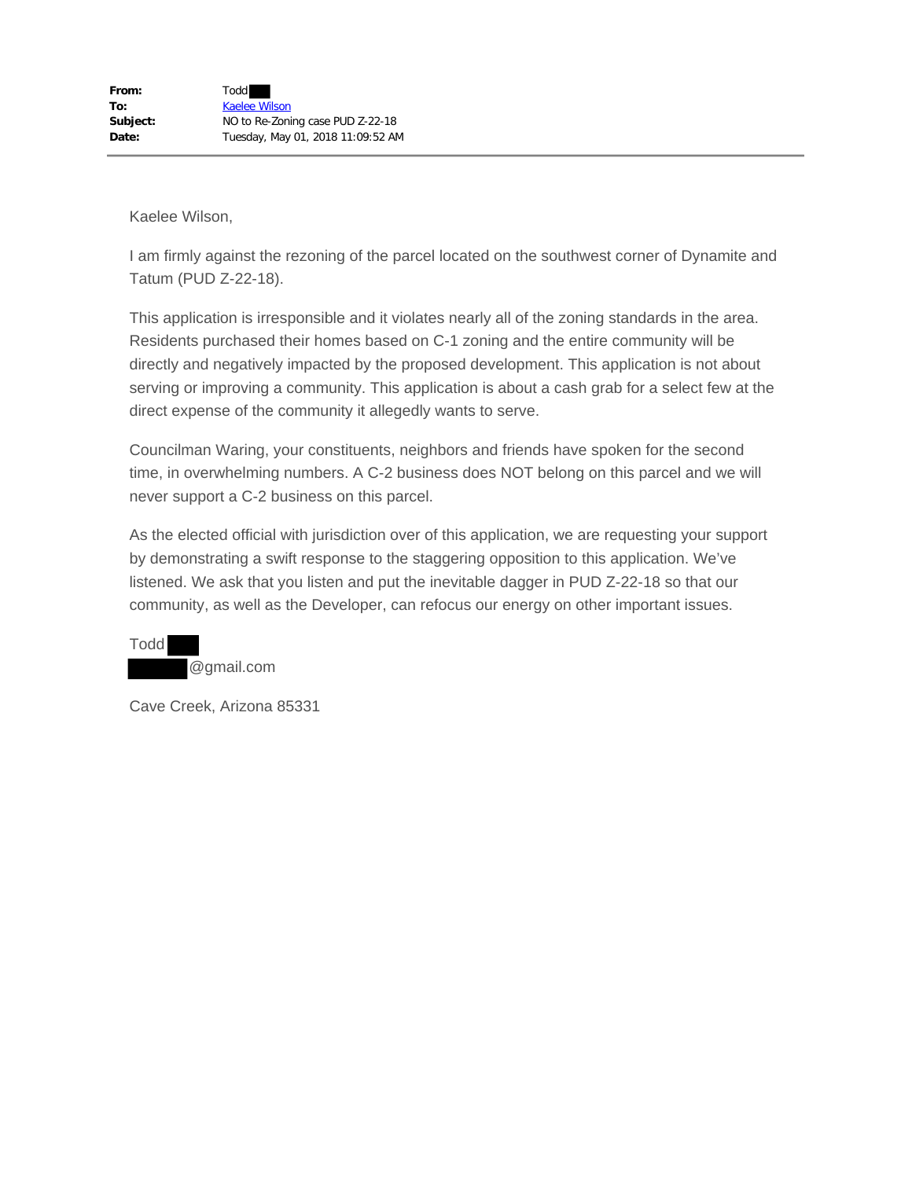**From:** Todd

**To:** Kaelee Wilson

**Subject:** NO to Re-Zoning case PUD Z-22-18

**Date:** Tuesday, May 01, 2018 11:09:52 AM

---

Kaelee Wilson,

I am firmly against the rezoning of the parcel located on the southwest corner of Dynamite and Tatum (PUD Z-22-18).

This application is irresponsible and it violates nearly all of the zoning standards in the area. Residents purchased their homes based on C-1 zoning and the entire community will be directly and negatively impacted by the proposed development. This application is not about serving or improving a community. This application is about a cash grab for a select few at the direct expense of the community it allegedly wants to serve.

Councilman Waring, your constituents, neighbors and friends have spoken for the second time, in overwhelming numbers. A C-2 business does NOT belong on this parcel and we will never support a C-2 business on this parcel.

As the elected official with jurisdiction over of this application, we are requesting your support by demonstrating a swift response to the staggering opposition to this application. We've listened. We ask that you listen and put the inevitable dagger in PUD Z-22-18 so that our community, as well as the Developer, can refocus our energy on other important issues.

Todd

@gmail.com

Cave Creek, Arizona 85331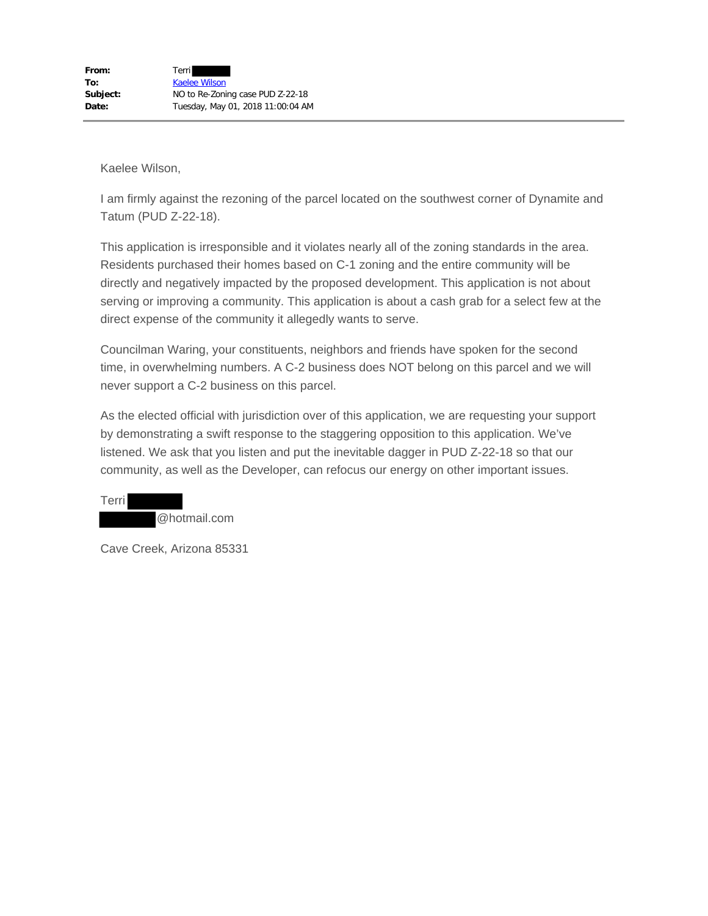**From:** Terri
**To:** Kaelee Wilson
**Subject:** NO to Re-Zoning case PUD Z-22-18
**Date:** Tuesday, May 01, 2018 11:00:04 AM

---

Kaelee Wilson,

I am firmly against the rezoning of the parcel located on the southwest corner of Dynamite and Tatum (PUD Z-22-18).

This application is irresponsible and it violates nearly all of the zoning standards in the area. Residents purchased their homes based on C-1 zoning and the entire community will be directly and negatively impacted by the proposed development. This application is not about serving or improving a community. This application is about a cash grab for a select few at the direct expense of the community it allegedly wants to serve.

Councilman Waring, your constituents, neighbors and friends have spoken for the second time, in overwhelming numbers. A C-2 business does NOT belong on this parcel and we will never support a C-2 business on this parcel.

As the elected official with jurisdiction over of this application, we are requesting your support by demonstrating a swift response to the staggering opposition to this application. We've listened. We ask that you listen and put the inevitable dagger in PUD Z-22-18 so that our community, as well as the Developer, can refocus our energy on other important issues.

Terri
@hotmail.com

Cave Creek, Arizona 85331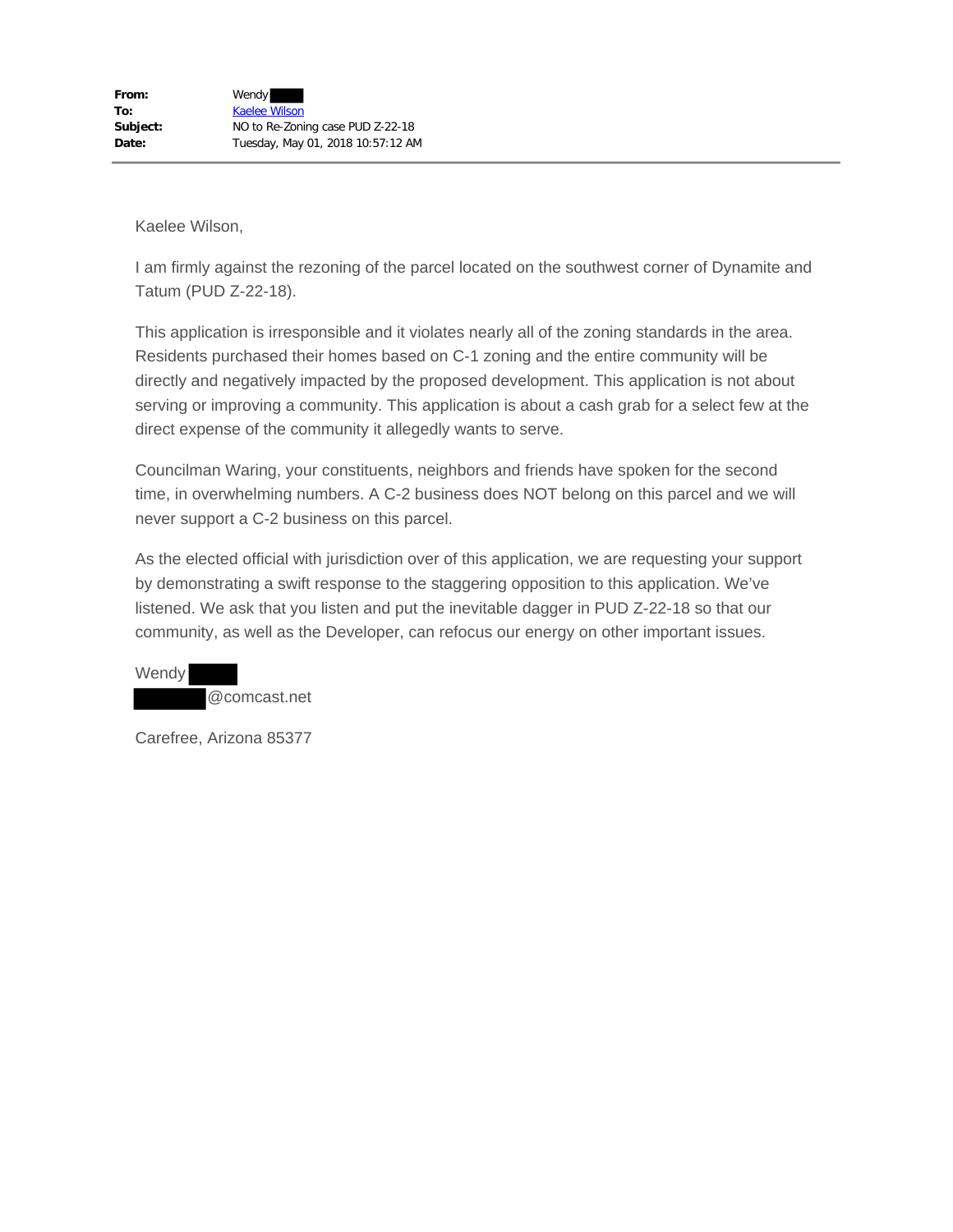**From:** Wendy ████
**To:** Kaelee Wilson
**Subject:** NO to Re-Zoning case PUD Z-22-18
**Date:** Tuesday, May 01, 2018 10:57:12 AM

---

Kaelee Wilson,

I am firmly against the rezoning of the parcel located on the southwest corner of Dynamite and Tatum (PUD Z-22-18).

This application is irresponsible and it violates nearly all of the zoning standards in the area. Residents purchased their homes based on C-1 zoning and the entire community will be directly and negatively impacted by the proposed development. This application is not about serving or improving a community. This application is about a cash grab for a select few at the direct expense of the community it allegedly wants to serve.

Councilman Waring, your constituents, neighbors and friends have spoken for the second time, in overwhelming numbers. A C-2 business does NOT belong on this parcel and we will never support a C-2 business on this parcel.

As the elected official with jurisdiction over of this application, we are requesting your support by demonstrating a swift response to the staggering opposition to this application. We've listened. We ask that you listen and put the inevitable dagger in PUD Z-22-18 so that our community, as well as the Developer, can refocus our energy on other important issues.

Wendy ████
████@comcast.net

Carefree, Arizona 85377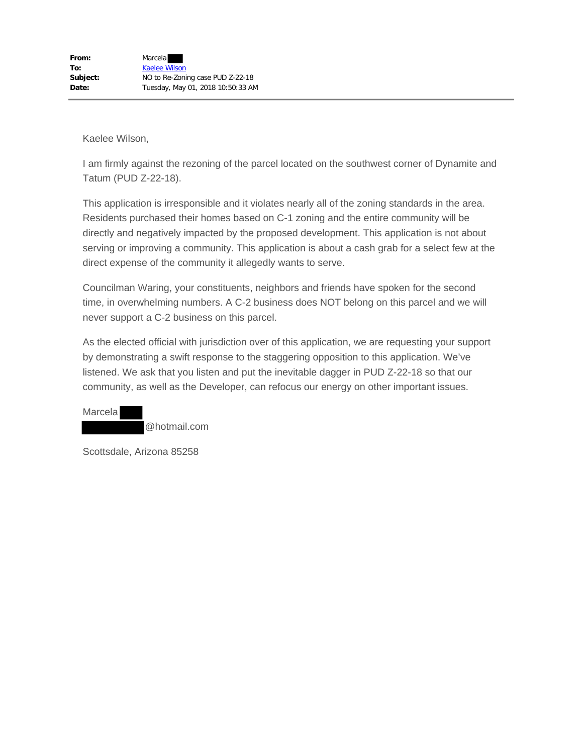**From:** Marcela ████
**To:** Kaelee Wilson
**Subject:** NO to Re-Zoning case PUD Z-22-18
**Date:** Tuesday, May 01, 2018 10:50:33 AM

---

Kaelee Wilson,

I am firmly against the rezoning of the parcel located on the southwest corner of Dynamite and Tatum (PUD Z-22-18).

This application is irresponsible and it violates nearly all of the zoning standards in the area. Residents purchased their homes based on C-1 zoning and the entire community will be directly and negatively impacted by the proposed development. This application is not about serving or improving a community. This application is about a cash grab for a select few at the direct expense of the community it allegedly wants to serve.

Councilman Waring, your constituents, neighbors and friends have spoken for the second time, in overwhelming numbers. A C-2 business does NOT belong on this parcel and we will never support a C-2 business on this parcel.

As the elected official with jurisdiction over of this application, we are requesting your support by demonstrating a swift response to the staggering opposition to this application. We've listened. We ask that you listen and put the inevitable dagger in PUD Z-22-18 so that our community, as well as the Developer, can refocus our energy on other important issues.

Marcela ████
████████@hotmail.com

Scottsdale, Arizona 85258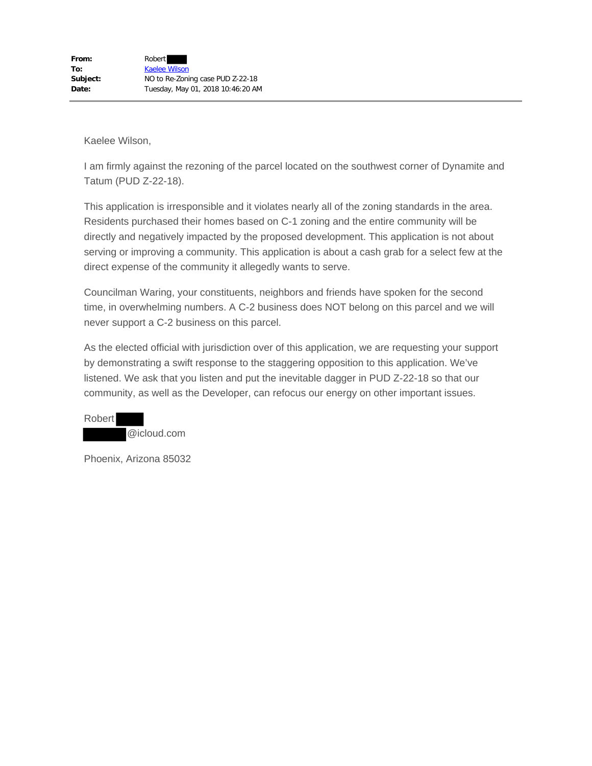**From:** Robert
**To:** Kaelee Wilson
**Subject:** NO to Re-Zoning case PUD Z-22-18
**Date:** Tuesday, May 01, 2018 10:46:20 AM

---

Kaelee Wilson,

I am firmly against the rezoning of the parcel located on the southwest corner of Dynamite and Tatum (PUD Z-22-18).

This application is irresponsible and it violates nearly all of the zoning standards in the area. Residents purchased their homes based on C-1 zoning and the entire community will be directly and negatively impacted by the proposed development. This application is not about serving or improving a community. This application is about a cash grab for a select few at the direct expense of the community it allegedly wants to serve.

Councilman Waring, your constituents, neighbors and friends have spoken for the second time, in overwhelming numbers. A C-2 business does NOT belong on this parcel and we will never support a C-2 business on this parcel.

As the elected official with jurisdiction over of this application, we are requesting your support by demonstrating a swift response to the staggering opposition to this application. We've listened. We ask that you listen and put the inevitable dagger in PUD Z-22-18 so that our community, as well as the Developer, can refocus our energy on other important issues.

Robert
@icloud.com

Phoenix, Arizona 85032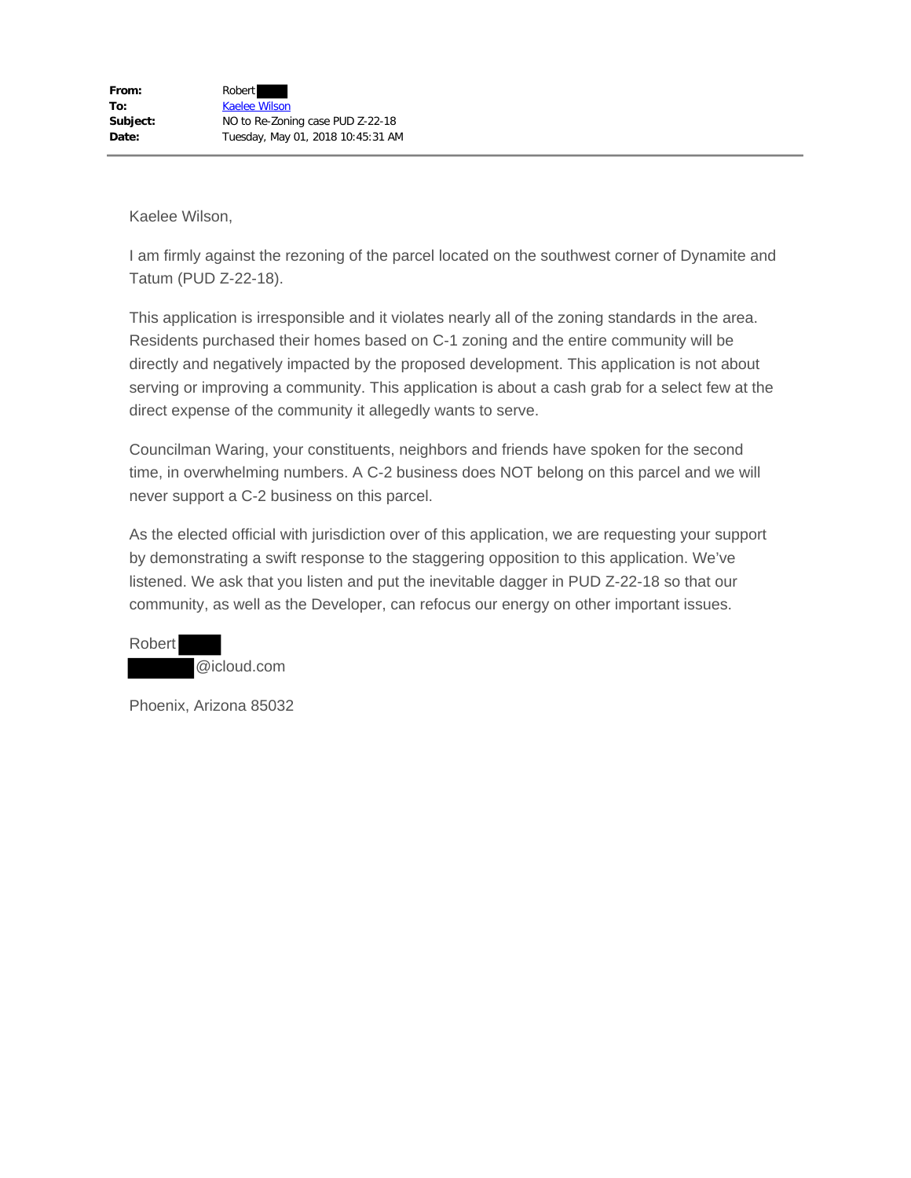**From:** Robert ████
**To:** Kaelee Wilson
**Subject:** NO to Re-Zoning case PUD Z-22-18
**Date:** Tuesday, May 01, 2018 10:45:31 AM

---

Kaelee Wilson,

I am firmly against the rezoning of the parcel located on the southwest corner of Dynamite and Tatum (PUD Z-22-18).

This application is irresponsible and it violates nearly all of the zoning standards in the area. Residents purchased their homes based on C-1 zoning and the entire community will be directly and negatively impacted by the proposed development. This application is not about serving or improving a community. This application is about a cash grab for a select few at the direct expense of the community it allegedly wants to serve.

Councilman Waring, your constituents, neighbors and friends have spoken for the second time, in overwhelming numbers. A C-2 business does NOT belong on this parcel and we will never support a C-2 business on this parcel.

As the elected official with jurisdiction over of this application, we are requesting your support by demonstrating a swift response to the staggering opposition to this application. We've listened. We ask that you listen and put the inevitable dagger in PUD Z-22-18 so that our community, as well as the Developer, can refocus our energy on other important issues.

Robert ████
████@icloud.com

Phoenix, Arizona 85032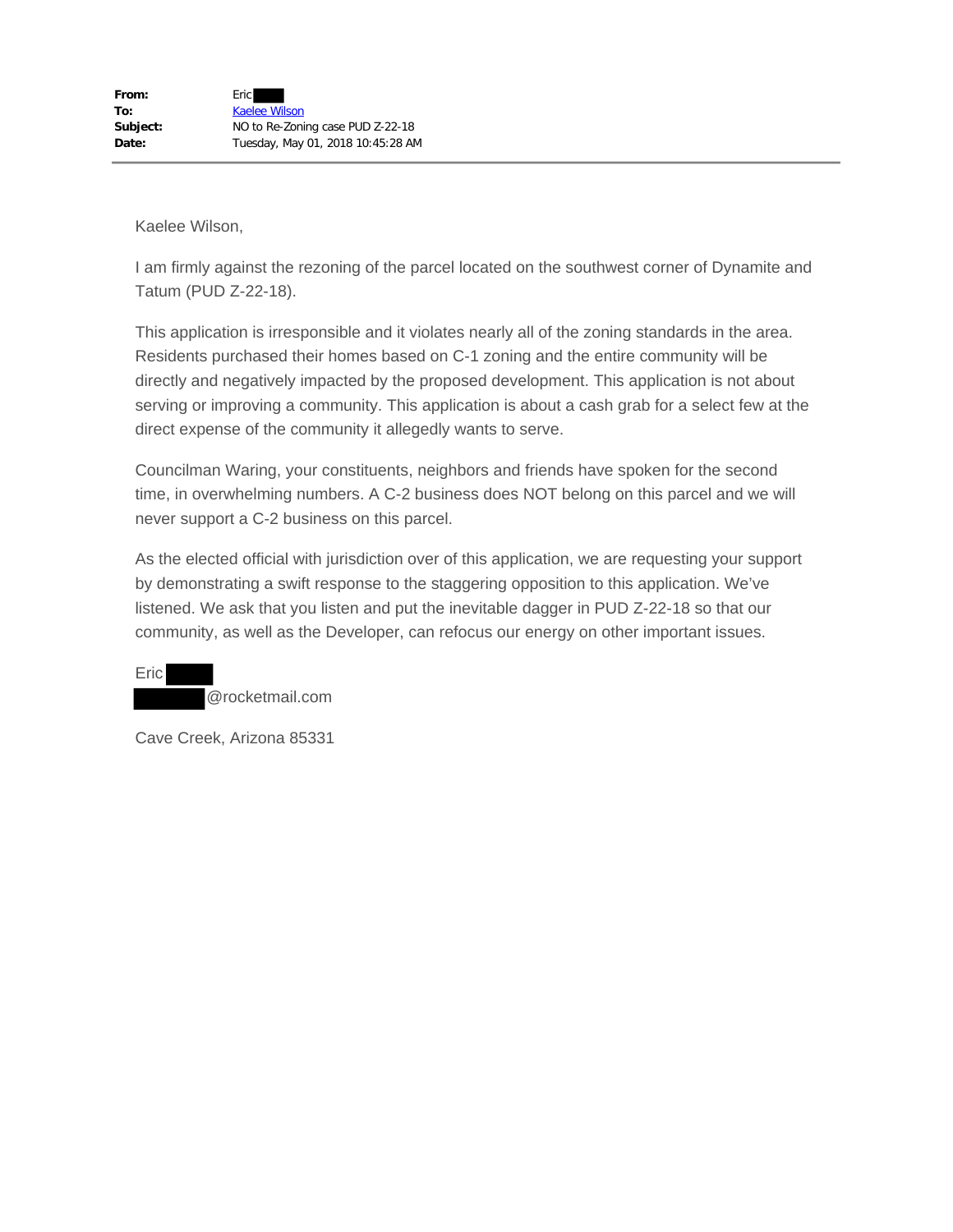|  |  |
| --- | --- |
| **From:** | Eric |
| **To:** | Kaelee Wilson |
| **Subject:** | NO to Re-Zoning case PUD Z-22-18 |
| **Date:** | Tuesday, May 01, 2018 10:45:28 AM |

---

Kaelee Wilson,

I am firmly against the rezoning of the parcel located on the southwest corner of Dynamite and Tatum (PUD Z-22-18).

This application is irresponsible and it violates nearly all of the zoning standards in the area. Residents purchased their homes based on C-1 zoning and the entire community will be directly and negatively impacted by the proposed development. This application is not about serving or improving a community. This application is about a cash grab for a select few at the direct expense of the community it allegedly wants to serve.

Councilman Waring, your constituents, neighbors and friends have spoken for the second time, in overwhelming numbers. A C-2 business does NOT belong on this parcel and we will never support a C-2 business on this parcel.

As the elected official with jurisdiction over of this application, we are requesting your support by demonstrating a swift response to the staggering opposition to this application. We've listened. We ask that you listen and put the inevitable dagger in PUD Z-22-18 so that our community, as well as the Developer, can refocus our energy on other important issues.

Eric
@rocketmail.com

Cave Creek, Arizona 85331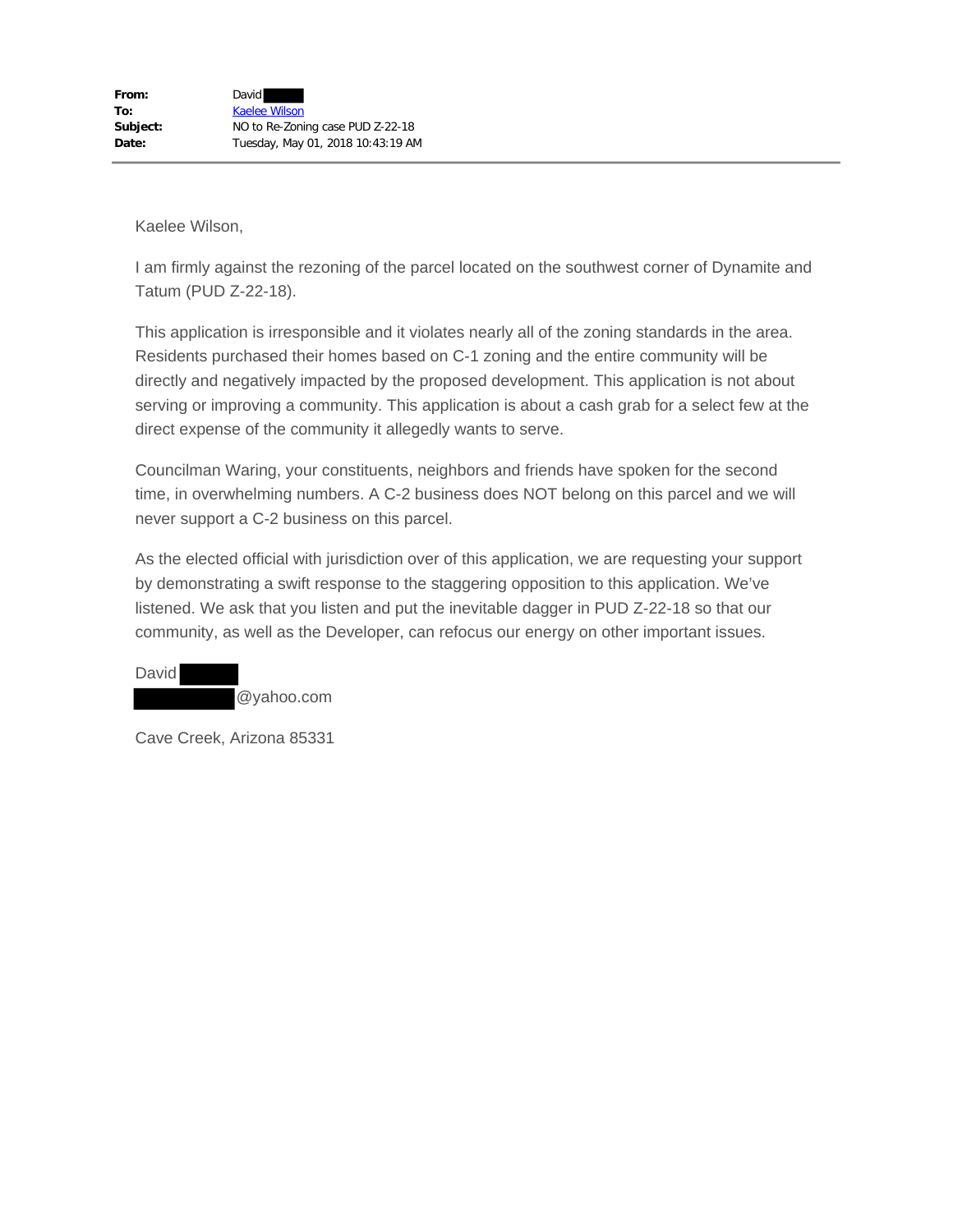| | |
|---|---|
| **From:** | David |
| **To:** | Kaelee Wilson |
| **Subject:** | NO to Re-Zoning case PUD Z-22-18 |
| **Date:** | Tuesday, May 01, 2018 10:43:19 AM |

Kaelee Wilson,

I am firmly against the rezoning of the parcel located on the southwest corner of Dynamite and Tatum (PUD Z-22-18).

This application is irresponsible and it violates nearly all of the zoning standards in the area. Residents purchased their homes based on C-1 zoning and the entire community will be directly and negatively impacted by the proposed development. This application is not about serving or improving a community. This application is about a cash grab for a select few at the direct expense of the community it allegedly wants to serve.

Councilman Waring, your constituents, neighbors and friends have spoken for the second time, in overwhelming numbers. A C-2 business does NOT belong on this parcel and we will never support a C-2 business on this parcel.

As the elected official with jurisdiction over of this application, we are requesting your support by demonstrating a swift response to the staggering opposition to this application. We've listened. We ask that you listen and put the inevitable dagger in PUD Z-22-18 so that our community, as well as the Developer, can refocus our energy on other important issues.

David
@yahoo.com

Cave Creek, Arizona 85331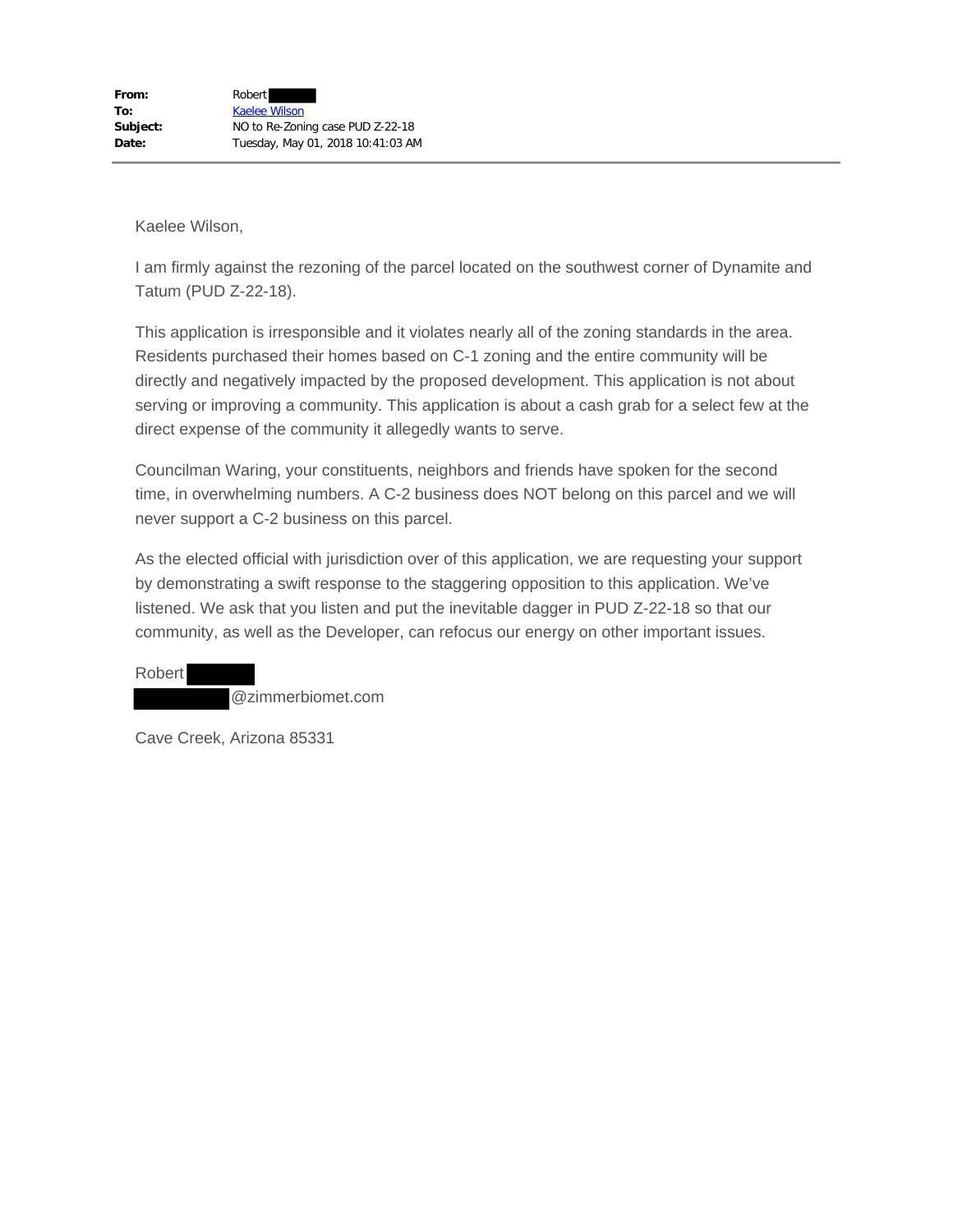**From:** Robert
**To:** Kaelee Wilson
**Subject:** NO to Re-Zoning case PUD Z-22-18
**Date:** Tuesday, May 01, 2018 10:41:03 AM

---

Kaelee Wilson,

I am firmly against the rezoning of the parcel located on the southwest corner of Dynamite and Tatum (PUD Z-22-18).

This application is irresponsible and it violates nearly all of the zoning standards in the area. Residents purchased their homes based on C-1 zoning and the entire community will be directly and negatively impacted by the proposed development. This application is not about serving or improving a community. This application is about a cash grab for a select few at the direct expense of the community it allegedly wants to serve.

Councilman Waring, your constituents, neighbors and friends have spoken for the second time, in overwhelming numbers. A C-2 business does NOT belong on this parcel and we will never support a C-2 business on this parcel.

As the elected official with jurisdiction over of this application, we are requesting your support by demonstrating a swift response to the staggering opposition to this application. We've listened. We ask that you listen and put the inevitable dagger in PUD Z-22-18 so that our community, as well as the Developer, can refocus our energy on other important issues.

Robert
@zimmerbiomet.com

Cave Creek, Arizona 85331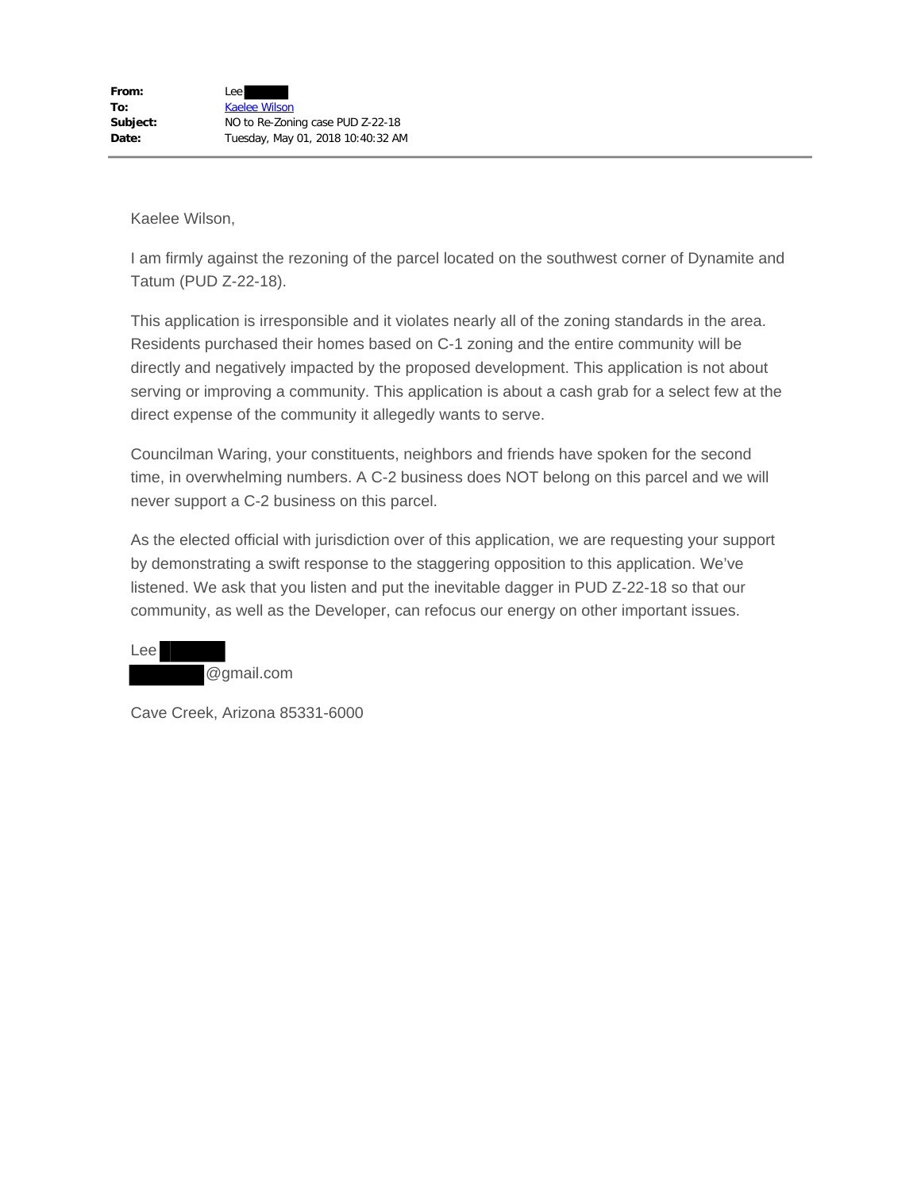**From:** Lee
**To:** Kaelee Wilson
**Subject:** NO to Re-Zoning case PUD Z-22-18
**Date:** Tuesday, May 01, 2018 10:40:32 AM

---

Kaelee Wilson,

I am firmly against the rezoning of the parcel located on the southwest corner of Dynamite and Tatum (PUD Z-22-18).

This application is irresponsible and it violates nearly all of the zoning standards in the area. Residents purchased their homes based on C-1 zoning and the entire community will be directly and negatively impacted by the proposed development. This application is not about serving or improving a community. This application is about a cash grab for a select few at the direct expense of the community it allegedly wants to serve.

Councilman Waring, your constituents, neighbors and friends have spoken for the second time, in overwhelming numbers. A C-2 business does NOT belong on this parcel and we will never support a C-2 business on this parcel.

As the elected official with jurisdiction over of this application, we are requesting your support by demonstrating a swift response to the staggering opposition to this application. We've listened. We ask that you listen and put the inevitable dagger in PUD Z-22-18 so that our community, as well as the Developer, can refocus our energy on other important issues.

Lee
@gmail.com

Cave Creek, Arizona 85331-6000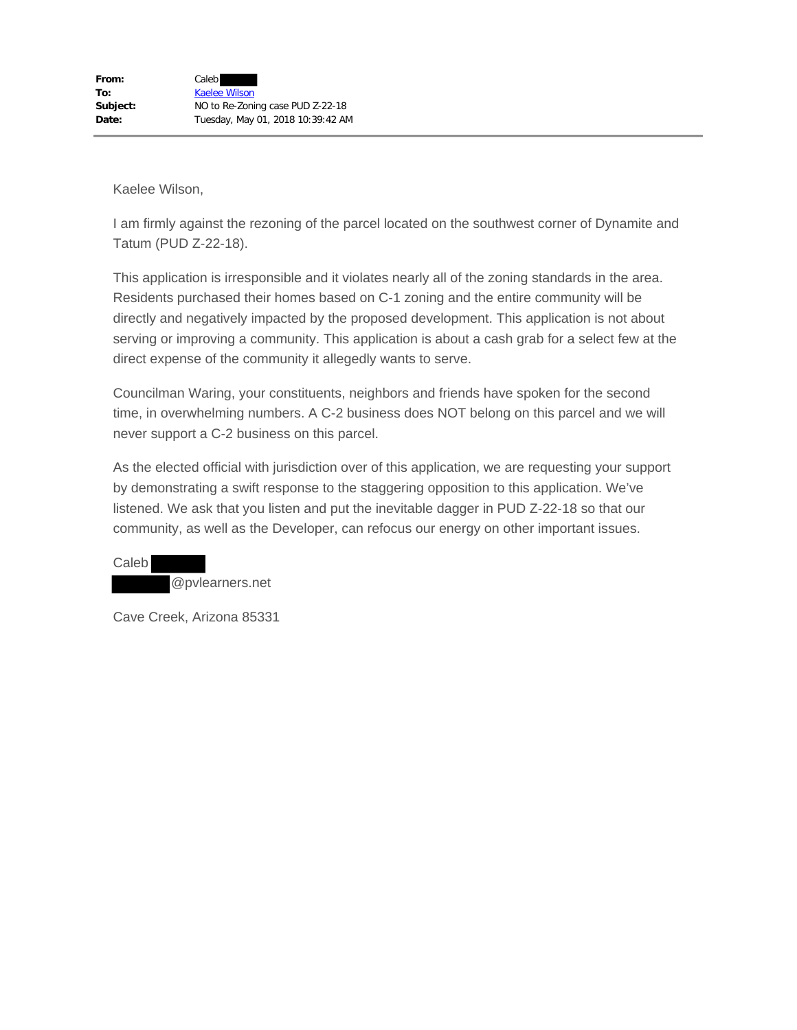**From:** Caleb
**To:** Kaelee Wilson
**Subject:** NO to Re-Zoning case PUD Z-22-18
**Date:** Tuesday, May 01, 2018 10:39:42 AM

---

Kaelee Wilson,

I am firmly against the rezoning of the parcel located on the southwest corner of Dynamite and Tatum (PUD Z-22-18).

This application is irresponsible and it violates nearly all of the zoning standards in the area. Residents purchased their homes based on C-1 zoning and the entire community will be directly and negatively impacted by the proposed development. This application is not about serving or improving a community. This application is about a cash grab for a select few at the direct expense of the community it allegedly wants to serve.

Councilman Waring, your constituents, neighbors and friends have spoken for the second time, in overwhelming numbers. A C-2 business does NOT belong on this parcel and we will never support a C-2 business on this parcel.

As the elected official with jurisdiction over of this application, we are requesting your support by demonstrating a swift response to the staggering opposition to this application. We've listened. We ask that you listen and put the inevitable dagger in PUD Z-22-18 so that our community, as well as the Developer, can refocus our energy on other important issues.

Caleb
@pvlearners.net

Cave Creek, Arizona 85331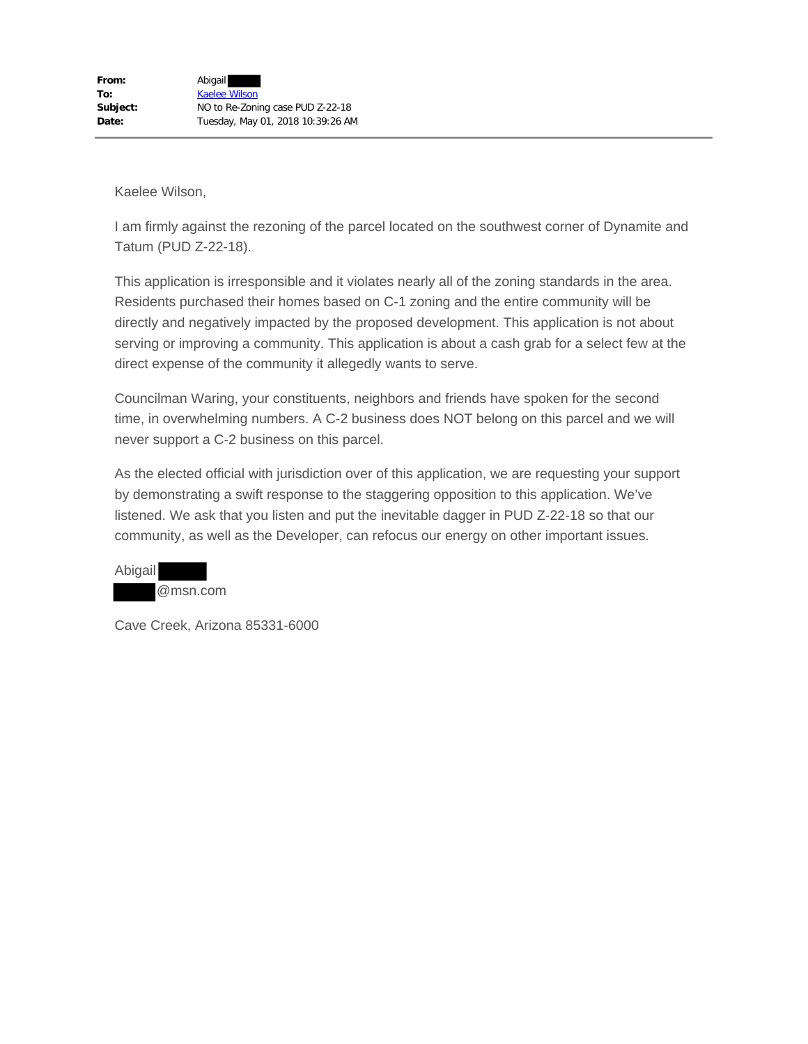**From:** Abigail ████
**To:** Kaelee Wilson
**Subject:** NO to Re-Zoning case PUD Z-22-18
**Date:** Tuesday, May 01, 2018 10:39:26 AM

---

Kaelee Wilson,

I am firmly against the rezoning of the parcel located on the southwest corner of Dynamite and Tatum (PUD Z-22-18).

This application is irresponsible and it violates nearly all of the zoning standards in the area. Residents purchased their homes based on C-1 zoning and the entire community will be directly and negatively impacted by the proposed development. This application is not about serving or improving a community. This application is about a cash grab for a select few at the direct expense of the community it allegedly wants to serve.

Councilman Waring, your constituents, neighbors and friends have spoken for the second time, in overwhelming numbers. A C-2 business does NOT belong on this parcel and we will never support a C-2 business on this parcel.

As the elected official with jurisdiction over of this application, we are requesting your support by demonstrating a swift response to the staggering opposition to this application. We've listened. We ask that you listen and put the inevitable dagger in PUD Z-22-18 so that our community, as well as the Developer, can refocus our energy on other important issues.

Abigail ████
████@msn.com

Cave Creek, Arizona 85331-6000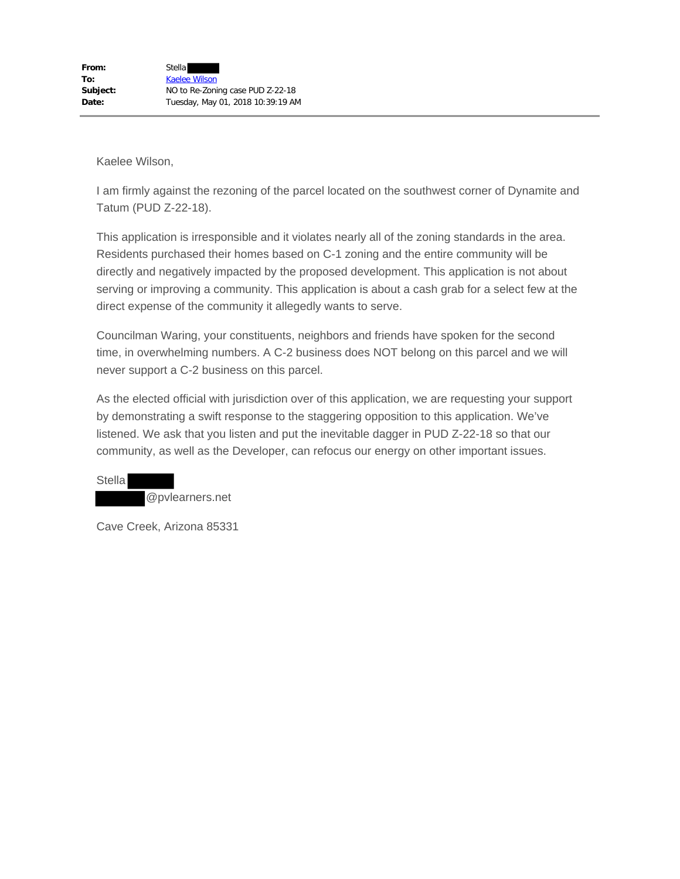**From:** Stella ███
**To:** Kaelee Wilson
**Subject:** NO to Re-Zoning case PUD Z-22-18
**Date:** Tuesday, May 01, 2018 10:39:19 AM

---

Kaelee Wilson,

I am firmly against the rezoning of the parcel located on the southwest corner of Dynamite and Tatum (PUD Z-22-18).

This application is irresponsible and it violates nearly all of the zoning standards in the area. Residents purchased their homes based on C-1 zoning and the entire community will be directly and negatively impacted by the proposed development. This application is not about serving or improving a community. This application is about a cash grab for a select few at the direct expense of the community it allegedly wants to serve.

Councilman Waring, your constituents, neighbors and friends have spoken for the second time, in overwhelming numbers. A C-2 business does NOT belong on this parcel and we will never support a C-2 business on this parcel.

As the elected official with jurisdiction over of this application, we are requesting your support by demonstrating a swift response to the staggering opposition to this application. We've listened. We ask that you listen and put the inevitable dagger in PUD Z-22-18 so that our community, as well as the Developer, can refocus our energy on other important issues.

Stella ███
███@pvlearners.net

Cave Creek, Arizona 85331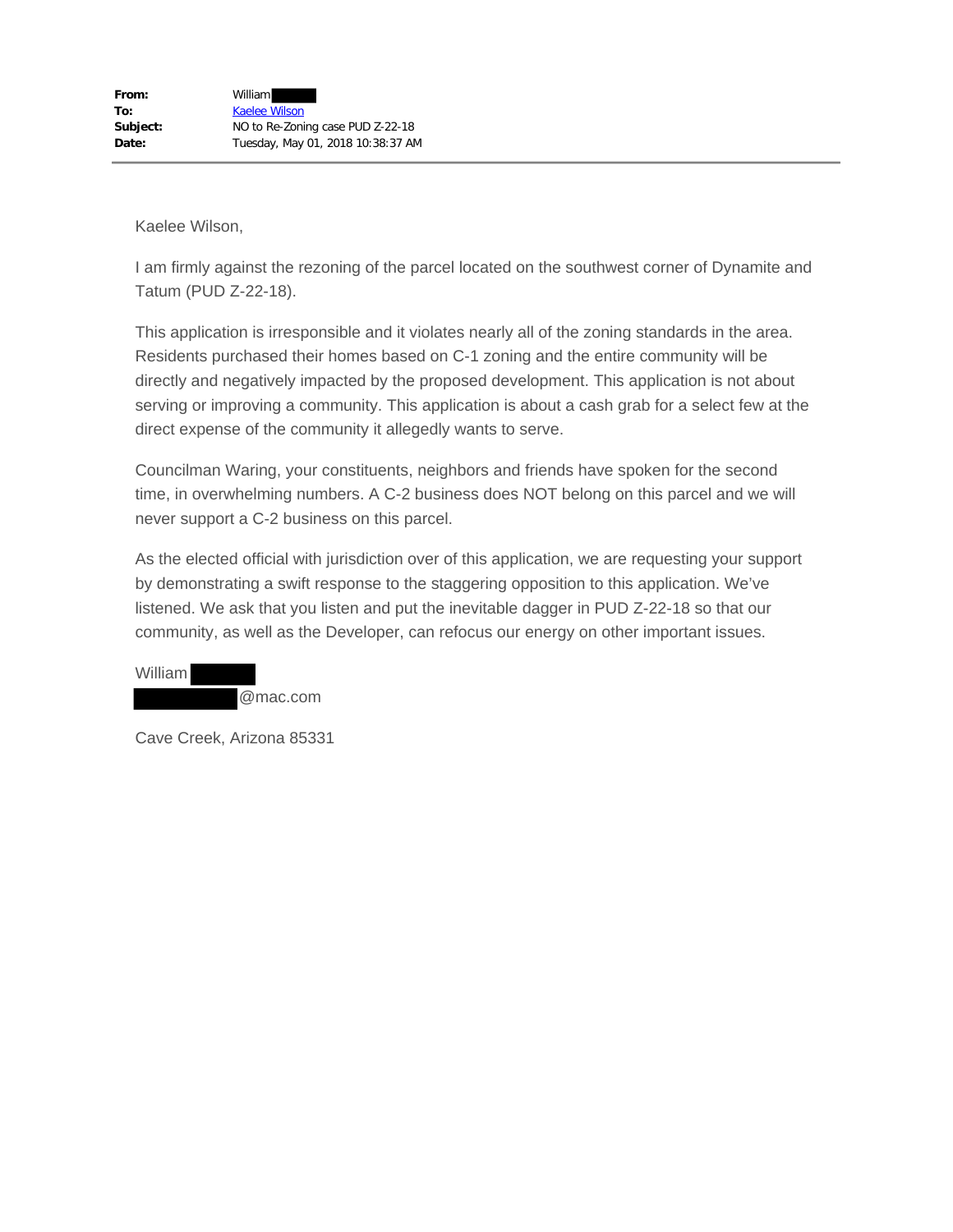**From:** William
**To:** Kaelee Wilson
**Subject:** NO to Re-Zoning case PUD Z-22-18
**Date:** Tuesday, May 01, 2018 10:38:37 AM

---

Kaelee Wilson,

I am firmly against the rezoning of the parcel located on the southwest corner of Dynamite and Tatum (PUD Z-22-18).

This application is irresponsible and it violates nearly all of the zoning standards in the area. Residents purchased their homes based on C-1 zoning and the entire community will be directly and negatively impacted by the proposed development. This application is not about serving or improving a community. This application is about a cash grab for a select few at the direct expense of the community it allegedly wants to serve.

Councilman Waring, your constituents, neighbors and friends have spoken for the second time, in overwhelming numbers. A C-2 business does NOT belong on this parcel and we will never support a C-2 business on this parcel.

As the elected official with jurisdiction over of this application, we are requesting your support by demonstrating a swift response to the staggering opposition to this application. We've listened. We ask that you listen and put the inevitable dagger in PUD Z-22-18 so that our community, as well as the Developer, can refocus our energy on other important issues.

William
@mac.com

Cave Creek, Arizona 85331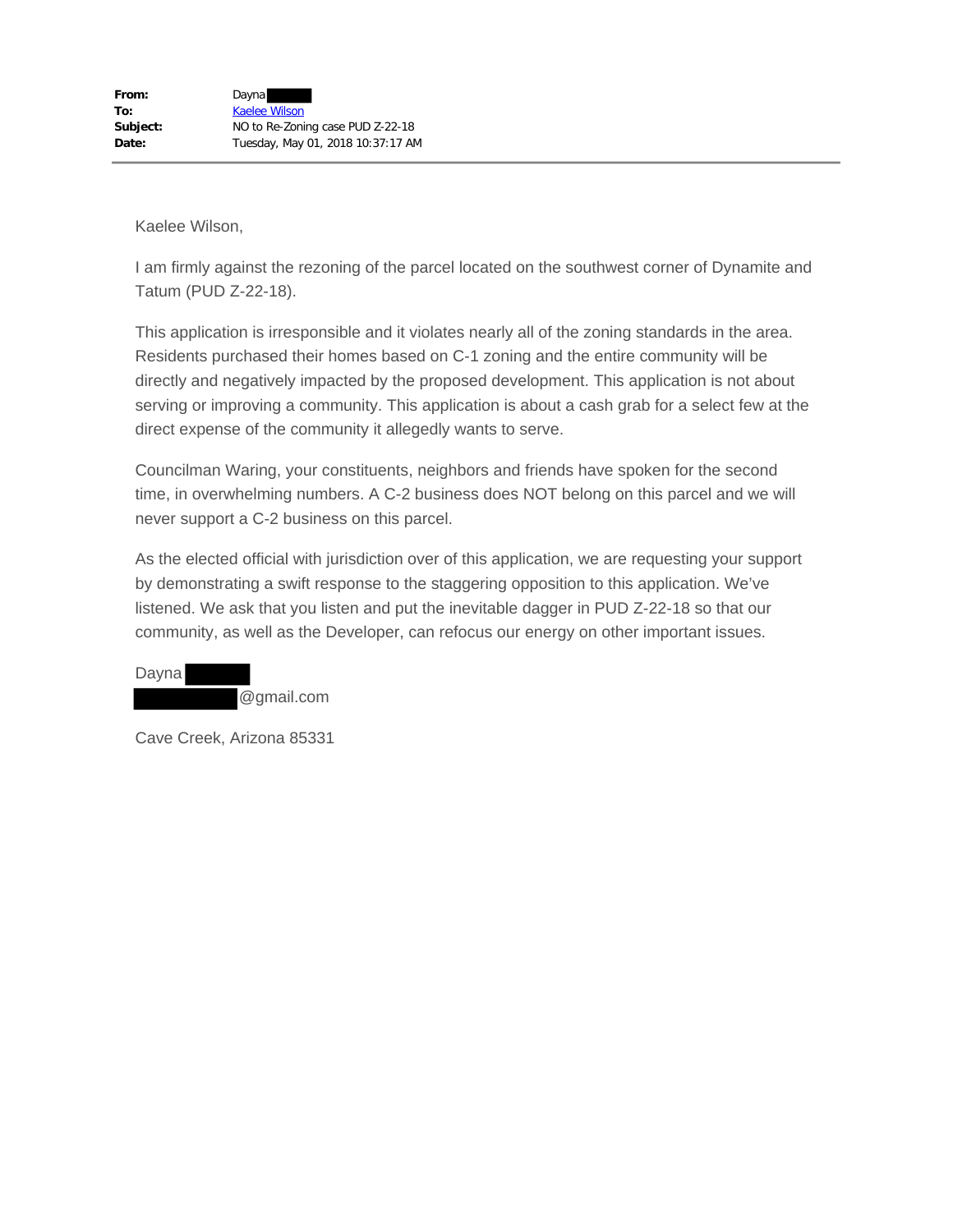**From:** Dayna
**To:** Kaelee Wilson
**Subject:** NO to Re-Zoning case PUD Z-22-18
**Date:** Tuesday, May 01, 2018 10:37:17 AM

---

Kaelee Wilson,

I am firmly against the rezoning of the parcel located on the southwest corner of Dynamite and Tatum (PUD Z-22-18).

This application is irresponsible and it violates nearly all of the zoning standards in the area. Residents purchased their homes based on C-1 zoning and the entire community will be directly and negatively impacted by the proposed development. This application is not about serving or improving a community. This application is about a cash grab for a select few at the direct expense of the community it allegedly wants to serve.

Councilman Waring, your constituents, neighbors and friends have spoken for the second time, in overwhelming numbers. A C-2 business does NOT belong on this parcel and we will never support a C-2 business on this parcel.

As the elected official with jurisdiction over of this application, we are requesting your support by demonstrating a swift response to the staggering opposition to this application. We've listened. We ask that you listen and put the inevitable dagger in PUD Z-22-18 so that our community, as well as the Developer, can refocus our energy on other important issues.

Dayna
@gmail.com

Cave Creek, Arizona 85331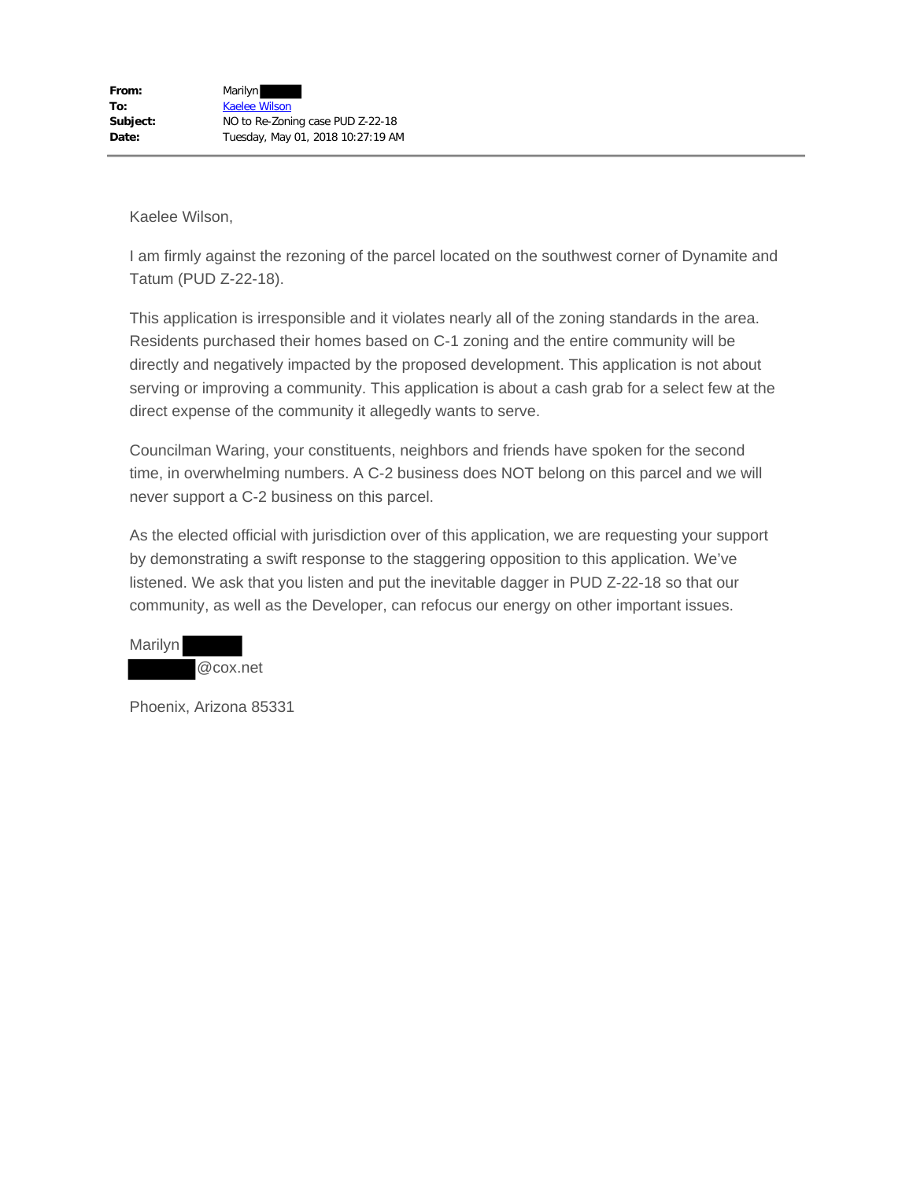| | |
|---|---|
| **From:** | Marilyn |
| **To:** | Kaelee Wilson |
| **Subject:** | NO to Re-Zoning case PUD Z-22-18 |
| **Date:** | Tuesday, May 01, 2018 10:27:19 AM |

---

Kaelee Wilson,

I am firmly against the rezoning of the parcel located on the southwest corner of Dynamite and Tatum (PUD Z-22-18).

This application is irresponsible and it violates nearly all of the zoning standards in the area. Residents purchased their homes based on C-1 zoning and the entire community will be directly and negatively impacted by the proposed development. This application is not about serving or improving a community. This application is about a cash grab for a select few at the direct expense of the community it allegedly wants to serve.

Councilman Waring, your constituents, neighbors and friends have spoken for the second time, in overwhelming numbers. A C-2 business does NOT belong on this parcel and we will never support a C-2 business on this parcel.

As the elected official with jurisdiction over of this application, we are requesting your support by demonstrating a swift response to the staggering opposition to this application. We've listened. We ask that you listen and put the inevitable dagger in PUD Z-22-18 so that our community, as well as the Developer, can refocus our energy on other important issues.

Marilyn  
@cox.net

Phoenix, Arizona 85331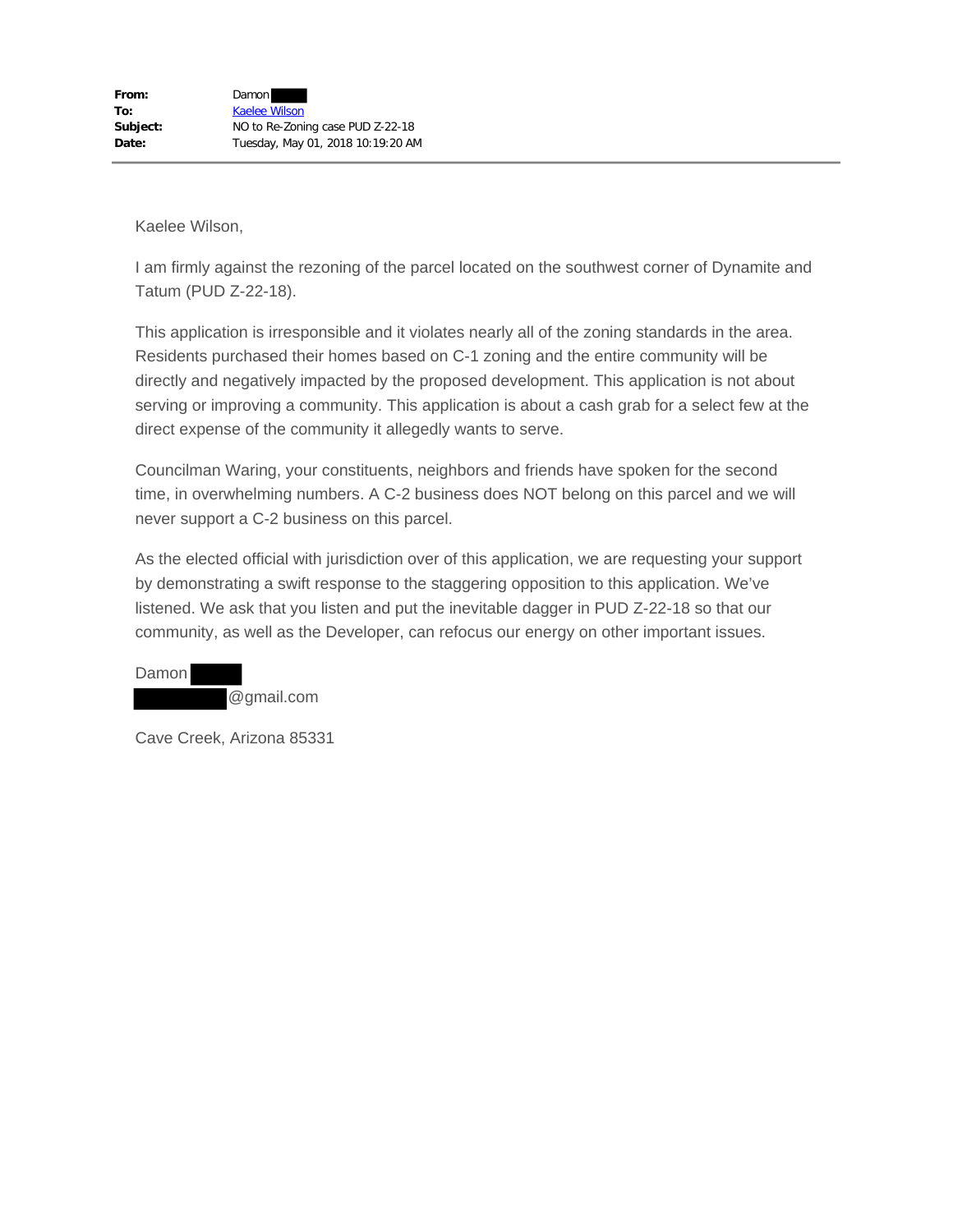**From:** Damon ████
**To:** Kaelee Wilson
**Subject:** NO to Re-Zoning case PUD Z-22-18
**Date:** Tuesday, May 01, 2018 10:19:20 AM

---

Kaelee Wilson,

I am firmly against the rezoning of the parcel located on the southwest corner of Dynamite and Tatum (PUD Z-22-18).

This application is irresponsible and it violates nearly all of the zoning standards in the area. Residents purchased their homes based on C-1 zoning and the entire community will be directly and negatively impacted by the proposed development. This application is not about serving or improving a community. This application is about a cash grab for a select few at the direct expense of the community it allegedly wants to serve.

Councilman Waring, your constituents, neighbors and friends have spoken for the second time, in overwhelming numbers. A C-2 business does NOT belong on this parcel and we will never support a C-2 business on this parcel.

As the elected official with jurisdiction over of this application, we are requesting your support by demonstrating a swift response to the staggering opposition to this application. We've listened. We ask that you listen and put the inevitable dagger in PUD Z-22-18 so that our community, as well as the Developer, can refocus our energy on other important issues.

Damon ████
████████@gmail.com

Cave Creek, Arizona 85331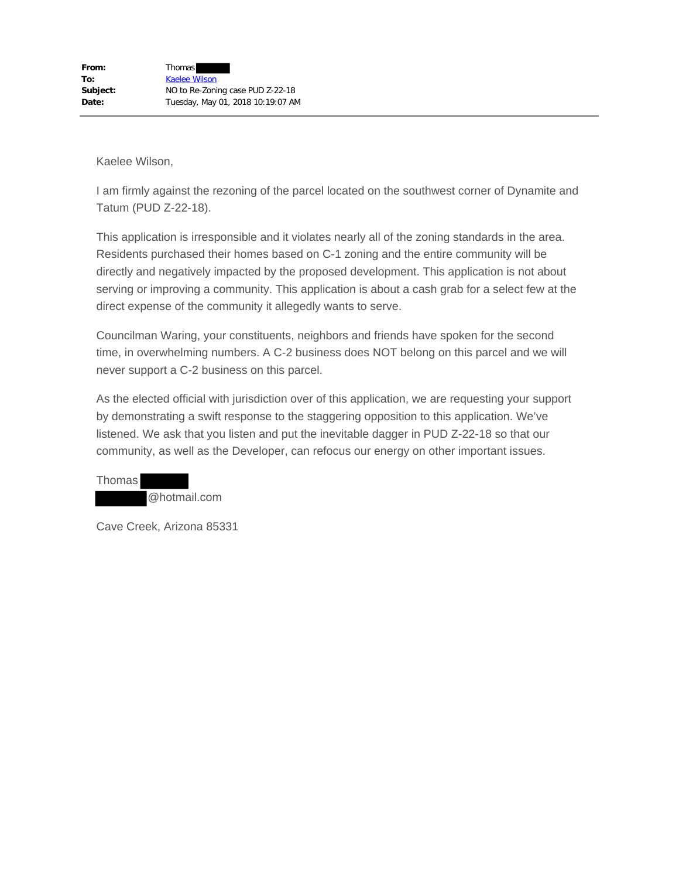**From:** Thomas
**To:** Kaelee Wilson
**Subject:** NO to Re-Zoning case PUD Z-22-18
**Date:** Tuesday, May 01, 2018 10:19:07 AM

---

Kaelee Wilson,

I am firmly against the rezoning of the parcel located on the southwest corner of Dynamite and Tatum (PUD Z-22-18).

This application is irresponsible and it violates nearly all of the zoning standards in the area. Residents purchased their homes based on C-1 zoning and the entire community will be directly and negatively impacted by the proposed development. This application is not about serving or improving a community. This application is about a cash grab for a select few at the direct expense of the community it allegedly wants to serve.

Councilman Waring, your constituents, neighbors and friends have spoken for the second time, in overwhelming numbers. A C-2 business does NOT belong on this parcel and we will never support a C-2 business on this parcel.

As the elected official with jurisdiction over of this application, we are requesting your support by demonstrating a swift response to the staggering opposition to this application. We've listened. We ask that you listen and put the inevitable dagger in PUD Z-22-18 so that our community, as well as the Developer, can refocus our energy on other important issues.

Thomas
@hotmail.com

Cave Creek, Arizona 85331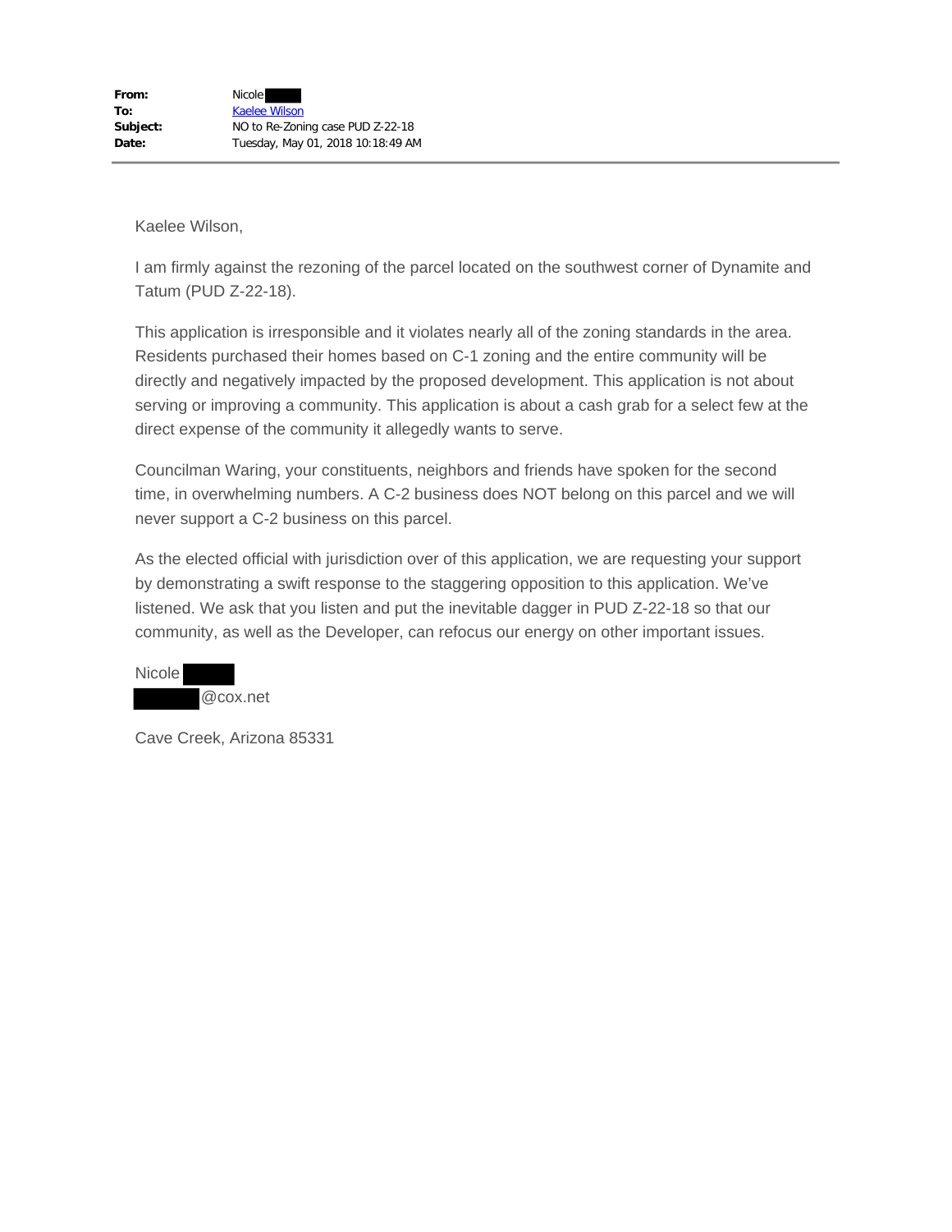| | |
|---|---|
| **From:** | Nicole |
| **To:** | Kaelee Wilson |
| **Subject:** | NO to Re-Zoning case PUD Z-22-18 |
| **Date:** | Tuesday, May 01, 2018 10:18:49 AM |

Kaelee Wilson,

I am firmly against the rezoning of the parcel located on the southwest corner of Dynamite and Tatum (PUD Z-22-18).

This application is irresponsible and it violates nearly all of the zoning standards in the area. Residents purchased their homes based on C-1 zoning and the entire community will be directly and negatively impacted by the proposed development. This application is not about serving or improving a community. This application is about a cash grab for a select few at the direct expense of the community it allegedly wants to serve.

Councilman Waring, your constituents, neighbors and friends have spoken for the second time, in overwhelming numbers. A C-2 business does NOT belong on this parcel and we will never support a C-2 business on this parcel.

As the elected official with jurisdiction over of this application, we are requesting your support by demonstrating a swift response to the staggering opposition to this application. We've listened. We ask that you listen and put the inevitable dagger in PUD Z-22-18 so that our community, as well as the Developer, can refocus our energy on other important issues.

Nicole
@cox.net

Cave Creek, Arizona 85331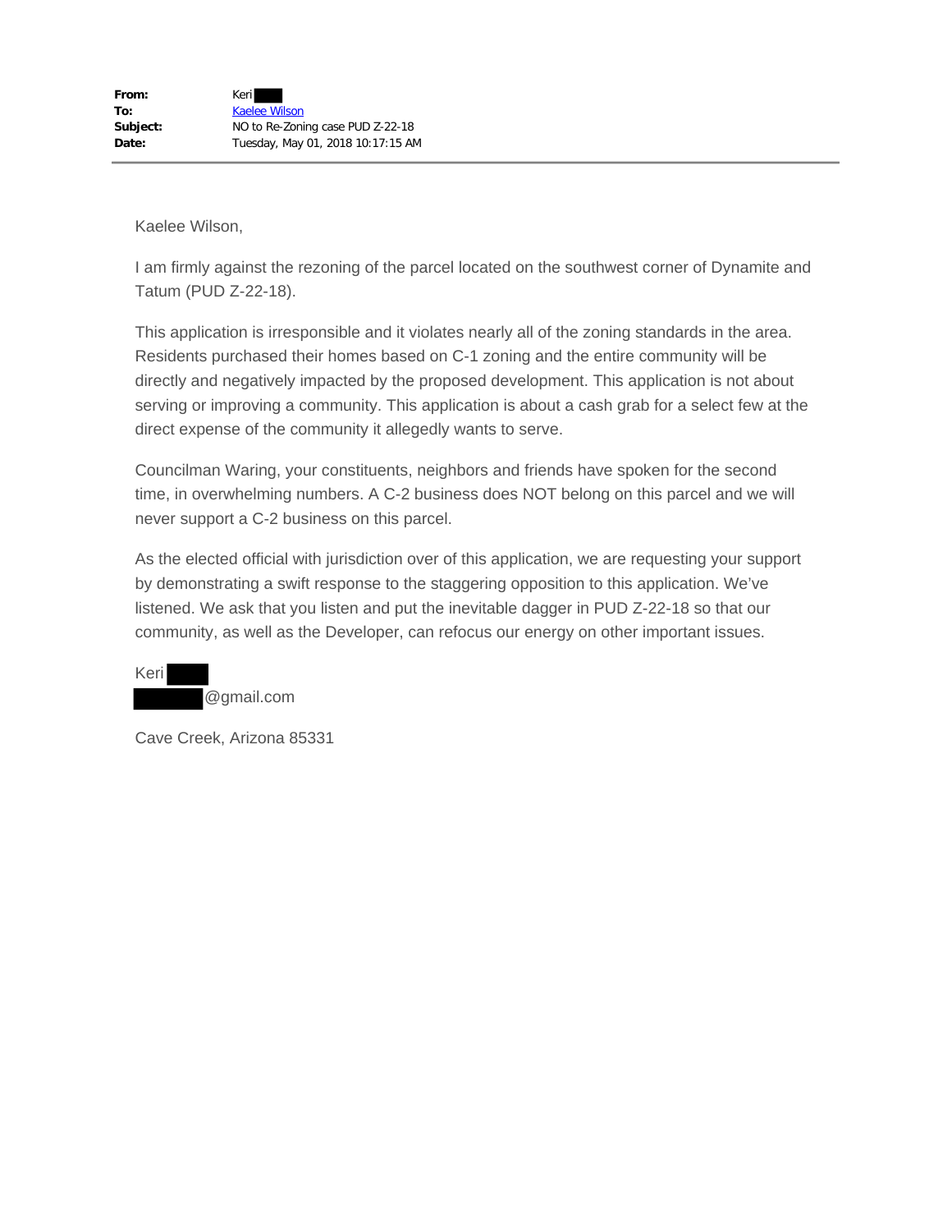| | |
|---|---|
| **From:** | Keri |
| **To:** | Kaelee Wilson |
| **Subject:** | NO to Re-Zoning case PUD Z-22-18 |
| **Date:** | Tuesday, May 01, 2018 10:17:15 AM |

---

Kaelee Wilson,

I am firmly against the rezoning of the parcel located on the southwest corner of Dynamite and Tatum (PUD Z-22-18).

This application is irresponsible and it violates nearly all of the zoning standards in the area. Residents purchased their homes based on C-1 zoning and the entire community will be directly and negatively impacted by the proposed development. This application is not about serving or improving a community. This application is about a cash grab for a select few at the direct expense of the community it allegedly wants to serve.

Councilman Waring, your constituents, neighbors and friends have spoken for the second time, in overwhelming numbers. A C-2 business does NOT belong on this parcel and we will never support a C-2 business on this parcel.

As the elected official with jurisdiction over of this application, we are requesting your support by demonstrating a swift response to the staggering opposition to this application. We've listened. We ask that you listen and put the inevitable dagger in PUD Z-22-18 so that our community, as well as the Developer, can refocus our energy on other important issues.

Keri
@gmail.com

Cave Creek, Arizona 85331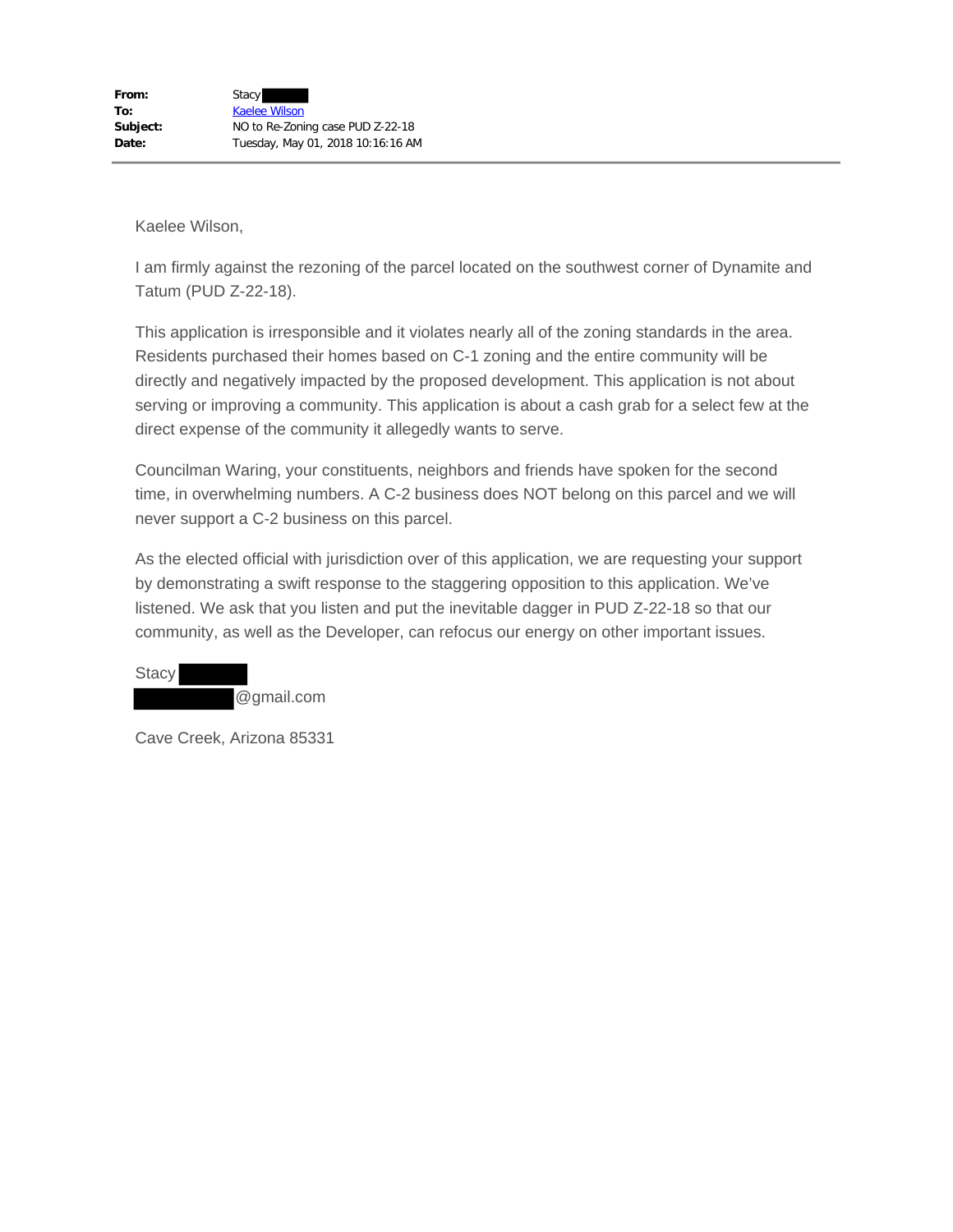| | |
|---|---|
| **From:** | Stacy |
| **To:** | Kaelee Wilson |
| **Subject:** | NO to Re-Zoning case PUD Z-22-18 |
| **Date:** | Tuesday, May 01, 2018 10:16:16 AM |

---

Kaelee Wilson,

I am firmly against the rezoning of the parcel located on the southwest corner of Dynamite and Tatum (PUD Z-22-18).

This application is irresponsible and it violates nearly all of the zoning standards in the area. Residents purchased their homes based on C-1 zoning and the entire community will be directly and negatively impacted by the proposed development. This application is not about serving or improving a community. This application is about a cash grab for a select few at the direct expense of the community it allegedly wants to serve.

Councilman Waring, your constituents, neighbors and friends have spoken for the second time, in overwhelming numbers. A C-2 business does NOT belong on this parcel and we will never support a C-2 business on this parcel.

As the elected official with jurisdiction over of this application, we are requesting your support by demonstrating a swift response to the staggering opposition to this application. We've listened. We ask that you listen and put the inevitable dagger in PUD Z-22-18 so that our community, as well as the Developer, can refocus our energy on other important issues.

Stacy
@gmail.com

Cave Creek, Arizona 85331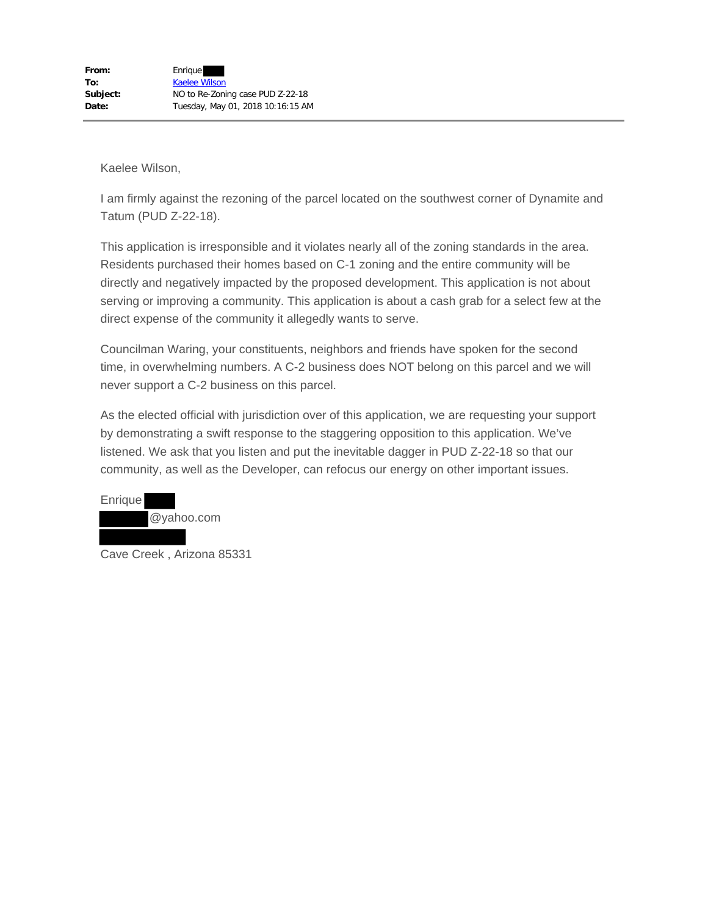**From:** Enrique
**To:** Kaelee Wilson
**Subject:** NO to Re-Zoning case PUD Z-22-18
**Date:** Tuesday, May 01, 2018 10:16:15 AM

---

Kaelee Wilson,

I am firmly against the rezoning of the parcel located on the southwest corner of Dynamite and Tatum (PUD Z-22-18).

This application is irresponsible and it violates nearly all of the zoning standards in the area. Residents purchased their homes based on C-1 zoning and the entire community will be directly and negatively impacted by the proposed development. This application is not about serving or improving a community. This application is about a cash grab for a select few at the direct expense of the community it allegedly wants to serve.

Councilman Waring, your constituents, neighbors and friends have spoken for the second time, in overwhelming numbers. A C-2 business does NOT belong on this parcel and we will never support a C-2 business on this parcel.

As the elected official with jurisdiction over of this application, we are requesting your support by demonstrating a swift response to the staggering opposition to this application. We've listened. We ask that you listen and put the inevitable dagger in PUD Z-22-18 so that our community, as well as the Developer, can refocus our energy on other important issues.

Enrique
@yahoo.com

Cave Creek , Arizona 85331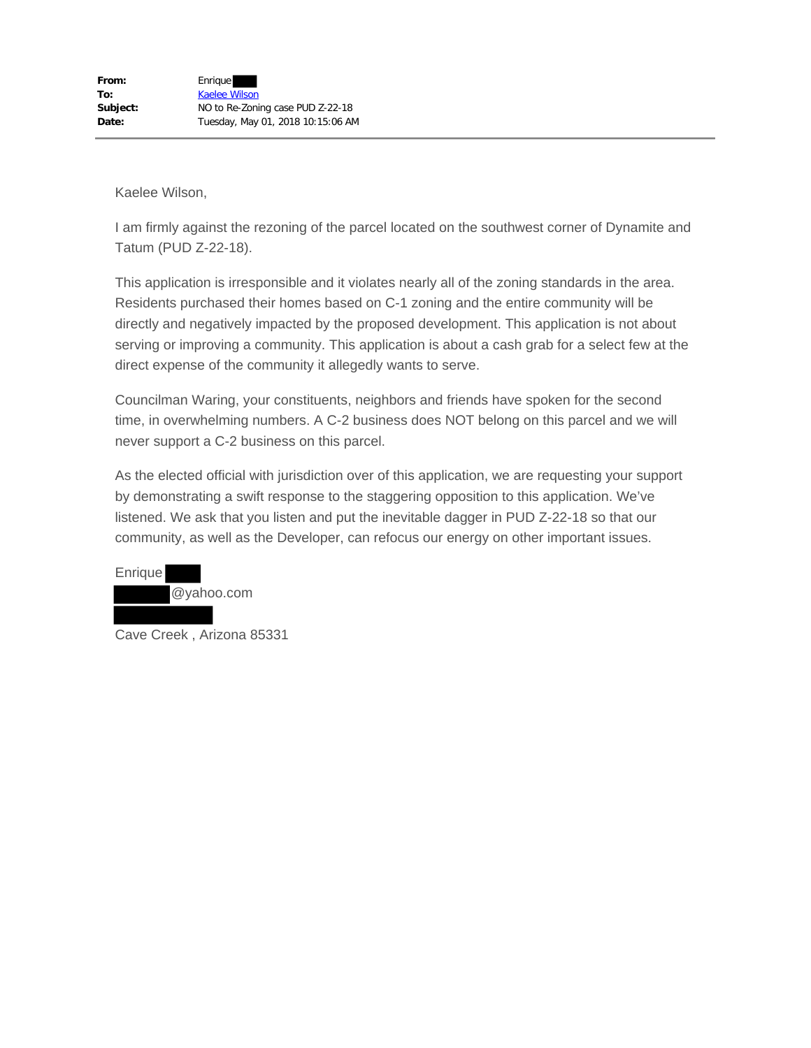| | |
|---|---|
| **From:** | Enrique |
| **To:** | Kaelee Wilson |
| **Subject:** | NO to Re-Zoning case PUD Z-22-18 |
| **Date:** | Tuesday, May 01, 2018 10:15:06 AM |

---

Kaelee Wilson,

I am firmly against the rezoning of the parcel located on the southwest corner of Dynamite and Tatum (PUD Z-22-18).

This application is irresponsible and it violates nearly all of the zoning standards in the area. Residents purchased their homes based on C-1 zoning and the entire community will be directly and negatively impacted by the proposed development. This application is not about serving or improving a community. This application is about a cash grab for a select few at the direct expense of the community it allegedly wants to serve.

Councilman Waring, your constituents, neighbors and friends have spoken for the second time, in overwhelming numbers. A C-2 business does NOT belong on this parcel and we will never support a C-2 business on this parcel.

As the elected official with jurisdiction over of this application, we are requesting your support by demonstrating a swift response to the staggering opposition to this application. We've listened. We ask that you listen and put the inevitable dagger in PUD Z-22-18 so that our community, as well as the Developer, can refocus our energy on other important issues.

Enrique
@yahoo.com

Cave Creek , Arizona 85331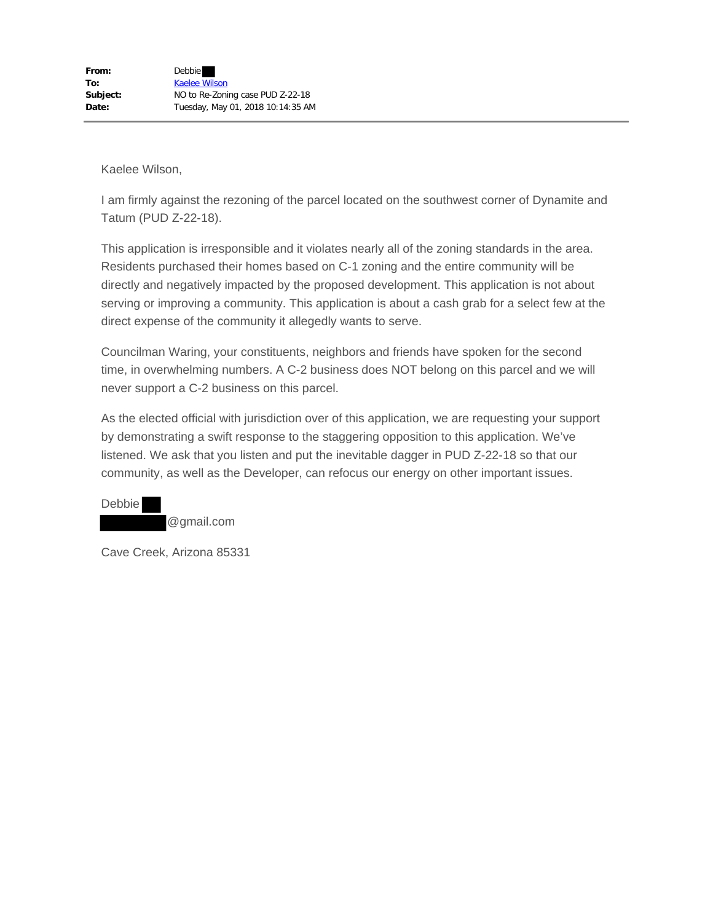| | |
|---|---|
| **From:** | Debbie |
| **To:** | Kaelee Wilson |
| **Subject:** | NO to Re-Zoning case PUD Z-22-18 |
| **Date:** | Tuesday, May 01, 2018 10:14:35 AM |

---

Kaelee Wilson,

I am firmly against the rezoning of the parcel located on the southwest corner of Dynamite and Tatum (PUD Z-22-18).

This application is irresponsible and it violates nearly all of the zoning standards in the area. Residents purchased their homes based on C-1 zoning and the entire community will be directly and negatively impacted by the proposed development. This application is not about serving or improving a community. This application is about a cash grab for a select few at the direct expense of the community it allegedly wants to serve.

Councilman Waring, your constituents, neighbors and friends have spoken for the second time, in overwhelming numbers. A C-2 business does NOT belong on this parcel and we will never support a C-2 business on this parcel.

As the elected official with jurisdiction over of this application, we are requesting your support by demonstrating a swift response to the staggering opposition to this application. We've listened. We ask that you listen and put the inevitable dagger in PUD Z-22-18 so that our community, as well as the Developer, can refocus our energy on other important issues.

Debbie
@gmail.com

Cave Creek, Arizona 85331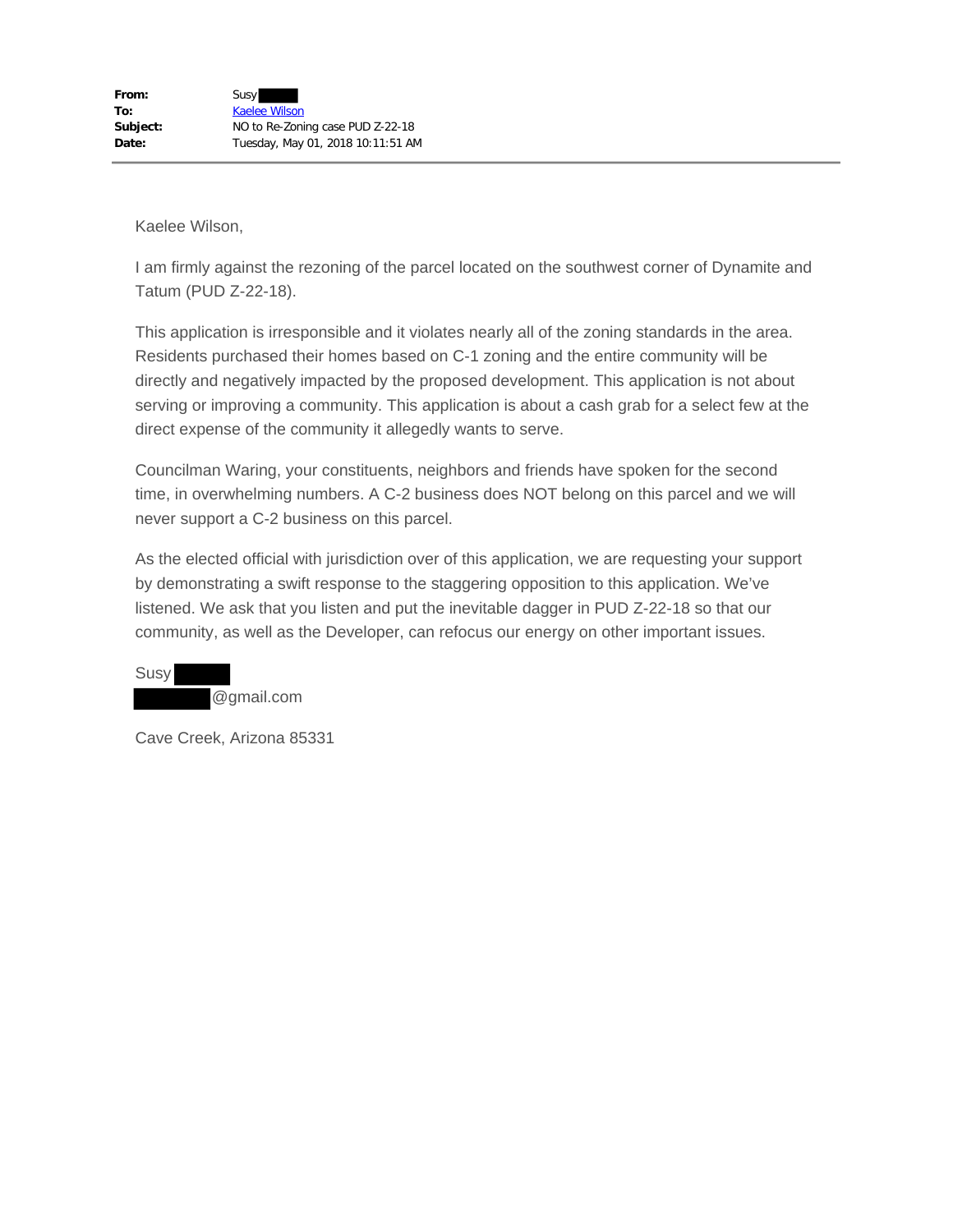| | |
|---|---|
| **From:** | Susy |
| **To:** | Kaelee Wilson |
| **Subject:** | NO to Re-Zoning case PUD Z-22-18 |
| **Date:** | Tuesday, May 01, 2018 10:11:51 AM |

---

Kaelee Wilson,

I am firmly against the rezoning of the parcel located on the southwest corner of Dynamite and Tatum (PUD Z-22-18).

This application is irresponsible and it violates nearly all of the zoning standards in the area. Residents purchased their homes based on C-1 zoning and the entire community will be directly and negatively impacted by the proposed development. This application is not about serving or improving a community. This application is about a cash grab for a select few at the direct expense of the community it allegedly wants to serve.

Councilman Waring, your constituents, neighbors and friends have spoken for the second time, in overwhelming numbers. A C-2 business does NOT belong on this parcel and we will never support a C-2 business on this parcel.

As the elected official with jurisdiction over of this application, we are requesting your support by demonstrating a swift response to the staggering opposition to this application. We've listened. We ask that you listen and put the inevitable dagger in PUD Z-22-18 so that our community, as well as the Developer, can refocus our energy on other important issues.

Susy
@gmail.com

Cave Creek, Arizona 85331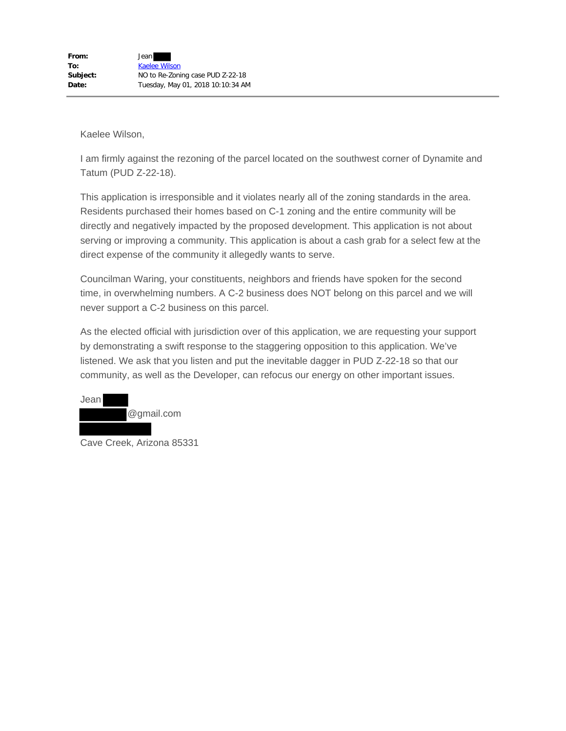**From:** Jean
**To:** Kaelee Wilson
**Subject:** NO to Re-Zoning case PUD Z-22-18
**Date:** Tuesday, May 01, 2018 10:10:34 AM

---

Kaelee Wilson,

I am firmly against the rezoning of the parcel located on the southwest corner of Dynamite and Tatum (PUD Z-22-18).

This application is irresponsible and it violates nearly all of the zoning standards in the area. Residents purchased their homes based on C-1 zoning and the entire community will be directly and negatively impacted by the proposed development. This application is not about serving or improving a community. This application is about a cash grab for a select few at the direct expense of the community it allegedly wants to serve.

Councilman Waring, your constituents, neighbors and friends have spoken for the second time, in overwhelming numbers. A C-2 business does NOT belong on this parcel and we will never support a C-2 business on this parcel.

As the elected official with jurisdiction over of this application, we are requesting your support by demonstrating a swift response to the staggering opposition to this application. We've listened. We ask that you listen and put the inevitable dagger in PUD Z-22-18 so that our community, as well as the Developer, can refocus our energy on other important issues.

Jean
@gmail.com

Cave Creek, Arizona 85331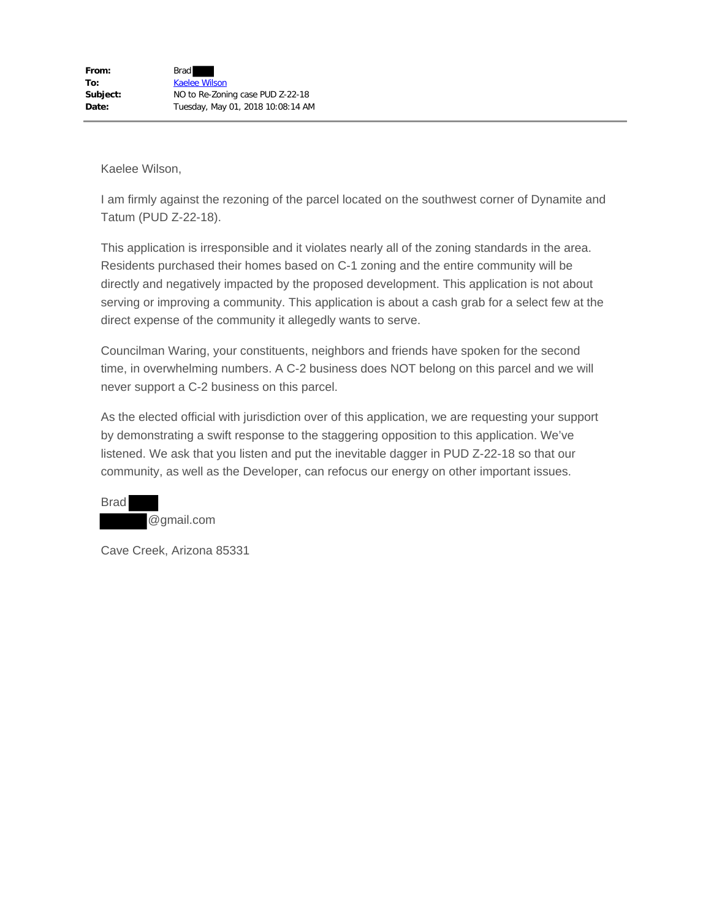| | |
|---|---|
| **From:** | Brad |
| **To:** | Kaelee Wilson |
| **Subject:** | NO to Re-Zoning case PUD Z-22-18 |
| **Date:** | Tuesday, May 01, 2018 10:08:14 AM |

---

Kaelee Wilson,

I am firmly against the rezoning of the parcel located on the southwest corner of Dynamite and Tatum (PUD Z-22-18).

This application is irresponsible and it violates nearly all of the zoning standards in the area. Residents purchased their homes based on C-1 zoning and the entire community will be directly and negatively impacted by the proposed development. This application is not about serving or improving a community. This application is about a cash grab for a select few at the direct expense of the community it allegedly wants to serve.

Councilman Waring, your constituents, neighbors and friends have spoken for the second time, in overwhelming numbers. A C-2 business does NOT belong on this parcel and we will never support a C-2 business on this parcel.

As the elected official with jurisdiction over of this application, we are requesting your support by demonstrating a swift response to the staggering opposition to this application. We've listened. We ask that you listen and put the inevitable dagger in PUD Z-22-18 so that our community, as well as the Developer, can refocus our energy on other important issues.

Brad
@gmail.com

Cave Creek, Arizona 85331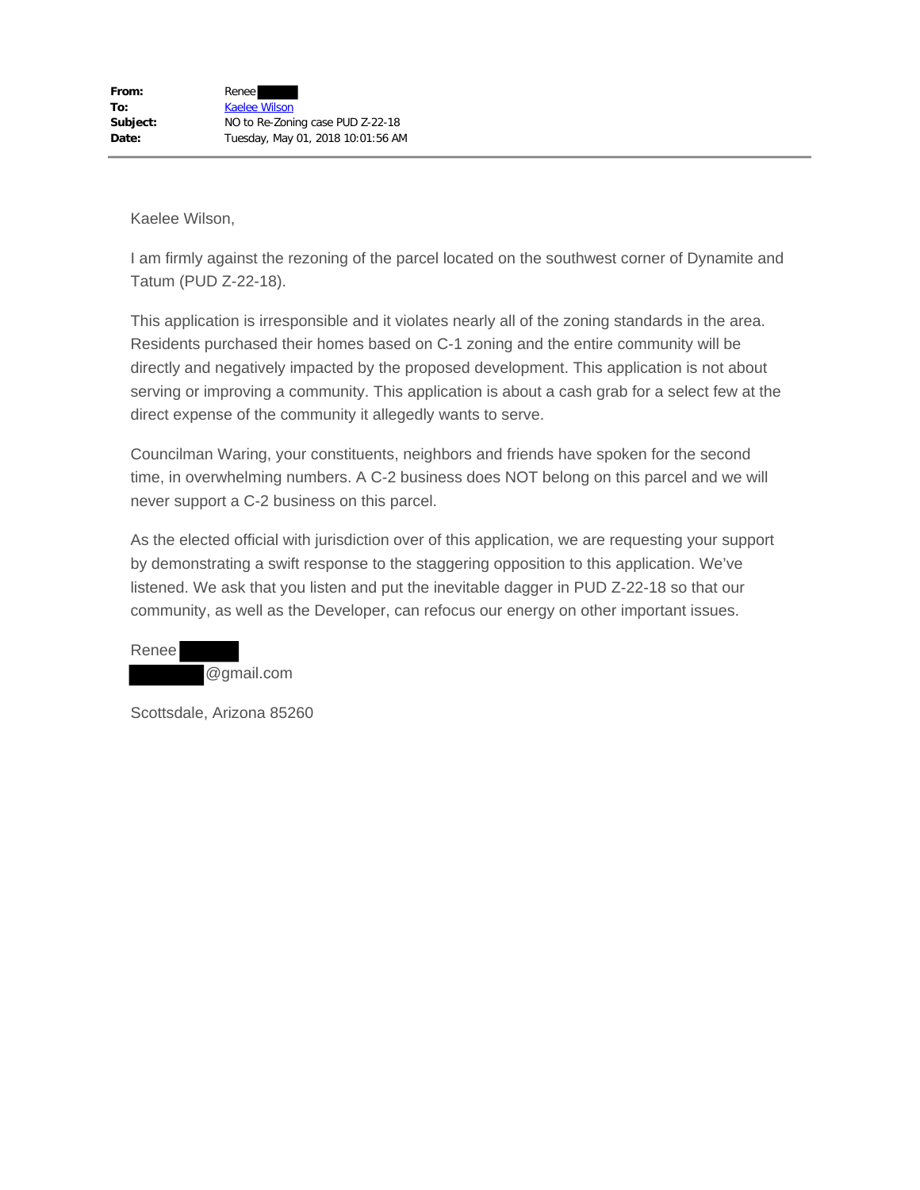**From:** Renee
**To:** Kaelee Wilson
**Subject:** NO to Re-Zoning case PUD Z-22-18
**Date:** Tuesday, May 01, 2018 10:01:56 AM

---

Kaelee Wilson,

I am firmly against the rezoning of the parcel located on the southwest corner of Dynamite and Tatum (PUD Z-22-18).

This application is irresponsible and it violates nearly all of the zoning standards in the area. Residents purchased their homes based on C-1 zoning and the entire community will be directly and negatively impacted by the proposed development. This application is not about serving or improving a community. This application is about a cash grab for a select few at the direct expense of the community it allegedly wants to serve.

Councilman Waring, your constituents, neighbors and friends have spoken for the second time, in overwhelming numbers. A C-2 business does NOT belong on this parcel and we will never support a C-2 business on this parcel.

As the elected official with jurisdiction over of this application, we are requesting your support by demonstrating a swift response to the staggering opposition to this application. We've listened. We ask that you listen and put the inevitable dagger in PUD Z-22-18 so that our community, as well as the Developer, can refocus our energy on other important issues.

Renee
@gmail.com

Scottsdale, Arizona 85260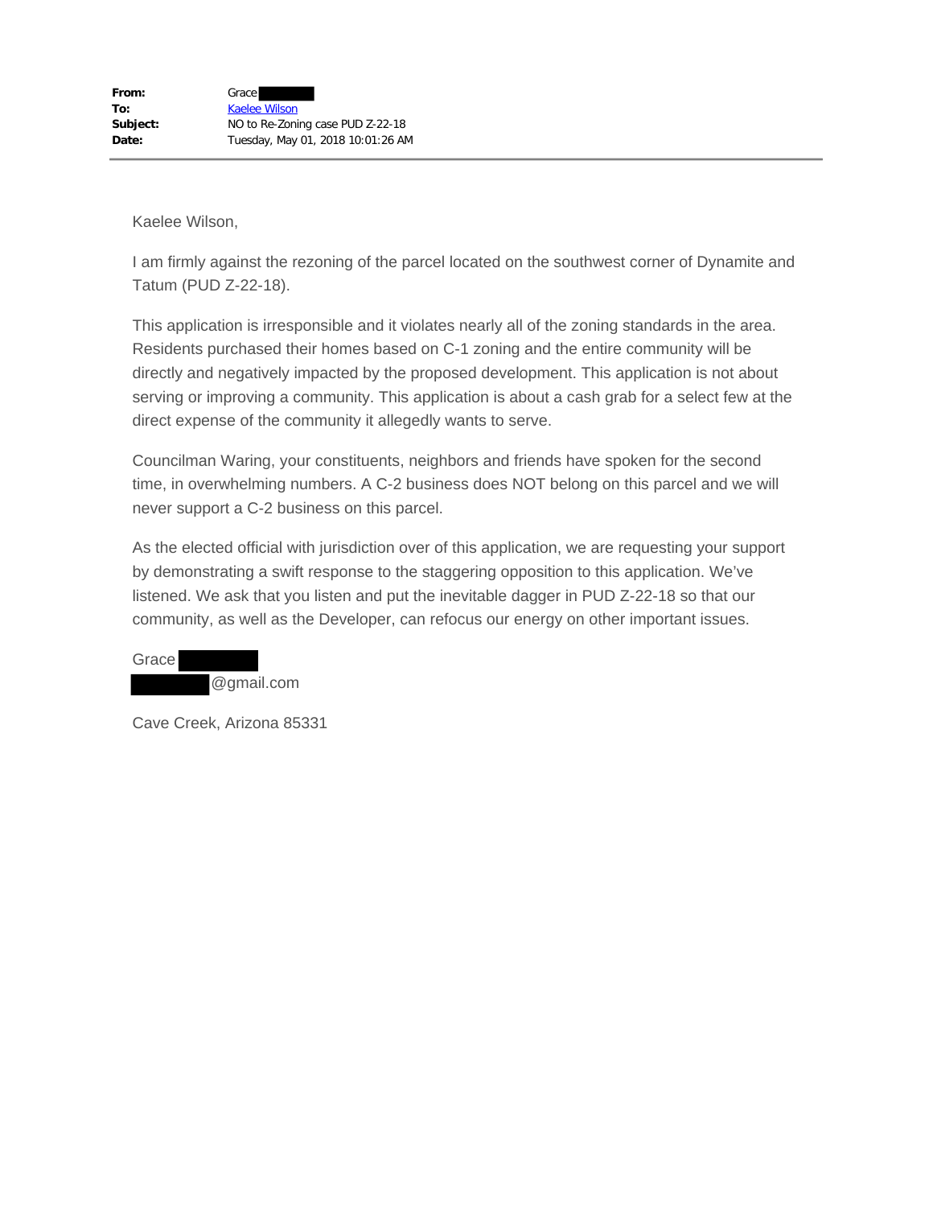**From:** Grace
**To:** Kaelee Wilson
**Subject:** NO to Re-Zoning case PUD Z-22-18
**Date:** Tuesday, May 01, 2018 10:01:26 AM

---

Kaelee Wilson,

I am firmly against the rezoning of the parcel located on the southwest corner of Dynamite and Tatum (PUD Z-22-18).

This application is irresponsible and it violates nearly all of the zoning standards in the area. Residents purchased their homes based on C-1 zoning and the entire community will be directly and negatively impacted by the proposed development. This application is not about serving or improving a community. This application is about a cash grab for a select few at the direct expense of the community it allegedly wants to serve.

Councilman Waring, your constituents, neighbors and friends have spoken for the second time, in overwhelming numbers. A C-2 business does NOT belong on this parcel and we will never support a C-2 business on this parcel.

As the elected official with jurisdiction over of this application, we are requesting your support by demonstrating a swift response to the staggering opposition to this application. We've listened. We ask that you listen and put the inevitable dagger in PUD Z-22-18 so that our community, as well as the Developer, can refocus our energy on other important issues.

Grace
@gmail.com

Cave Creek, Arizona 85331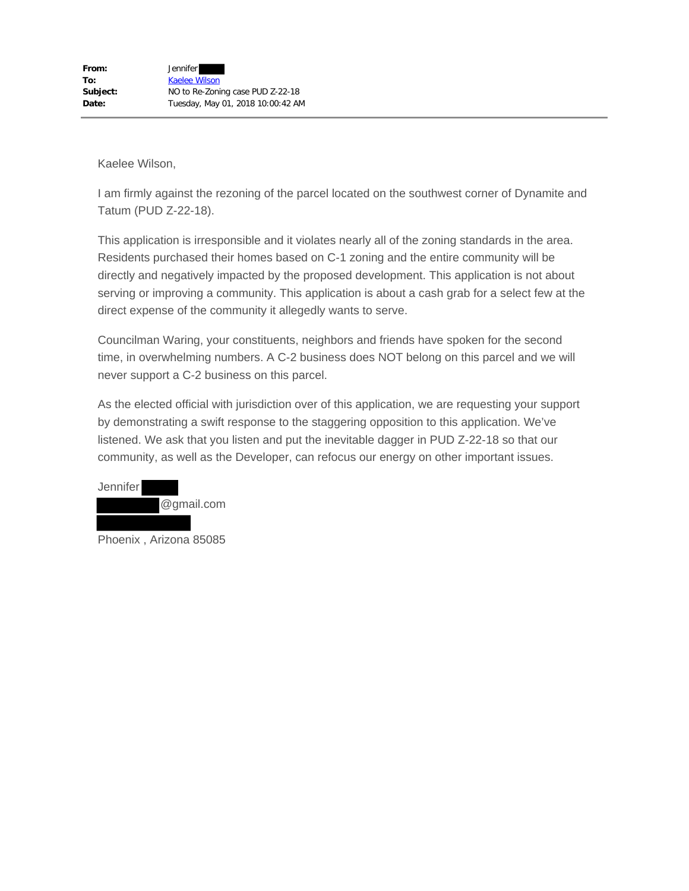**From:** Jennifer
**To:** Kaelee Wilson
**Subject:** NO to Re-Zoning case PUD Z-22-18
**Date:** Tuesday, May 01, 2018 10:00:42 AM

---

Kaelee Wilson,

I am firmly against the rezoning of the parcel located on the southwest corner of Dynamite and Tatum (PUD Z-22-18).

This application is irresponsible and it violates nearly all of the zoning standards in the area. Residents purchased their homes based on C-1 zoning and the entire community will be directly and negatively impacted by the proposed development. This application is not about serving or improving a community. This application is about a cash grab for a select few at the direct expense of the community it allegedly wants to serve.

Councilman Waring, your constituents, neighbors and friends have spoken for the second time, in overwhelming numbers. A C-2 business does NOT belong on this parcel and we will never support a C-2 business on this parcel.

As the elected official with jurisdiction over of this application, we are requesting your support by demonstrating a swift response to the staggering opposition to this application. We've listened. We ask that you listen and put the inevitable dagger in PUD Z-22-18 so that our community, as well as the Developer, can refocus our energy on other important issues.

Jennifer
@gmail.com

Phoenix , Arizona 85085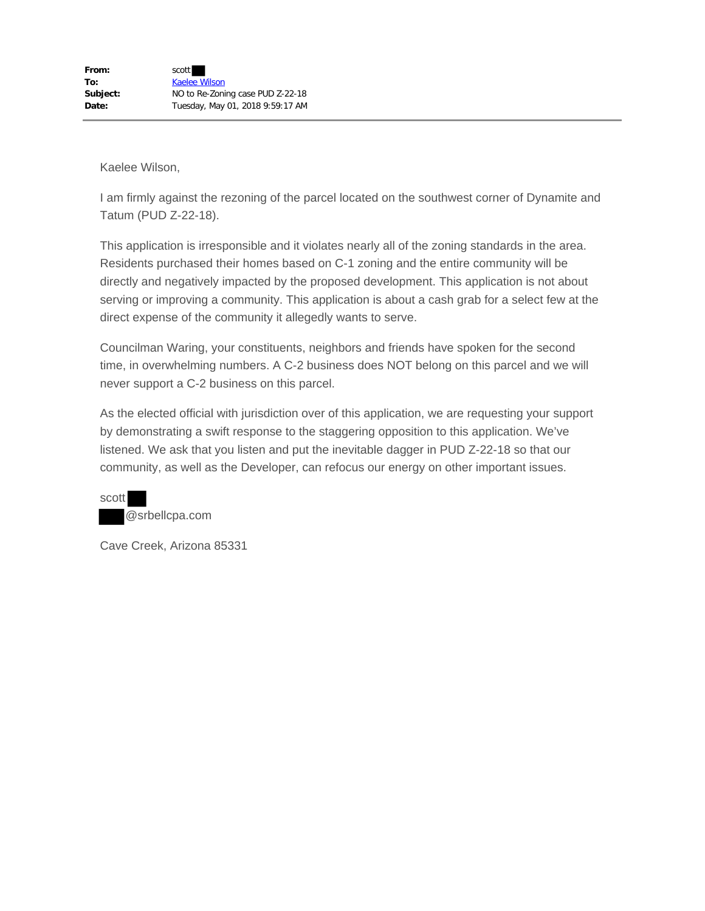| | |
|---|---|
| **From:** | scott |
| **To:** | Kaelee Wilson |
| **Subject:** | NO to Re-Zoning case PUD Z-22-18 |
| **Date:** | Tuesday, May 01, 2018 9:59:17 AM |

---

Kaelee Wilson,

I am firmly against the rezoning of the parcel located on the southwest corner of Dynamite and Tatum (PUD Z-22-18).

This application is irresponsible and it violates nearly all of the zoning standards in the area. Residents purchased their homes based on C-1 zoning and the entire community will be directly and negatively impacted by the proposed development. This application is not about serving or improving a community. This application is about a cash grab for a select few at the direct expense of the community it allegedly wants to serve.

Councilman Waring, your constituents, neighbors and friends have spoken for the second time, in overwhelming numbers. A C-2 business does NOT belong on this parcel and we will never support a C-2 business on this parcel.

As the elected official with jurisdiction over of this application, we are requesting your support by demonstrating a swift response to the staggering opposition to this application. We've listened. We ask that you listen and put the inevitable dagger in PUD Z-22-18 so that our community, as well as the Developer, can refocus our energy on other important issues.

scott
@srbellcpa.com

Cave Creek, Arizona 85331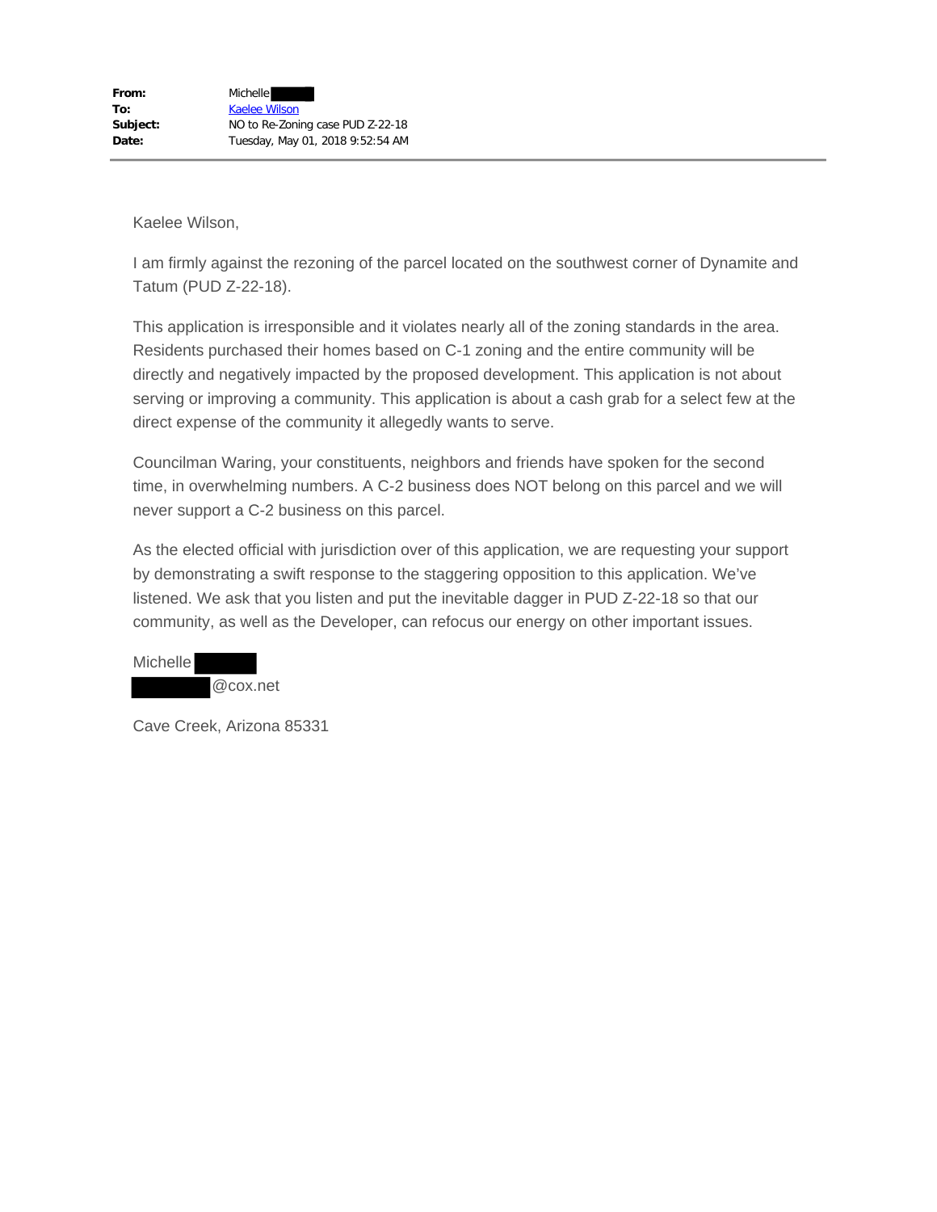**From:** Michelle ████
**To:** Kaelee Wilson
**Subject:** NO to Re-Zoning case PUD Z-22-18
**Date:** Tuesday, May 01, 2018 9:52:54 AM

---

Kaelee Wilson,

I am firmly against the rezoning of the parcel located on the southwest corner of Dynamite and Tatum (PUD Z-22-18).

This application is irresponsible and it violates nearly all of the zoning standards in the area. Residents purchased their homes based on C-1 zoning and the entire community will be directly and negatively impacted by the proposed development. This application is not about serving or improving a community. This application is about a cash grab for a select few at the direct expense of the community it allegedly wants to serve.

Councilman Waring, your constituents, neighbors and friends have spoken for the second time, in overwhelming numbers. A C-2 business does NOT belong on this parcel and we will never support a C-2 business on this parcel.

As the elected official with jurisdiction over of this application, we are requesting your support by demonstrating a swift response to the staggering opposition to this application. We've listened. We ask that you listen and put the inevitable dagger in PUD Z-22-18 so that our community, as well as the Developer, can refocus our energy on other important issues.

Michelle ████
████@cox.net

Cave Creek, Arizona 85331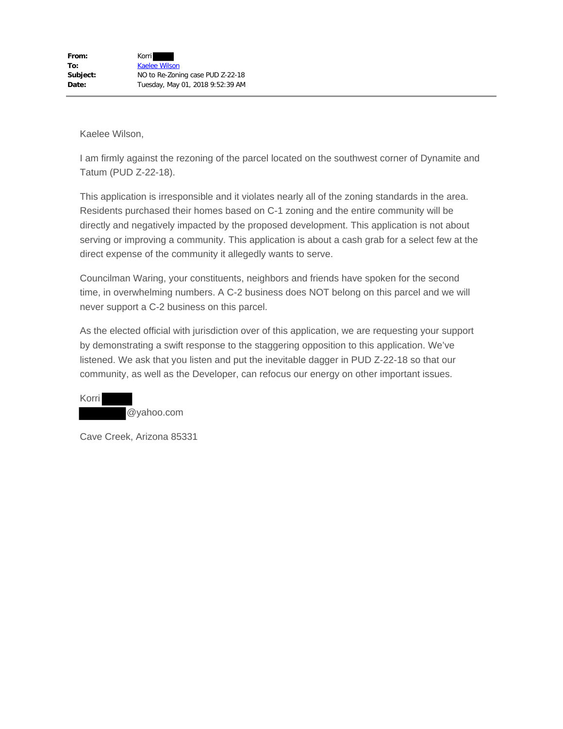**From:** Korri

**To:** Kaelee Wilson

**Subject:** NO to Re-Zoning case PUD Z-22-18

**Date:** Tuesday, May 01, 2018 9:52:39 AM

---

Kaelee Wilson,

I am firmly against the rezoning of the parcel located on the southwest corner of Dynamite and Tatum (PUD Z-22-18).

This application is irresponsible and it violates nearly all of the zoning standards in the area. Residents purchased their homes based on C-1 zoning and the entire community will be directly and negatively impacted by the proposed development. This application is not about serving or improving a community. This application is about a cash grab for a select few at the direct expense of the community it allegedly wants to serve.

Councilman Waring, your constituents, neighbors and friends have spoken for the second time, in overwhelming numbers. A C-2 business does NOT belong on this parcel and we will never support a C-2 business on this parcel.

As the elected official with jurisdiction over of this application, we are requesting your support by demonstrating a swift response to the staggering opposition to this application. We've listened. We ask that you listen and put the inevitable dagger in PUD Z-22-18 so that our community, as well as the Developer, can refocus our energy on other important issues.

Korri

@yahoo.com

Cave Creek, Arizona 85331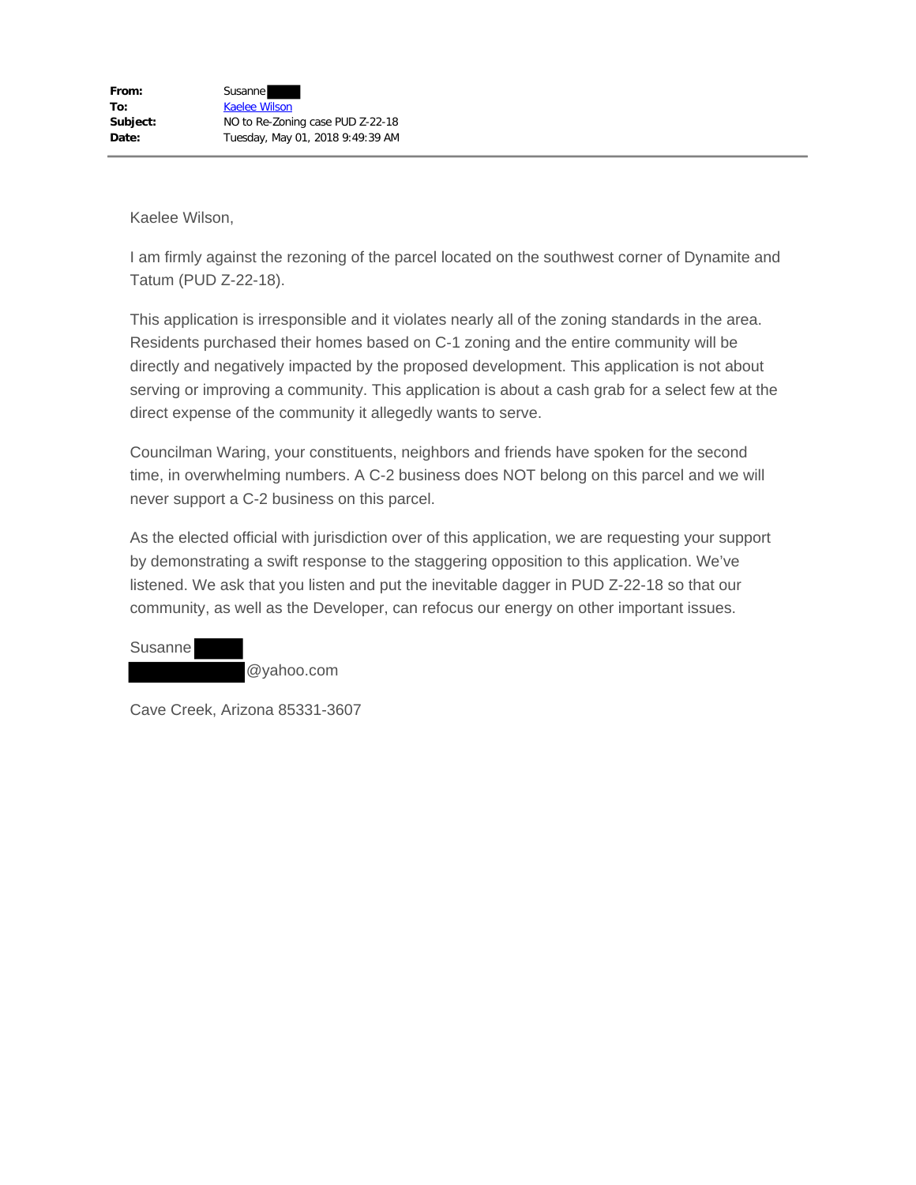**From:** Susanne
**To:** Kaelee Wilson
**Subject:** NO to Re-Zoning case PUD Z-22-18
**Date:** Tuesday, May 01, 2018 9:49:39 AM

---

Kaelee Wilson,

I am firmly against the rezoning of the parcel located on the southwest corner of Dynamite and Tatum (PUD Z-22-18).

This application is irresponsible and it violates nearly all of the zoning standards in the area. Residents purchased their homes based on C-1 zoning and the entire community will be directly and negatively impacted by the proposed development. This application is not about serving or improving a community. This application is about a cash grab for a select few at the direct expense of the community it allegedly wants to serve.

Councilman Waring, your constituents, neighbors and friends have spoken for the second time, in overwhelming numbers. A C-2 business does NOT belong on this parcel and we will never support a C-2 business on this parcel.

As the elected official with jurisdiction over of this application, we are requesting your support by demonstrating a swift response to the staggering opposition to this application. We've listened. We ask that you listen and put the inevitable dagger in PUD Z-22-18 so that our community, as well as the Developer, can refocus our energy on other important issues.

Susanne
@yahoo.com

Cave Creek, Arizona 85331-3607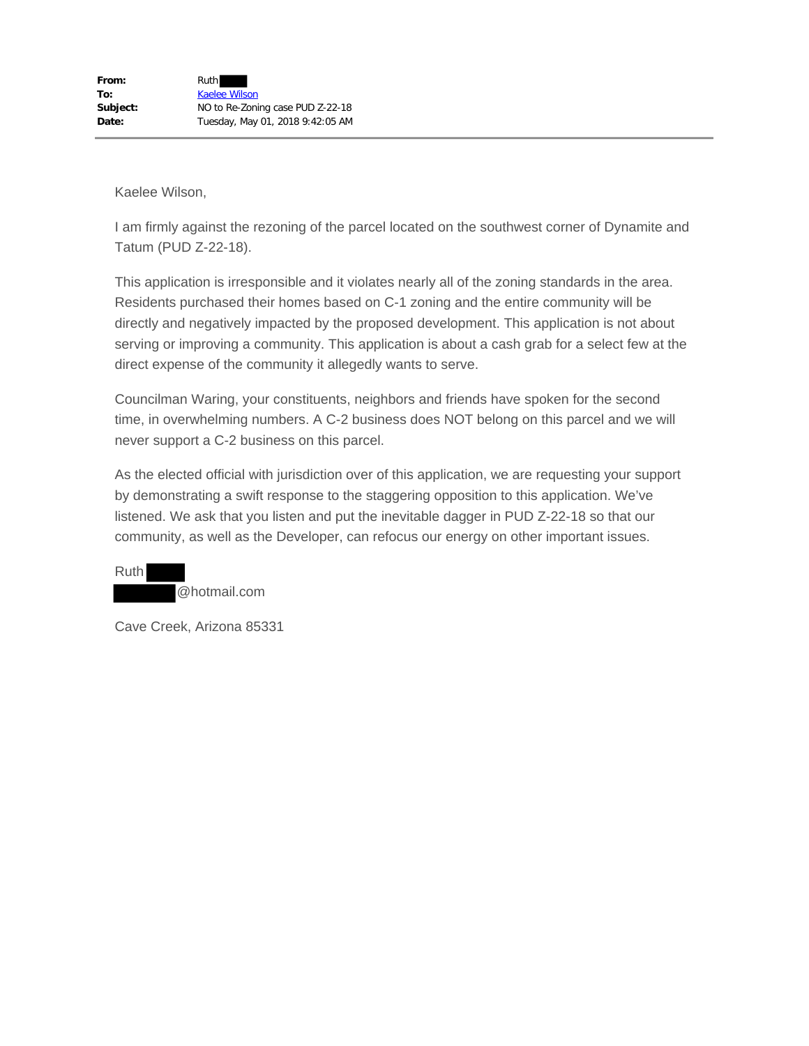**From:** Ruth
**To:** Kaelee Wilson
**Subject:** NO to Re-Zoning case PUD Z-22-18
**Date:** Tuesday, May 01, 2018 9:42:05 AM

---

Kaelee Wilson,

I am firmly against the rezoning of the parcel located on the southwest corner of Dynamite and Tatum (PUD Z-22-18).

This application is irresponsible and it violates nearly all of the zoning standards in the area. Residents purchased their homes based on C-1 zoning and the entire community will be directly and negatively impacted by the proposed development. This application is not about serving or improving a community. This application is about a cash grab for a select few at the direct expense of the community it allegedly wants to serve.

Councilman Waring, your constituents, neighbors and friends have spoken for the second time, in overwhelming numbers. A C-2 business does NOT belong on this parcel and we will never support a C-2 business on this parcel.

As the elected official with jurisdiction over of this application, we are requesting your support by demonstrating a swift response to the staggering opposition to this application. We've listened. We ask that you listen and put the inevitable dagger in PUD Z-22-18 so that our community, as well as the Developer, can refocus our energy on other important issues.

Ruth
@hotmail.com

Cave Creek, Arizona 85331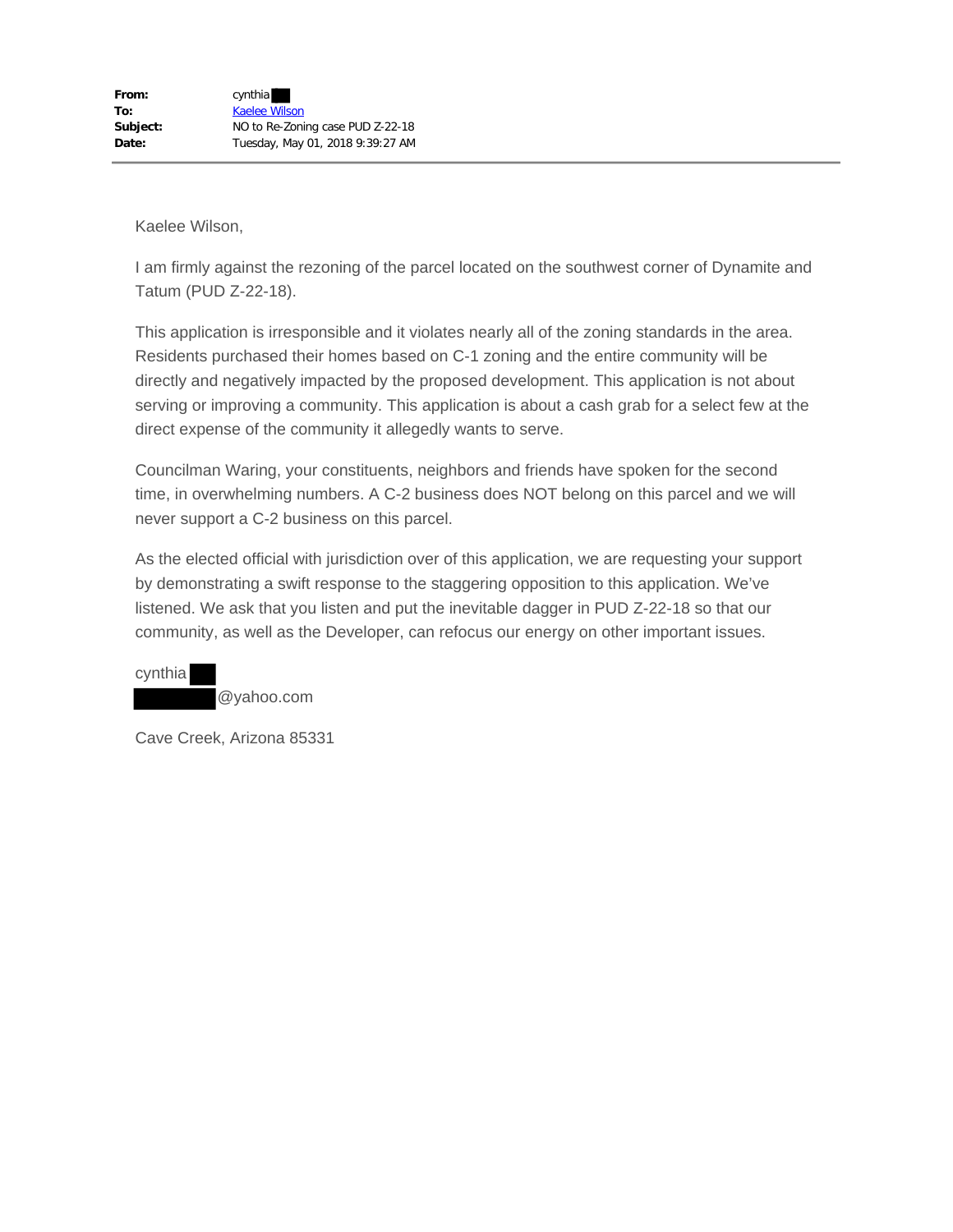| | |
|---|---|
| **From:** | cynthia ██ |
| **To:** | Kaelee Wilson |
| **Subject:** | NO to Re-Zoning case PUD Z-22-18 |
| **Date:** | Tuesday, May 01, 2018 9:39:27 AM |

---

Kaelee Wilson,

I am firmly against the rezoning of the parcel located on the southwest corner of Dynamite and Tatum (PUD Z-22-18).

This application is irresponsible and it violates nearly all of the zoning standards in the area. Residents purchased their homes based on C-1 zoning and the entire community will be directly and negatively impacted by the proposed development. This application is not about serving or improving a community. This application is about a cash grab for a select few at the direct expense of the community it allegedly wants to serve.

Councilman Waring, your constituents, neighbors and friends have spoken for the second time, in overwhelming numbers. A C-2 business does NOT belong on this parcel and we will never support a C-2 business on this parcel.

As the elected official with jurisdiction over of this application, we are requesting your support by demonstrating a swift response to the staggering opposition to this application. We've listened. We ask that you listen and put the inevitable dagger in PUD Z-22-18 so that our community, as well as the Developer, can refocus our energy on other important issues.

cynthia ██
██████@yahoo.com

Cave Creek, Arizona 85331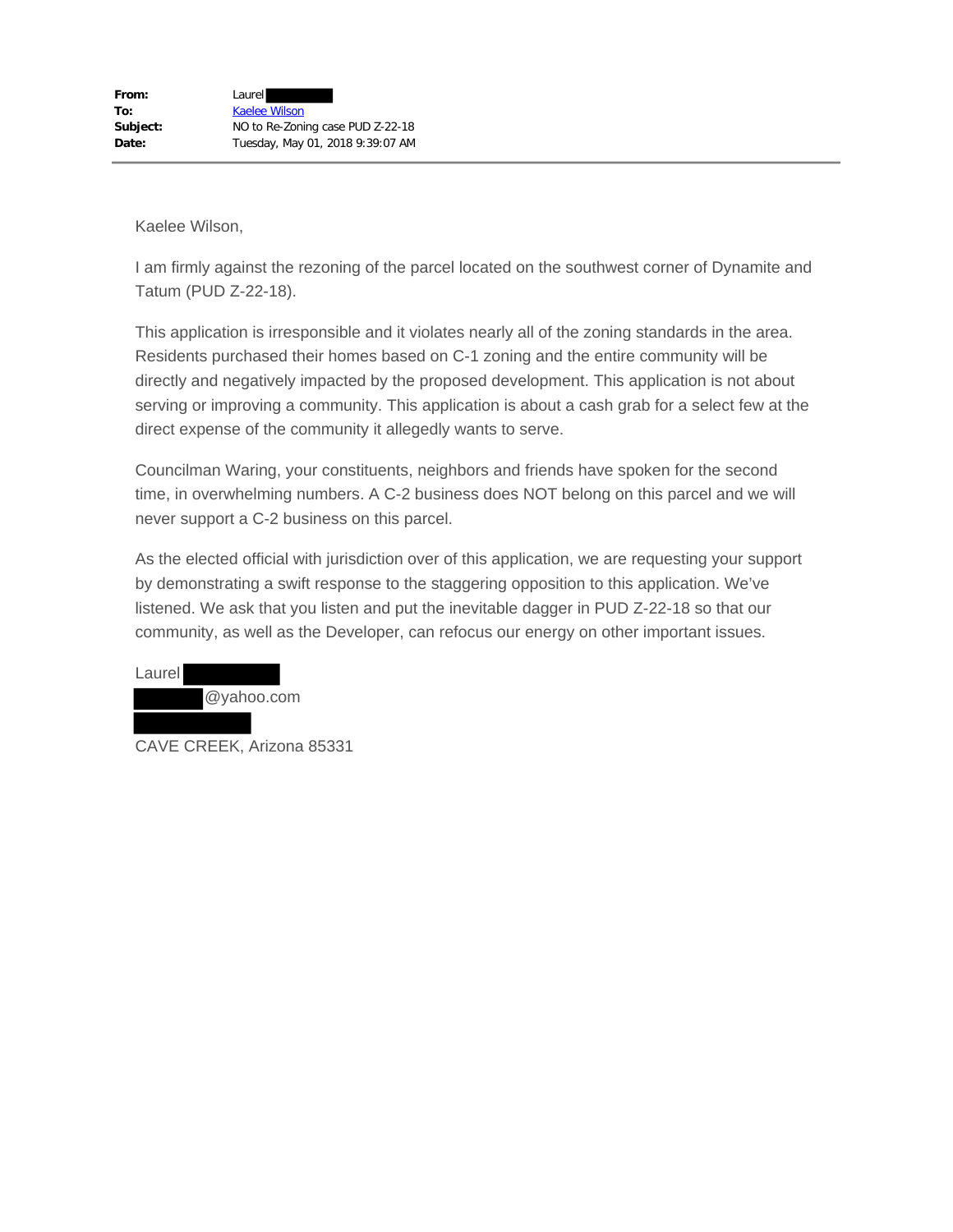**From:** Laurel
**To:** Kaelee Wilson
**Subject:** NO to Re-Zoning case PUD Z-22-18
**Date:** Tuesday, May 01, 2018 9:39:07 AM

---

Kaelee Wilson,

I am firmly against the rezoning of the parcel located on the southwest corner of Dynamite and Tatum (PUD Z-22-18).

This application is irresponsible and it violates nearly all of the zoning standards in the area. Residents purchased their homes based on C-1 zoning and the entire community will be directly and negatively impacted by the proposed development. This application is not about serving or improving a community. This application is about a cash grab for a select few at the direct expense of the community it allegedly wants to serve.

Councilman Waring, your constituents, neighbors and friends have spoken for the second time, in overwhelming numbers. A C-2 business does NOT belong on this parcel and we will never support a C-2 business on this parcel.

As the elected official with jurisdiction over of this application, we are requesting your support by demonstrating a swift response to the staggering opposition to this application. We've listened. We ask that you listen and put the inevitable dagger in PUD Z-22-18 so that our community, as well as the Developer, can refocus our energy on other important issues.

Laurel
@yahoo.com

CAVE CREEK, Arizona 85331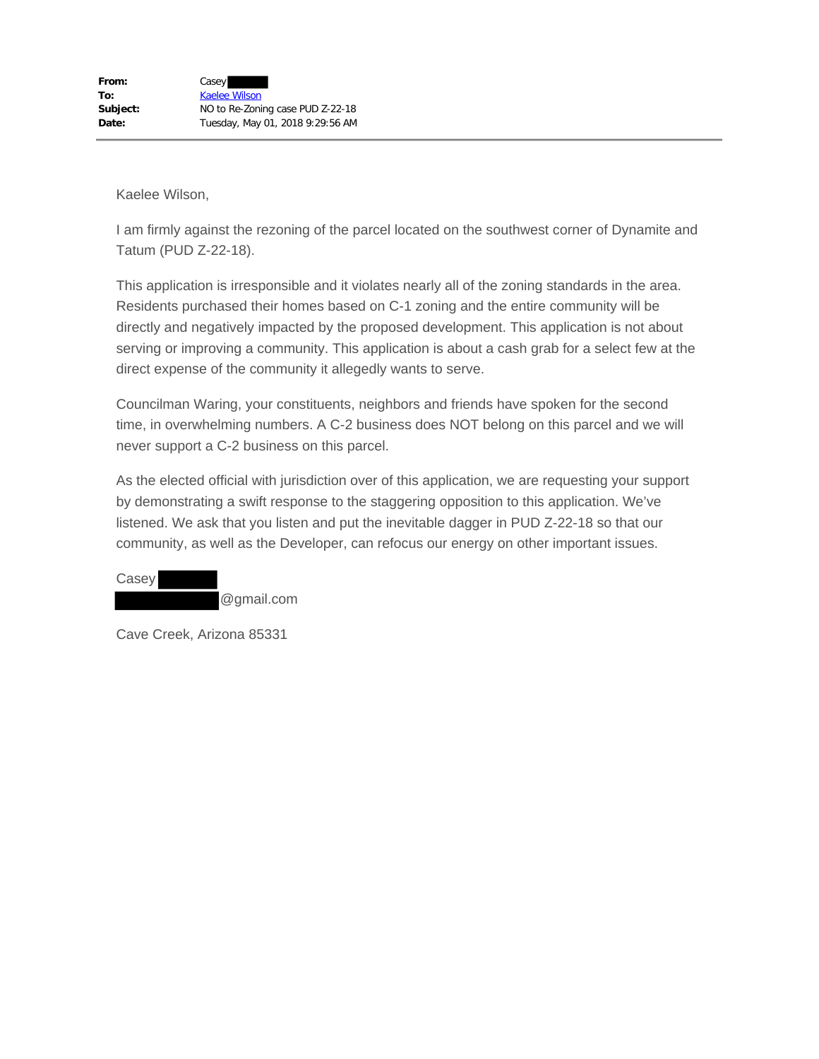**From:** Casey
**To:** Kaelee Wilson
**Subject:** NO to Re-Zoning case PUD Z-22-18
**Date:** Tuesday, May 01, 2018 9:29:56 AM

---

Kaelee Wilson,

I am firmly against the rezoning of the parcel located on the southwest corner of Dynamite and Tatum (PUD Z-22-18).

This application is irresponsible and it violates nearly all of the zoning standards in the area. Residents purchased their homes based on C-1 zoning and the entire community will be directly and negatively impacted by the proposed development. This application is not about serving or improving a community. This application is about a cash grab for a select few at the direct expense of the community it allegedly wants to serve.

Councilman Waring, your constituents, neighbors and friends have spoken for the second time, in overwhelming numbers. A C-2 business does NOT belong on this parcel and we will never support a C-2 business on this parcel.

As the elected official with jurisdiction over of this application, we are requesting your support by demonstrating a swift response to the staggering opposition to this application. We've listened. We ask that you listen and put the inevitable dagger in PUD Z-22-18 so that our community, as well as the Developer, can refocus our energy on other important issues.

Casey
@gmail.com

Cave Creek, Arizona 85331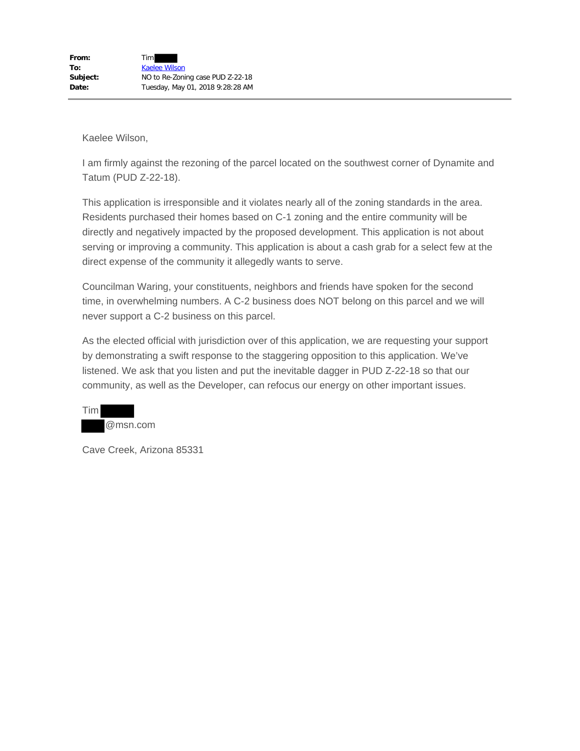| | |
|---|---|
| **From:** | Tim |
| **To:** | Kaelee Wilson |
| **Subject:** | NO to Re-Zoning case PUD Z-22-18 |
| **Date:** | Tuesday, May 01, 2018 9:28:28 AM |

Kaelee Wilson,

I am firmly against the rezoning of the parcel located on the southwest corner of Dynamite and Tatum (PUD Z-22-18).

This application is irresponsible and it violates nearly all of the zoning standards in the area. Residents purchased their homes based on C-1 zoning and the entire community will be directly and negatively impacted by the proposed development. This application is not about serving or improving a community. This application is about a cash grab for a select few at the direct expense of the community it allegedly wants to serve.

Councilman Waring, your constituents, neighbors and friends have spoken for the second time, in overwhelming numbers. A C-2 business does NOT belong on this parcel and we will never support a C-2 business on this parcel.

As the elected official with jurisdiction over of this application, we are requesting your support by demonstrating a swift response to the staggering opposition to this application. We've listened. We ask that you listen and put the inevitable dagger in PUD Z-22-18 so that our community, as well as the Developer, can refocus our energy on other important issues.

Tim
@msn.com

Cave Creek, Arizona 85331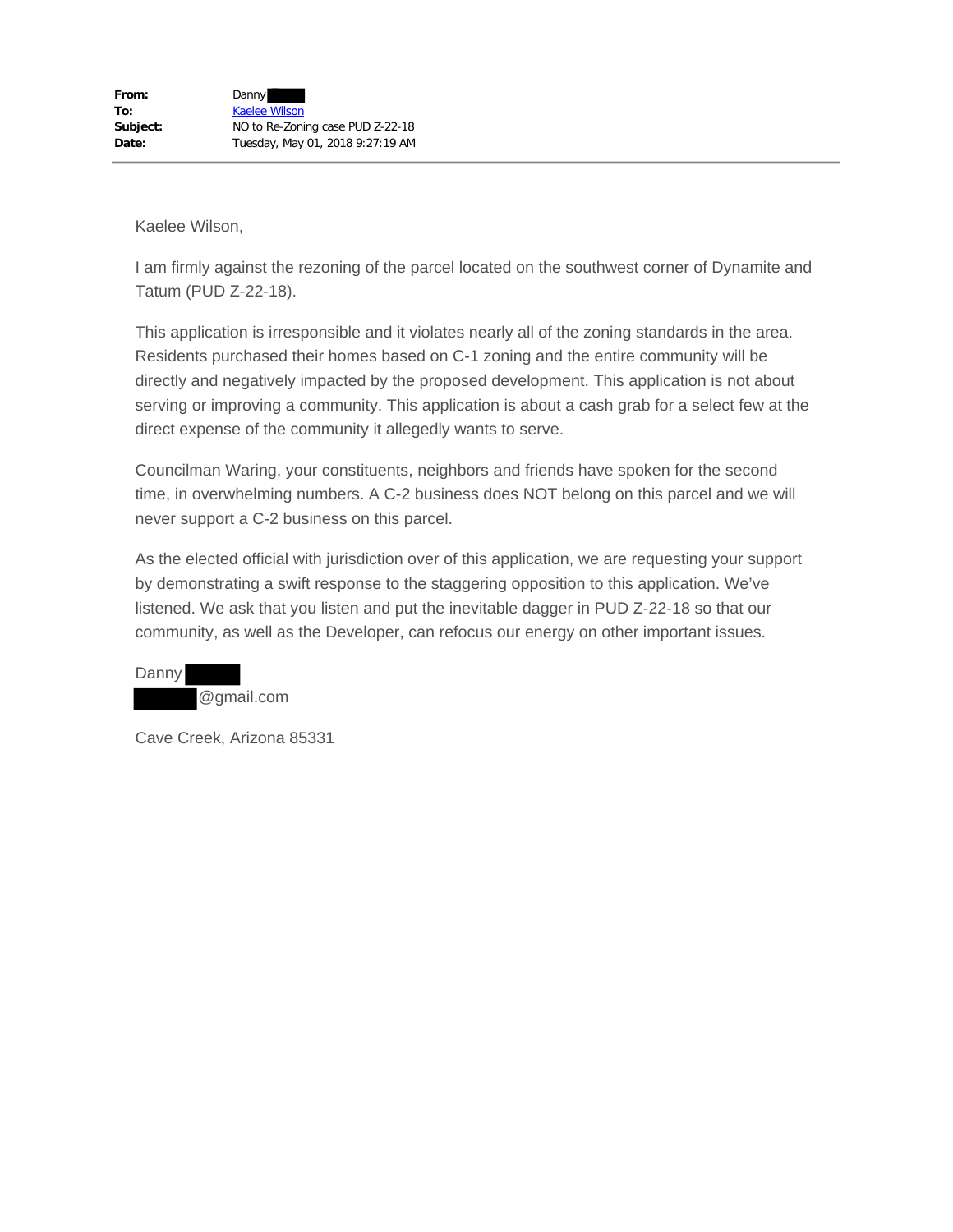| | |
|---|---|
| **From:** | Danny |
| **To:** | Kaelee Wilson |
| **Subject:** | NO to Re-Zoning case PUD Z-22-18 |
| **Date:** | Tuesday, May 01, 2018 9:27:19 AM |

Kaelee Wilson,

I am firmly against the rezoning of the parcel located on the southwest corner of Dynamite and Tatum (PUD Z-22-18).

This application is irresponsible and it violates nearly all of the zoning standards in the area. Residents purchased their homes based on C-1 zoning and the entire community will be directly and negatively impacted by the proposed development. This application is not about serving or improving a community. This application is about a cash grab for a select few at the direct expense of the community it allegedly wants to serve.

Councilman Waring, your constituents, neighbors and friends have spoken for the second time, in overwhelming numbers. A C-2 business does NOT belong on this parcel and we will never support a C-2 business on this parcel.

As the elected official with jurisdiction over of this application, we are requesting your support by demonstrating a swift response to the staggering opposition to this application. We've listened. We ask that you listen and put the inevitable dagger in PUD Z-22-18 so that our community, as well as the Developer, can refocus our energy on other important issues.

Danny
@gmail.com

Cave Creek, Arizona 85331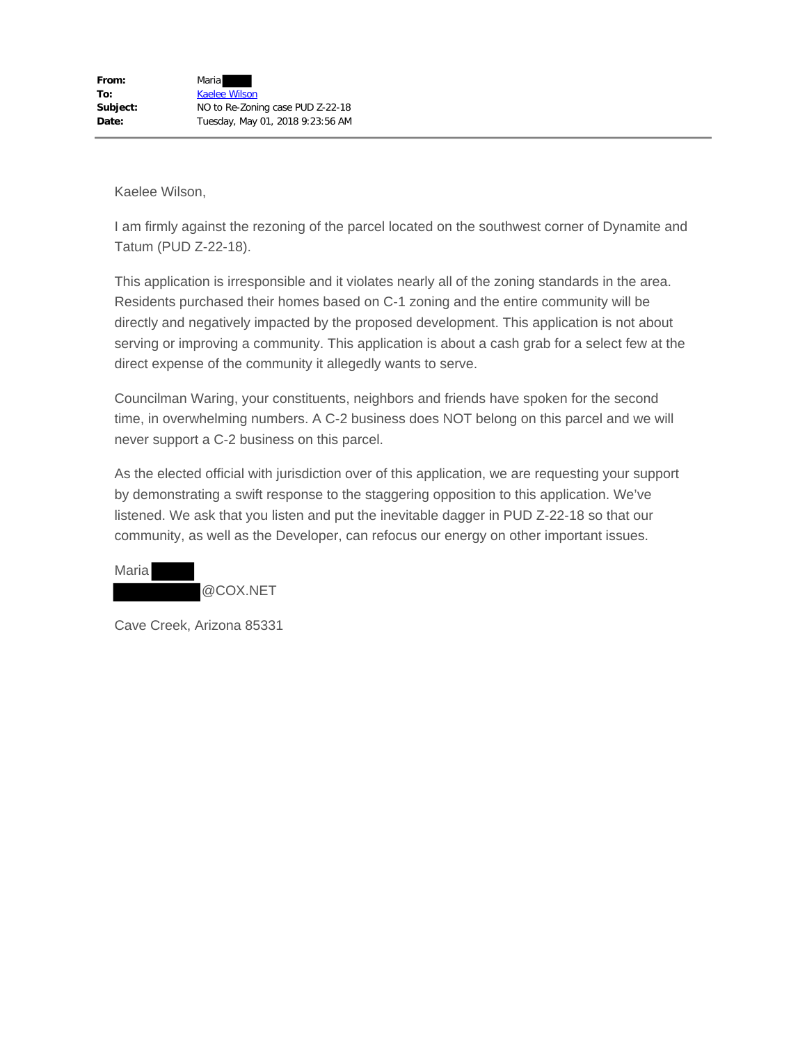**From:** Maria
**To:** Kaelee Wilson
**Subject:** NO to Re-Zoning case PUD Z-22-18
**Date:** Tuesday, May 01, 2018 9:23:56 AM

---

Kaelee Wilson,

I am firmly against the rezoning of the parcel located on the southwest corner of Dynamite and Tatum (PUD Z-22-18).

This application is irresponsible and it violates nearly all of the zoning standards in the area. Residents purchased their homes based on C-1 zoning and the entire community will be directly and negatively impacted by the proposed development. This application is not about serving or improving a community. This application is about a cash grab for a select few at the direct expense of the community it allegedly wants to serve.

Councilman Waring, your constituents, neighbors and friends have spoken for the second time, in overwhelming numbers. A C-2 business does NOT belong on this parcel and we will never support a C-2 business on this parcel.

As the elected official with jurisdiction over of this application, we are requesting your support by demonstrating a swift response to the staggering opposition to this application. We've listened. We ask that you listen and put the inevitable dagger in PUD Z-22-18 so that our community, as well as the Developer, can refocus our energy on other important issues.

Maria
@COX.NET

Cave Creek, Arizona 85331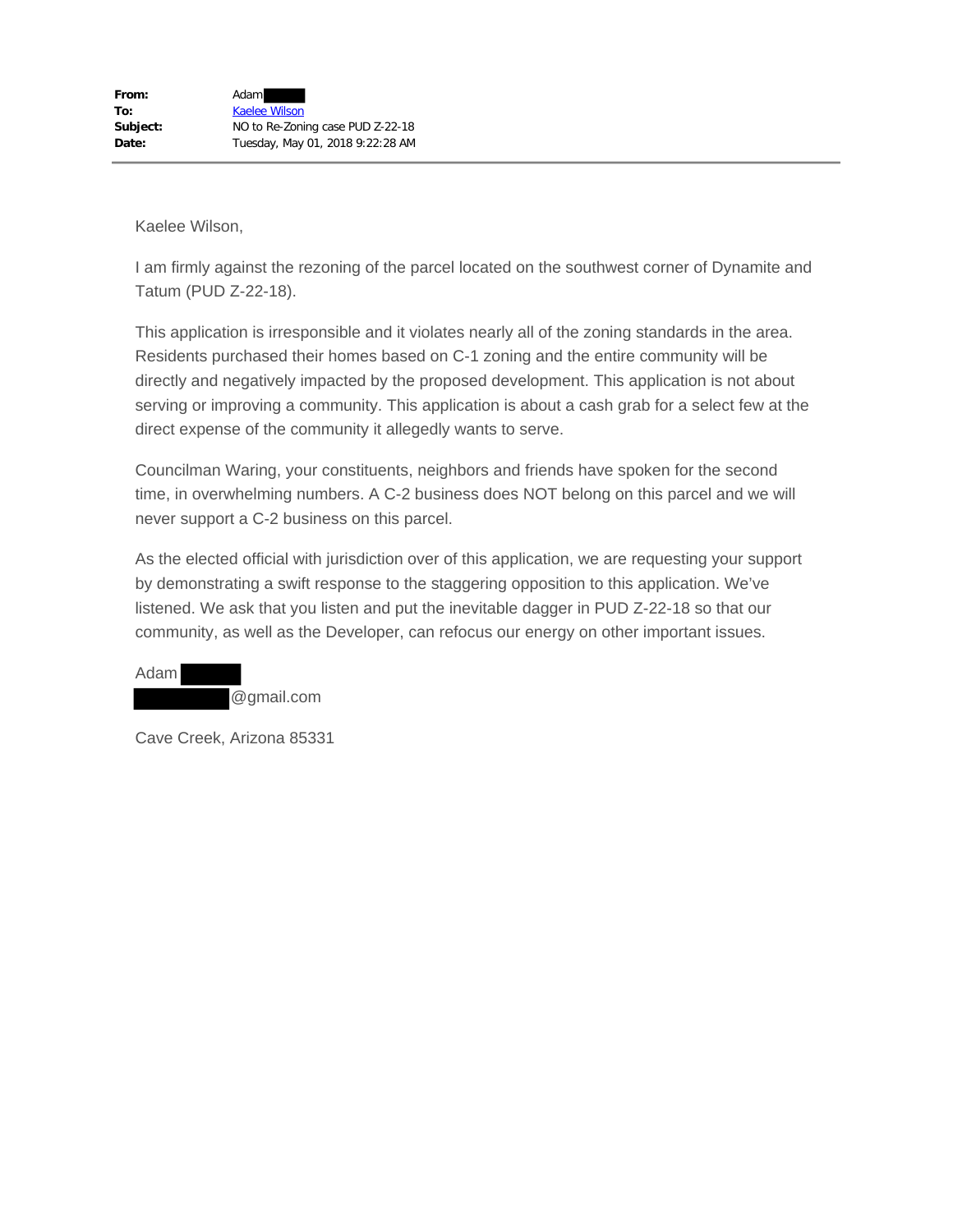**From:** Adam
**To:** Kaelee Wilson
**Subject:** NO to Re-Zoning case PUD Z-22-18
**Date:** Tuesday, May 01, 2018 9:22:28 AM

---

Kaelee Wilson,

I am firmly against the rezoning of the parcel located on the southwest corner of Dynamite and Tatum (PUD Z-22-18).

This application is irresponsible and it violates nearly all of the zoning standards in the area. Residents purchased their homes based on C-1 zoning and the entire community will be directly and negatively impacted by the proposed development. This application is not about serving or improving a community. This application is about a cash grab for a select few at the direct expense of the community it allegedly wants to serve.

Councilman Waring, your constituents, neighbors and friends have spoken for the second time, in overwhelming numbers. A C-2 business does NOT belong on this parcel and we will never support a C-2 business on this parcel.

As the elected official with jurisdiction over of this application, we are requesting your support by demonstrating a swift response to the staggering opposition to this application. We've listened. We ask that you listen and put the inevitable dagger in PUD Z-22-18 so that our community, as well as the Developer, can refocus our energy on other important issues.

Adam
@gmail.com

Cave Creek, Arizona 85331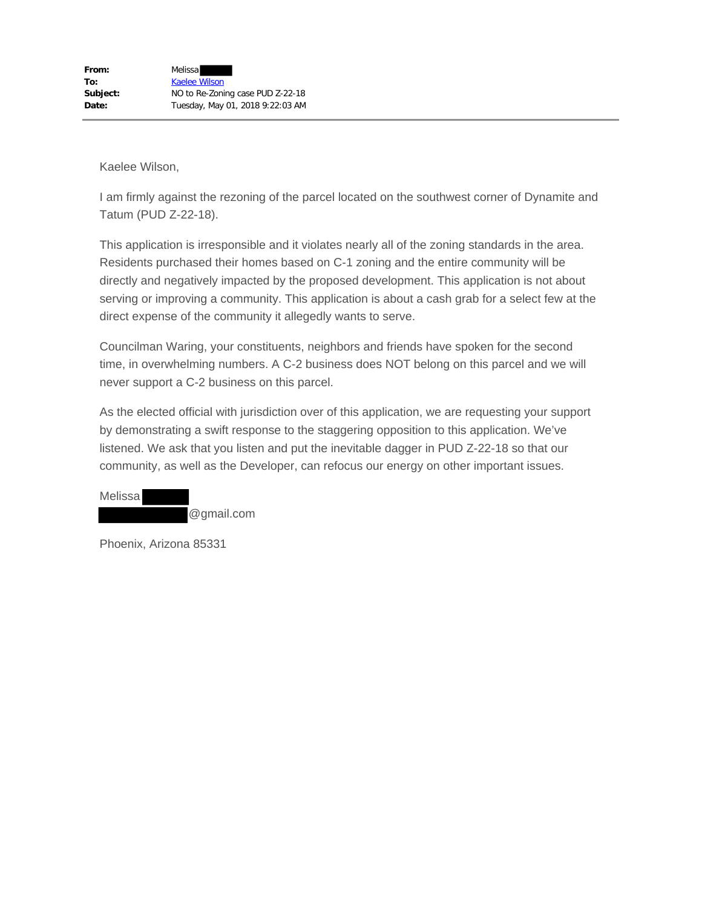**From:** Melissa
**To:** Kaelee Wilson
**Subject:** NO to Re-Zoning case PUD Z-22-18
**Date:** Tuesday, May 01, 2018 9:22:03 AM

---

Kaelee Wilson,

I am firmly against the rezoning of the parcel located on the southwest corner of Dynamite and Tatum (PUD Z-22-18).

This application is irresponsible and it violates nearly all of the zoning standards in the area. Residents purchased their homes based on C-1 zoning and the entire community will be directly and negatively impacted by the proposed development. This application is not about serving or improving a community. This application is about a cash grab for a select few at the direct expense of the community it allegedly wants to serve.

Councilman Waring, your constituents, neighbors and friends have spoken for the second time, in overwhelming numbers. A C-2 business does NOT belong on this parcel and we will never support a C-2 business on this parcel.

As the elected official with jurisdiction over of this application, we are requesting your support by demonstrating a swift response to the staggering opposition to this application. We've listened. We ask that you listen and put the inevitable dagger in PUD Z-22-18 so that our community, as well as the Developer, can refocus our energy on other important issues.

Melissa
@gmail.com

Phoenix, Arizona 85331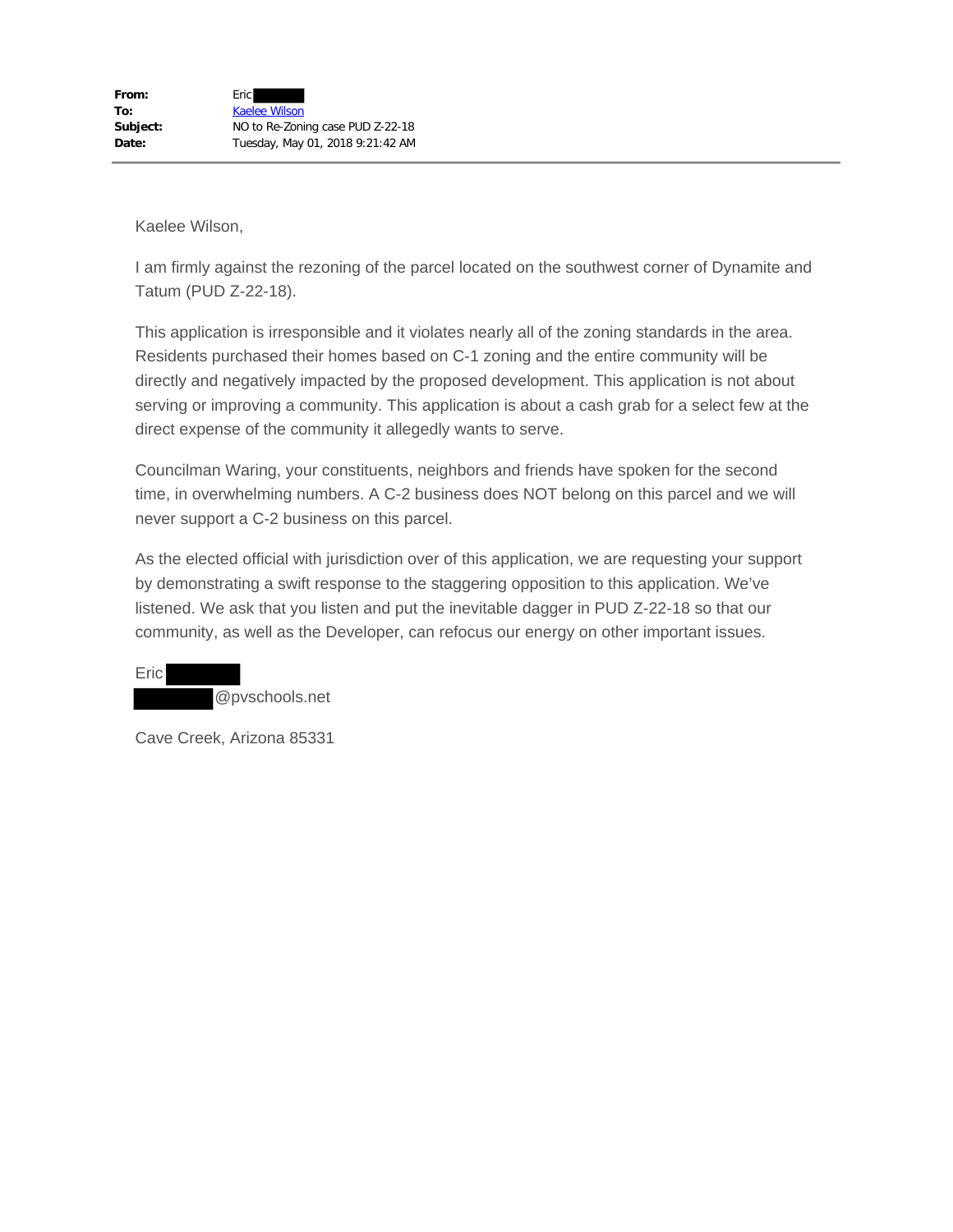**From:** Eric
**To:** Kaelee Wilson
**Subject:** NO to Re-Zoning case PUD Z-22-18
**Date:** Tuesday, May 01, 2018 9:21:42 AM

---

Kaelee Wilson,

I am firmly against the rezoning of the parcel located on the southwest corner of Dynamite and Tatum (PUD Z-22-18).

This application is irresponsible and it violates nearly all of the zoning standards in the area. Residents purchased their homes based on C-1 zoning and the entire community will be directly and negatively impacted by the proposed development. This application is not about serving or improving a community. This application is about a cash grab for a select few at the direct expense of the community it allegedly wants to serve.

Councilman Waring, your constituents, neighbors and friends have spoken for the second time, in overwhelming numbers. A C-2 business does NOT belong on this parcel and we will never support a C-2 business on this parcel.

As the elected official with jurisdiction over of this application, we are requesting your support by demonstrating a swift response to the staggering opposition to this application. We've listened. We ask that you listen and put the inevitable dagger in PUD Z-22-18 so that our community, as well as the Developer, can refocus our energy on other important issues.

Eric
@pvschools.net

Cave Creek, Arizona 85331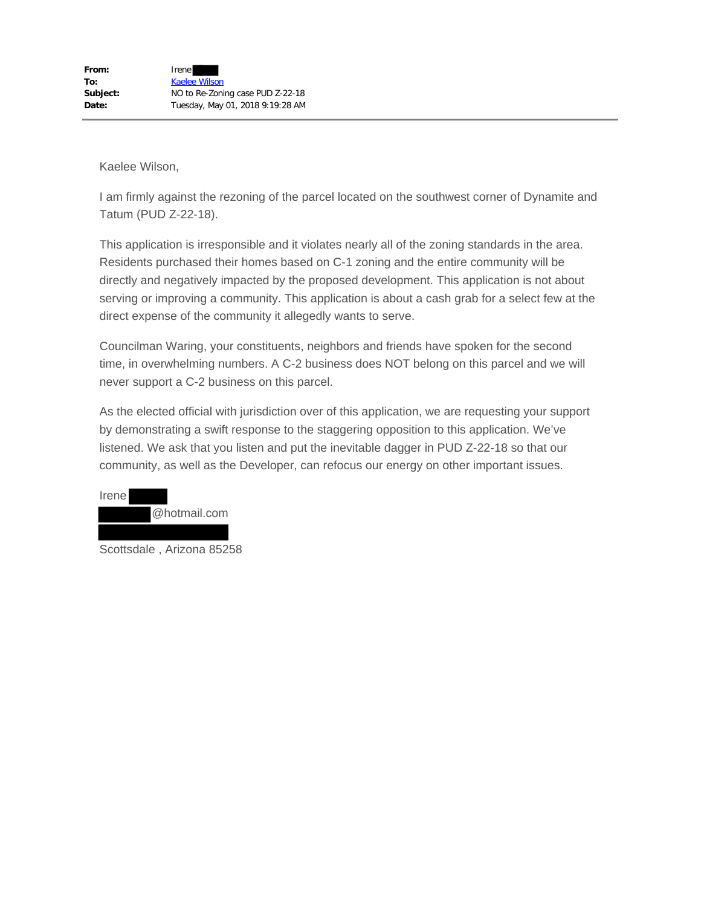**From:** Irene
**To:** Kaelee Wilson
**Subject:** NO to Re-Zoning case PUD Z-22-18
**Date:** Tuesday, May 01, 2018 9:19:28 AM

---

Kaelee Wilson,

I am firmly against the rezoning of the parcel located on the southwest corner of Dynamite and Tatum (PUD Z-22-18).

This application is irresponsible and it violates nearly all of the zoning standards in the area. Residents purchased their homes based on C-1 zoning and the entire community will be directly and negatively impacted by the proposed development. This application is not about serving or improving a community. This application is about a cash grab for a select few at the direct expense of the community it allegedly wants to serve.

Councilman Waring, your constituents, neighbors and friends have spoken for the second time, in overwhelming numbers. A C-2 business does NOT belong on this parcel and we will never support a C-2 business on this parcel.

As the elected official with jurisdiction over of this application, we are requesting your support by demonstrating a swift response to the staggering opposition to this application. We've listened. We ask that you listen and put the inevitable dagger in PUD Z-22-18 so that our community, as well as the Developer, can refocus our energy on other important issues.

Irene
@hotmail.com

Scottsdale , Arizona 85258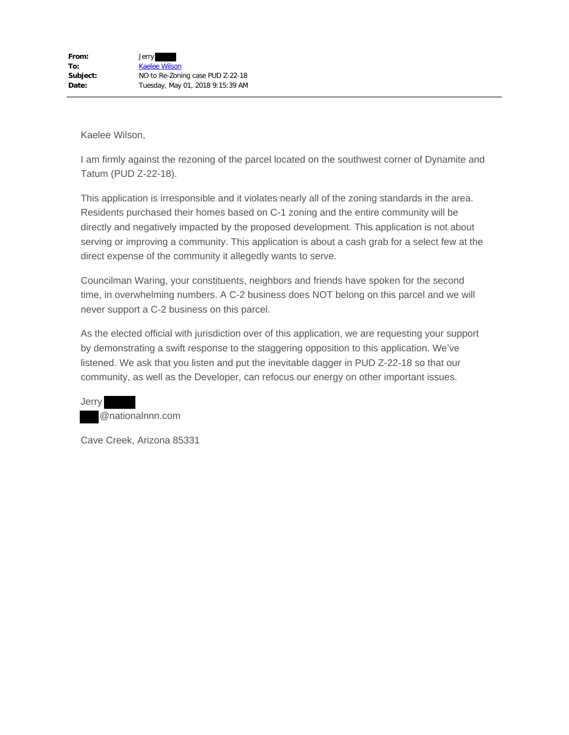**From:** Jerry ████
**To:** Kaelee Wilson
**Subject:** NO to Re-Zoning case PUD Z-22-18
**Date:** Tuesday, May 01, 2018 9:15:39 AM

---

Kaelee Wilson,

I am firmly against the rezoning of the parcel located on the southwest corner of Dynamite and Tatum (PUD Z-22-18).

This application is irresponsible and it violates nearly all of the zoning standards in the area. Residents purchased their homes based on C-1 zoning and the entire community will be directly and negatively impacted by the proposed development. This application is not about serving or improving a community. This application is about a cash grab for a select few at the direct expense of the community it allegedly wants to serve.

Councilman Waring, your constituents, neighbors and friends have spoken for the second time, in overwhelming numbers. A C-2 business does NOT belong on this parcel and we will never support a C-2 business on this parcel.

As the elected official with jurisdiction over of this application, we are requesting your support by demonstrating a swift response to the staggering opposition to this application. We've listened. We ask that you listen and put the inevitable dagger in PUD Z-22-18 so that our community, as well as the Developer, can refocus our energy on other important issues.

Jerry ████
████@nationalnnn.com

Cave Creek, Arizona 85331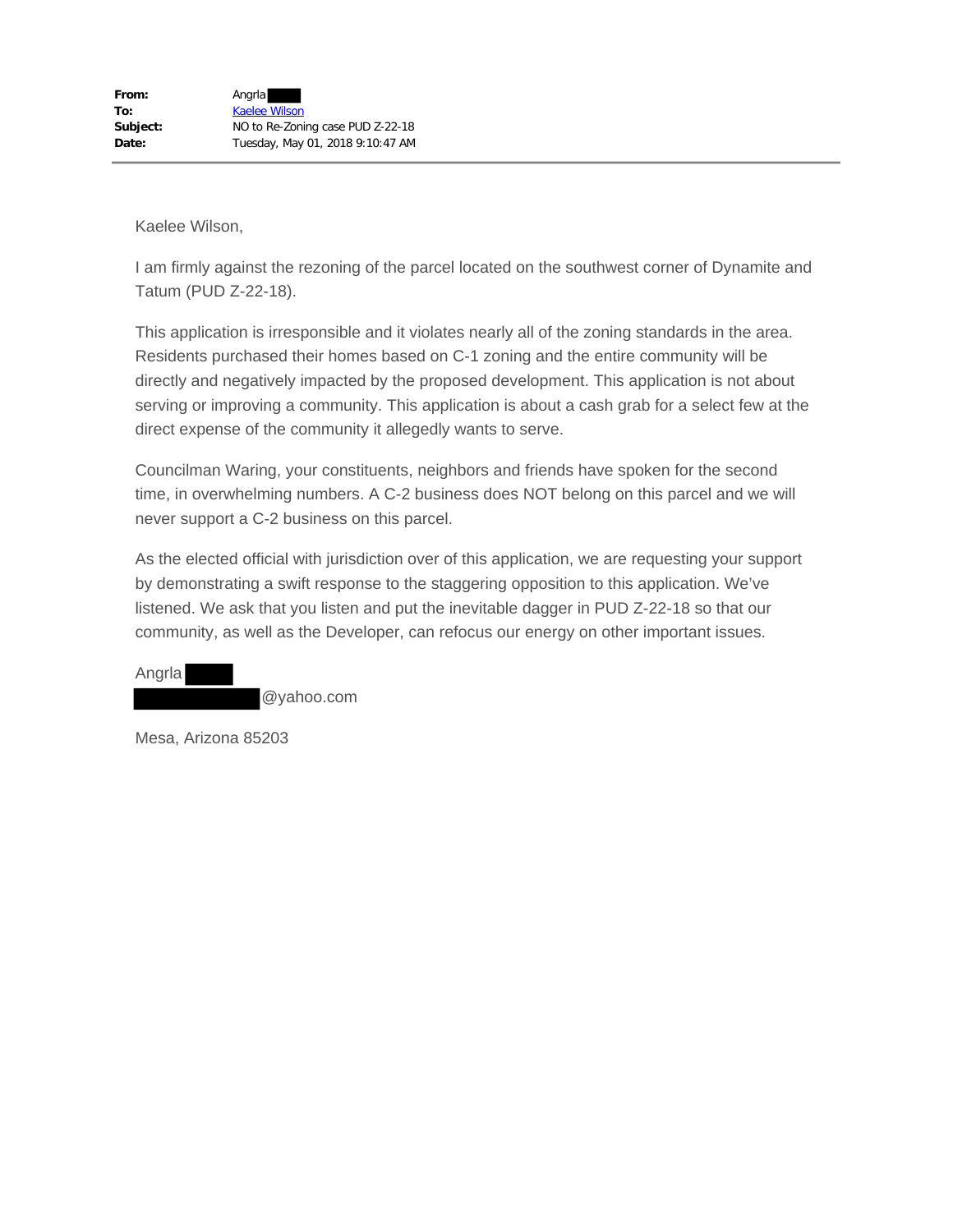| | |
|---|---|
| **From:** | Angrla ████ |
| **To:** | Kaelee Wilson |
| **Subject:** | NO to Re-Zoning case PUD Z-22-18 |
| **Date:** | Tuesday, May 01, 2018 9:10:47 AM |

---

Kaelee Wilson,

I am firmly against the rezoning of the parcel located on the southwest corner of Dynamite and Tatum (PUD Z-22-18).

This application is irresponsible and it violates nearly all of the zoning standards in the area. Residents purchased their homes based on C-1 zoning and the entire community will be directly and negatively impacted by the proposed development. This application is not about serving or improving a community. This application is about a cash grab for a select few at the direct expense of the community it allegedly wants to serve.

Councilman Waring, your constituents, neighbors and friends have spoken for the second time, in overwhelming numbers. A C-2 business does NOT belong on this parcel and we will never support a C-2 business on this parcel.

As the elected official with jurisdiction over of this application, we are requesting your support by demonstrating a swift response to the staggering opposition to this application. We've listened. We ask that you listen and put the inevitable dagger in PUD Z-22-18 so that our community, as well as the Developer, can refocus our energy on other important issues.

Angrla ████
████████@yahoo.com

Mesa, Arizona 85203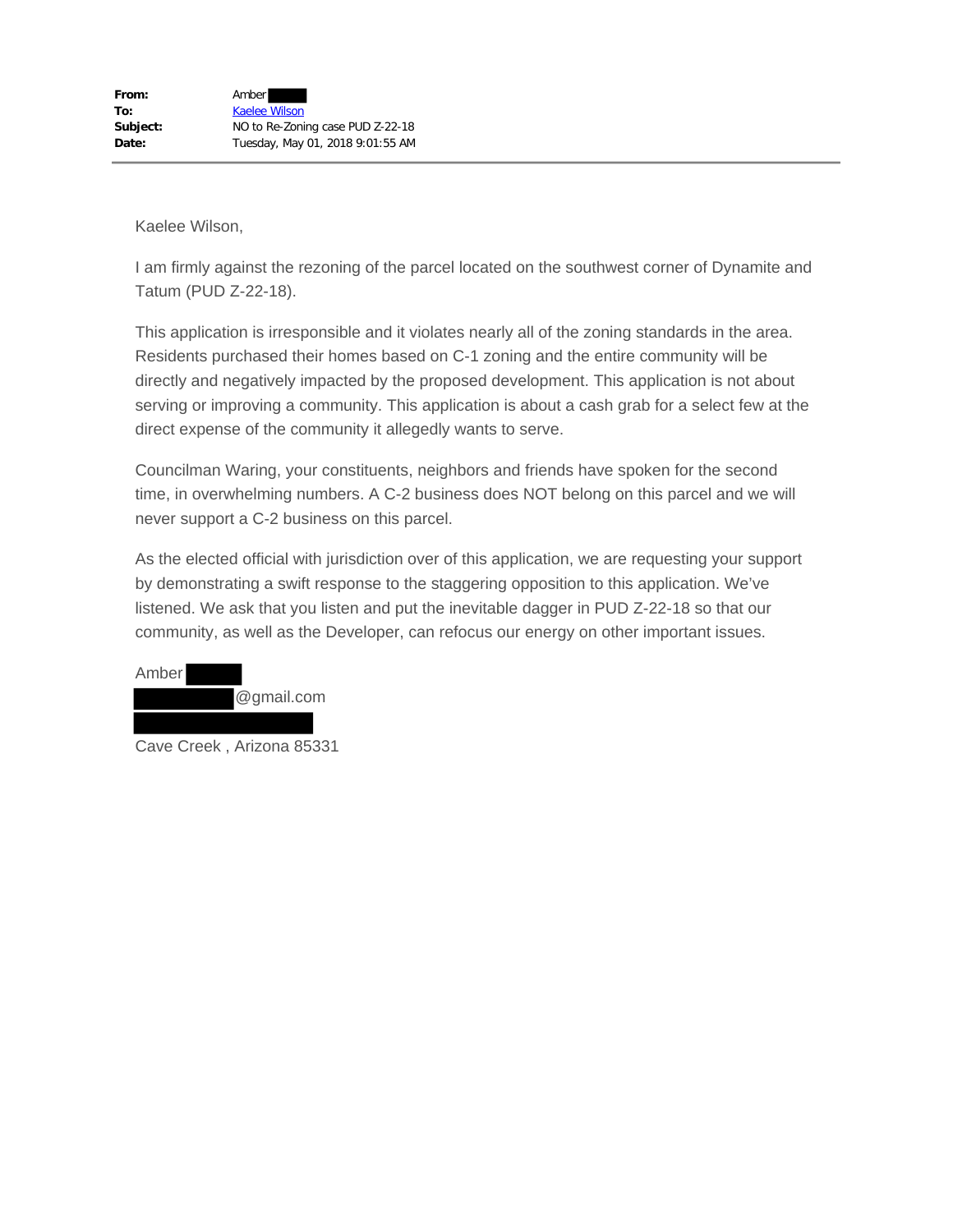| | |
|---|---|
| **From:** | Amber |
| **To:** | Kaelee Wilson |
| **Subject:** | NO to Re-Zoning case PUD Z-22-18 |
| **Date:** | Tuesday, May 01, 2018 9:01:55 AM |

---

Kaelee Wilson,

I am firmly against the rezoning of the parcel located on the southwest corner of Dynamite and Tatum (PUD Z-22-18).

This application is irresponsible and it violates nearly all of the zoning standards in the area. Residents purchased their homes based on C-1 zoning and the entire community will be directly and negatively impacted by the proposed development. This application is not about serving or improving a community. This application is about a cash grab for a select few at the direct expense of the community it allegedly wants to serve.

Councilman Waring, your constituents, neighbors and friends have spoken for the second time, in overwhelming numbers. A C-2 business does NOT belong on this parcel and we will never support a C-2 business on this parcel.

As the elected official with jurisdiction over of this application, we are requesting your support by demonstrating a swift response to the staggering opposition to this application. We've listened. We ask that you listen and put the inevitable dagger in PUD Z-22-18 so that our community, as well as the Developer, can refocus our energy on other important issues.

Amber
@gmail.com

Cave Creek , Arizona 85331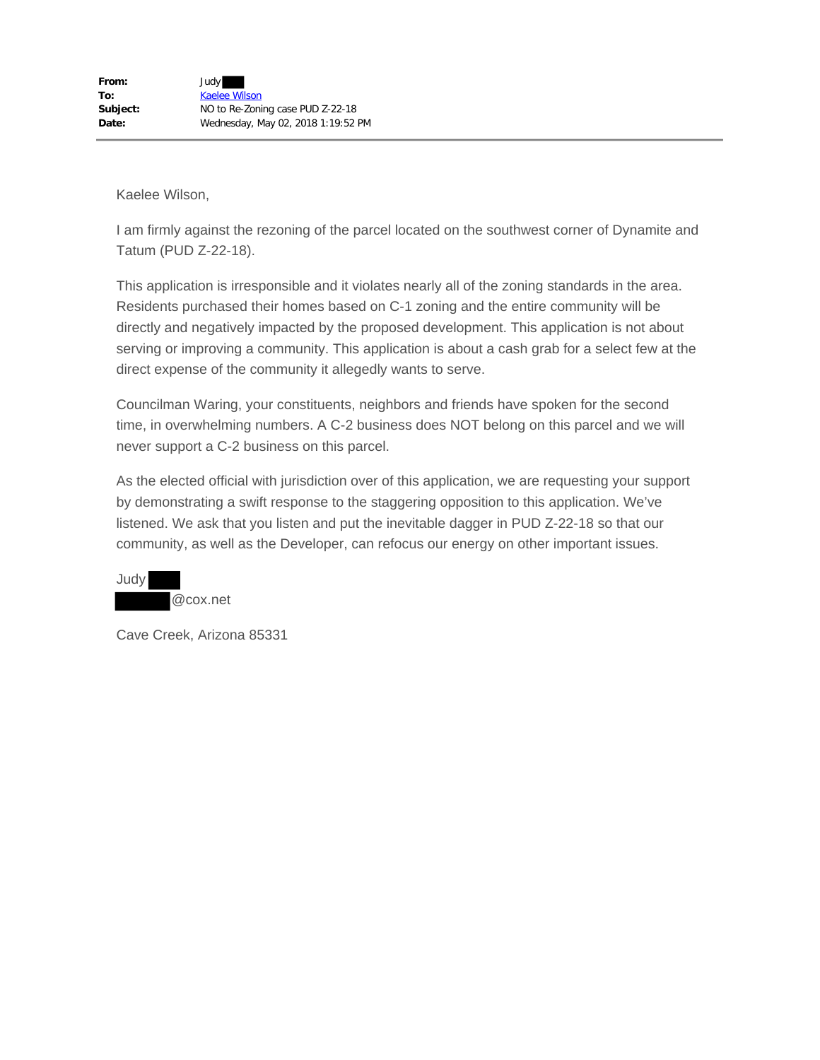**From:** Judy ████
**To:** Kaelee Wilson
**Subject:** NO to Re-Zoning case PUD Z-22-18
**Date:** Wednesday, May 02, 2018 1:19:52 PM

---

Kaelee Wilson,

I am firmly against the rezoning of the parcel located on the southwest corner of Dynamite and Tatum (PUD Z-22-18).

This application is irresponsible and it violates nearly all of the zoning standards in the area. Residents purchased their homes based on C-1 zoning and the entire community will be directly and negatively impacted by the proposed development. This application is not about serving or improving a community. This application is about a cash grab for a select few at the direct expense of the community it allegedly wants to serve.

Councilman Waring, your constituents, neighbors and friends have spoken for the second time, in overwhelming numbers. A C-2 business does NOT belong on this parcel and we will never support a C-2 business on this parcel.

As the elected official with jurisdiction over of this application, we are requesting your support by demonstrating a swift response to the staggering opposition to this application. We've listened. We ask that you listen and put the inevitable dagger in PUD Z-22-18 so that our community, as well as the Developer, can refocus our energy on other important issues.

Judy ████
████@cox.net

Cave Creek, Arizona 85331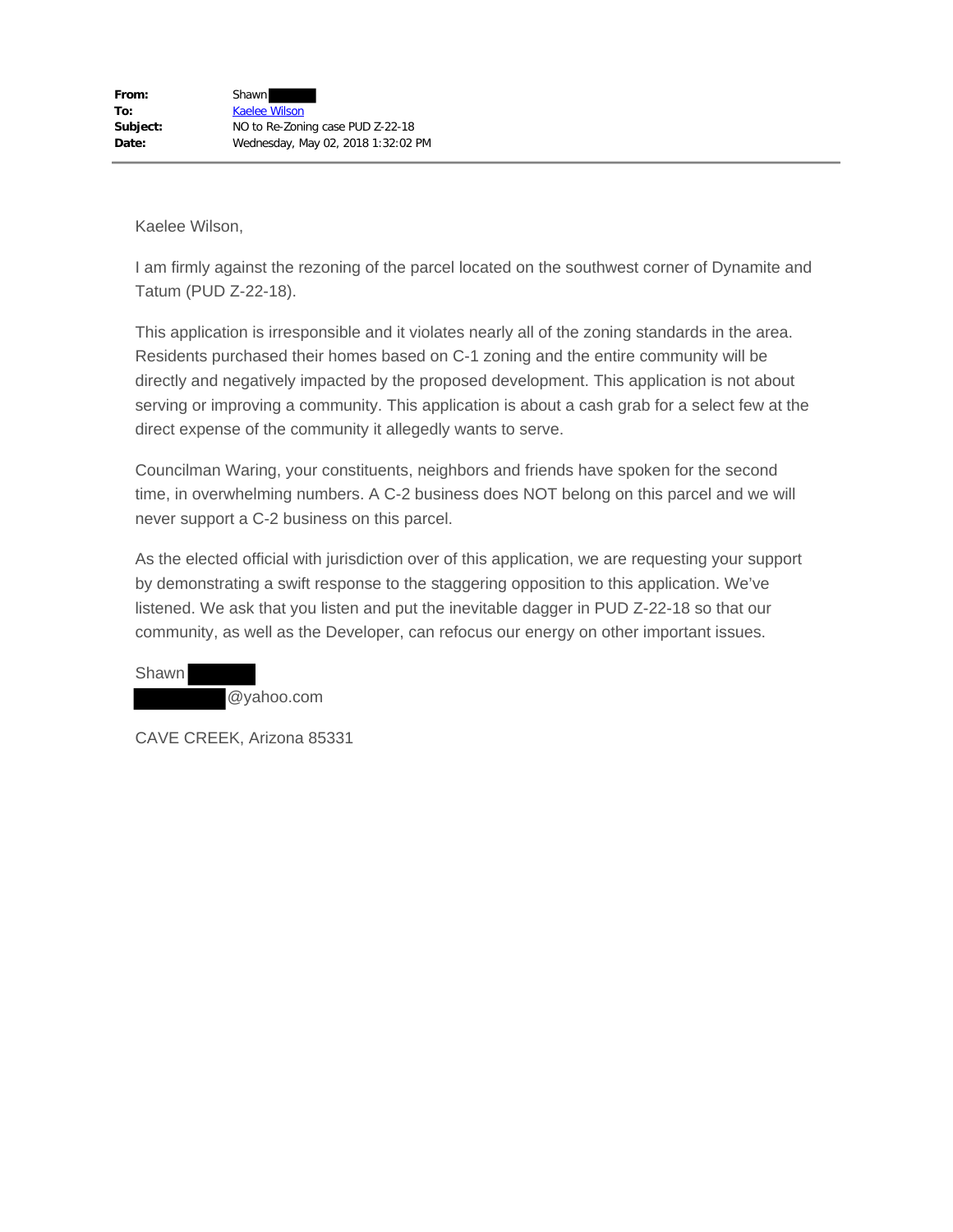**From:** Shawn
**To:** Kaelee Wilson
**Subject:** NO to Re-Zoning case PUD Z-22-18
**Date:** Wednesday, May 02, 2018 1:32:02 PM

---

Kaelee Wilson,

I am firmly against the rezoning of the parcel located on the southwest corner of Dynamite and Tatum (PUD Z-22-18).

This application is irresponsible and it violates nearly all of the zoning standards in the area. Residents purchased their homes based on C-1 zoning and the entire community will be directly and negatively impacted by the proposed development. This application is not about serving or improving a community. This application is about a cash grab for a select few at the direct expense of the community it allegedly wants to serve.

Councilman Waring, your constituents, neighbors and friends have spoken for the second time, in overwhelming numbers. A C-2 business does NOT belong on this parcel and we will never support a C-2 business on this parcel.

As the elected official with jurisdiction over of this application, we are requesting your support by demonstrating a swift response to the staggering opposition to this application. We've listened. We ask that you listen and put the inevitable dagger in PUD Z-22-18 so that our community, as well as the Developer, can refocus our energy on other important issues.

Shawn
@yahoo.com

CAVE CREEK, Arizona 85331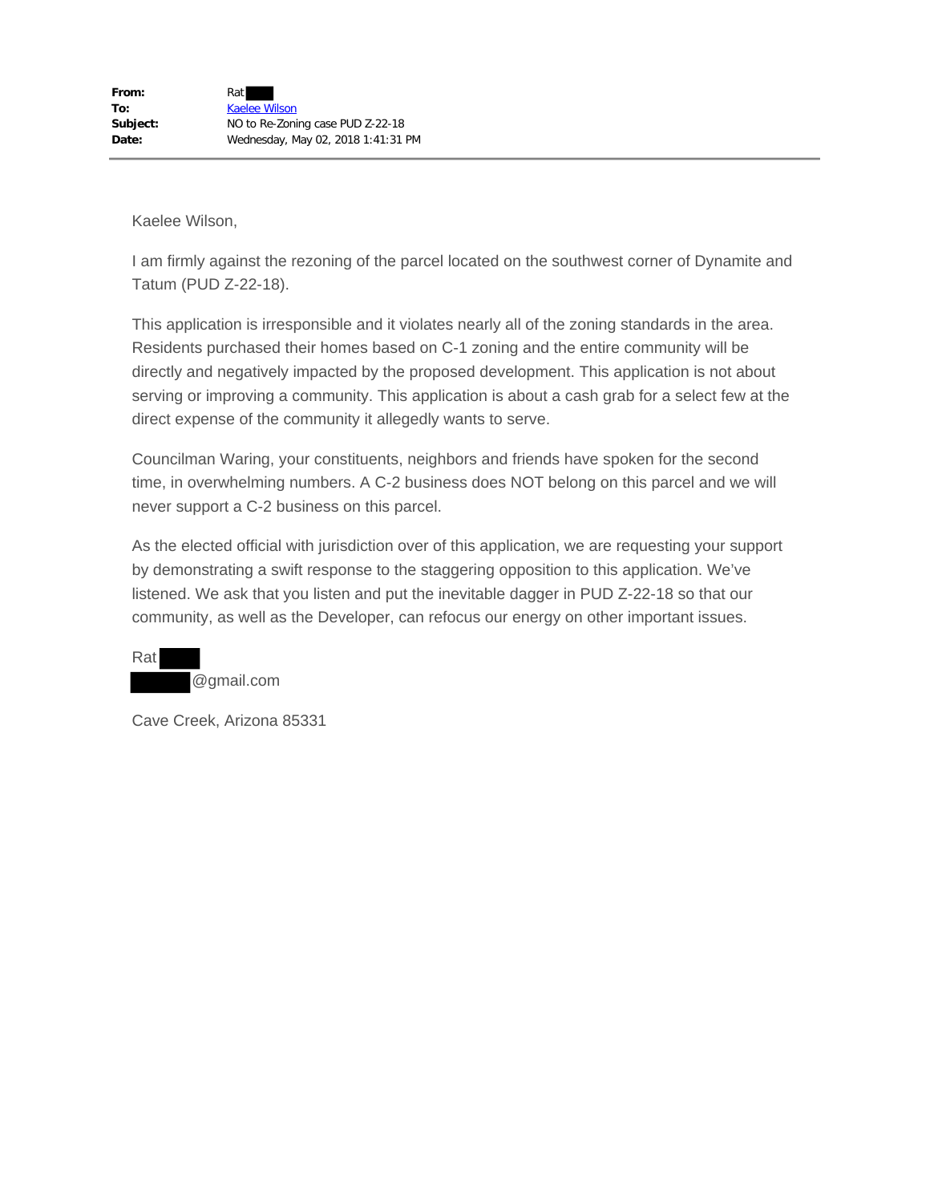| | |
|---|---|
| **From:** | Rat |
| **To:** | Kaelee Wilson |
| **Subject:** | NO to Re-Zoning case PUD Z-22-18 |
| **Date:** | Wednesday, May 02, 2018 1:41:31 PM |

Kaelee Wilson,

I am firmly against the rezoning of the parcel located on the southwest corner of Dynamite and Tatum (PUD Z-22-18).

This application is irresponsible and it violates nearly all of the zoning standards in the area. Residents purchased their homes based on C-1 zoning and the entire community will be directly and negatively impacted by the proposed development. This application is not about serving or improving a community. This application is about a cash grab for a select few at the direct expense of the community it allegedly wants to serve.

Councilman Waring, your constituents, neighbors and friends have spoken for the second time, in overwhelming numbers. A C-2 business does NOT belong on this parcel and we will never support a C-2 business on this parcel.

As the elected official with jurisdiction over of this application, we are requesting your support by demonstrating a swift response to the staggering opposition to this application. We've listened. We ask that you listen and put the inevitable dagger in PUD Z-22-18 so that our community, as well as the Developer, can refocus our energy on other important issues.

Rat
@gmail.com

Cave Creek, Arizona 85331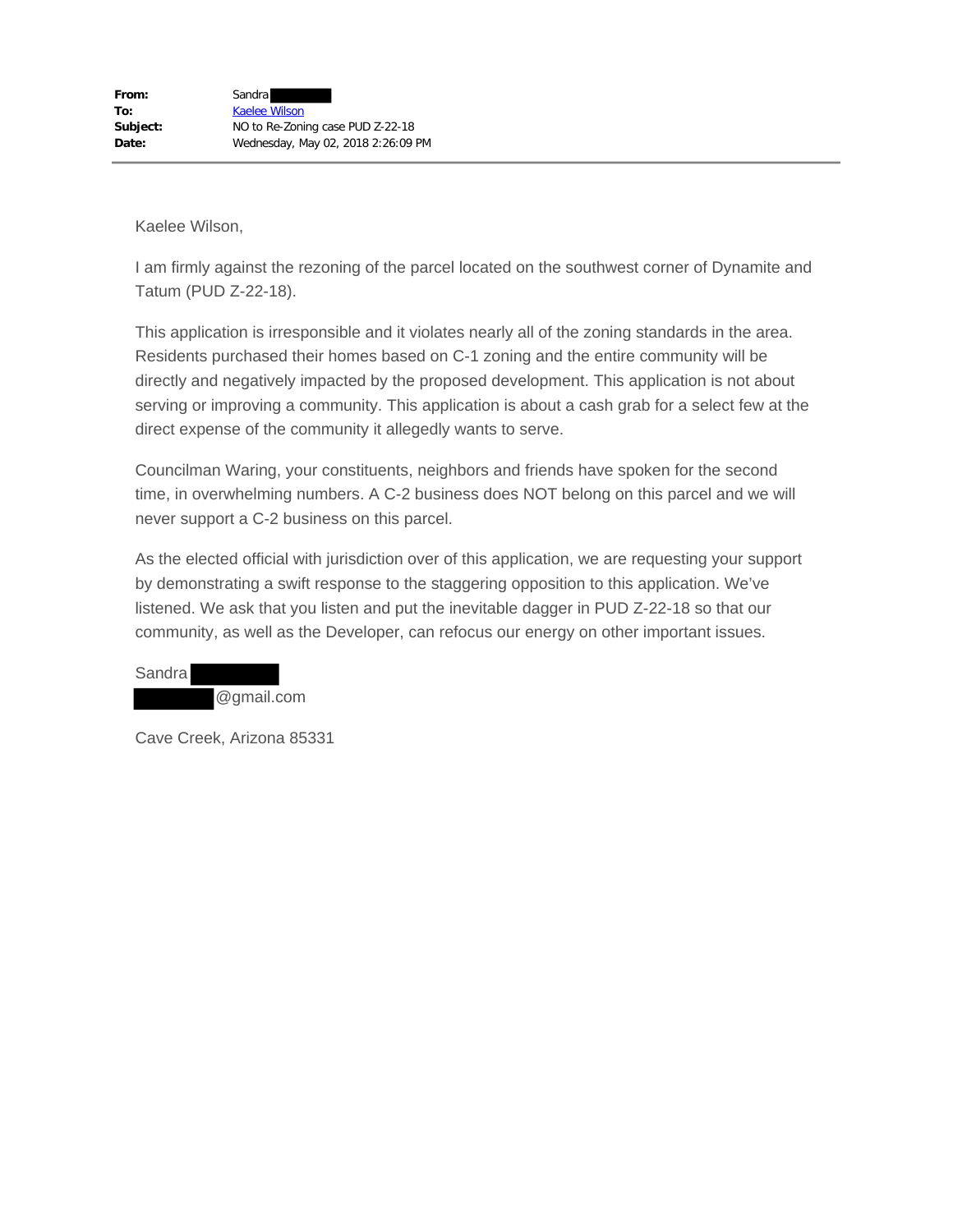**From:** Sandra ██████
**To:** Kaelee Wilson
**Subject:** NO to Re-Zoning case PUD Z-22-18
**Date:** Wednesday, May 02, 2018 2:26:09 PM

---

Kaelee Wilson,

I am firmly against the rezoning of the parcel located on the southwest corner of Dynamite and Tatum (PUD Z-22-18).

This application is irresponsible and it violates nearly all of the zoning standards in the area. Residents purchased their homes based on C-1 zoning and the entire community will be directly and negatively impacted by the proposed development. This application is not about serving or improving a community. This application is about a cash grab for a select few at the direct expense of the community it allegedly wants to serve.

Councilman Waring, your constituents, neighbors and friends have spoken for the second time, in overwhelming numbers. A C-2 business does NOT belong on this parcel and we will never support a C-2 business on this parcel.

As the elected official with jurisdiction over of this application, we are requesting your support by demonstrating a swift response to the staggering opposition to this application. We've listened. We ask that you listen and put the inevitable dagger in PUD Z-22-18 so that our community, as well as the Developer, can refocus our energy on other important issues.

Sandra ██████
██████@gmail.com

Cave Creek, Arizona 85331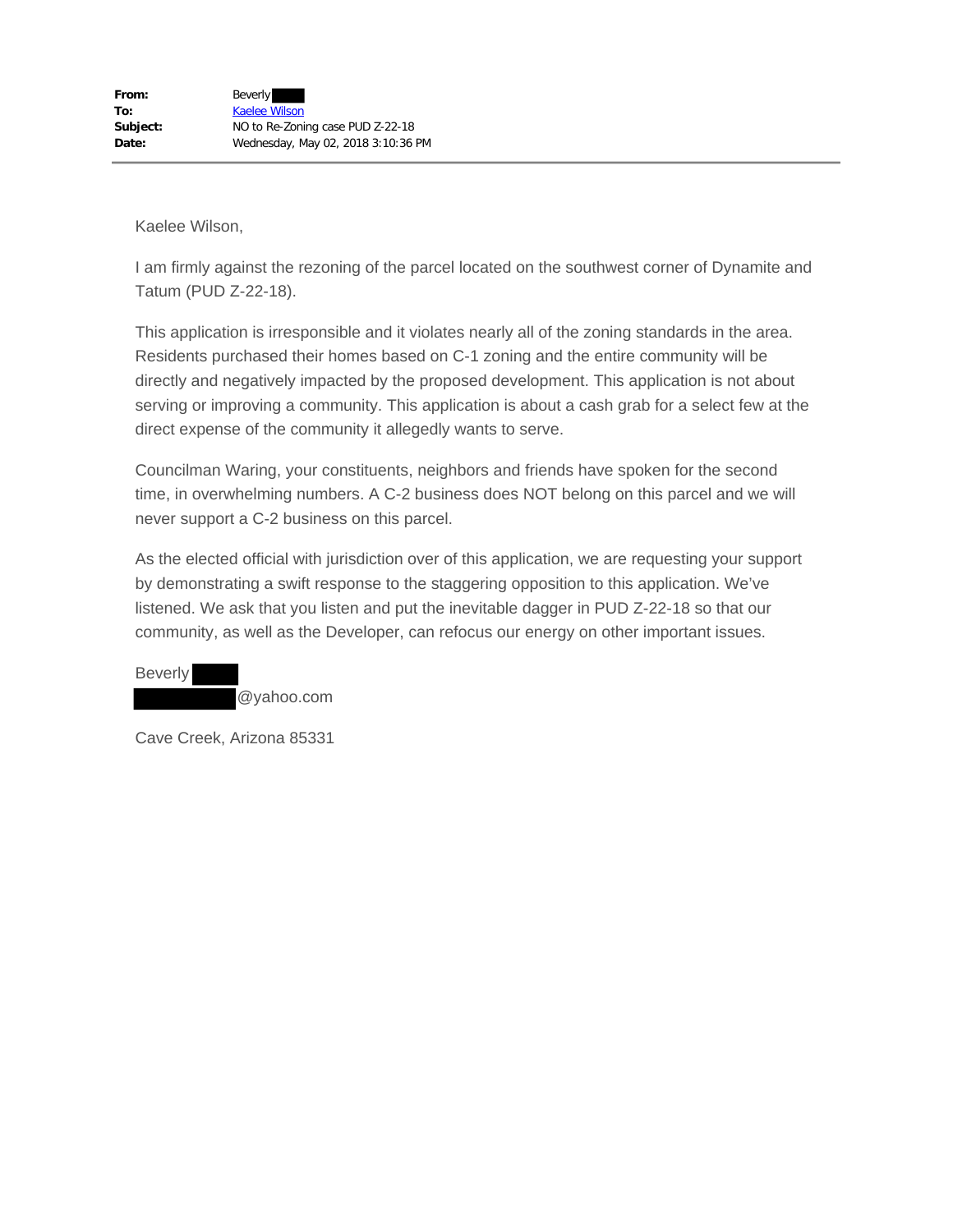**From:** Beverly
**To:** Kaelee Wilson
**Subject:** NO to Re-Zoning case PUD Z-22-18
**Date:** Wednesday, May 02, 2018 3:10:36 PM

---

Kaelee Wilson,

I am firmly against the rezoning of the parcel located on the southwest corner of Dynamite and Tatum (PUD Z-22-18).

This application is irresponsible and it violates nearly all of the zoning standards in the area. Residents purchased their homes based on C-1 zoning and the entire community will be directly and negatively impacted by the proposed development. This application is not about serving or improving a community. This application is about a cash grab for a select few at the direct expense of the community it allegedly wants to serve.

Councilman Waring, your constituents, neighbors and friends have spoken for the second time, in overwhelming numbers. A C-2 business does NOT belong on this parcel and we will never support a C-2 business on this parcel.

As the elected official with jurisdiction over of this application, we are requesting your support by demonstrating a swift response to the staggering opposition to this application. We've listened. We ask that you listen and put the inevitable dagger in PUD Z-22-18 so that our community, as well as the Developer, can refocus our energy on other important issues.

Beverly
@yahoo.com

Cave Creek, Arizona 85331